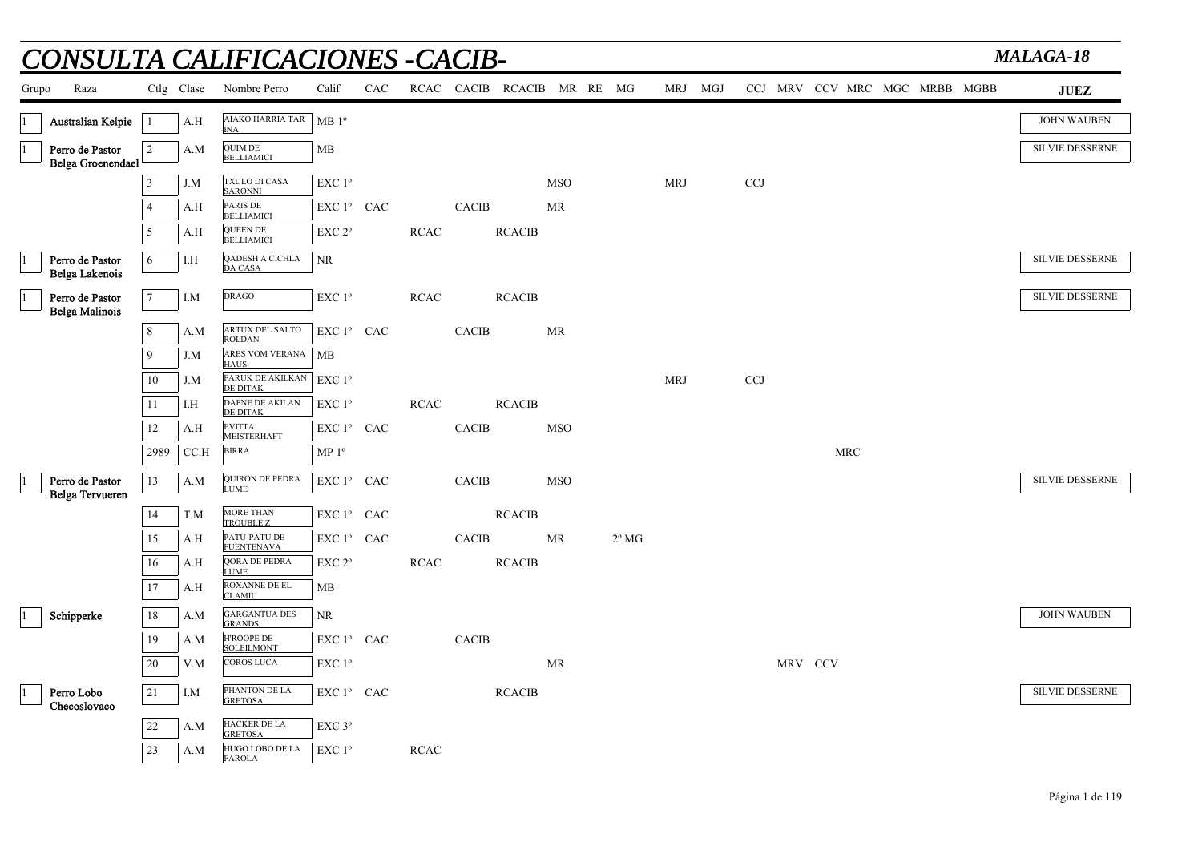# CONSULTA CALIFICACIONES -CACIB-

**MALAGA-18**

| Grupo | Raza | Ctlg | Clase | Nombre Perro | Calif | CAC | RCAC | CACIB | RCACIB | MR | RE | MG | MRJ | MGJ | CCJ | MRV | CCV | MRC | MGC | MRBB | MGBB | JUEZ |
|---|---|---|---|---|---|---|---|---|---|---|---|---|---|---|---|---|---|---|---|---|---|---|
| 1 | Australian Kelpie | 1 | A.H | AIAKO HARRIA TAR INA | MB 1º | | | | | | | | | | | | | | | | | JOHN WAUBEN |
| 1 | Perro de Pastor Belga Groenendael | 2 | A.M | QUIM DE BELLIAMICI | MB | | | | | | | | | | | | | | | | | SILVIE DESSERNE |
| | | 3 | J.M | TXULO DI CASA SARONNI | EXC 1º | | | | | MSO | | | MRJ | | CCJ | | | | | | | |
| | | 4 | A.H | PARIS DE BELLIAMICI | EXC 1º | CAC | | CACIB | | MR | | | | | | | | | | | | |
| | | 5 | A.H | QUEEN DE BELLIAMICI | EXC 2º | | RCAC | | RCACIB | | | | | | | | | | | | | |
| 1 | Perro de Pastor Belga Lakenois | 6 | I.H | QADESH A CICHLA DA CASA | NR | | | | | | | | | | | | | | | | | SILVIE DESSERNE |
| 1 | Perro de Pastor Belga Malinois | 7 | I.M | DRAGO | EXC 1º | | RCAC | | RCACIB | | | | | | | | | | | | | SILVIE DESSERNE |
| | | 8 | A.M | ARTUX DEL SALTO ROLDAN | EXC 1º | CAC | | CACIB | | MR | | | | | | | | | | | | |
| | | 9 | J.M | ARES VOM VERANA HAUS | MB | | | | | | | | | | | | | | | | | |
| | | 10 | J.M | FARUK DE AKILKAN DE DITAK | EXC 1º | | | | | | | | MRJ | | CCJ | | | | | | | |
| | | 11 | I.H | DAFNE DE AKILAN DE DITAK | EXC 1º | | RCAC | | RCACIB | | | | | | | | | | | | | |
| | | 12 | A.H | EVITTA MEISTERHAFT | EXC 1º | CAC | | CACIB | | MSO | | | | | | | | | | | | |
| | | 2989 | CC.H | BIRRA | MP 1º | | | | | | | | | | | | | MRC | | | | |
| 1 | Perro de Pastor Belga Tervueren | 13 | A.M | QUIRON DE PEDRA LUME | EXC 1º | CAC | | CACIB | | MSO | | | | | | | | | | | | SILVIE DESSERNE |
| | | 14 | T.M | MORE THAN TROUBLE Z | EXC 1º | CAC | | | RCACIB | | | | | | | | | | | | | |
| | | 15 | A.H | PATU-PATU DE FUENTENAVA | EXC 1º | CAC | | CACIB | | MR | | 2º MG | | | | | | | | | | |
| | | 16 | A.H | QORA DE PEDRA LUME | EXC 2º | | RCAC | | RCACIB | | | | | | | | | | | | | |
| | | 17 | A.H | ROXANNE DE EL CLAMIU | MB | | | | | | | | | | | | | | | | | |
| 1 | Schipperke | 18 | A.M | GARGANTUA DES GRANDS | NR | | | | | | | | | | | | | | | | | JOHN WAUBEN |
| | | 19 | A.M | H'ROOPE DE SOLEILMONT | EXC 1º | CAC | | CACIB | | | | | | | | | | | | | | |
| | | 20 | V.M | COROS LUCA | EXC 1º | | | | | MR | | | | | | MRV | CCV | | | | | |
| 1 | Perro Lobo Checoslovaco | 21 | I.M | PHANTON DE LA GRETOSA | EXC 1º | CAC | | | RCACIB | | | | | | | | | | | | | SILVIE DESSERNE |
| | | 22 | A.M | HACKER DE LA GRETOSA | EXC 3º | | | | | | | | | | | | | | | | | |
| | | 23 | A.M | HUGO LOBO DE LA FAROLA | EXC 1º | | RCAC | | | | | | | | | | | | | | | |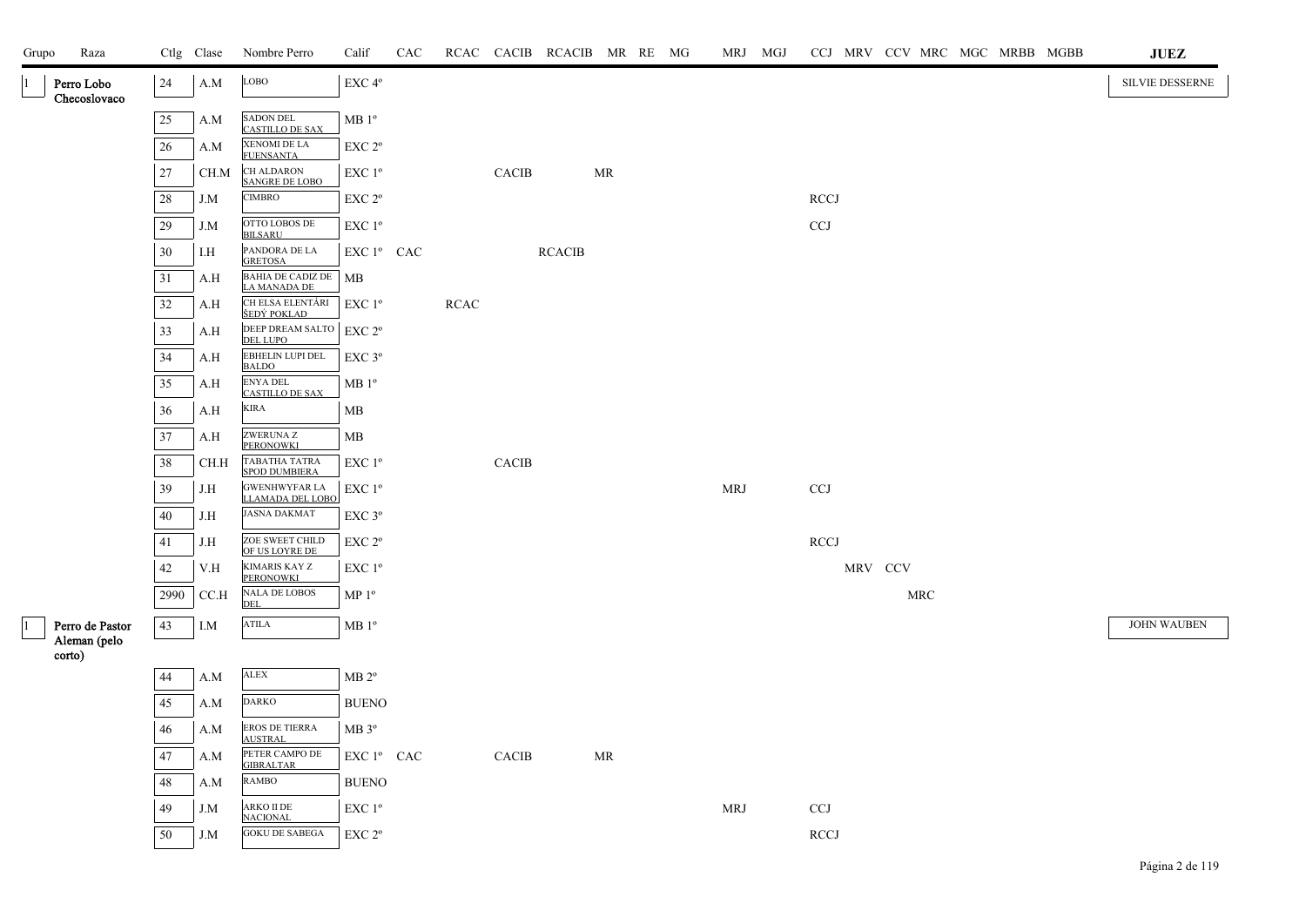| Grupo | Raza | Ctlg | Clase | Nombre Perro | Calif | CAC | RCAC | CACIB | RCACIB | MR | RE | MG | MRJ | MGJ | CCJ | MRV | CCV | MRC | MGC | MRBB | MGBB | JUEZ |
|---|---|---|---|---|---|---|---|---|---|---|---|---|---|---|---|---|---|---|---|---|---|---|
| 1 | Perro Lobo Checoslovaco | 24 | A.M | LOBO | EXC 4º | | | | | | | | | | | | | | | | | SILVIE DESSERNE |
| | | 25 | A.M | SADON DEL CASTILLO DE SAX | MB 1º | | | | | | | | | | | | | | | | | |
| | | 26 | A.M | XENOMI DE LA FUENSANTA | EXC 2º | | | | | | | | | | | | | | | | | |
| | | 27 | CH.M | CH ALDARON SANGRE DE LOBO | EXC 1º | | | CACIB | | MR | | | | | | | | | | | | |
| | | 28 | J.M | CIMBRO | EXC 2º | | | | | | | | | | RCCJ | | | | | | | |
| | | 29 | J.M | OTTO LOBOS DE BILSARU | EXC 1º | | | | | | | | | | CCJ | | | | | | | |
| | | 30 | I.H | PANDORA DE LA GRETOSA | EXC 1º | CAC | | | RCACIB | | | | | | | | | | | | | |
| | | 31 | A.H | BAHIA DE CADIZ DE LA MANADA DE | MB | | | | | | | | | | | | | | | | | |
| | | 32 | A.H | CH ELSA ELENTÁRI ŠEDÝ POKLAD | EXC 1º | | RCAC | | | | | | | | | | | | | | | |
| | | 33 | A.H | DEEP DREAM SALTO DEL LUPO | EXC 2º | | | | | | | | | | | | | | | | | |
| | | 34 | A.H | EBHELIN LUPI DEL BALDO | EXC 3º | | | | | | | | | | | | | | | | | |
| | | 35 | A.H | ENYA DEL CASTILLO DE SAX | MB 1º | | | | | | | | | | | | | | | | | |
| | | 36 | A.H | KIRA | MB | | | | | | | | | | | | | | | | | |
| | | 37 | A.H | ZWERUNA Z PERONOWKI | MB | | | | | | | | | | | | | | | | | |
| | | 38 | CH.H | TABATHA TATRA SPOD DUMBIERA | EXC 1º | | | CACIB | | | | | | | | | | | | | | |
| | | 39 | J.H | GWENHWYFAR LA LLAMADA DEL LOBO | EXC 1º | | | | | | | | MRJ | | CCJ | | | | | | | |
| | | 40 | J.H | JASNA DAKMAT | EXC 3º | | | | | | | | | | | | | | | | | |
| | | 41 | J.H | ZOE SWEET CHILD OF US LOYRE DE | EXC 2º | | | | | | | | | | RCCJ | | | | | | | |
| | | 42 | V.H | KIMARIS KAY Z PERONOWKI | EXC 1º | | | | | | | | | | | MRV | CCV | | | | | |
| | | 2990 | CC.H | NALA DE LOBOS DEL | MP 1º | | | | | | | | | | | | | MRC | | | | |
| 1 | Perro de Pastor Aleman (pelo corto) | 43 | I.M | ATILA | MB 1º | | | | | | | | | | | | | | | | | JOHN WAUBEN |
| | | 44 | A.M | ALEX | MB 2º | | | | | | | | | | | | | | | | | |
| | | 45 | A.M | DARKO | BUENO | | | | | | | | | | | | | | | | | |
| | | 46 | A.M | EROS DE TIERRA AUSTRAL | MB 3º | | | | | | | | | | | | | | | | | |
| | | 47 | A.M | PETER CAMPO DE GIBRALTAR | EXC 1º | CAC | | CACIB | | MR | | | | | | | | | | | | |
| | | 48 | A.M | RAMBO | BUENO | | | | | | | | | | | | | | | | | |
| | | 49 | J.M | ARKO II DE NACIONAL | EXC 1º | | | | | | | | MRJ | | CCJ | | | | | | | |
| | | 50 | J.M | GOKU DE SABEGA | EXC 2º | | | | | | | | | | RCCJ | | | | | | | |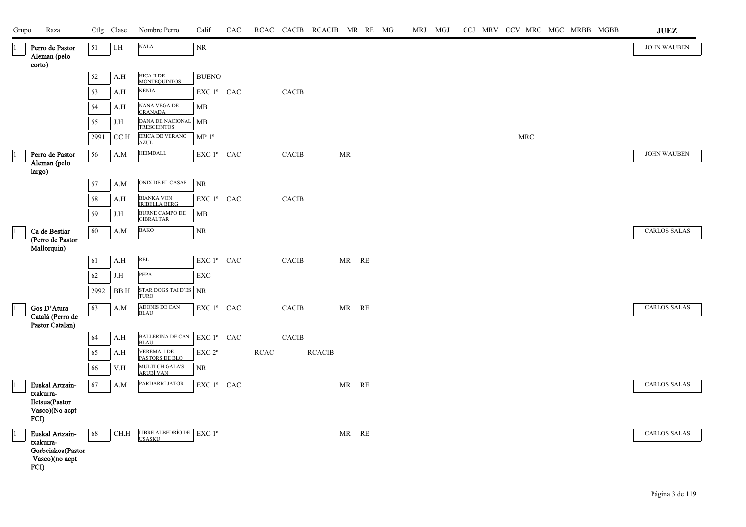| Grupo | Raza | Ctlg | Clase | Nombre Perro | Calif | CAC | RCAC | CACIB | RCACIB | MR | RE | MG | MRJ | MGJ | CCJ | MRV | CCV | MRC | MGC | MRBB | MGBB | JUEZ |
|---|---|---|---|---|---|---|---|---|---|---|---|---|---|---|---|---|---|---|---|---|---|---|
| 1 | Perro de Pastor Aleman (pelo corto) | 51 | I.H | NALA | NR | | | | | | | | | | | | | | | | | JOHN WAUBEN |
| | | 52 | A.H | HICA II DE MONTEQUINTOS | BUENO | | | | | | | | | | | | | | | | | |
| | | 53 | A.H | KENIA | EXC 1º | CAC | | CACIB | | | | | | | | | | | | | | |
| | | 54 | A.H | NANA VEGA DE GRANADA | MB | | | | | | | | | | | | | | | | | |
| | | 55 | J.H | DANA DE NACIONAL TRESCIENTOS | MB | | | | | | | | | | | | | | | | | |
| | | 2991 | CC.H | ERICA DE VERANO AZUL | MP 1º | | | | | | | | | | | | | MRC | | | | |
| 1 | Perro de Pastor Aleman (pelo largo) | 56 | A.M | HEIMDALL | EXC 1º | CAC | | CACIB | | MR | | | | | | | | | | | | JOHN WAUBEN |
| | | 57 | A.M | ONIX DE EL CASAR | NR | | | | | | | | | | | | | | | | | |
| | | 58 | A.H | BIANKA VON IRIBELLA BERG | EXC 1º | CAC | | CACIB | | | | | | | | | | | | | | |
| | | 59 | J.H | BURNE CAMPO DE GIBRALTAR | MB | | | | | | | | | | | | | | | | | |
| 1 | Ca de Bestiar (Perro de Pastor Mallorquin) | 60 | A.M | BAKO | NR | | | | | | | | | | | | | | | | | CARLOS SALAS |
| | | 61 | A.H | REL | EXC 1º | CAC | | CACIB | | MR | RE | | | | | | | | | | | |
| | | 62 | J.H | PEPA | EXC | | | | | | | | | | | | | | | | | |
| | | 2992 | BB.H | STAR DOGS TAI D´ES TURO | NR | | | | | | | | | | | | | | | | | |
| 1 | Gos D'Atura Catalá (Perro de Pastor Catalan) | 63 | A.M | ADONIS DE CAN BLAU | EXC 1º | CAC | | CACIB | | MR | RE | | | | | | | | | | | CARLOS SALAS |
| | | 64 | A.H | BALLERINA DE CAN BLAU | EXC 1º | CAC | | CACIB | | | | | | | | | | | | | | |
| | | 65 | A.H | VEREMA 1 DE PASTORS DE BLO | EXC 2º | | RCAC | | RCACIB | | | | | | | | | | | | | |
| | | 66 | V.H | MULTI CH GALA'S ARUBÍ VAN | NR | | | | | | | | | | | | | | | | | |
| 1 | Euskal Artzain-txakurra-Iletsua(Pastor Vasco)(No acpt FCI) | 67 | A.M | PARDARRI JATOR | EXC 1º | CAC | | | | MR | RE | | | | | | | | | | | CARLOS SALAS |
| 1 | Euskal Artzain-txakurra-Gorbeiakoa(Pastor Vasco)(no acpt FCI) | 68 | CH.H | LIBRE ALBEDRÍO DE USASKU | EXC 1º | | | | | MR | RE | | | | | | | | | | | CARLOS SALAS |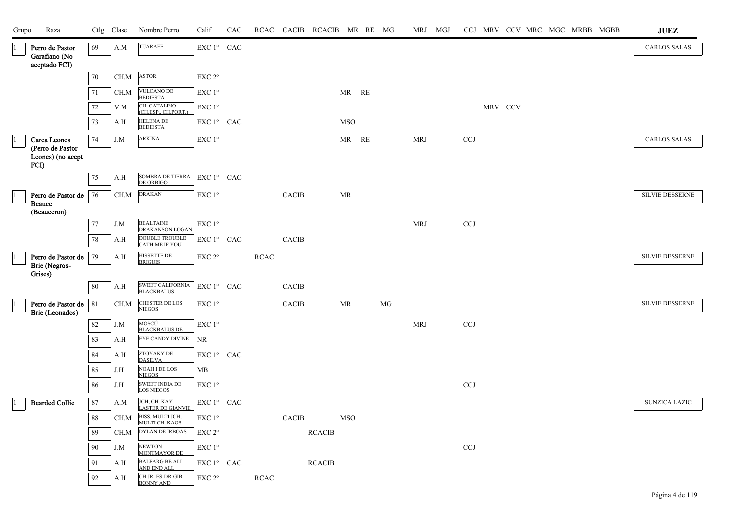| Grupo | Raza | Ctlg | Clase | Nombre Perro | Calif | CAC | RCAC | CACIB | RCACIB | MR | RE | MG | MRJ | MGJ | CCJ | MRV | CCV | MRC | MGC | MRBB | MGBB | JUEZ |
|---|---|---|---|---|---|---|---|---|---|---|---|---|---|---|---|---|---|---|---|---|---|---|
| 1 | Perro de Pastor Garafiano (No aceptado FCI) | 69 | A.M | TIJARAFE | EXC 1º | CAC | | | | | | | | | | | | | | | | CARLOS SALAS |
| | | 70 | CH.M | ASTOR | EXC 2º | | | | | | | | | | | | | | | | | |
| | | 71 | CH.M | VULCANO DE BEDIESTA | EXC 1º | | | | | MR | RE | | | | | | | | | | | |
| | | 72 | V.M | CH. CATALINO (CH.ESP., CH.PORT.) | EXC 1º | | | | | | | | | | | MRV | CCV | | | | | |
| | | 73 | A.H | HELENA DE BEDIESTA | EXC 1º | CAC | | | | MSO | | | | | | | | | | | | |
| 1 | Carea Leones (Perro de Pastor Leones) (no acept FCI) | 74 | J.M | ARKIÑA | EXC 1º | | | | | MR | RE | | MRJ | | CCJ | | | | | | | CARLOS SALAS |
| | | 75 | A.H | SOMBRA DE TIERRA DE ORBIGO | EXC 1º | CAC | | | | | | | | | | | | | | | | |
| 1 | Perro de Pastor de Beauce (Beauceron) | 76 | CH.M | DRAKAN | EXC 1º | | | CACIB | | MR | | | | | | | | | | | | SILVIE DESSERNE |
| | | 77 | J.M | BEALTAINE DRAKANSON LOGAN | EXC 1º | | | | | | | | MRJ | | CCJ | | | | | | | |
| | | 78 | A.H | DOUBLE TROUBLE CATH ME IF YOU | EXC 1º | CAC | | CACIB | | | | | | | | | | | | | | |
| 1 | Perro de Pastor de Brie (Negros-Grises) | 79 | A.H | HISSETTE DE BRIGUIS | EXC 2º | | RCAC | | | | | | | | | | | | | | | SILVIE DESSERNE |
| | | 80 | A.H | SWEET CALIFORNIA BLACKBALUS | EXC 1º | CAC | | CACIB | | | | | | | | | | | | | | |
| 1 | Perro de Pastor de Brie (Leonados) | 81 | CH.M | CHESTER DE LOS NIEGOS | EXC 1º | | | CACIB | | MR | | MG | | | | | | | | | | SILVIE DESSERNE |
| | | 82 | J.M | MOSCÚ BLACKBALUS DE | EXC 1º | | | | | | | | MRJ | | CCJ | | | | | | | |
| | | 83 | A.H | EYE CANDY DIVINE | NR | | | | | | | | | | | | | | | | | |
| | | 84 | A.H | ZTOYAKY DE DASILVA | EXC 1º | CAC | | | | | | | | | | | | | | | | |
| | | 85 | J.H | NOAH I DE LOS NIEGOS | MB | | | | | | | | | | | | | | | | | |
| | | 86 | J.H | SWEET INDIA DE LOS NIEGOS | EXC 1º | | | | | | | | | | CCJ | | | | | | | |
| 1 | Bearded Collie | 87 | A.M | JCH, CH. KAY-LASTER DE GIANVIE | EXC 1º | CAC | | | | | | | | | | | | | | | | SUNZICA LAZIC |
| | | 88 | CH.M | BISS, MULTI JCH, MULTI CH. KAOS | EXC 1º | | | CACIB | | MSO | | | | | | | | | | | | |
| | | 89 | CH.M | DYLAN DE IRBOAS | EXC 2º | | | | RCACIB | | | | | | | | | | | | | |
| | | 90 | J.M | NEWTON MONTMAYOR DE | EXC 1º | | | | | | | | | | CCJ | | | | | | | |
| | | 91 | A.H | BALFARG BE ALL AND END ALL | EXC 1º | CAC | | | RCACIB | | | | | | | | | | | | | |
| | | 92 | A.H | CH JR. ES-DR-GIB BONNY AND | EXC 2º | | RCAC | | | | | | | | | | | | | | | |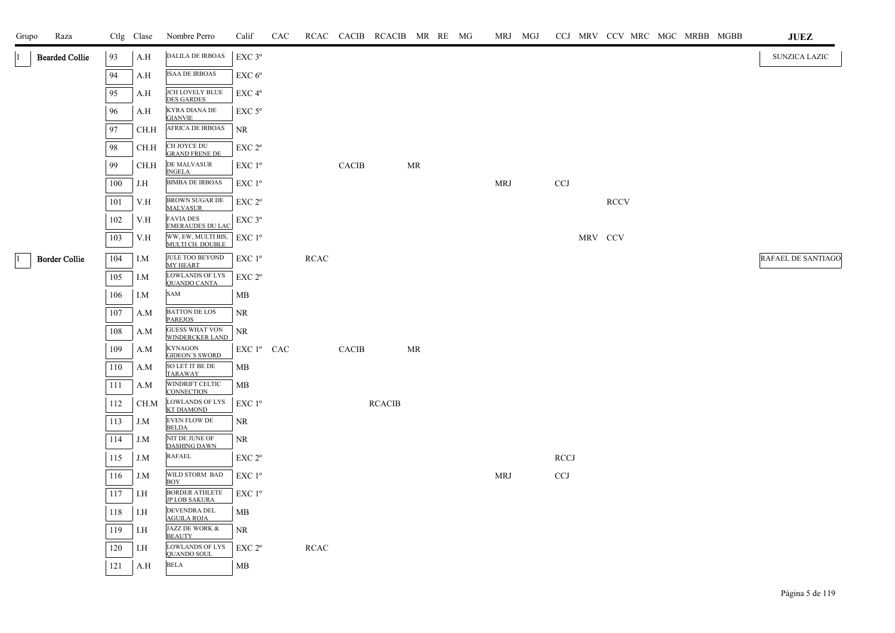| Grupo | Raza | Ctlg | Clase | Nombre Perro | Calif | CAC | RCAC | CACIB | RCACIB | MR | RE | MG | MRJ | MGJ | CCJ | MRV | CCV | MRC | MGC | MRBB | MGBB | JUEZ |
|---|---|---|---|---|---|---|---|---|---|---|---|---|---|---|---|---|---|---|---|---|---|---|
| 1 | Bearded Collie | 93 | A.H | DALILA DE IRBOAS | EXC 3º | | | | | | | | | | | | | | | | | SUNZICA LAZIC |
| | | 94 | A.H | ISAA DE IRBOAS | EXC 6º | | | | | | | | | | | | | | | | | |
| | | 95 | A.H | JCH LOVELY BLUE DES GARDES | EXC 4º | | | | | | | | | | | | | | | | | |
| | | 96 | A.H | KYRA DIANA DE GIANVIE | EXC 5º | | | | | | | | | | | | | | | | | |
| | | 97 | CH.H | AFRICA DE IRBOAS | NR | | | | | | | | | | | | | | | | | |
| | | 98 | CH.H | CH JOYCE DU GRAND FRENE DE | EXC 2º | | | | | | | | | | | | | | | | | |
| | | 99 | CH.H | DE MALVASUR INGELA | EXC 1º | | | CACIB | | MR | | | | | | | | | | | | |
| | | 100 | J.H | BIMBA DE IRBOAS | EXC 1º | | | | | | | | MRJ | | CCJ | | | | | | | |
| | | 101 | V.H | BROWN SUGAR DE MALVASUR | EXC 2º | | | | | | | | | | | | RCCV | | | | | |
| | | 102 | V.H | FAVIA DES EMERAUDES DU LAC | EXC 3º | | | | | | | | | | | | | | | | | |
| | | 103 | V.H | WW, EW, MULTI BIS, MULTI CH. DOUBLE | EXC 1º | | | | | | | | | | | MRV | CCV | | | | | |
| 1 | Border Collie | 104 | I.M | JULE TOO BEYOND MY HEART | EXC 1º | | RCAC | | | | | | | | | | | | | | | RAFAEL DE SANTIAGO |
| | | 105 | I.M | LOWLANDS OF LYS QUANDO CANTA | EXC 2º | | | | | | | | | | | | | | | | | |
| | | 106 | I.M | SAM | MB | | | | | | | | | | | | | | | | | |
| | | 107 | A.M | BATTON DE LOS PAREJOS | NR | | | | | | | | | | | | | | | | | |
| | | 108 | A.M | GUESS WHAT VON WINDERCKER LAND | NR | | | | | | | | | | | | | | | | | |
| | | 109 | A.M | KYNAGON GIDEON'S SWORD | EXC 1º | CAC | | CACIB | | MR | | | | | | | | | | | | |
| | | 110 | A.M | SO LET IT BE DE TARAWAY | MB | | | | | | | | | | | | | | | | | |
| | | 111 | A.M | WINDRIFT CELTIC CONNECTION | MB | | | | | | | | | | | | | | | | | |
| | | 112 | CH.M | LOWLANDS OF LYS KT DIAMOND | EXC 1º | | | | RCACIB | | | | | | | | | | | | | |
| | | 113 | J.M | EVEN FLOW DE BELDA | NR | | | | | | | | | | | | | | | | | |
| | | 114 | J.M | NIT DE JUNE OF DASHING DAWN | NR | | | | | | | | | | | | | | | | | |
| | | 115 | J.M | RAFAEL | EXC 2º | | | | | | | | | | RCCJ | | | | | | | |
| | | 116 | J.M | WILD STORM BAD BOY | EXC 1º | | | | | | | | MRJ | | CCJ | | | | | | | |
| | | 117 | I.H | BORDER ATHLETE JP LOB SAKURA | EXC 1º | | | | | | | | | | | | | | | | | |
| | | 118 | I.H | DEVENDRA DEL AGUILA ROJA | MB | | | | | | | | | | | | | | | | | |
| | | 119 | I.H | JAZZ DE WORK & BEAUTY | NR | | | | | | | | | | | | | | | | | |
| | | 120 | I.H | LOWLANDS OF LYS QUANDO SOUL | EXC 2º | | RCAC | | | | | | | | | | | | | | | |
| | | 121 | A.H | BELA | MB | | | | | | | | | | | | | | | | | |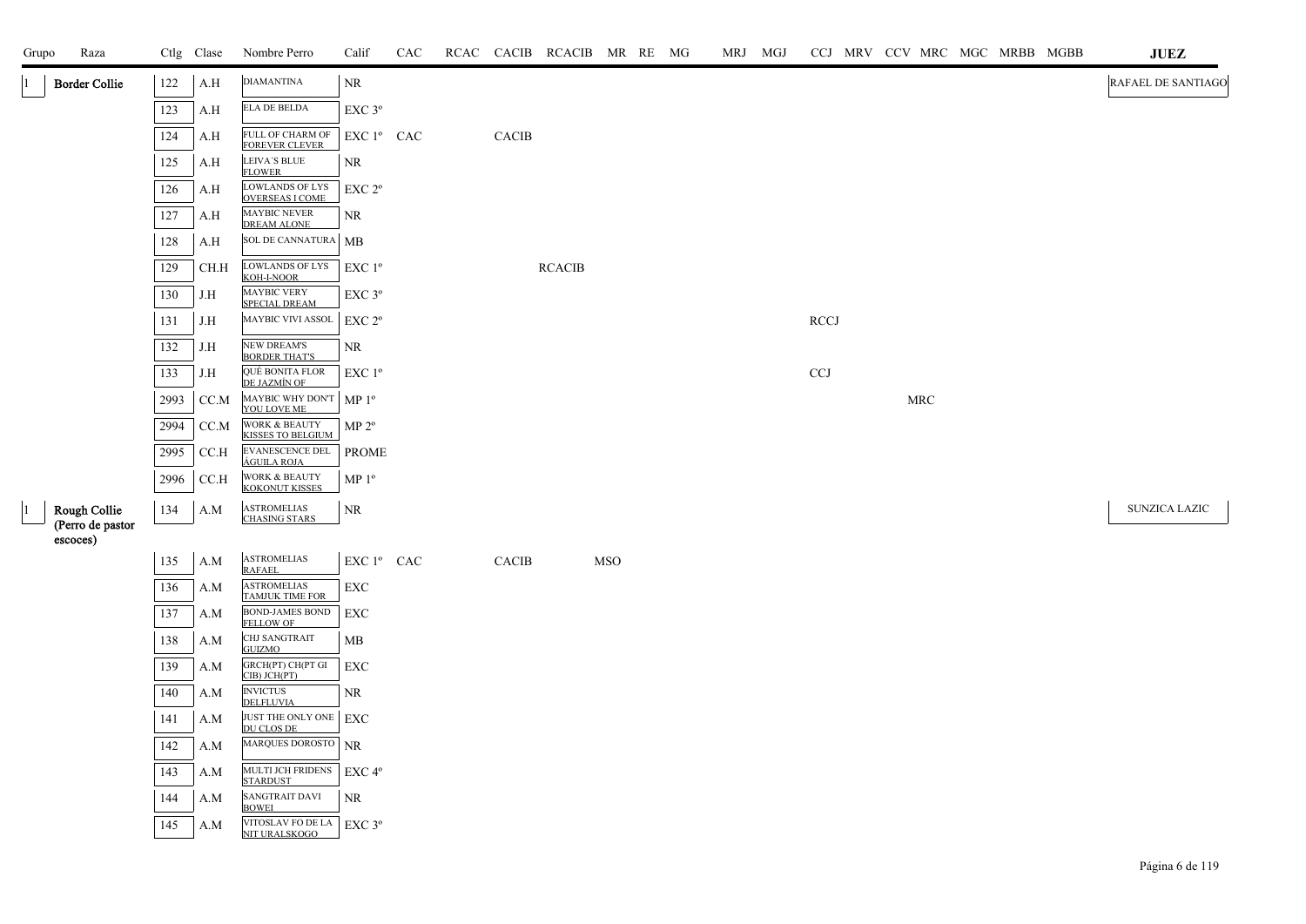| Grupo | Raza | Ctlg | Clase | Nombre Perro | Calif | CAC | RCAC | CACIB | RCACIB | MR | RE | MG | MRJ | MGJ | CCJ | MRV | CCV | MRC | MGC | MRBB | MGBB | JUEZ |
|---|---|---|---|---|---|---|---|---|---|---|---|---|---|---|---|---|---|---|---|---|---|---|
| 1 | Border Collie | 122 | A.H | DIAMANTINA | NR | | | | | | | | | | | | | | | | | RAFAEL DE SANTIAGO |
| | | 123 | A.H | ELA DE BELDA | EXC 3º | | | | | | | | | | | | | | | | | |
| | | 124 | A.H | FULL OF CHARM OF FOREVER CLEVER | EXC 1º | CAC | | CACIB | | | | | | | | | | | | | | |
| | | 125 | A.H | LEIVA'S BLUE FLOWER | NR | | | | | | | | | | | | | | | | | |
| | | 126 | A.H | LOWLANDS OF LYS OVERSEAS I COME | EXC 2º | | | | | | | | | | | | | | | | | |
| | | 127 | A.H | MAYBIC NEVER DREAM ALONE | NR | | | | | | | | | | | | | | | | | |
| | | 128 | A.H | SOL DE CANNATURA | MB | | | | | | | | | | | | | | | | | |
| | | 129 | CH.H | LOWLANDS OF LYS KOH-I-NOOR | EXC 1º | | | | RCACIB | | | | | | | | | | | | | |
| | | 130 | J.H | MAYBIC VERY SPECIAL DREAM | EXC 3º | | | | | | | | | | | | | | | | | |
| | | 131 | J.H | MAYBIC VIVI ASSOL | EXC 2º | | | | | | | | | | RCCJ | | | | | | | |
| | | 132 | J.H | NEW DREAM'S BORDER THAT'S | NR | | | | | | | | | | | | | | | | | |
| | | 133 | J.H | QUÉ BONITA FLOR DE JAZMÍN OF | EXC 1º | | | | | | | | | | CCJ | | | | | | | |
| | | 2993 | CC.M | MAYBIC WHY DON'T YOU LOVE ME | MP 1º | | | | | | | | | | | | | MRC | | | | |
| | | 2994 | CC.M | WORK & BEAUTY KISSES TO BELGIUM | MP 2º | | | | | | | | | | | | | | | | | |
| | | 2995 | CC.H | EVANESCENCE DEL ÁGUILA ROJA | PROME | | | | | | | | | | | | | | | | | |
| | | 2996 | CC.H | WORK & BEAUTY KOKONUT KISSES | MP 1º | | | | | | | | | | | | | | | | | |
| 1 | Rough Collie (Perro de pastor escoces) | 134 | A.M | ASTROMELIAS CHASING STARS | NR | | | | | | | | | | | | | | | | | SUNZICA LAZIC |
| | | 135 | A.M | ASTROMELIAS RAFAEL | EXC 1º | CAC | | CACIB | | MSO | | | | | | | | | | | | |
| | | 136 | A.M | ASTROMELIAS TAMJUK TIME FOR | EXC | | | | | | | | | | | | | | | | | |
| | | 137 | A.M | BOND-JAMES BOND FELLOW OF | EXC | | | | | | | | | | | | | | | | | |
| | | 138 | A.M | CHJ SANGTRAIT GUIZMO | MB | | | | | | | | | | | | | | | | | |
| | | 139 | A.M | GRCH(PT) CH(PT GI CIB) JCH(PT) | EXC | | | | | | | | | | | | | | | | | |
| | | 140 | A.M | INVICTUS DELFLUVIA | NR | | | | | | | | | | | | | | | | | |
| | | 141 | A.M | JUST THE ONLY ONE DU CLOS DE | EXC | | | | | | | | | | | | | | | | | |
| | | 142 | A.M | MARQUES DOROSTO | NR | | | | | | | | | | | | | | | | | |
| | | 143 | A.M | MULTI JCH FRIDENS STARDUST | EXC 4º | | | | | | | | | | | | | | | | | |
| | | 144 | A.M | SANGTRAIT DAVI BOWEI | NR | | | | | | | | | | | | | | | | | |
| | | 145 | A.M | VITOSLAV FO DE LA NIT URALSKOGO | EXC 3º | | | | | | | | | | | | | | | | | |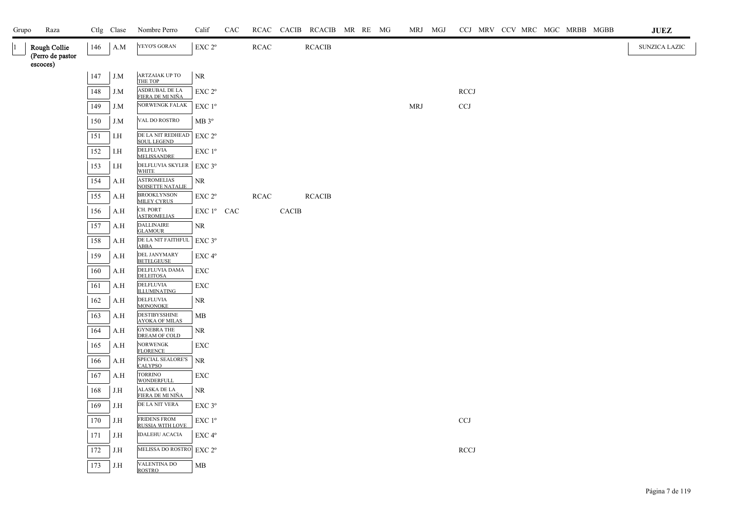| Grupo | Raza | Ctlg | Clase | Nombre Perro | Calif | CAC | RCAC | CACIB | RCACIB | MR | RE | MG | MRJ | MGJ | CCJ | MRV | CCV | MRC | MGC | MRBB | MGBB | JUEZ |
|---|---|---|---|---|---|---|---|---|---|---|---|---|---|---|---|---|---|---|---|---|---|---|
| 1 | Rough Collie (Perro de pastor escoces) | 146 | A.M | YEYO'S GORAN | EXC 2º | | RCAC | | RCACIB | | | | | | | | | | | | | SUNZICA LAZIC |
| | | 147 | J.M | ARTZAIAK UP TO THE TOP | NR | | | | | | | | | | | | | | | | | |
| | | 148 | J.M | ASDRUBAL DE LA FIERA DE MI NIÑA | EXC 2º | | | | | | | | | | RCCJ | | | | | | | |
| | | 149 | J.M | NORWENGK FALAK | EXC 1º | | | | | | | | MRJ | | CCJ | | | | | | | |
| | | 150 | J.M | VAL DO ROSTRO | MB 3º | | | | | | | | | | | | | | | | | |
| | | 151 | I.H | DE LA NIT REDHEAD SOUL LEGEND | EXC 2º | | | | | | | | | | | | | | | | | |
| | | 152 | I.H | DELFLUVIA MELISSANDRE | EXC 1º | | | | | | | | | | | | | | | | | |
| | | 153 | I.H | DELFLUVIA SKYLER WHITE | EXC 3º | | | | | | | | | | | | | | | | | |
| | | 154 | A.H | ASTROMELIAS NOISETTE NATALIE | NR | | | | | | | | | | | | | | | | | |
| | | 155 | A.H | BROOKLYNSON MILEY CYRUS | EXC 2º | | RCAC | | RCACIB | | | | | | | | | | | | | |
| | | 156 | A.H | CH. PORT ASTROMELIAS | EXC 1º | CAC | | CACIB | | | | | | | | | | | | | | |
| | | 157 | A.H | DALLINAIRE GLAMOUR | NR | | | | | | | | | | | | | | | | | |
| | | 158 | A.H | DE LA NIT FAITHFUL ABBA | EXC 3º | | | | | | | | | | | | | | | | | |
| | | 159 | A.H | DEL JANYMARY BETELGEUSE | EXC 4º | | | | | | | | | | | | | | | | | |
| | | 160 | A.H | DELFLUVIA DAMA DELEITOSA | EXC | | | | | | | | | | | | | | | | | |
| | | 161 | A.H | DELFLUVIA ILLUMINATING | EXC | | | | | | | | | | | | | | | | | |
| | | 162 | A.H | DELFLUVIA MONONOKE | NR | | | | | | | | | | | | | | | | | |
| | | 163 | A.H | DESTIBYSSHINE AYOKA OF MILAS | MB | | | | | | | | | | | | | | | | | |
| | | 164 | A.H | GYNEBRA THE DREAM OF COLD | NR | | | | | | | | | | | | | | | | | |
| | | 165 | A.H | NORWENGK FLORENCE | EXC | | | | | | | | | | | | | | | | | |
| | | 166 | A.H | SPECIAL SEALORE'S CALYPSO | NR | | | | | | | | | | | | | | | | | |
| | | 167 | A.H | TORRINO WONDERFULL | EXC | | | | | | | | | | | | | | | | | |
| | | 168 | J.H | ALASKA DE LA FIERA DE MI NIÑA | NR | | | | | | | | | | | | | | | | | |
| | | 169 | J.H | DE LA NIT VERA | EXC 3º | | | | | | | | | | | | | | | | | |
| | | 170 | J.H | FRIDENS FROM RUSSIA WITH LOVE | EXC 1º | | | | | | | | | | CCJ | | | | | | | |
| | | 171 | J.H | IDALEHU ACACIA | EXC 4º | | | | | | | | | | | | | | | | | |
| | | 172 | J.H | MELISSA DO ROSTRO | EXC 2º | | | | | | | | | | RCCJ | | | | | | | |
| | | 173 | J.H | VALENTINA DO ROSTRO | MB | | | | | | | | | | | | | | | | | |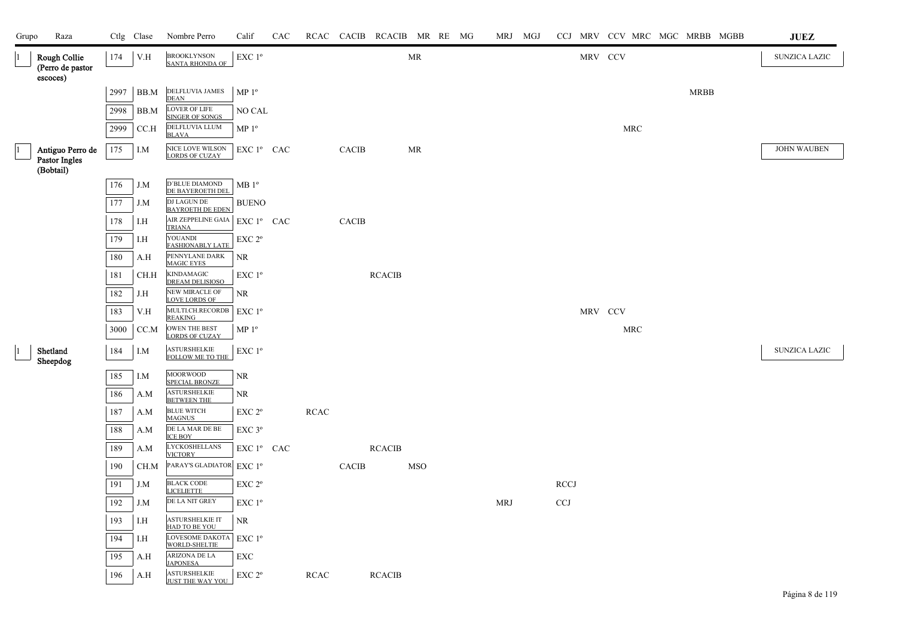| Grupo | Raza | Ctlg | Clase | Nombre Perro | Calif | CAC | RCAC | CACIB | RCACIB | MR | RE | MG | MRJ | MGJ | CCJ | MRV | CCV | MRC | MGC | MRBB | MGBB | JUEZ |
|---|---|---|---|---|---|---|---|---|---|---|---|---|---|---|---|---|---|---|---|---|---|---|
| 1 | Rough Collie (Perro de pastor escoces) | 174 | V.H | BROOKLYNSON SANTA RHONDA OF | EXC 1º | | | | | MR | | | | | | MRV | CCV | | | | | SUNZICA LAZIC |
| | | 2997 | BB.M | DELFLUVIA JAMES DEAN | MP 1º | | | | | | | | | | | | | | | MRBB | | |
| | | 2998 | BB.M | LOVER OF LIFE SINGER OF SONGS | NO CAL | | | | | | | | | | | | | | | | | |
| | | 2999 | CC.H | DELFLUVIA LLUM BLAVA | MP 1º | | | | | | | | | | | | | MRC | | | | |
| 1 | Antiguo Perro de Pastor Ingles (Bobtail) | 175 | I.M | NICE LOVE WILSON LORDS OF CUZAY | EXC 1º | CAC | | CACIB | | MR | | | | | | | | | | | | JOHN WAUBEN |
| | | 176 | J.M | D´BLUE DIAMOND DE BAYEROETH DEL | MB 1º | | | | | | | | | | | | | | | | | |
| | | 177 | J.M | DJ LAGUN DE BAYROETH DE EDEN | BUENO | | | | | | | | | | | | | | | | | |
| | | 178 | I.H | AIR ZEPPELINE GAIA TRIANA | EXC 1º | CAC | | CACIB | | | | | | | | | | | | | | |
| | | 179 | I.H | YOUANDI FASHIONABLY LATE | EXC 2º | | | | | | | | | | | | | | | | | |
| | | 180 | A.H | PENNYLANE DARK MAGIC EYES | NR | | | | | | | | | | | | | | | | | |
| | | 181 | CH.H | KINDAMAGIC DREAM DELISIOSO | EXC 1º | | | | RCACIB | | | | | | | | | | | | | |
| | | 182 | J.H | NEW MIRACLE OF LOVE LORDS OF | NR | | | | | | | | | | | | | | | | | |
| | | 183 | V.H | MULTI.CH.RECORDB REAKING | EXC 1º | | | | | | | | | | | MRV | CCV | | | | | |
| | | 3000 | CC.M | OWEN THE BEST LORDS OF CUZAY | MP 1º | | | | | | | | | | | | | MRC | | | | |
| 1 | Shetland Sheepdog | 184 | I.M | ASTURSHELKIE FOLLOW ME TO THE | EXC 1º | | | | | | | | | | | | | | | | | SUNZICA LAZIC |
| | | 185 | I.M | MOORWOOD SPECIAL BRONZE | NR | | | | | | | | | | | | | | | | | |
| | | 186 | A.M | ASTURSHELKIE BETWEEN THE | NR | | | | | | | | | | | | | | | | | |
| | | 187 | A.M | BLUE WITCH MAGNUS | EXC 2º | | RCAC | | | | | | | | | | | | | | | |
| | | 188 | A.M | DE LA MAR DE BE ICE BOY | EXC 3º | | | | | | | | | | | | | | | | | |
| | | 189 | A.M | LYCKOSHELLANS VICTORY | EXC 1º | CAC | | | RCACIB | | | | | | | | | | | | | |
| | | 190 | CH.M | PARAY'S GLADIATOR | EXC 1º | | | CACIB | | MSO | | | | | | | | | | | | |
| | | 191 | J.M | BLACK CODE LICELIETTE | EXC 2º | | | | | | | | | | RCCJ | | | | | | | |
| | | 192 | J.M | DE LA NIT GREY | EXC 1º | | | | | | | | MRJ | | CCJ | | | | | | | |
| | | 193 | I.H | ASTURSHELKIE IT HAD TO BE YOU | NR | | | | | | | | | | | | | | | | | |
| | | 194 | I.H | LOVESOME DAKOTA WORLD-SHELTIE | EXC 1º | | | | | | | | | | | | | | | | | |
| | | 195 | A.H | ARIZONA DE LA JAPONESA | EXC | | | | | | | | | | | | | | | | | |
| | | 196 | A.H | ASTURSHELKIE JUST THE WAY YOU | EXC 2º | | RCAC | | RCACIB | | | | | | | | | | | | | |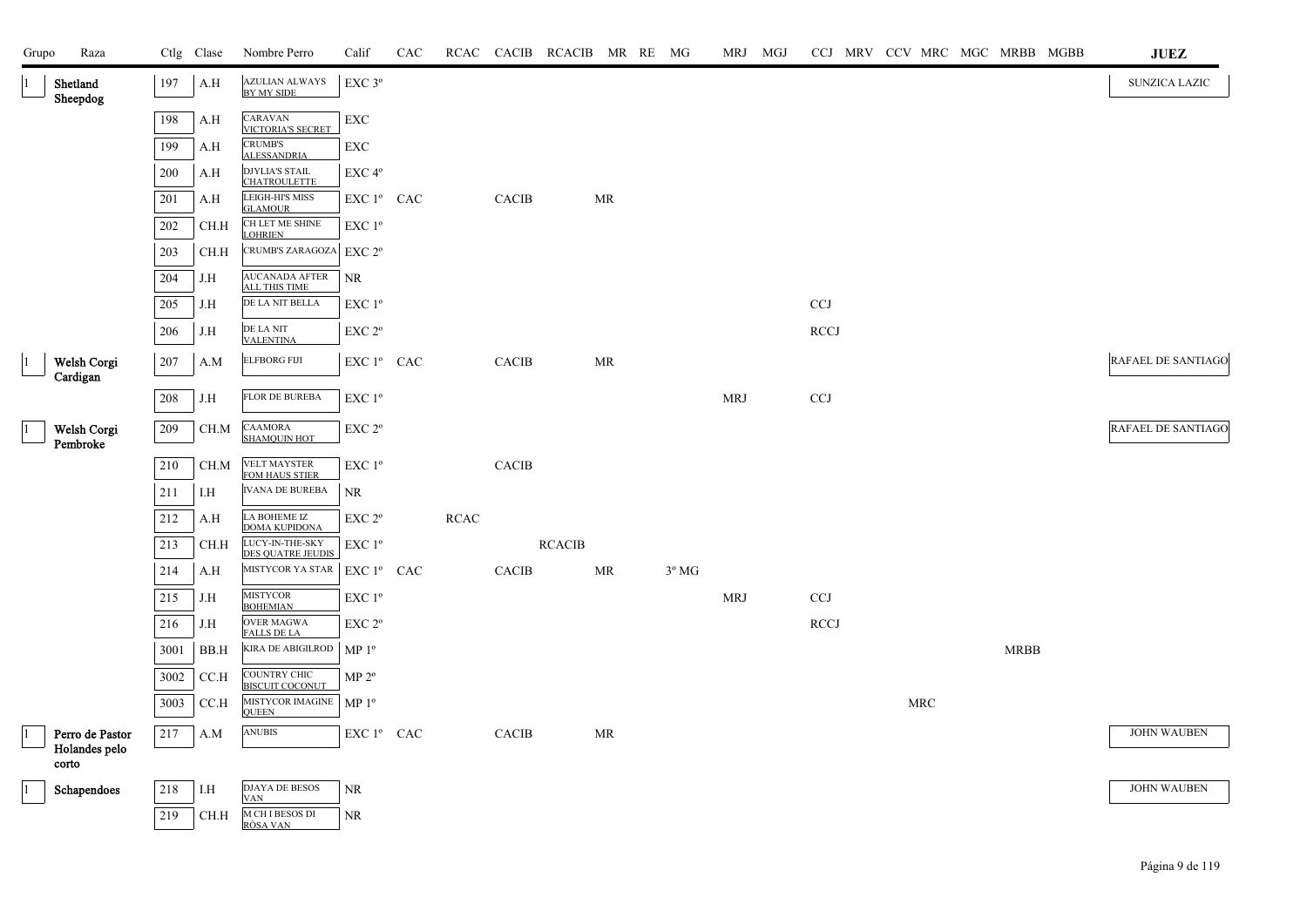| Grupo | Raza | Ctlg | Clase | Nombre Perro | Calif | CAC | RCAC | CACIB | RCACIB | MR | RE | MG | MRJ | MGJ | CCJ | MRV | CCV | MRC | MGC | MRBB | MGBB | JUEZ |
|---|---|---|---|---|---|---|---|---|---|---|---|---|---|---|---|---|---|---|---|---|---|---|
| 1 | Shetland Sheepdog | 197 | A.H | AZULIAN ALWAYS BY MY SIDE | EXC 3º | | | | | | | | | | | | | | | | | SUNZICA LAZIC |
| | | 198 | A.H | CARAVAN VICTORIA'S SECRET | EXC | | | | | | | | | | | | | | | | | |
| | | 199 | A.H | CRUMB'S ALESSANDRIA | EXC | | | | | | | | | | | | | | | | | |
| | | 200 | A.H | DJYLIA'S STAIL CHATROULETTE | EXC 4º | | | | | | | | | | | | | | | | | |
| | | 201 | A.H | LEIGH-HI'S MISS GLAMOUR | EXC 1º | CAC | | CACIB | | MR | | | | | | | | | | | | |
| | | 202 | CH.H | CH LET ME SHINE LOHRIEN | EXC 1º | | | | | | | | | | | | | | | | | |
| | | 203 | CH.H | CRUMB'S ZARAGOZA | EXC 2º | | | | | | | | | | | | | | | | | |
| | | 204 | J.H | AUCANADA AFTER ALL THIS TIME | NR | | | | | | | | | | | | | | | | | |
| | | 205 | J.H | DE LA NIT BELLA | EXC 1º | | | | | | | | | | CCJ | | | | | | | |
| | | 206 | J.H | DE LA NIT VALENTINA | EXC 2º | | | | | | | | | | RCCJ | | | | | | | |
| 1 | Welsh Corgi Cardigan | 207 | A.M | ELFBORG FIJI | EXC 1º | CAC | | CACIB | | MR | | | | | | | | | | | | RAFAEL DE SANTIAGO |
| | | 208 | J.H | FLOR DE BUREBA | EXC 1º | | | | | | | | MRJ | | CCJ | | | | | | | |
| 1 | Welsh Corgi Pembroke | 209 | CH.M | CAAMORA SHAMQUIN HOT | EXC 2º | | | | | | | | | | | | | | | | | RAFAEL DE SANTIAGO |
| | | 210 | CH.M | VELT MAYSTER FOM HAUS STIER | EXC 1º | | | CACIB | | | | | | | | | | | | | | |
| | | 211 | I.H | IVANA DE BUREBA | NR | | | | | | | | | | | | | | | | | |
| | | 212 | A.H | LA BOHEME IZ DOMA KUPIDONA | EXC 2º | | RCAC | | | | | | | | | | | | | | | |
| | | 213 | CH.H | LUCY-IN-THE-SKY DES QUATRE JEUDIS | EXC 1º | | | | RCACIB | | | | | | | | | | | | | |
| | | 214 | A.H | MISTYCOR YA STAR | EXC 1º | CAC | | CACIB | | MR | | 3º MG | | | | | | | | | | |
| | | 215 | J.H | MISTYCOR BOHEMIAN | EXC 1º | | | | | | | | MRJ | | CCJ | | | | | | | |
| | | 216 | J.H | OVER MAGWA FALLS DE LA | EXC 2º | | | | | | | | | | RCCJ | | | | | | | |
| | | 3001 | BB.H | KIRA DE ABIGILROD | MP 1º | | | | | | | | | | | | | | | MRBB | | |
| | | 3002 | CC.H | COUNTRY CHIC BISCUIT COCONUT | MP 2º | | | | | | | | | | | | | | | | | |
| | | 3003 | CC.H | MISTYCOR IMAGINE QUEEN | MP 1º | | | | | | | | | | | | | MRC | | | | |
| 1 | Perro de Pastor Holandes pelo corto | 217 | A.M | ANUBIS | EXC 1º | CAC | | CACIB | | MR | | | | | | | | | | | | JOHN WAUBEN |
| 1 | Schapendoes | 218 | I.H | DJAYA DE BESOS VAN | NR | | | | | | | | | | | | | | | | | JOHN WAUBEN |
| | | 219 | CH.H | M CH I BESOS DI RÒSA VAN | NR | | | | | | | | | | | | | | | | | |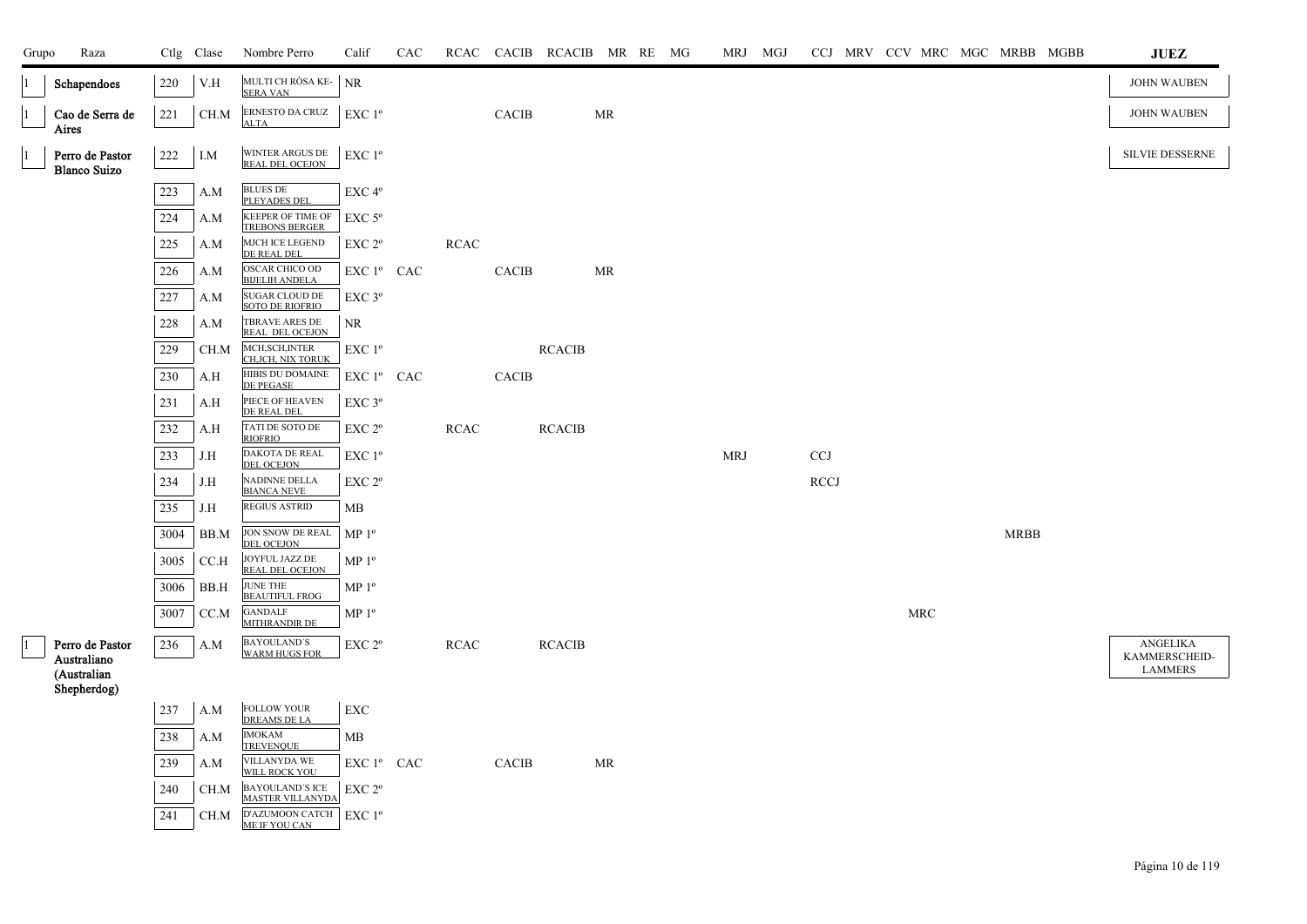| Grupo | Raza | Ctlg | Clase | Nombre Perro | Calif | CAC | RCAC | CACIB | RCACIB | MR | RE | MG | MRJ | MGJ | CCJ | MRV | CCV | MRC | MGC | MRBB | MGBB | JUEZ |
|---|---|---|---|---|---|---|---|---|---|---|---|---|---|---|---|---|---|---|---|---|---|---|
| 1 | Schapendoes | 220 | V.H | MULTI CH RÒSA KE-SERA VAN | NR | | | | | | | | | | | | | | | | | JOHN WAUBEN |
| 1 | Cao de Serra de Aires | 221 | CH.M | ERNESTO DA CRUZ ALTA | EXC 1º | | | CACIB | | MR | | | | | | | | | | | | JOHN WAUBEN |
| 1 | Perro de Pastor Blanco Suizo | 222 | I.M | WINTER ARGUS DE REAL DEL OCEJON | EXC 1º | | | | | | | | | | | | | | | | | SILVIE DESSERNE |
| | | 223 | A.M | BLUES DE PLEYADES DEL | EXC 4º | | | | | | | | | | | | | | | | | |
| | | 224 | A.M | KEEPER OF TIME OF TREBONS BERGER | EXC 5º | | | | | | | | | | | | | | | | | |
| | | 225 | A.M | MJCH ICE LEGEND DE REAL DEL | EXC 2º | | RCAC | | | | | | | | | | | | | | | |
| | | 226 | A.M | OSCAR CHICO OD BIJELIH ANDELA | EXC 1º | CAC | | CACIB | | MR | | | | | | | | | | | | |
| | | 227 | A.M | SUGAR CLOUD DE SOTO DE RIOFRIO | EXC 3º | | | | | | | | | | | | | | | | | |
| | | 228 | A.M | TBRAVE ARES DE REAL DEL OCEJON | NR | | | | | | | | | | | | | | | | | |
| | | 229 | CH.M | MCH,SCH,INTER CH,JCH, NIX TORUK | EXC 1º | | | | RCACIB | | | | | | | | | | | | | |
| | | 230 | A.H | HIBIS DU DOMAINE DE PEGASE | EXC 1º | CAC | | CACIB | | | | | | | | | | | | | | |
| | | 231 | A.H | PIECE OF HEAVEN DE REAL DEL | EXC 3º | | | | | | | | | | | | | | | | | |
| | | 232 | A.H | TATI DE SOTO DE RIOFRIO | EXC 2º | | RCAC | | RCACIB | | | | | | | | | | | | | |
| | | 233 | J.H | DAKOTA DE REAL DEL OCEJON | EXC 1º | | | | | | | | MRJ | | CCJ | | | | | | | |
| | | 234 | J.H | NADINNE DELLA BIANCA NEVE | EXC 2º | | | | | | | | | | RCCJ | | | | | | | |
| | | 235 | J.H | REGIUS ASTRID | MB | | | | | | | | | | | | | | | | | |
| | | 3004 | BB.M | JON SNOW DE REAL DEL OCEJON | MP 1º | | | | | | | | | | | | | | | MRBB | | |
| | | 3005 | CC.H | JOYFUL JAZZ DE REAL DEL OCEJON | MP 1º | | | | | | | | | | | | | | | | | |
| | | 3006 | BB.H | JUNE THE BEAUTIFUL FROG | MP 1º | | | | | | | | | | | | | | | | | |
| | | 3007 | CC.M | GANDALF MITHRANDIR DE | MP 1º | | | | | | | | | | | | | MRC | | | | |
| 1 | Perro de Pastor Australiano (Australian Shepherdog) | 236 | A.M | BAYOULAND´S WARM HUGS FOR | EXC 2º | | RCAC | | RCACIB | | | | | | | | | | | | | ANGELIKA KAMMERSCHEID-LAMMERS |
| | | 237 | A.M | FOLLOW YOUR DREAMS DE LA | EXC | | | | | | | | | | | | | | | | | |
| | | 238 | A.M | IMOKAM TREVENQUE | MB | | | | | | | | | | | | | | | | | |
| | | 239 | A.M | VILLANYDA WE WILL ROCK YOU | EXC 1º | CAC | | CACIB | | MR | | | | | | | | | | | | |
| | | 240 | CH.M | BAYOULAND´S ICE MASTER VILLANYDA | EXC 2º | | | | | | | | | | | | | | | | | |
| | | 241 | CH.M | D'AZUMOON CATCH ME IF YOU CAN | EXC 1º | | | | | | | | | | | | | | | | | |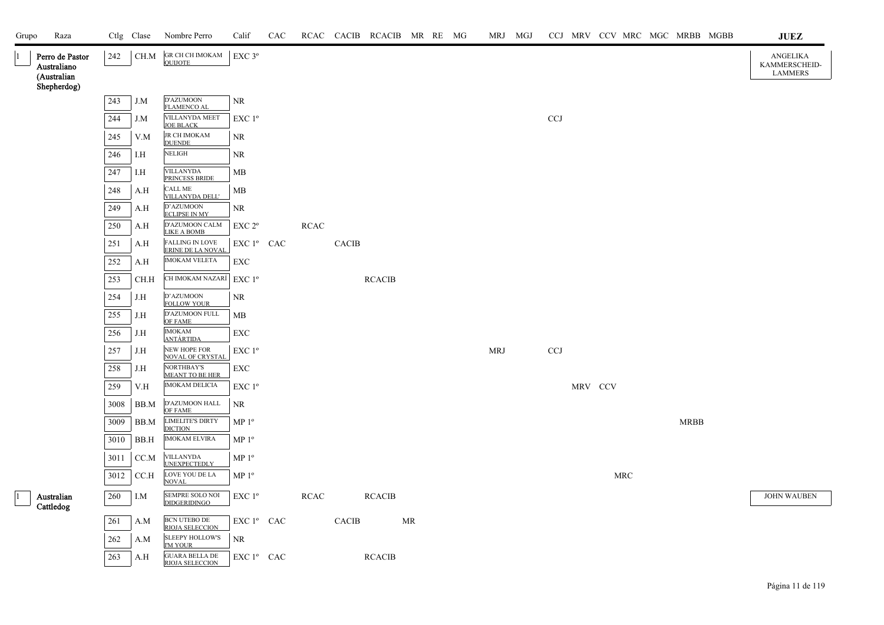| Grupo | Raza | Ctlg | Clase | Nombre Perro | Calif | CAC | RCAC | CACIB | RCACIB | MR | RE | MG | MRJ | MGJ | CCJ | MRV | CCV | MRC | MGC | MRBB | MGBB | JUEZ |
|---|---|---|---|---|---|---|---|---|---|---|---|---|---|---|---|---|---|---|---|---|---|---|
| 1 | Perro de Pastor Australiano (Australian Shepherdog) | 242 | CH.M | GR CH CH IMOKAM QUIJOTE | EXC 3º | | | | | | | | | | | | | | | | | ANGELIKA KAMMERSCHEID-LAMMERS |
| | | 243 | J.M | D'AZUMOON FLAMENCO AL | NR | | | | | | | | | | | | | | | | | |
| | | 244 | J.M | VILLANYDA MEET JOE BLACK | EXC 1º | | | | | | | | | | CCJ | | | | | | | |
| | | 245 | V.M | JR CH IMOKAM DUENDE | NR | | | | | | | | | | | | | | | | | |
| | | 246 | I.H | NELIGH | NR | | | | | | | | | | | | | | | | | |
| | | 247 | I.H | VILLANYDA PRINCESS BRIDE | MB | | | | | | | | | | | | | | | | | |
| | | 248 | A.H | CALL ME VILLANYDA DELL' | MB | | | | | | | | | | | | | | | | | |
| | | 249 | A.H | D'AZUMOON ECLIPSE IN MY | NR | | | | | | | | | | | | | | | | | |
| | | 250 | A.H | D'AZUMOON CALM LIKE A BOMB | EXC 2º | | RCAC | | | | | | | | | | | | | | | |
| | | 251 | A.H | FALLING IN LOVE ERINE DE LA NOVAL | EXC 1º | CAC | | CACIB | | | | | | | | | | | | | | |
| | | 252 | A.H | IMOKAM VELETA | EXC | | | | | | | | | | | | | | | | | |
| | | 253 | CH.H | CH IMOKAM NAZARÍ | EXC 1º | | | | RCACIB | | | | | | | | | | | | | |
| | | 254 | J.H | D'AZUMOON FOLLOW YOUR | NR | | | | | | | | | | | | | | | | | |
| | | 255 | J.H | D'AZUMOON FULL OF FAME | MB | | | | | | | | | | | | | | | | | |
| | | 256 | J.H | IMOKAM ANTÁRTIDA | EXC | | | | | | | | | | | | | | | | | |
| | | 257 | J.H | NEW HOPE FOR NOVAL OF CRYSTAL | EXC 1º | | | | | | | | MRJ | | CCJ | | | | | | | |
| | | 258 | J.H | NORTHBAY'S MEANT TO BE HER | EXC | | | | | | | | | | | | | | | | | |
| | | 259 | V.H | IMOKAM DELICIA | EXC 1º | | | | | | | | | | | MRV | CCV | | | | | |
| | | 3008 | BB.M | D'AZUMOON HALL OF FAME | NR | | | | | | | | | | | | | | | | | |
| | | 3009 | BB.M | LIMELITE'S DIRTY DICTION | MP 1º | | | | | | | | | | | | | | | MRBB | | |
| | | 3010 | BB.H | IMOKAM ELVIRA | MP 1º | | | | | | | | | | | | | | | | | |
| | | 3011 | CC.M | VILLANYDA UNEXPECTEDLY | MP 1º | | | | | | | | | | | | | | | | | |
| | | 3012 | CC.H | LOVE YOU DE LA NOVAL | MP 1º | | | | | | | | | | | | | MRC | | | | |
| 1 | Australian Cattledog | 260 | I.M | SEMPRE SOLO NOI DIDGERIDINGO | EXC 1º | | RCAC | | RCACIB | | | | | | | | | | | | | JOHN WAUBEN |
| | | 261 | A.M | BCN UTEBO DE RIOJA SELECCION | EXC 1º | CAC | | CACIB | | MR | | | | | | | | | | | | |
| | | 262 | A.M | SLEEPY HOLLOW'S I'M YOUR | NR | | | | | | | | | | | | | | | | | |
| | | 263 | A.H | GUARA BELLA DE RIOJA SELECCION | EXC 1º | CAC | | | RCACIB | | | | | | | | | | | | | |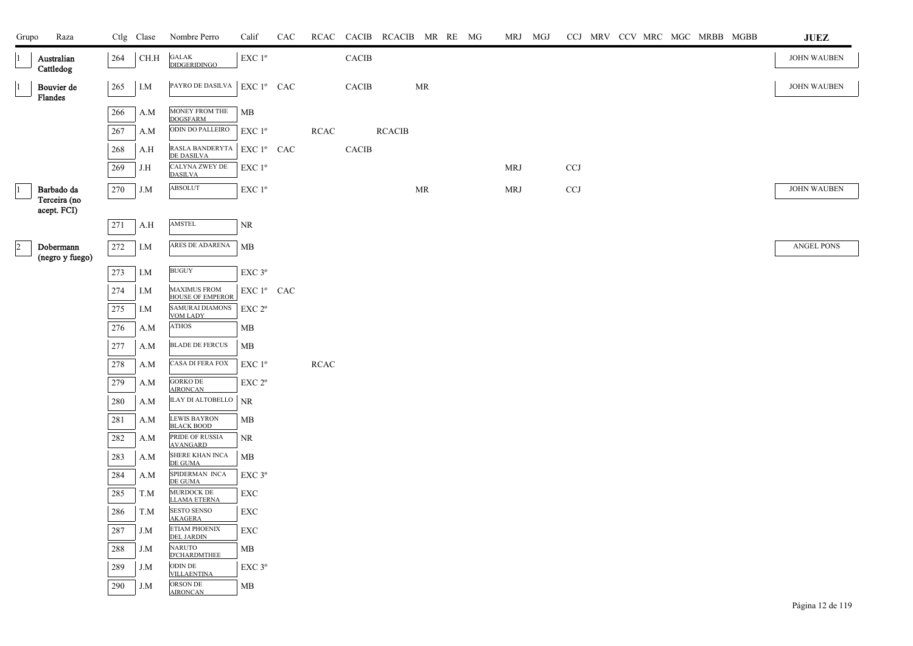| Grupo | Raza | Ctlg | Clase | Nombre Perro | Calif | CAC | RCAC | CACIB | RCACIB | MR | RE | MG | MRJ | MGJ | CCJ | MRV | CCV | MRC | MGC | MRBB | MGBB | JUEZ |
|---|---|---|---|---|---|---|---|---|---|---|---|---|---|---|---|---|---|---|---|---|---|---|
| 1 | Australian Cattledog | 264 | CH.H | GALAK DIDGERIDINGO | EXC 1º | | | CACIB | | | | | | | | | | | | | | JOHN WAUBEN |
| 1 | Bouvier de Flandes | 265 | I.M | PAYRO DE DASILVA | EXC 1º | CAC | | CACIB | | MR | | | | | | | | | | | | JOHN WAUBEN |
| | | 266 | A.M | MONEY FROM THE DOGSFARM | MB | | | | | | | | | | | | | | | | | |
| | | 267 | A.M | ODIN DO PALLEIRO | EXC 1º | | RCAC | | RCACIB | | | | | | | | | | | | | |
| | | 268 | A.H | RASLA BANDERYTA DE DASILVA | EXC 1º | CAC | | CACIB | | | | | | | | | | | | | | |
| | | 269 | J.H | CALYNA ZWEY DE DASILVA | EXC 1º | | | | | | | | MRJ | | CCJ | | | | | | | |
| 1 | Barbado da Terceira (no acept. FCI) | 270 | J.M | ABSOLUT | EXC 1º | | | | | MR | | | MRJ | | CCJ | | | | | | | JOHN WAUBEN |
| | | 271 | A.H | AMSTEL | NR | | | | | | | | | | | | | | | | | |
| 2 | Dobermann (negro y fuego) | 272 | I.M | ARES DE ADARENA | MB | | | | | | | | | | | | | | | | | ANGEL PONS |
| | | 273 | I.M | BUGUY | EXC 3º | | | | | | | | | | | | | | | | | |
| | | 274 | I.M | MAXIMUS FROM HOUSE OF EMPEROR | EXC 1º | CAC | | | | | | | | | | | | | | | | |
| | | 275 | I.M | SAMURAI DIAMONS VOM LADY | EXC 2º | | | | | | | | | | | | | | | | | |
| | | 276 | A.M | ATHOS | MB | | | | | | | | | | | | | | | | | |
| | | 277 | A.M | BLADE DE FERCUS | MB | | | | | | | | | | | | | | | | | |
| | | 278 | A.M | CASA DI FERA FOX | EXC 1º | | RCAC | | | | | | | | | | | | | | | |
| | | 279 | A.M | GORKO DE AIRONCAN | EXC 2º | | | | | | | | | | | | | | | | | |
| | | 280 | A.M | ILAY DI ALTOBELLO | NR | | | | | | | | | | | | | | | | | |
| | | 281 | A.M | LEWIS BAYRON BLACK BOOD | MB | | | | | | | | | | | | | | | | | |
| | | 282 | A.M | PRIDE OF RUSSIA AVANGARD | NR | | | | | | | | | | | | | | | | | |
| | | 283 | A.M | SHERE KHAN INCA DE GUMA | MB | | | | | | | | | | | | | | | | | |
| | | 284 | A.M | SPIDERMAN INCA DE GUMA | EXC 3º | | | | | | | | | | | | | | | | | |
| | | 285 | T.M | MURDOCK DE LLAMA ETERNA | EXC | | | | | | | | | | | | | | | | | |
| | | 286 | T.M | SESTO SENSO AKAGERA | EXC | | | | | | | | | | | | | | | | | |
| | | 287 | J.M | ETIAM PHOENIX DEL JARDIN | EXC | | | | | | | | | | | | | | | | | |
| | | 288 | J.M | NARUTO D'CHARDMTHEE | MB | | | | | | | | | | | | | | | | | |
| | | 289 | J.M | ODIN DE VILLAENTINA | EXC 3º | | | | | | | | | | | | | | | | | |
| | | 290 | J.M | ORSON DE AIRONCAN | MB | | | | | | | | | | | | | | | | | |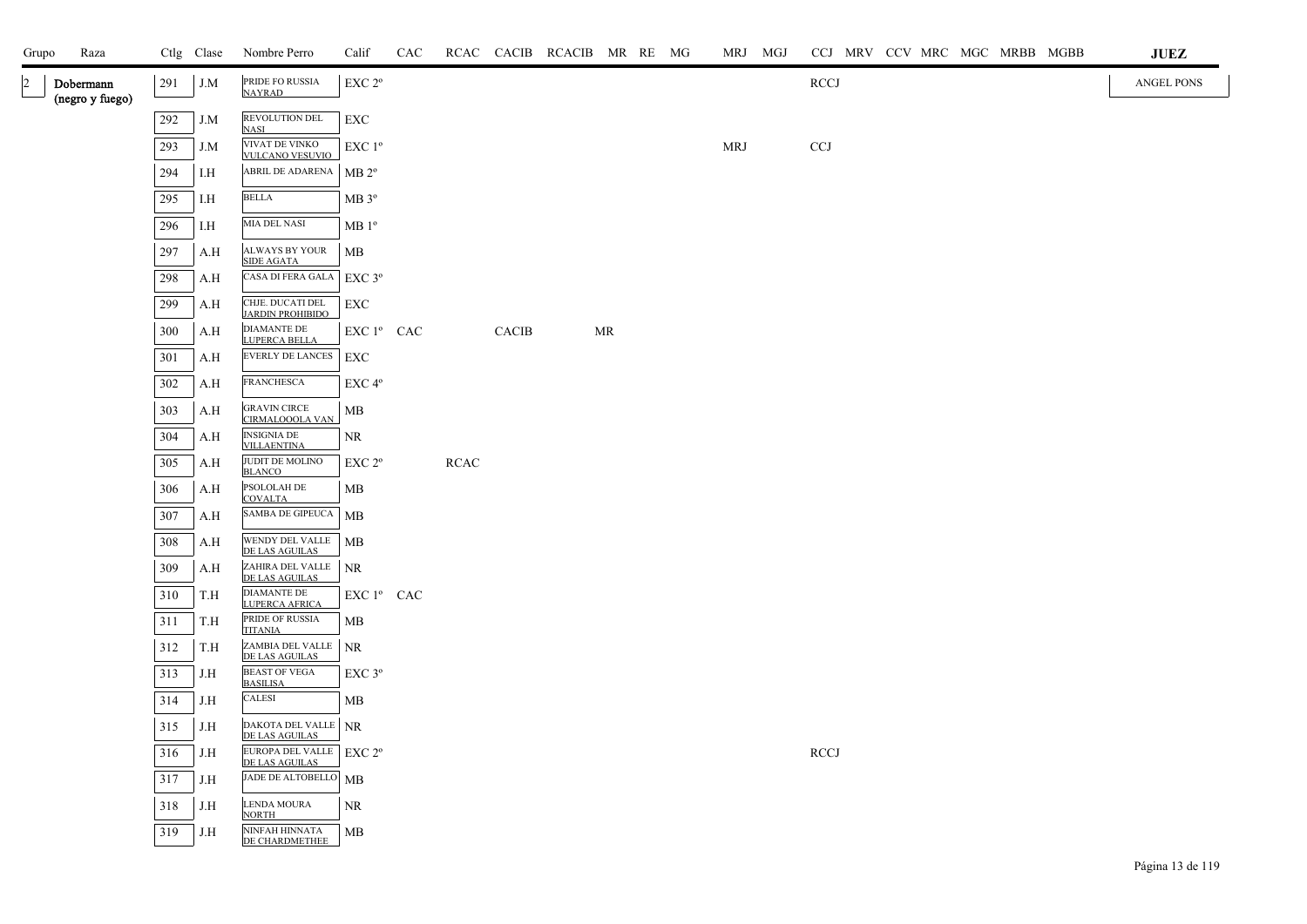| Grupo | Raza | Ctlg | Clase | Nombre Perro | Calif | CAC | RCAC | CACIB | RCACIB | MR | RE | MG | MRJ | MGJ | CCJ | MRV | CCV | MRC | MGC | MRBB | MGBB | JUEZ |
|---|---|---|---|---|---|---|---|---|---|---|---|---|---|---|---|---|---|---|---|---|---|---|
| 2 | Dobermann (negro y fuego) | 291 | J.M | PRIDE FO RUSSIA NAYRAD | EXC 2º | | | | | | | | | | RCCJ | | | | | | | ANGEL PONS |
| | | 292 | J.M | REVOLUTION DEL NASI | EXC | | | | | | | | | | | | | | | | | |
| | | 293 | J.M | VIVAT DE VINKO VULCANO VESUVIO | EXC 1º | | | | | | | | MRJ | | CCJ | | | | | | | |
| | | 294 | I.H | ABRIL DE ADARENA | MB 2º | | | | | | | | | | | | | | | | | |
| | | 295 | I.H | BELLA | MB 3º | | | | | | | | | | | | | | | | | |
| | | 296 | I.H | MIA DEL NASI | MB 1º | | | | | | | | | | | | | | | | | |
| | | 297 | A.H | ALWAYS BY YOUR SIDE AGATA | MB | | | | | | | | | | | | | | | | | |
| | | 298 | A.H | CASA DI FERA GALA | EXC 3º | | | | | | | | | | | | | | | | | |
| | | 299 | A.H | CHJE. DUCATI DEL JARDIN PROHIBIDO | EXC | | | | | | | | | | | | | | | | | |
| | | 300 | A.H | DIAMANTE DE LUPERCA BELLA | EXC 1º | CAC | | CACIB | | MR | | | | | | | | | | | | |
| | | 301 | A.H | EVERLY DE LANCES | EXC | | | | | | | | | | | | | | | | | |
| | | 302 | A.H | FRANCHESCA | EXC 4º | | | | | | | | | | | | | | | | | |
| | | 303 | A.H | GRAVIN CIRCE CIRMALOOOLA VAN | MB | | | | | | | | | | | | | | | | | |
| | | 304 | A.H | INSIGNIA DE VILLAENTINA | NR | | | | | | | | | | | | | | | | | |
| | | 305 | A.H | JUDIT DE MOLINO BLANCO | EXC 2º | | RCAC | | | | | | | | | | | | | | | |
| | | 306 | A.H | PSOLOLAH DE COVALTA | MB | | | | | | | | | | | | | | | | | |
| | | 307 | A.H | SAMBA DE GIPEUCA | MB | | | | | | | | | | | | | | | | | |
| | | 308 | A.H | WENDY DEL VALLE DE LAS AGUILAS | MB | | | | | | | | | | | | | | | | | |
| | | 309 | A.H | ZAHIRA DEL VALLE DE LAS AGUILAS | NR | | | | | | | | | | | | | | | | | |
| | | 310 | T.H | DIAMANTE DE LUPERCA AFRICA | EXC 1º | CAC | | | | | | | | | | | | | | | | |
| | | 311 | T.H | PRIDE OF RUSSIA TITANIA | MB | | | | | | | | | | | | | | | | | |
| | | 312 | T.H | ZAMBIA DEL VALLE DE LAS AGUILAS | NR | | | | | | | | | | | | | | | | | |
| | | 313 | J.H | BEAST OF VEGA BASILISA | EXC 3º | | | | | | | | | | | | | | | | | |
| | | 314 | J.H | CALESI | MB | | | | | | | | | | | | | | | | | |
| | | 315 | J.H | DAKOTA DEL VALLE DE LAS AGUILAS | NR | | | | | | | | | | | | | | | | | |
| | | 316 | J.H | EUROPA DEL VALLE DE LAS AGUILAS | EXC 2º | | | | | | | | | | RCCJ | | | | | | | |
| | | 317 | J.H | JADE DE ALTOBELLO | MB | | | | | | | | | | | | | | | | | |
| | | 318 | J.H | LENDA MOURA NORTH | NR | | | | | | | | | | | | | | | | | |
| | | 319 | J.H | NINFAH HINNATA DE CHARDMETHEE | MB | | | | | | | | | | | | | | | | | |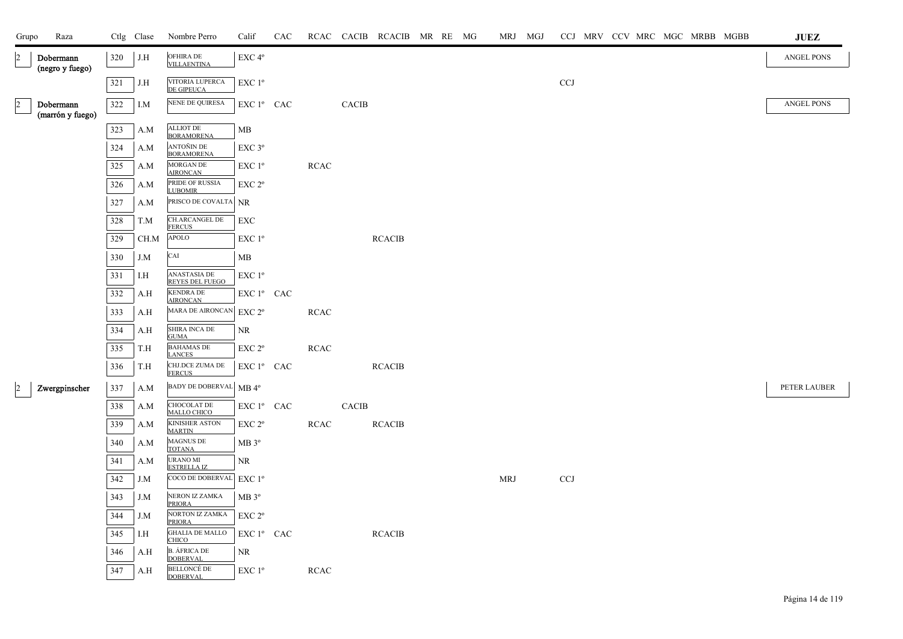| Grupo | Raza | Ctlg | Clase | Nombre Perro | Calif | CAC | RCAC | CACIB | RCACIB | MR | RE | MG | MRJ | MGJ | CCJ | MRV | CCV | MRC | MGC | MRBB | MGBB | JUEZ |
|---|---|---|---|---|---|---|---|---|---|---|---|---|---|---|---|---|---|---|---|---|---|---|
| 2 | Dobermann (negro y fuego) | 320 | J.H | OFHIRA DE VILLAENTINA | EXC 4º | | | | | | | | | | | | | | | | | ANGEL PONS |
| | | 321 | J.H | VITORIA LUPERCA DE GIPEUCA | EXC 1º | | | | | | | | | | CCJ | | | | | | | |
| 2 | Dobermann (marrón y fuego) | 322 | I.M | NENE DE QUIRESA | EXC 1º | CAC | | CACIB | | | | | | | | | | | | | | ANGEL PONS |
| | | 323 | A.M | ALLIOT DE BORAMORENA | MB | | | | | | | | | | | | | | | | | |
| | | 324 | A.M | ANTOÑIN DE BORAMORENA | EXC 3º | | | | | | | | | | | | | | | | | |
| | | 325 | A.M | MORGAN DE AIRONCAN | EXC 1º | | RCAC | | | | | | | | | | | | | | | |
| | | 326 | A.M | PRIDE OF RUSSIA LUBOMIR | EXC 2º | | | | | | | | | | | | | | | | | |
| | | 327 | A.M | PRISCO DE COVALTA | NR | | | | | | | | | | | | | | | | | |
| | | 328 | T.M | CH.ARCANGEL DE FERCUS | EXC | | | | | | | | | | | | | | | | | |
| | | 329 | CH.M | APOLO | EXC 1º | | | | RCACIB | | | | | | | | | | | | | |
| | | 330 | J.M | CAI | MB | | | | | | | | | | | | | | | | | |
| | | 331 | I.H | ANASTASIA DE REYES DEL FUEGO | EXC 1º | | | | | | | | | | | | | | | | | |
| | | 332 | A.H | KENDRA DE AIRONCAN | EXC 1º | CAC | | | | | | | | | | | | | | | | |
| | | 333 | A.H | MARA DE AIRONCAN | EXC 2º | | RCAC | | | | | | | | | | | | | | | |
| | | 334 | A.H | SHIRA INCA DE GUMA | NR | | | | | | | | | | | | | | | | | |
| | | 335 | T.H | BAHAMAS DE LANCES | EXC 2º | | RCAC | | | | | | | | | | | | | | | |
| | | 336 | T.H | CHJ.DCE ZUMA DE FERCUS | EXC 1º | CAC | | | RCACIB | | | | | | | | | | | | | |
| 2 | Zwergpinscher | 337 | A.M | BADY DE DOBERVAL | MB 4º | | | | | | | | | | | | | | | | | PETER LAUBER |
| | | 338 | A.M | CHOCOLAT DE MALLO CHICO | EXC 1º | CAC | | CACIB | | | | | | | | | | | | | | |
| | | 339 | A.M | KINISHER ASTON MARTIN | EXC 2º | | RCAC | | RCACIB | | | | | | | | | | | | | |
| | | 340 | A.M | MAGNUS DE TOTANA | MB 3º | | | | | | | | | | | | | | | | | |
| | | 341 | A.M | URANO MI ESTRELLA IZ | NR | | | | | | | | | | | | | | | | | |
| | | 342 | J.M | COCO DE DOBERVAL | EXC 1º | | | | | | | | MRJ | | CCJ | | | | | | | |
| | | 343 | J.M | NERON IZ ZAMKA PRIORA | MB 3º | | | | | | | | | | | | | | | | | |
| | | 344 | J.M | NORTON IZ ZAMKA PRIORA | EXC 2º | | | | | | | | | | | | | | | | | |
| | | 345 | I.H | GHALIA DE MALLO CHICO | EXC 1º | CAC | | | RCACIB | | | | | | | | | | | | | |
| | | 346 | A.H | B. ÁFRICA DE DOBERVAL | NR | | | | | | | | | | | | | | | | | |
| | | 347 | A.H | BELLONCÉ DE DOBERVAL | EXC 1º | | RCAC | | | | | | | | | | | | | | | |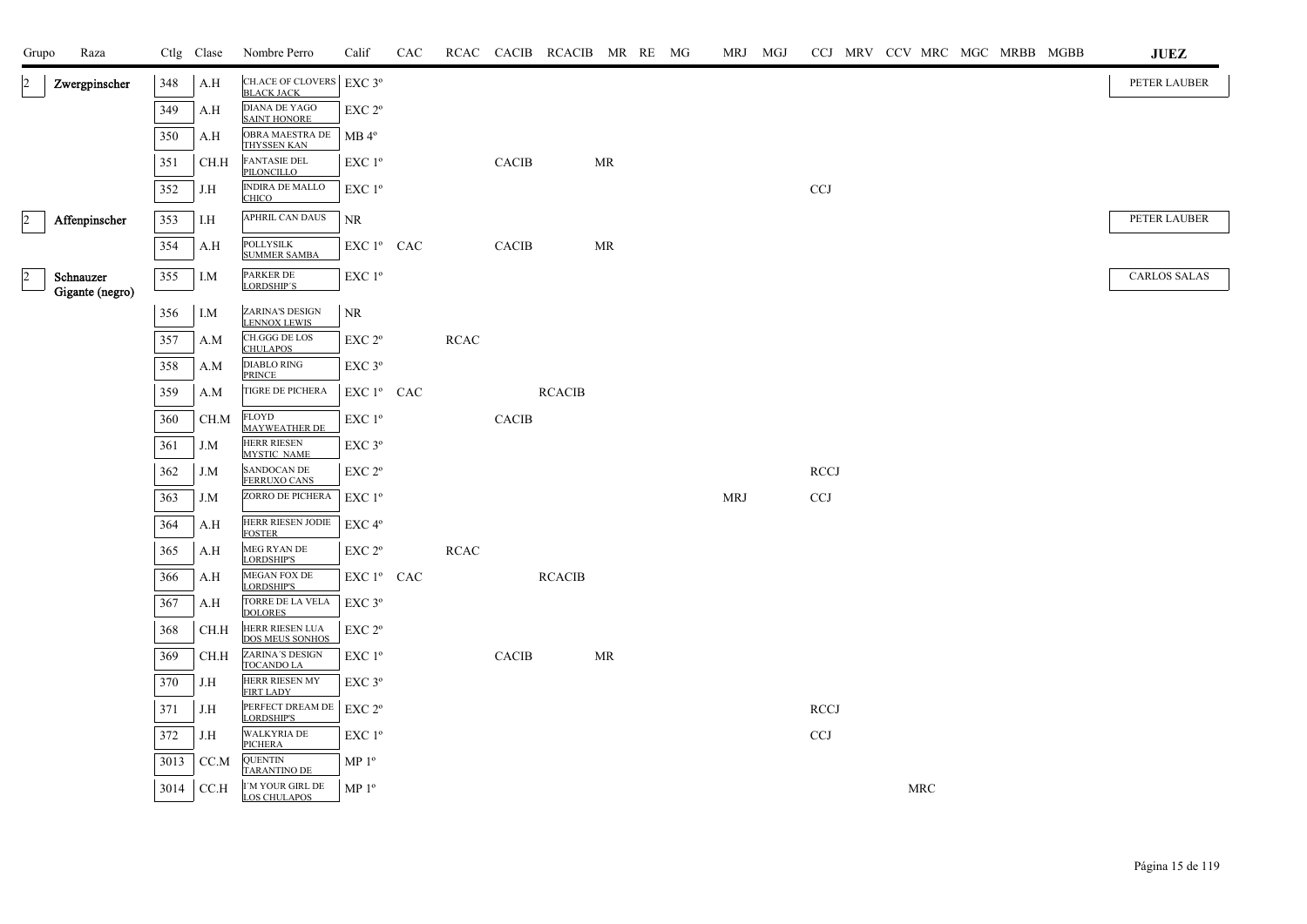| Grupo | Raza | Ctlg | Clase | Nombre Perro | Calif | CAC | RCAC | CACIB | RCACIB | MR | RE | MG | MRJ | MGJ | CCJ | MRV | CCV | MRC | MGC | MRBB | MGBB | JUEZ |
|---|---|---|---|---|---|---|---|---|---|---|---|---|---|---|---|---|---|---|---|---|---|---|
| 2 | Zwergpinscher | 348 | A.H | CH.ACE OF CLOVERS BLACK JACK | EXC 3º | | | | | | | | | | | | | | | | | PETER LAUBER |
| | | 349 | A.H | DIANA DE YAGO SAINT HONORE | EXC 2º | | | | | | | | | | | | | | | | | |
| | | 350 | A.H | OBRA MAESTRA DE THYSSEN KAN | MB 4º | | | | | | | | | | | | | | | | | |
| | | 351 | CH.H | FANTASIE DEL PILONCILLO | EXC 1º | | | CACIB | | MR | | | | | | | | | | | | |
| | | 352 | J.H | INDIRA DE MALLO CHICO | EXC 1º | | | | | | | | | | CCJ | | | | | | | |
| 2 | Affenpinscher | 353 | I.H | APHRIL CAN DAUS | NR | | | | | | | | | | | | | | | | | PETER LAUBER |
| | | 354 | A.H | POLLYSILK SUMMER SAMBA | EXC 1º | CAC | | CACIB | | MR | | | | | | | | | | | | |
| 2 | Schnauzer Gigante (negro) | 355 | I.M | PARKER DE LORDSHIP´S | EXC 1º | | | | | | | | | | | | | | | | | CARLOS SALAS |
| | | 356 | I.M | ZARINA'S DESIGN LENNOX LEWIS | NR | | | | | | | | | | | | | | | | | |
| | | 357 | A.M | CH.GGG DE LOS CHULAPOS | EXC 2º | | RCAC | | | | | | | | | | | | | | | |
| | | 358 | A.M | DIABLO RING PRINCE | EXC 3º | | | | | | | | | | | | | | | | | |
| | | 359 | A.M | TIGRE DE PICHERA | EXC 1º | CAC | | | RCACIB | | | | | | | | | | | | | |
| | | 360 | CH.M | FLOYD MAYWEATHER DE | EXC 1º | | | CACIB | | | | | | | | | | | | | | |
| | | 361 | J.M | HERR RIESEN MYSTIC NAME | EXC 3º | | | | | | | | | | | | | | | | | |
| | | 362 | J.M | SANDOCAN DE FERRUXO CANS | EXC 2º | | | | | | | | | | RCCJ | | | | | | | |
| | | 363 | J.M | ZORRO DE PICHERA | EXC 1º | | | | | | | | MRJ | | CCJ | | | | | | | |
| | | 364 | A.H | HERR RIESEN JODIE FOSTER | EXC 4º | | | | | | | | | | | | | | | | | |
| | | 365 | A.H | MEG RYAN DE LORDSHIP'S | EXC 2º | | RCAC | | | | | | | | | | | | | | | |
| | | 366 | A.H | MEGAN FOX DE LORDSHIP'S | EXC 1º | CAC | | | RCACIB | | | | | | | | | | | | | |
| | | 367 | A.H | TORRE DE LA VELA DOLORES | EXC 3º | | | | | | | | | | | | | | | | | |
| | | 368 | CH.H | HERR RIESEN LUA DOS MEUS SONHOS | EXC 2º | | | | | | | | | | | | | | | | | |
| | | 369 | CH.H | ZARINA´S DESIGN TOCANDO LA | EXC 1º | | | CACIB | | MR | | | | | | | | | | | | |
| | | 370 | J.H | HERR RIESEN MY FIRT LADY | EXC 3º | | | | | | | | | | | | | | | | | |
| | | 371 | J.H | PERFECT DREAM DE LORDSHIP'S | EXC 2º | | | | | | | | | | RCCJ | | | | | | | |
| | | 372 | J.H | WALKYRIA DE PICHERA | EXC 1º | | | | | | | | | | CCJ | | | | | | | |
| | | 3013 | CC.M | QUENTIN TARANTINO DE | MP 1º | | | | | | | | | | | | | | | | | |
| | | 3014 | CC.H | I'M YOUR GIRL DE LOS CHULAPOS | MP 1º | | | | | | | | | | | | | MRC | | | | |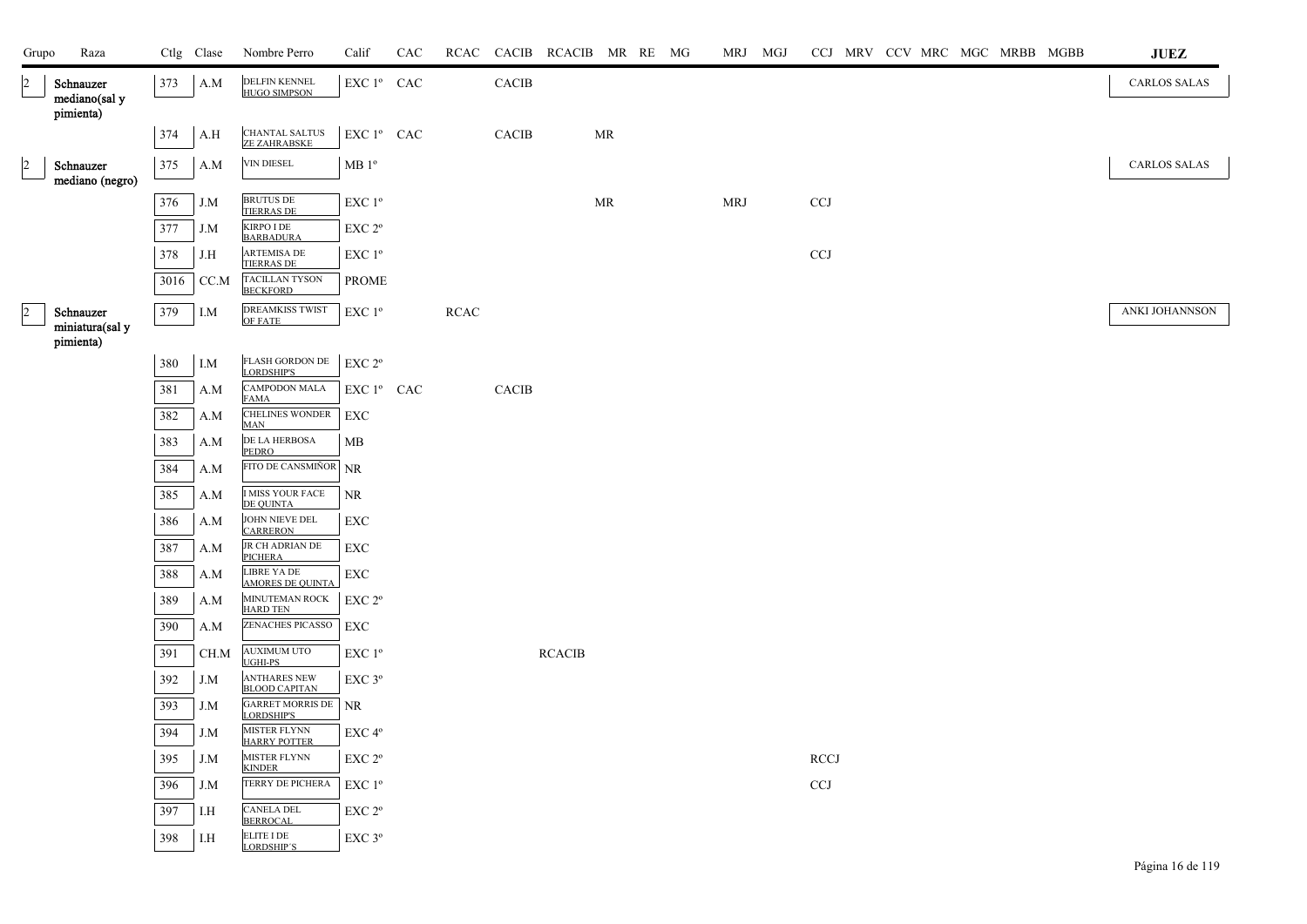| Grupo | Raza | Ctlg | Clase | Nombre Perro | Calif | CAC | RCAC | CACIB | RCACIB | MR | RE | MG | MRJ | MGJ | CCJ | MRV | CCV | MRC | MGC | MRBB | MGBB | JUEZ |
|---|---|---|---|---|---|---|---|---|---|---|---|---|---|---|---|---|---|---|---|---|---|---|
| 2 | Schnauzer mediano(sal y pimienta) | 373 | A.M | DELFIN KENNEL HUGO SIMPSON | EXC 1º | CAC | | CACIB | | | | | | | | | | | | | | CARLOS SALAS |
| | | 374 | A.H | CHANTAL SALTUS ZE ZAHRABSKE | EXC 1º | CAC | | CACIB | | MR | | | | | | | | | | | | |
| 2 | Schnauzer mediano (negro) | 375 | A.M | VIN DIESEL | MB 1º | | | | | | | | | | | | | | | | | CARLOS SALAS |
| | | 376 | J.M | BRUTUS DE TIERRAS DE | EXC 1º | | | | | MR | | | MRJ | | CCJ | | | | | | | |
| | | 377 | J.M | KIRPO I DE BARBADURA | EXC 2º | | | | | | | | | | | | | | | | | |
| | | 378 | J.H | ARTEMISA DE TIERRAS DE | EXC 1º | | | | | | | | | | CCJ | | | | | | | |
| | | 3016 | CC.M | TACILLAN TYSON BECKFORD | PROME | | | | | | | | | | | | | | | | | |
| 2 | Schnauzer miniatura(sal y pimienta) | 379 | I.M | DREAMKISS TWIST OF FATE | EXC 1º | | RCAC | | | | | | | | | | | | | | | ANKI JOHANNSON |
| | | 380 | I.M | FLASH GORDON DE LORDSHIP'S | EXC 2º | | | | | | | | | | | | | | | | | |
| | | 381 | A.M | CAMPODON MALA FAMA | EXC 1º | CAC | | CACIB | | | | | | | | | | | | | | |
| | | 382 | A.M | CHELINES WONDER MAN | EXC | | | | | | | | | | | | | | | | | |
| | | 383 | A.M | DE LA HERBOSA PEDRO | MB | | | | | | | | | | | | | | | | | |
| | | 384 | A.M | FITO DE CANSMIÑOR | NR | | | | | | | | | | | | | | | | | |
| | | 385 | A.M | I MISS YOUR FACE DE QUINTA | NR | | | | | | | | | | | | | | | | | |
| | | 386 | A.M | JOHN NIEVE DEL CARRERON | EXC | | | | | | | | | | | | | | | | | |
| | | 387 | A.M | JR CH ADRIAN DE PICHERA | EXC | | | | | | | | | | | | | | | | | |
| | | 388 | A.M | LIBRE YA DE AMORES DE QUINTA | EXC | | | | | | | | | | | | | | | | | |
| | | 389 | A.M | MINUTEMAN ROCK HARD TEN | EXC 2º | | | | | | | | | | | | | | | | | |
| | | 390 | A.M | ZENACHES PICASSO | EXC | | | | | | | | | | | | | | | | | |
| | | 391 | CH.M | AUXIMUM UTO UGHI-PS | EXC 1º | | | | RCACIB | | | | | | | | | | | | | |
| | | 392 | J.M | ANTHARES NEW BLOOD CAPITAN | EXC 3º | | | | | | | | | | | | | | | | | |
| | | 393 | J.M | GARRET MORRIS DE LORDSHIP'S | NR | | | | | | | | | | | | | | | | | |
| | | 394 | J.M | MISTER FLYNN HARRY POTTER | EXC 4º | | | | | | | | | | | | | | | | | |
| | | 395 | J.M | MISTER FLYNN KINDER | EXC 2º | | | | | | | | | | RCCJ | | | | | | | |
| | | 396 | J.M | TERRY DE PICHERA | EXC 1º | | | | | | | | | | CCJ | | | | | | | |
| | | 397 | I.H | CANELA DEL BERROCAL | EXC 2º | | | | | | | | | | | | | | | | | |
| | | 398 | I.H | ELITE I DE LORDSHIP´S | EXC 3º | | | | | | | | | | | | | | | | | |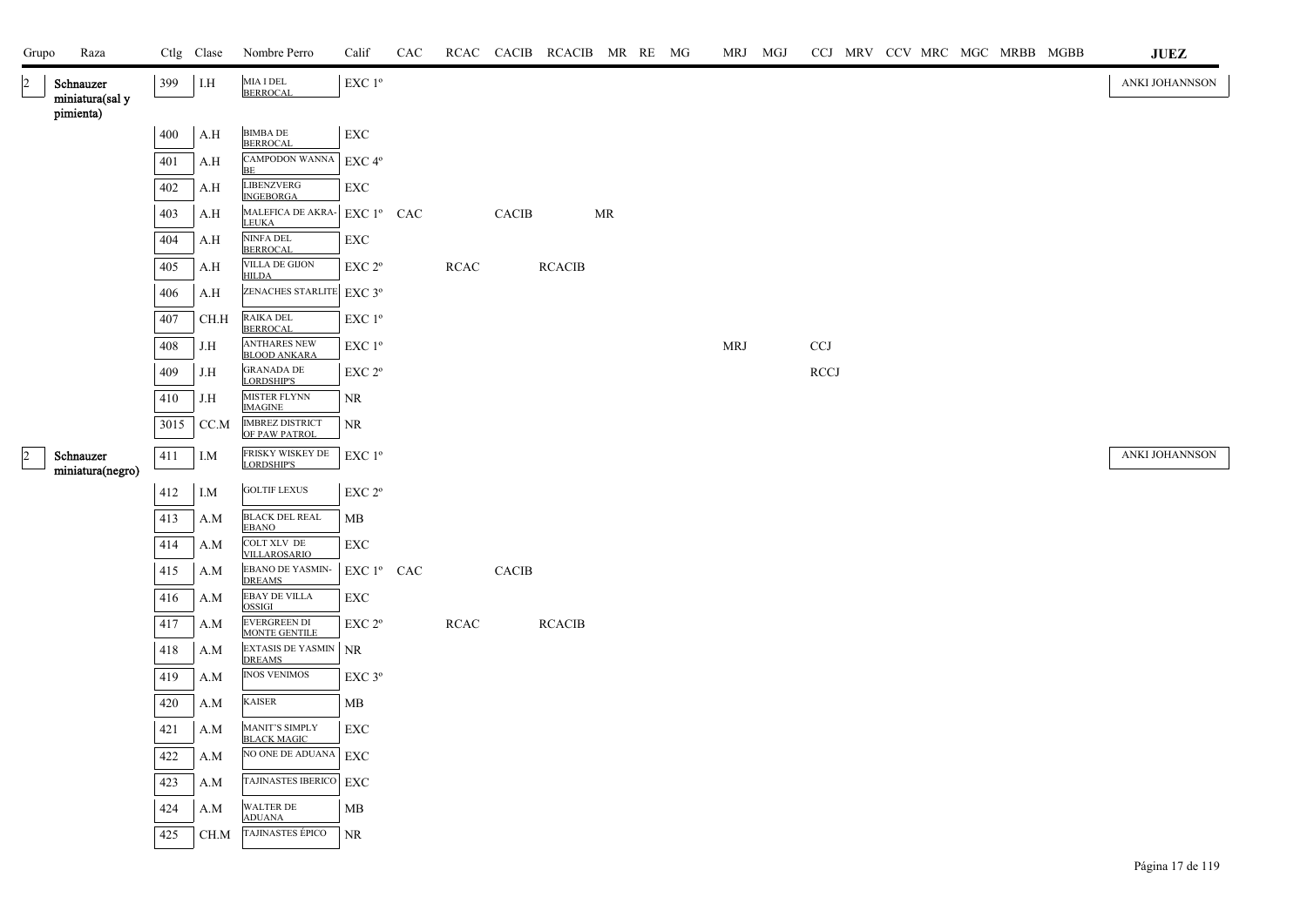| Grupo | Raza | Ctlg | Clase | Nombre Perro | Calif | CAC | RCAC | CACIB | RCACIB | MR | RE | MG | MRJ | MGJ | CCJ | MRV | CCV | MRC | MGC | MRBB | MGBB | JUEZ |
|---|---|---|---|---|---|---|---|---|---|---|---|---|---|---|---|---|---|---|---|---|---|---|
| 2 | Schnauzer miniatura(sal y pimienta) | 399 | I.H | MIA I DEL BERROCAL | EXC 1º | | | | | | | | | | | | | | | | | ANKI JOHANNSON |
| | | 400 | A.H | BIMBA DE BERROCAL | EXC | | | | | | | | | | | | | | | | | |
| | | 401 | A.H | CAMPODON WANNA BE | EXC 4º | | | | | | | | | | | | | | | | | |
| | | 402 | A.H | LIBENZVERG INGEBORGA | EXC | | | | | | | | | | | | | | | | | |
| | | 403 | A.H | MALEFICA DE AKRA-LEUKA | EXC 1º | CAC | | CACIB | | MR | | | | | | | | | | | | |
| | | 404 | A.H | NINFA DEL BERROCAL | EXC | | | | | | | | | | | | | | | | | |
| | | 405 | A.H | VILLA DE GIJON HILDA | EXC 2º | | RCAC | | RCACIB | | | | | | | | | | | | | |
| | | 406 | A.H | ZENACHES STARLITE | EXC 3º | | | | | | | | | | | | | | | | | |
| | | 407 | CH.H | RAIKA DEL BERROCAL | EXC 1º | | | | | | | | | | | | | | | | | |
| | | 408 | J.H | ANTHARES NEW BLOOD ANKARA | EXC 1º | | | | | | | | MRJ | | CCJ | | | | | | | |
| | | 409 | J.H | GRANADA DE LORDSHIP'S | EXC 2º | | | | | | | | | | RCCJ | | | | | | | |
| | | 410 | J.H | MISTER FLYNN IMAGINE | NR | | | | | | | | | | | | | | | | | |
| | | 3015 | CC.M | IMBREZ DISTRICT OF PAW PATROL | NR | | | | | | | | | | | | | | | | | |
| 2 | Schnauzer miniatura(negro) | 411 | I.M | FRISKY WISKEY DE LORDSHIP'S | EXC 1º | | | | | | | | | | | | | | | | | ANKI JOHANNSON |
| | | 412 | I.M | GOLTIF LEXUS | EXC 2º | | | | | | | | | | | | | | | | | |
| | | 413 | A.M | BLACK DEL REAL EBANO | MB | | | | | | | | | | | | | | | | | |
| | | 414 | A.M | COLT XLV DE VILLAROSARIO | EXC | | | | | | | | | | | | | | | | | |
| | | 415 | A.M | EBANO DE YASMIN-DREAMS | EXC 1º | CAC | | CACIB | | | | | | | | | | | | | | |
| | | 416 | A.M | EBAY DE VILLA OSSIGI | EXC | | | | | | | | | | | | | | | | | |
| | | 417 | A.M | EVERGREEN DI MONTE GENTILE | EXC 2º | | RCAC | | RCACIB | | | | | | | | | | | | | |
| | | 418 | A.M | EXTASIS DE YASMIN DREAMS | NR | | | | | | | | | | | | | | | | | |
| | | 419 | A.M | INOS VENIMOS | EXC 3º | | | | | | | | | | | | | | | | | |
| | | 420 | A.M | KAISER | MB | | | | | | | | | | | | | | | | | |
| | | 421 | A.M | MANIT'S SIMPLY BLACK MAGIC | EXC | | | | | | | | | | | | | | | | | |
| | | 422 | A.M | NO ONE DE ADUANA | EXC | | | | | | | | | | | | | | | | | |
| | | 423 | A.M | TAJINASTES IBERICO | EXC | | | | | | | | | | | | | | | | | |
| | | 424 | A.M | WALTER DE ADUANA | MB | | | | | | | | | | | | | | | | | |
| | | 425 | CH.M | TAJINASTES ÉPICO | NR | | | | | | | | | | | | | | | | | |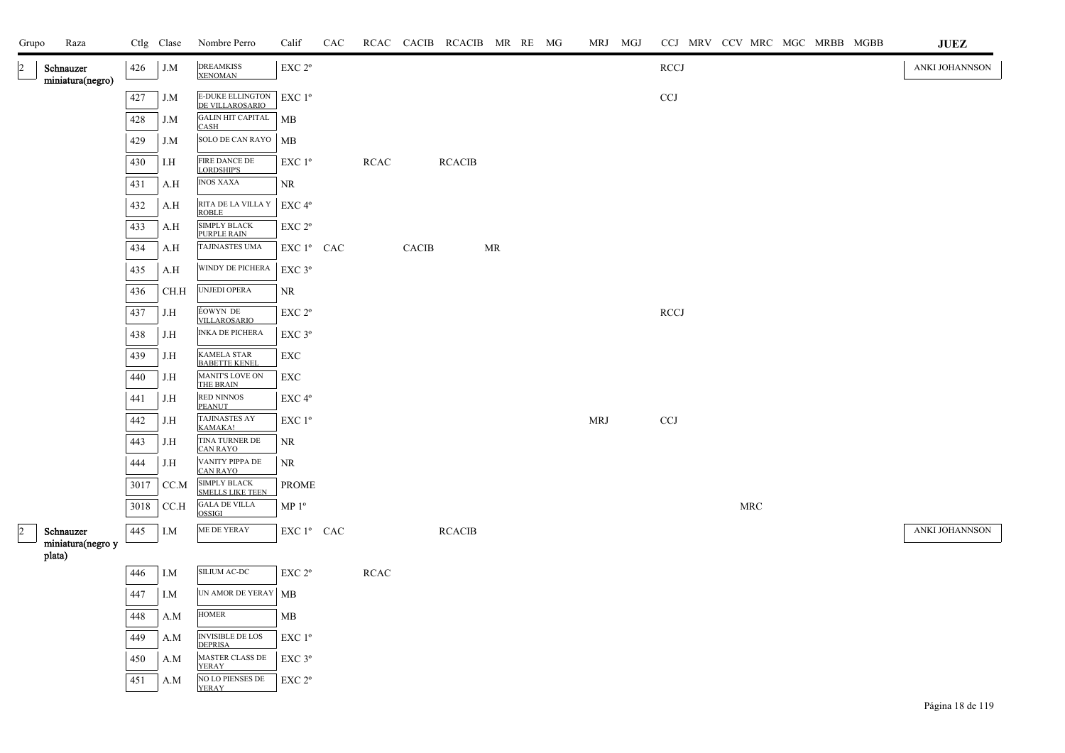| Grupo | Raza | Ctlg | Clase | Nombre Perro | Calif | CAC | RCAC | CACIB | RCACIB | MR | RE | MG | MRJ | MGJ | CCJ | MRV | CCV | MRC | MGC | MRBB | MGBB | JUEZ |
|---|---|---|---|---|---|---|---|---|---|---|---|---|---|---|---|---|---|---|---|---|---|---|
| 2 | Schnauzer miniatura(negro) | 426 | J.M | DREAMKISS XENOMAN | EXC 2º | | | | | | | | | | RCCJ | | | | | | | ANKI JOHANNSON |
| | | 427 | J.M | E-DUKE ELLINGTON DE VILLAROSARIO | EXC 1º | | | | | | | | | | CCJ | | | | | | | |
| | | 428 | J.M | GALIN HIT CAPITAL CASH | MB | | | | | | | | | | | | | | | | | |
| | | 429 | J.M | SOLO DE CAN RAYO | MB | | | | | | | | | | | | | | | | | |
| | | 430 | I.H | FIRE DANCE DE LORDSHIP'S | EXC 1º | | RCAC | | RCACIB | | | | | | | | | | | | | |
| | | 431 | A.H | INOS XAXA | NR | | | | | | | | | | | | | | | | | |
| | | 432 | A.H | RITA DE LA VILLA Y ROBLE | EXC 4º | | | | | | | | | | | | | | | | | |
| | | 433 | A.H | SIMPLY BLACK PURPLE RAIN | EXC 2º | | | | | | | | | | | | | | | | | |
| | | 434 | A.H | TAJINASTES UMA | EXC 1º | CAC | | CACIB | | MR | | | | | | | | | | | | |
| | | 435 | A.H | WINDY DE PICHERA | EXC 3º | | | | | | | | | | | | | | | | | |
| | | 436 | CH.H | UNJEDI OPERA | NR | | | | | | | | | | | | | | | | | |
| | | 437 | J.H | ÉOWYN DE VILLAROSARIO | EXC 2º | | | | | | | | | | RCCJ | | | | | | | |
| | | 438 | J.H | INKA DE PICHERA | EXC 3º | | | | | | | | | | | | | | | | | |
| | | 439 | J.H | KAMELA STAR BABETTE KENEL | EXC | | | | | | | | | | | | | | | | | |
| | | 440 | J.H | MANIT'S LOVE ON THE BRAIN | EXC | | | | | | | | | | | | | | | | | |
| | | 441 | J.H | RED NINNOS PEANUT | EXC 4º | | | | | | | | | | | | | | | | | |
| | | 442 | J.H | TAJINASTES AY KAMAKA! | EXC 1º | | | | | | | | MRJ | | CCJ | | | | | | | |
| | | 443 | J.H | TINA TURNER DE CAN RAYO | NR | | | | | | | | | | | | | | | | | |
| | | 444 | J.H | VANITY PIPPA DE CAN RAYO | NR | | | | | | | | | | | | | | | | | |
| | | 3017 | CC.M | SIMPLY BLACK SMELLS LIKE TEEN | PROME | | | | | | | | | | | | | | | | | |
| | | 3018 | CC.H | GALA DE VILLA OSSIGI | MP 1º | | | | | | | | | | | | | MRC | | | | |
| 2 | Schnauzer miniatura(negro y plata) | 445 | I.M | ME DE YERAY | EXC 1º | CAC | | | RCACIB | | | | | | | | | | | | | ANKI JOHANNSON |
| | | 446 | I.M | SILIUM AC-DC | EXC 2º | | RCAC | | | | | | | | | | | | | | | |
| | | 447 | I.M | UN AMOR DE YERAY | MB | | | | | | | | | | | | | | | | | |
| | | 448 | A.M | HOMER | MB | | | | | | | | | | | | | | | | | |
| | | 449 | A.M | INVISIBLE DE LOS DEPRISA | EXC 1º | | | | | | | | | | | | | | | | | |
| | | 450 | A.M | MASTER CLASS DE YERAY | EXC 3º | | | | | | | | | | | | | | | | | |
| | | 451 | A.M | NO LO PIENSES DE YERAY | EXC 2º | | | | | | | | | | | | | | | | | |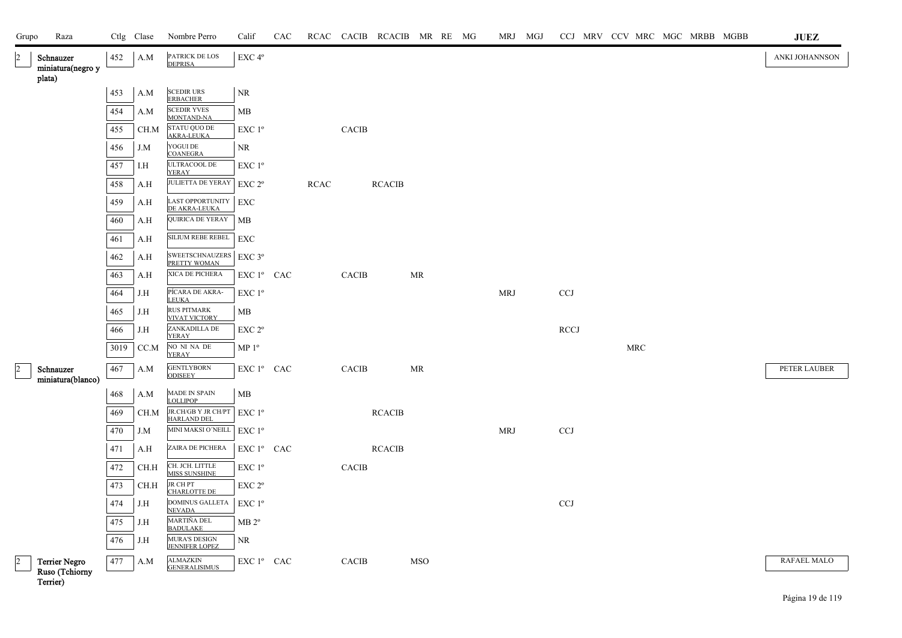| Grupo | Raza | Ctlg | Clase | Nombre Perro | Calif | CAC | RCAC | CACIB | RCACIB | MR | RE | MG | MRJ | MGJ | CCJ | MRV | CCV | MRC | MGC | MRBB | MGBB | JUEZ |
|---|---|---|---|---|---|---|---|---|---|---|---|---|---|---|---|---|---|---|---|---|---|---|
| 2 | Schnauzer miniatura(negro y plata) | 452 | A.M | PATRICK DE LOS DEPRISA | EXC 4º | | | | | | | | | | | | | | | | | ANKI JOHANNSON |
| | | 453 | A.M | SCEDIR URS ERBACHER | NR | | | | | | | | | | | | | | | | | |
| | | 454 | A.M | SCEDIR YVES MONTAND-NA | MB | | | | | | | | | | | | | | | | | |
| | | 455 | CH.M | STATU QUO DE AKRA-LEUKA | EXC 1º | | | CACIB | | | | | | | | | | | | | | |
| | | 456 | J.M | YOGUI DE COANEGRA | NR | | | | | | | | | | | | | | | | | |
| | | 457 | I.H | ULTRACOOL DE YERAY | EXC 1º | | | | | | | | | | | | | | | | | |
| | | 458 | A.H | JULIETTA DE YERAY | EXC 2º | | RCAC | | RCACIB | | | | | | | | | | | | | |
| | | 459 | A.H | LAST OPPORTUNITY DE AKRA-LEUKA | EXC | | | | | | | | | | | | | | | | | |
| | | 460 | A.H | QUIRICA DE YERAY | MB | | | | | | | | | | | | | | | | | |
| | | 461 | A.H | SILIUM REBE REBEL | EXC | | | | | | | | | | | | | | | | | |
| | | 462 | A.H | SWEETSCHNAUZERS PRETTY WOMAN | EXC 3º | | | | | | | | | | | | | | | | | |
| | | 463 | A.H | XICA DE PICHERA | EXC 1º | CAC | | CACIB | | MR | | | | | | | | | | | | |
| | | 464 | J.H | PÍCARA DE AKRA-LEUKA | EXC 1º | | | | | | | | MRJ | | CCJ | | | | | | | |
| | | 465 | J.H | RUS PITMARK VIVAT VICTORY | MB | | | | | | | | | | | | | | | | | |
| | | 466 | J.H | ZANKADILLA DE YERAY | EXC 2º | | | | | | | | | | RCCJ | | | | | | | |
| | | 3019 | CC.M | NO NI NA DE YERAY | MP 1º | | | | | | | | | | | | | MRC | | | | |
| 2 | Schnauzer miniatura(blanco) | 467 | A.M | GENTLYBORN ODISEEY | EXC 1º | CAC | | CACIB | | MR | | | | | | | | | | | | PETER LAUBER |
| | | 468 | A.M | MADE IN SPAIN LOLLIPOP | MB | | | | | | | | | | | | | | | | | |
| | | 469 | CH.M | JR.CH/GB Y JR CH/PT HARLAND DEL | EXC 1º | | | | RCACIB | | | | | | | | | | | | | |
| | | 470 | J.M | MINI MAKSI O´NEILL | EXC 1º | | | | | | | | MRJ | | CCJ | | | | | | | |
| | | 471 | A.H | ZAIRA DE PICHERA | EXC 1º | CAC | | | RCACIB | | | | | | | | | | | | | |
| | | 472 | CH.H | CH. JCH. LITTLE MISS SUNSHINE | EXC 1º | | | CACIB | | | | | | | | | | | | | | |
| | | 473 | CH.H | JR CH PT CHARLOTTE DE | EXC 2º | | | | | | | | | | | | | | | | | |
| | | 474 | J.H | DOMINUS GALLETA NEVADA | EXC 1º | | | | | | | | | | CCJ | | | | | | | |
| | | 475 | J.H | MARTIÑA DEL BADULAKE | MB 2º | | | | | | | | | | | | | | | | | |
| | | 476 | J.H | MURA'S DESIGN JENNIFER LOPEZ | NR | | | | | | | | | | | | | | | | | |
| 2 | Terrier Negro Ruso (Tchiorny Terrier) | 477 | A.M | ALMAZKIN GENERALISIMUS | EXC 1º | CAC | | CACIB | | MSO | | | | | | | | | | | | RAFAEL MALO |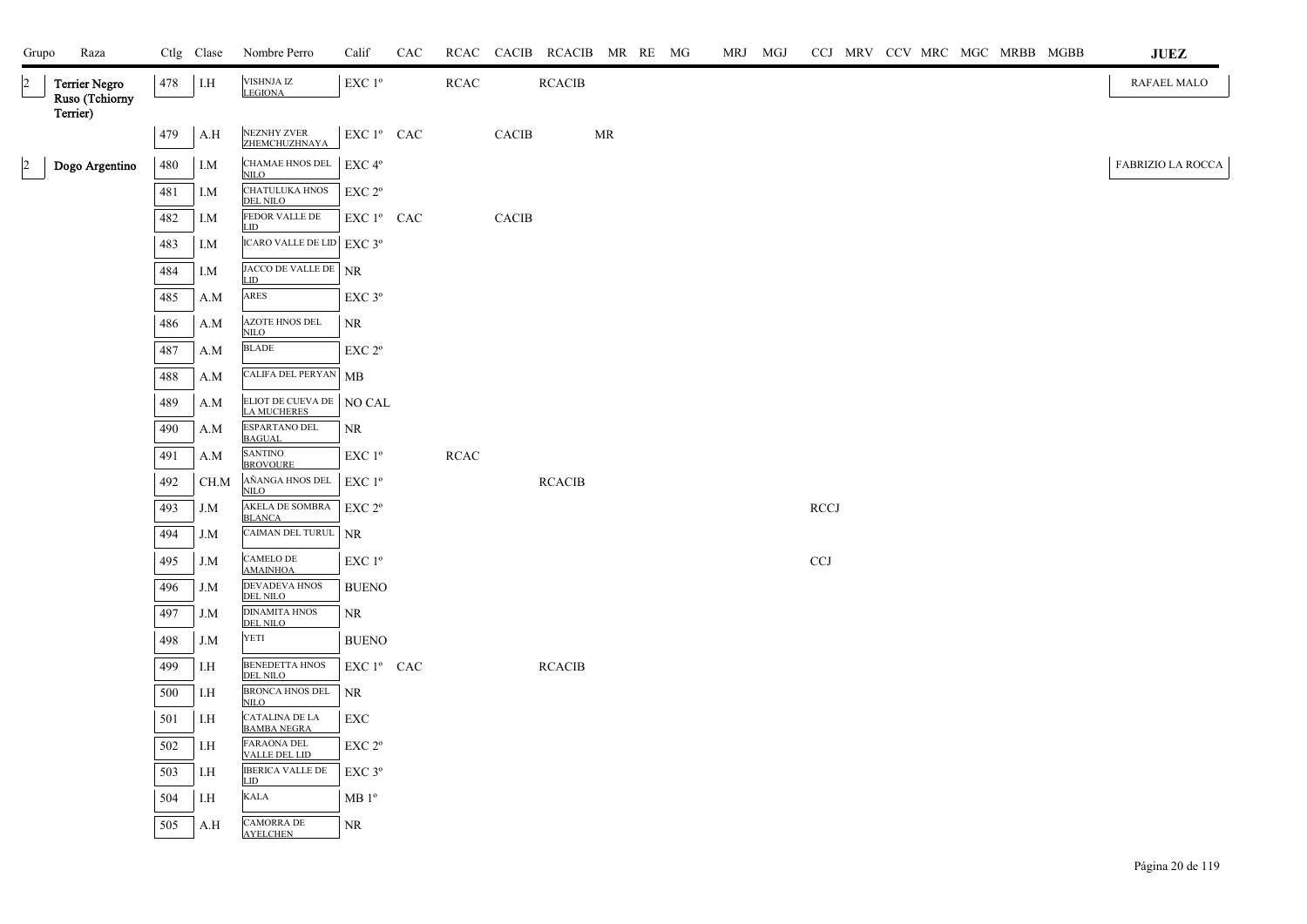| Grupo | Raza | Ctlg | Clase | Nombre Perro | Calif | CAC | RCAC | CACIB | RCACIB | MR | RE | MG | MRJ | MGJ | CCJ | MRV | CCV | MRC | MGC | MRBB | MGBB | JUEZ |
|---|---|---|---|---|---|---|---|---|---|---|---|---|---|---|---|---|---|---|---|---|---|---|
| 2 | Terrier Negro Ruso (Tchiorny Terrier) | 478 | I.H | VISHNJA IZ LEGIONA | EXC 1º | | RCAC | | RCACIB | | | | | | | | | | | | | RAFAEL MALO |
| | | 479 | A.H | NEZNHY ZVER ZHEMCHUZHNAYA | EXC 1º | CAC | | CACIB | | MR | | | | | | | | | | | | |
| 2 | Dogo Argentino | 480 | I.M | CHAMAE HNOS DEL NILO | EXC 4º | | | | | | | | | | | | | | | | | FABRIZIO LA ROCCA |
| | | 481 | I.M | CHATULUKA HNOS DEL NILO | EXC 2º | | | | | | | | | | | | | | | | | |
| | | 482 | I.M | FEDOR VALLE DE LID | EXC 1º | CAC | | CACIB | | | | | | | | | | | | | | |
| | | 483 | I.M | ICARO VALLE DE LID | EXC 3º | | | | | | | | | | | | | | | | | |
| | | 484 | I.M | JACCO DE VALLE DE LID | NR | | | | | | | | | | | | | | | | | |
| | | 485 | A.M | ARES | EXC 3º | | | | | | | | | | | | | | | | | |
| | | 486 | A.M | AZOTE HNOS DEL NILO | NR | | | | | | | | | | | | | | | | | |
| | | 487 | A.M | BLADE | EXC 2º | | | | | | | | | | | | | | | | | |
| | | 488 | A.M | CALIFA DEL PERYAN | MB | | | | | | | | | | | | | | | | | |
| | | 489 | A.M | ELIOT DE CUEVA DE LA MUCHERES | NO CAL | | | | | | | | | | | | | | | | | |
| | | 490 | A.M | ESPARTANO DEL BAGUAL | NR | | | | | | | | | | | | | | | | | |
| | | 491 | A.M | SANTINO BROVOURE | EXC 1º | | RCAC | | | | | | | | | | | | | | | |
| | | 492 | CH.M | AÑANGA HNOS DEL NILO | EXC 1º | | | | RCACIB | | | | | | | | | | | | | |
| | | 493 | J.M | AKELA DE SOMBRA BLANCA | EXC 2º | | | | | | | | | | RCCJ | | | | | | | |
| | | 494 | J.M | CAIMAN DEL TURUL | NR | | | | | | | | | | | | | | | | | |
| | | 495 | J.M | CAMELO DE AMAINHOA | EXC 1º | | | | | | | | | | CCJ | | | | | | | |
| | | 496 | J.M | DEVADEVA HNOS DEL NILO | BUENO | | | | | | | | | | | | | | | | | |
| | | 497 | J.M | DINAMITA HNOS DEL NILO | NR | | | | | | | | | | | | | | | | | |
| | | 498 | J.M | YETI | BUENO | | | | | | | | | | | | | | | | | |
| | | 499 | I.H | BENEDETTA HNOS DEL NILO | EXC 1º | CAC | | | RCACIB | | | | | | | | | | | | | |
| | | 500 | I.H | BRONCA HNOS DEL NILO | NR | | | | | | | | | | | | | | | | | |
| | | 501 | I.H | CATALINA DE LA BAMBA NEGRA | EXC | | | | | | | | | | | | | | | | | |
| | | 502 | I.H | FARAONA DEL VALLE DEL LID | EXC 2º | | | | | | | | | | | | | | | | | |
| | | 503 | I.H | IBERICA VALLE DE LID | EXC 3º | | | | | | | | | | | | | | | | | |
| | | 504 | I.H | KALA | MB 1º | | | | | | | | | | | | | | | | | |
| | | 505 | A.H | CAMORRA DE AYELCHEN | NR | | | | | | | | | | | | | | | | | |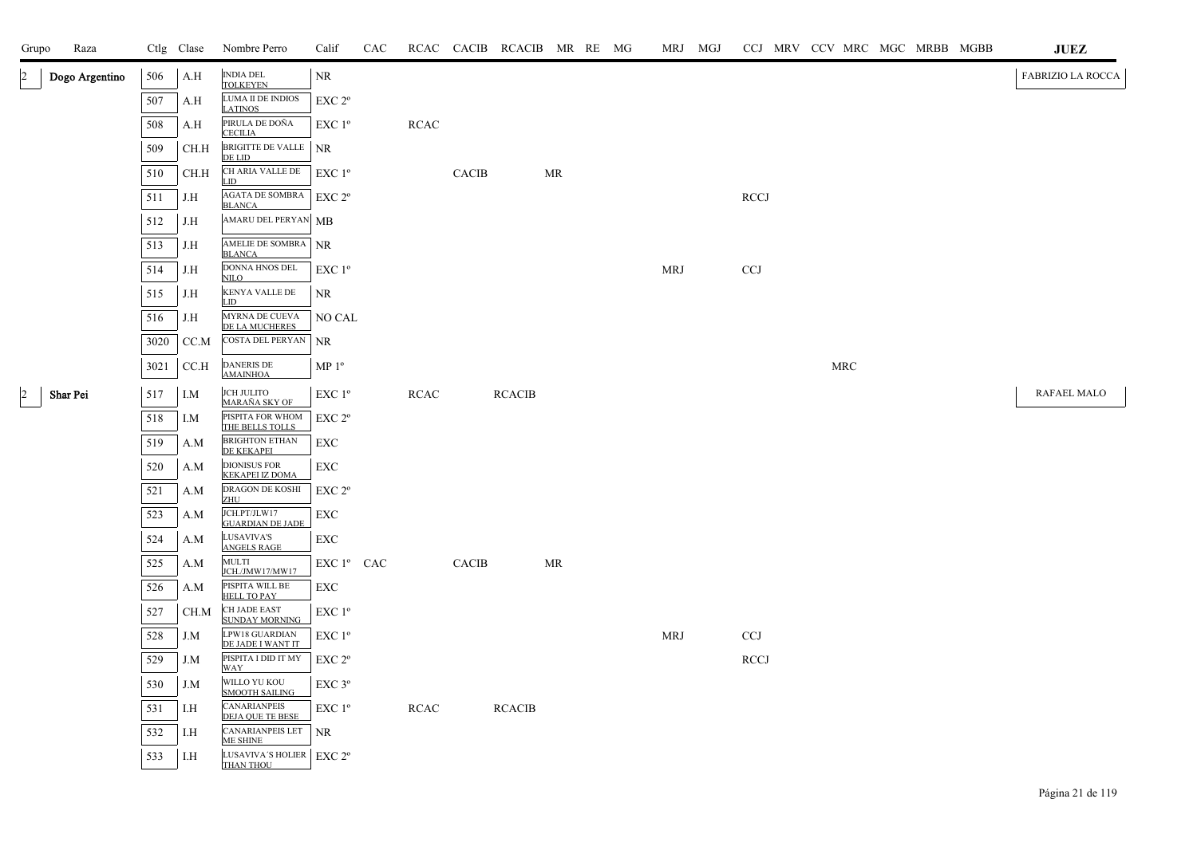| Grupo | Raza | Ctlg | Clase | Nombre Perro | Calif | CAC | RCAC | CACIB | RCACIB | MR | RE | MG | MRJ | MGJ | CCJ | MRV | CCV | MRC | MGC | MRBB | MGBB | JUEZ |
|---|---|---|---|---|---|---|---|---|---|---|---|---|---|---|---|---|---|---|---|---|---|---|
| 2 | Dogo Argentino | 506 | A.H | INDIA DEL TOLKEYEN | NR | | | | | | | | | | | | | | | | | FABRIZIO LA ROCCA |
| | | 507 | A.H | LUMA II DE INDIOS LATINOS | EXC 2º | | | | | | | | | | | | | | | | | |
| | | 508 | A.H | PIRULA DE DOÑA CECILIA | EXC 1º | | RCAC | | | | | | | | | | | | | | | |
| | | 509 | CH.H | BRIGITTE DE VALLE DE LID | NR | | | | | | | | | | | | | | | | | |
| | | 510 | CH.H | CH ARIA VALLE DE LID | EXC 1º | | | CACIB | | MR | | | | | | | | | | | | |
| | | 511 | J.H | AGATA DE SOMBRA BLANCA | EXC 2º | | | | | | | | | | RCCJ | | | | | | | |
| | | 512 | J.H | AMARU DEL PERYAN | MB | | | | | | | | | | | | | | | | | |
| | | 513 | J.H | AMELIE DE SOMBRA BLANCA | NR | | | | | | | | | | | | | | | | | |
| | | 514 | J.H | DONNA HNOS DEL NILO | EXC 1º | | | | | | | | MRJ | | CCJ | | | | | | | |
| | | 515 | J.H | KENYA VALLE DE LID | NR | | | | | | | | | | | | | | | | | |
| | | 516 | J.H | MYRNA DE CUEVA DE LA MUCHERES | NO CAL | | | | | | | | | | | | | | | | | |
| | | 3020 | CC.M | COSTA DEL PERYAN | NR | | | | | | | | | | | | | | | | | |
| | | 3021 | CC.H | DANERIS DE AMAINHOA | MP 1º | | | | | | | | | | | | | MRC | | | | |
| 2 | Shar Pei | 517 | I.M | JCH JULITO MARAÑA SKY OF | EXC 1º | | RCAC | | RCACIB | | | | | | | | | | | | | RAFAEL MALO |
| | | 518 | I.M | PISPITA FOR WHOM THE BELLS TOLLS | EXC 2º | | | | | | | | | | | | | | | | | |
| | | 519 | A.M | BRIGHTON ETHAN DE KEKAPEI | EXC | | | | | | | | | | | | | | | | | |
| | | 520 | A.M | DIONISUS FOR KEKAPEI IZ DOMA | EXC | | | | | | | | | | | | | | | | | |
| | | 521 | A.M | DRAGON DE KOSHI ZHU | EXC 2º | | | | | | | | | | | | | | | | | |
| | | 523 | A.M | JCH.PT/JLW17 GUARDIAN DE JADE | EXC | | | | | | | | | | | | | | | | | |
| | | 524 | A.M | LUSAVIVA'S ANGELS RAGE | EXC | | | | | | | | | | | | | | | | | |
| | | 525 | A.M | MULTI JCH./JMW17/MW17 | EXC 1º | CAC | | CACIB | | MR | | | | | | | | | | | | |
| | | 526 | A.M | PISPITA WILL BE HELL TO PAY | EXC | | | | | | | | | | | | | | | | | |
| | | 527 | CH.M | CH JADE EAST SUNDAY MORNING | EXC 1º | | | | | | | | | | | | | | | | | |
| | | 528 | J.M | LPW18 GUARDIAN DE JADE I WANT IT | EXC 1º | | | | | | | | MRJ | | CCJ | | | | | | | |
| | | 529 | J.M | PISPITA I DID IT MY WAY | EXC 2º | | | | | | | | | | RCCJ | | | | | | | |
| | | 530 | J.M | WILLO YU KOU SMOOTH SAILING | EXC 3º | | | | | | | | | | | | | | | | | |
| | | 531 | I.H | CANARIANPEIS DEJA QUE TE BESE | EXC 1º | | RCAC | | RCACIB | | | | | | | | | | | | | |
| | | 532 | I.H | CANARIANPEIS LET ME SHINE | NR | | | | | | | | | | | | | | | | | |
| | | 533 | I.H | LUSAVIVA´S HOLIER THAN THOU | EXC 2º | | | | | | | | | | | | | | | | | |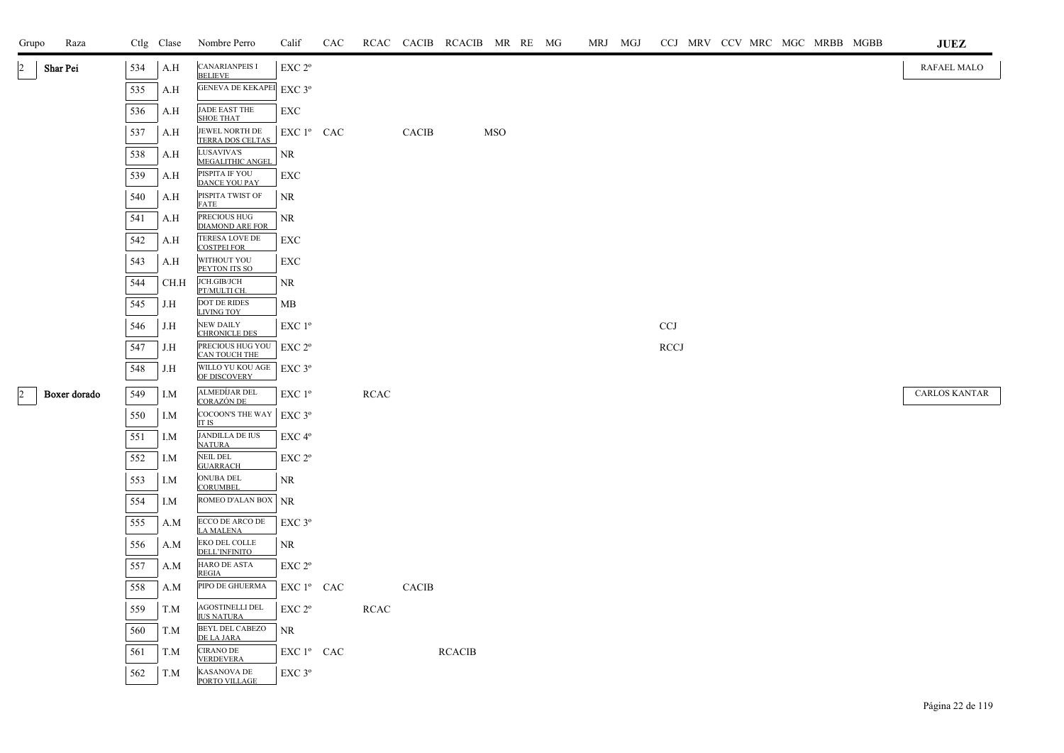| Grupo | Raza | Ctlg | Clase | Nombre Perro | Calif | CAC | RCAC | CACIB | RCACIB | MR | RE | MG | MRJ | MGJ | CCJ | MRV | CCV | MRC | MGC | MRBB | MGBB | JUEZ |
|---|---|---|---|---|---|---|---|---|---|---|---|---|---|---|---|---|---|---|---|---|---|---|
| 2 | Shar Pei | 534 | A.H | CANARIANPEIS I BELIEVE | EXC 2º | | | | | | | | | | | | | | | | | RAFAEL MALO |
| | | 535 | A.H | GENEVA DE KEKAPEI | EXC 3º | | | | | | | | | | | | | | | | | |
| | | 536 | A.H | JADE EAST THE SHOE THAT | EXC | | | | | | | | | | | | | | | | | |
| | | 537 | A.H | JEWEL NORTH DE TERRA DOS CELTAS | EXC 1º | CAC | | CACIB | | MSO | | | | | | | | | | | | |
| | | 538 | A.H | LUSAVIVA'S MEGALITHIC ANGEL | NR | | | | | | | | | | | | | | | | | |
| | | 539 | A.H | PISPITA IF YOU DANCE YOU PAY | EXC | | | | | | | | | | | | | | | | | |
| | | 540 | A.H | PISPITA TWIST OF FATE | NR | | | | | | | | | | | | | | | | | |
| | | 541 | A.H | PRECIOUS HUG DIAMOND ARE FOR | NR | | | | | | | | | | | | | | | | | |
| | | 542 | A.H | TERESA LOVE DE COSTPEI FOR | EXC | | | | | | | | | | | | | | | | | |
| | | 543 | A.H | WITHOUT YOU PEYTON ITS SO | EXC | | | | | | | | | | | | | | | | | |
| | | 544 | CH.H | JCH.GIB/JCH PT/MULTI CH. | NR | | | | | | | | | | | | | | | | | |
| | | 545 | J.H | DOT DE RIDES LIVING TOY | MB | | | | | | | | | | | | | | | | | |
| | | 546 | J.H | NEW DAILY CHRONICLE DES | EXC 1º | | | | | | | | | | CCJ | | | | | | | |
| | | 547 | J.H | PRECIOUS HUG YOU CAN TOUCH THE | EXC 2º | | | | | | | | | | RCCJ | | | | | | | |
| | | 548 | J.H | WILLO YU KOU AGE OF DISCOVERY | EXC 3º | | | | | | | | | | | | | | | | | |
| 2 | Boxer dorado | 549 | I.M | ALMEDÍJAR DEL CORAZÓN DE | EXC 1º | | RCAC | | | | | | | | | | | | | | | CARLOS KANTAR |
| | | 550 | I.M | COCOON'S THE WAY IT IS | EXC 3º | | | | | | | | | | | | | | | | | |
| | | 551 | I.M | JANDILLA DE IUS NATURA | EXC 4º | | | | | | | | | | | | | | | | | |
| | | 552 | I.M | NEIL DEL GUARRACH | EXC 2º | | | | | | | | | | | | | | | | | |
| | | 553 | I.M | ONUBA DEL CORUMBEL | NR | | | | | | | | | | | | | | | | | |
| | | 554 | I.M | ROMEO D'ALAN BOX | NR | | | | | | | | | | | | | | | | | |
| | | 555 | A.M | ECCO DE ARCO DE LA MALENA | EXC 3º | | | | | | | | | | | | | | | | | |
| | | 556 | A.M | EKO DEL COLLE DELL'INFINITO | NR | | | | | | | | | | | | | | | | | |
| | | 557 | A.M | HARO DE ASTA REGIA | EXC 2º | | | | | | | | | | | | | | | | | |
| | | 558 | A.M | PIPO DE GHUERMA | EXC 1º | CAC | | CACIB | | | | | | | | | | | | | | |
| | | 559 | T.M | AGOSTINELLI DEL IUS NATURA | EXC 2º | | RCAC | | | | | | | | | | | | | | | |
| | | 560 | T.M | BEYL DEL CABEZO DE LA JARA | NR | | | | | | | | | | | | | | | | | |
| | | 561 | T.M | CIRANO DE VERDEVERA | EXC 1º | CAC | | | RCACIB | | | | | | | | | | | | | |
| | | 562 | T.M | KASANOVA DE PORTO VILLAGE | EXC 3º | | | | | | | | | | | | | | | | | |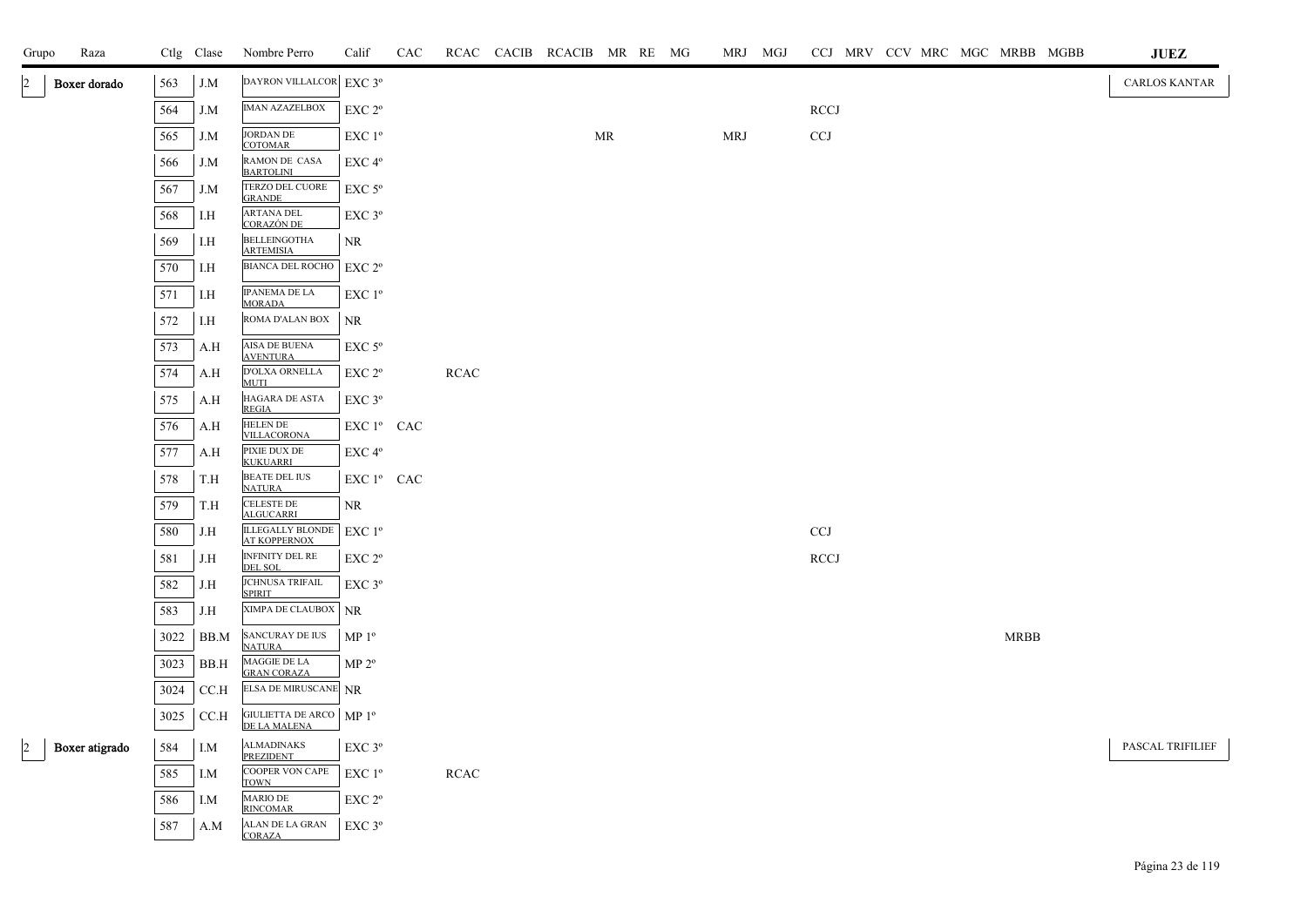| Grupo | Raza | Ctlg | Clase | Nombre Perro | Calif | CAC | RCAC | CACIB | RCACIB | MR | RE | MG | MRJ | MGJ | CCJ | MRV | CCV | MRC | MGC | MRBB | MGBB | JUEZ |
|---|---|---|---|---|---|---|---|---|---|---|---|---|---|---|---|---|---|---|---|---|---|---|
| 2 | Boxer dorado | 563 | J.M | DAYRON VILLALCOR | EXC 3º | | | | | | | | | | | | | | | | | CARLOS KANTAR |
| | | 564 | J.M | IMAN AZAZELBOX | EXC 2º | | | | | | | | | | RCCJ | | | | | | | |
| | | 565 | J.M | JORDAN DE COTOMAR | EXC 1º | | | | | MR | | | MRJ | | CCJ | | | | | | | |
| | | 566 | J.M | RAMON DE CASA BARTOLINI | EXC 4º | | | | | | | | | | | | | | | | | |
| | | 567 | J.M | TERZO DEL CUORE GRANDE | EXC 5º | | | | | | | | | | | | | | | | | |
| | | 568 | I.H | ARTANA DEL CORAZÓN DE | EXC 3º | | | | | | | | | | | | | | | | | |
| | | 569 | I.H | BELLEINGOTHA ARTEMISIA | NR | | | | | | | | | | | | | | | | | |
| | | 570 | I.H | BIANCA DEL ROCHO | EXC 2º | | | | | | | | | | | | | | | | | |
| | | 571 | I.H | IPANEMA DE LA MORADA | EXC 1º | | | | | | | | | | | | | | | | | |
| | | 572 | I.H | ROMA D'ALAN BOX | NR | | | | | | | | | | | | | | | | | |
| | | 573 | A.H | AISA DE BUENA AVENTURA | EXC 5º | | | | | | | | | | | | | | | | | |
| | | 574 | A.H | D'OLXA ORNELLA MUTI | EXC 2º | | RCAC | | | | | | | | | | | | | | | |
| | | 575 | A.H | HAGARA DE ASTA REGIA | EXC 3º | | | | | | | | | | | | | | | | | |
| | | 576 | A.H | HELEN DE VILLACORONA | EXC 1º | CAC | | | | | | | | | | | | | | | | |
| | | 577 | A.H | PIXIE DUX DE KUKUARRI | EXC 4º | | | | | | | | | | | | | | | | | |
| | | 578 | T.H | BEATE DEL IUS NATURA | EXC 1º | CAC | | | | | | | | | | | | | | | | |
| | | 579 | T.H | CELESTE DE ALGUCARRI | NR | | | | | | | | | | | | | | | | | |
| | | 580 | J.H | ILLEGALLY BLONDE AT KOPPERNOX | EXC 1º | | | | | | | | | | CCJ | | | | | | | |
| | | 581 | J.H | INFINITY DEL RE DEL SOL | EXC 2º | | | | | | | | | | RCCJ | | | | | | | |
| | | 582 | J.H | JCHNUSA TRIFAIL SPIRIT | EXC 3º | | | | | | | | | | | | | | | | | |
| | | 583 | J.H | XIMPA DE CLAUBOX | NR | | | | | | | | | | | | | | | | | |
| | | 3022 | BB.M | SANCURAY DE IUS NATURA | MP 1º | | | | | | | | | | | | | | | MRBB | | |
| | | 3023 | BB.H | MAGGIE DE LA GRAN CORAZA | MP 2º | | | | | | | | | | | | | | | | | |
| | | 3024 | CC.H | ELSA DE MIRUSCANE | NR | | | | | | | | | | | | | | | | | |
| | | 3025 | CC.H | GIULIETTA DE ARCO DE LA MALENA | MP 1º | | | | | | | | | | | | | | | | | |
| 2 | Boxer atigrado | 584 | I.M | ALMADINAKS PREZIDENT | EXC 3º | | | | | | | | | | | | | | | | | PASCAL TRIFILIEF |
| | | 585 | I.M | COOPER VON CAPE TOWN | EXC 1º | | RCAC | | | | | | | | | | | | | | | |
| | | 586 | I.M | MARIO DE RINCOMAR | EXC 2º | | | | | | | | | | | | | | | | | |
| | | 587 | A.M | ALAN DE LA GRAN CORAZA | EXC 3º | | | | | | | | | | | | | | | | | |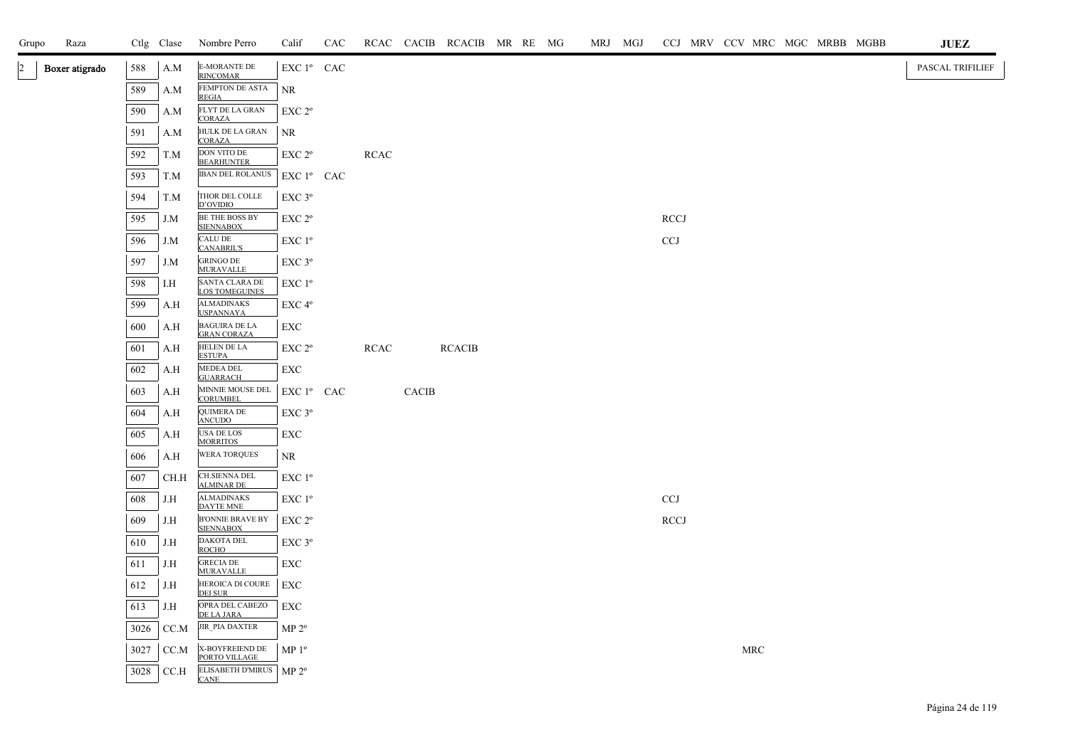| Grupo | Raza | Ctlg | Clase | Nombre Perro | Calif | CAC | RCAC | CACIB | RCACIB | MR | RE | MG | MRJ | MGJ | CCJ | MRV | CCV | MRC | MGC | MRBB | MGBB | JUEZ |
|---|---|---|---|---|---|---|---|---|---|---|---|---|---|---|---|---|---|---|---|---|---|---|
| 2 | **Boxer atigrado** | 588 | A.M | E-MORANTE DE RINCOMAR | EXC 1º | CAC | | | | | | | | | | | | | | | | PASCAL TRIFILIEF |
| | | 589 | A.M | FEMPTON DE ASTA REGIA | NR | | | | | | | | | | | | | | | | | |
| | | 590 | A.M | FLYT DE LA GRAN CORAZA | EXC 2º | | | | | | | | | | | | | | | | | |
| | | 591 | A.M | HULK DE LA GRAN CORAZA | NR | | | | | | | | | | | | | | | | | |
| | | 592 | T.M | DON VITO DE BEARHUNTER | EXC 2º | | RCAC | | | | | | | | | | | | | | | |
| | | 593 | T.M | IBAN DEL ROLANUS | EXC 1º | CAC | | | | | | | | | | | | | | | | |
| | | 594 | T.M | THOR DEL COLLE D'OVIDIO | EXC 3º | | | | | | | | | | | | | | | | | |
| | | 595 | J.M | BE THE BOSS BY SIENNABOX | EXC 2º | | | | | | | | | | RCCJ | | | | | | | |
| | | 596 | J.M | CALU DE CANABRIL'S | EXC 1º | | | | | | | | | | CCJ | | | | | | | |
| | | 597 | J.M | GRINGO DE MURAVALLE | EXC 3º | | | | | | | | | | | | | | | | | |
| | | 598 | I.H | SANTA CLARA DE LOS TOMEGUINES | EXC 1º | | | | | | | | | | | | | | | | | |
| | | 599 | A.H | ALMADINAKS USPANNAYA | EXC 4º | | | | | | | | | | | | | | | | | |
| | | 600 | A.H | BAGUIRA DE LA GRAN CORAZA | EXC | | | | | | | | | | | | | | | | | |
| | | 601 | A.H | HELEN DE LA ESTUPA | EXC 2º | | RCAC | | RCACIB | | | | | | | | | | | | | |
| | | 602 | A.H | MEDEA DEL GUARRACH | EXC | | | | | | | | | | | | | | | | | |
| | | 603 | A.H | MINNIE MOUSE DEL CORUMBEL | EXC 1º | CAC | | CACIB | | | | | | | | | | | | | | |
| | | 604 | A.H | QUIMERA DE ANCUDO | EXC 3º | | | | | | | | | | | | | | | | | |
| | | 605 | A.H | USA DE LOS MORRITOS | EXC | | | | | | | | | | | | | | | | | |
| | | 606 | A.H | WERA TORQUES | NR | | | | | | | | | | | | | | | | | |
| | | 607 | CH.H | CH.SIENNA DEL ALMINAR DE | EXC 1º | | | | | | | | | | | | | | | | | |
| | | 608 | J.H | ALMADINAKS DAYTE MNE | EXC 1º | | | | | | | | | | CCJ | | | | | | | |
| | | 609 | J.H | B'ONNIE BRAVE BY SIENNABOX | EXC 2º | | | | | | | | | | RCCJ | | | | | | | |
| | | 610 | J.H | DAKOTA DEL ROCHO | EXC 3º | | | | | | | | | | | | | | | | | |
| | | 611 | J.H | GRECIA DE MURAVALLE | EXC | | | | | | | | | | | | | | | | | |
| | | 612 | J.H | HEROICA DI COURE DEI SUR | EXC | | | | | | | | | | | | | | | | | |
| | | 613 | J.H | OPRA DEL CABEZO DE LA JARA | EXC | | | | | | | | | | | | | | | | | |
| | | 3026 | CC.M | JIR_PIA DAXTER | MP 2º | | | | | | | | | | | | | | | | | |
| | | 3027 | CC.M | X-BOYFREIEND DE PORTO VILLAGE | MP 1º | | | | | | | | | | | | | MRC | | | | |
| | | 3028 | CC.H | ELISABETH D'MIRUS CANE | MP 2º | | | | | | | | | | | | | | | | | |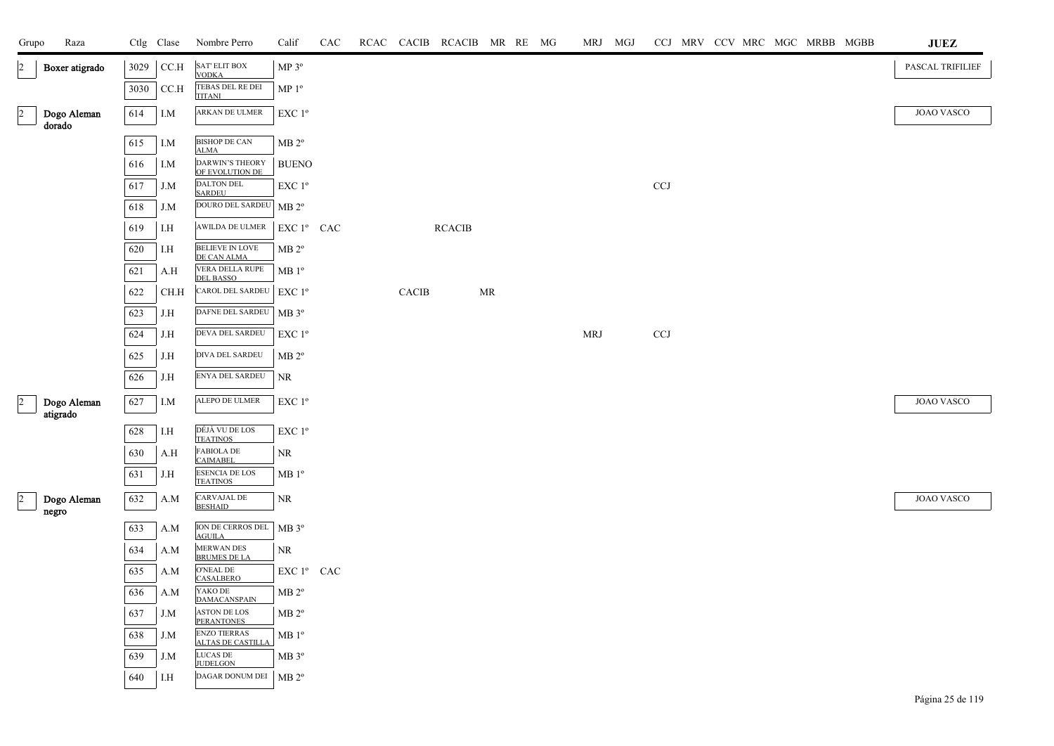| Grupo | Raza | Ctlg | Clase | Nombre Perro | Calif | CAC | RCAC | CACIB | RCACIB | MR | RE | MG | MRJ | MGJ | CCJ | MRV | CCV | MRC | MGC | MRBB | MGBB | JUEZ |
|---|---|---|---|---|---|---|---|---|---|---|---|---|---|---|---|---|---|---|---|---|---|---|
| 2 | Boxer atigrado | 3029 | CC.H | SAT' ELIT BOX VODKA | MP 3º | | | | | | | | | | | | | | | | | PASCAL TRIFILIEF |
| | | 3030 | CC.H | TEBAS DEL RE DEI TITANI | MP 1º | | | | | | | | | | | | | | | | | |
| 2 | Dogo Aleman dorado | 614 | I.M | ARKAN DE ULMER | EXC 1º | | | | | | | | | | | | | | | | | JOAO VASCO |
| | | 615 | I.M | BISHOP DE CAN ALMA | MB 2º | | | | | | | | | | | | | | | | | |
| | | 616 | I.M | DARWIN'S THEORY OF EVOLUTION DE | BUENO | | | | | | | | | | | | | | | | | |
| | | 617 | J.M | DALTON DEL SARDEU | EXC 1º | | | | | | | | | | CCJ | | | | | | | |
| | | 618 | J.M | DOURO DEL SARDEU | MB 2º | | | | | | | | | | | | | | | | | |
| | | 619 | I.H | AWILDA DE ULMER | EXC 1º | CAC | | | RCACIB | | | | | | | | | | | | | |
| | | 620 | I.H | BELIEVE IN LOVE DE CAN ALMA | MB 2º | | | | | | | | | | | | | | | | | |
| | | 621 | A.H | VERA DELLA RUPE DEL BASSO | MB 1º | | | | | | | | | | | | | | | | | |
| | | 622 | CH.H | CAROL DEL SARDEU | EXC 1º | | | CACIB | | MR | | | | | | | | | | | | |
| | | 623 | J.H | DAFNE DEL SARDEU | MB 3º | | | | | | | | | | | | | | | | | |
| | | 624 | J.H | DEVA DEL SARDEU | EXC 1º | | | | | | | | MRJ | | CCJ | | | | | | | |
| | | 625 | J.H | DIVA DEL SARDEU | MB 2º | | | | | | | | | | | | | | | | | |
| | | 626 | J.H | ENYA DEL SARDEU | NR | | | | | | | | | | | | | | | | | |
| 2 | Dogo Aleman atigrado | 627 | I.M | ALEPO DE ULMER | EXC 1º | | | | | | | | | | | | | | | | | JOAO VASCO |
| | | 628 | I.H | DÉJÀ VU DE LOS TEATINOS | EXC 1º | | | | | | | | | | | | | | | | | |
| | | 630 | A.H | FABIOLA DE CAIMABEL | NR | | | | | | | | | | | | | | | | | |
| | | 631 | J.H | ESENCIA DE LOS TEATINOS | MB 1º | | | | | | | | | | | | | | | | | |
| 2 | Dogo Aleman negro | 632 | A.M | CARVAJAL DE BESHAID | NR | | | | | | | | | | | | | | | | | JOAO VASCO |
| | | 633 | A.M | ION DE CERROS DEL AGUILA | MB 3º | | | | | | | | | | | | | | | | | |
| | | 634 | A.M | MERWAN DES BRUMES DE LA | NR | | | | | | | | | | | | | | | | | |
| | | 635 | A.M | O'NEAL DE CASALBERO | EXC 1º | CAC | | | | | | | | | | | | | | | | |
| | | 636 | A.M | YAKO DE DAMACANSPAIN | MB 2º | | | | | | | | | | | | | | | | | |
| | | 637 | J.M | ASTON DE LOS PERANTONES | MB 2º | | | | | | | | | | | | | | | | | |
| | | 638 | J.M | ENZO TIERRAS ALTAS DE CASTILLA | MB 1º | | | | | | | | | | | | | | | | | |
| | | 639 | J.M | LUCAS DE JUDELGON | MB 3º | | | | | | | | | | | | | | | | | |
| | | 640 | I.H | DAGAR DONUM DEI | MB 2º | | | | | | | | | | | | | | | | | |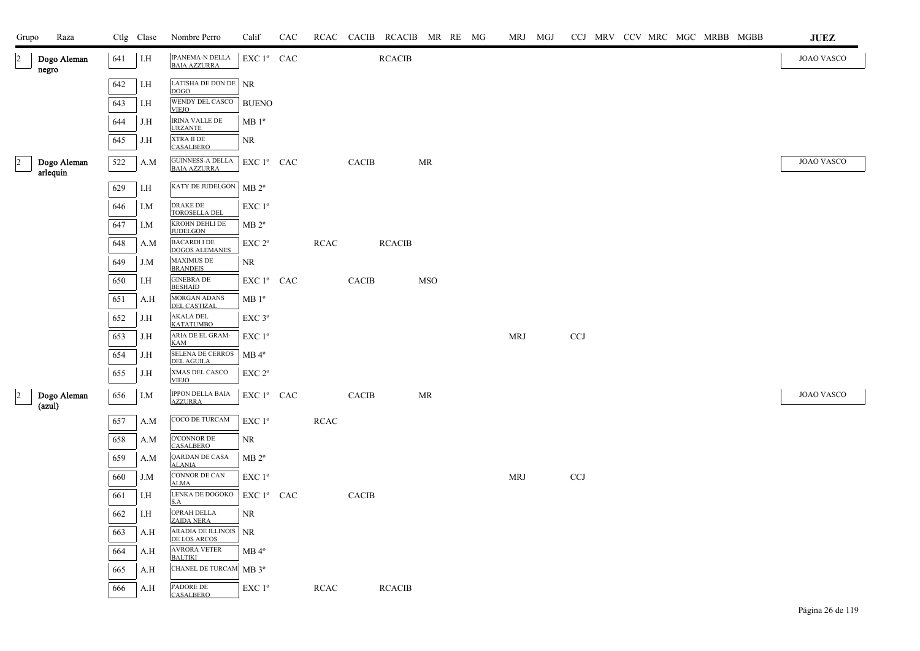| Grupo | Raza | Ctlg | Clase | Nombre Perro | Calif | CAC | RCAC | CACIB | RCACIB | MR | RE | MG | MRJ | MGJ | CCJ | MRV | CCV | MRC | MGC | MRBB | MGBB | JUEZ |
|---|---|---|---|---|---|---|---|---|---|---|---|---|---|---|---|---|---|---|---|---|---|---|
| 2 | Dogo Aleman negro | 641 | I.H | IPANEMA-N DELLA BAIA AZZURRA | EXC 1º | CAC | | | RCACIB | | | | | | | | | | | | | JOAO VASCO |
| | | 642 | I.H | LATISHA DE DON DE DOGO | NR | | | | | | | | | | | | | | | | | |
| | | 643 | I.H | WENDY DEL CASCO VIEJO | BUENO | | | | | | | | | | | | | | | | | |
| | | 644 | J.H | IRINA VALLE DE URZANTE | MB 1º | | | | | | | | | | | | | | | | | |
| | | 645 | J.H | XTRA II DE CASALBERO | NR | | | | | | | | | | | | | | | | | |
| 2 | Dogo Aleman arlequin | 522 | A.M | GUINNESS-A DELLA BAIA AZZURRA | EXC 1º | CAC | | CACIB | | MR | | | | | | | | | | | | JOAO VASCO |
| | | 629 | I.H | KATY DE JUDELGON | MB 2º | | | | | | | | | | | | | | | | | |
| | | 646 | I.M | DRAKE DE TOROSELLA DEL | EXC 1º | | | | | | | | | | | | | | | | | |
| | | 647 | I.M | KROHN DEHLI DE JUDELGON | MB 2º | | | | | | | | | | | | | | | | | |
| | | 648 | A.M | BACARDI I DE DOGOS ALEMANES | EXC 2º | | RCAC | | RCACIB | | | | | | | | | | | | | |
| | | 649 | J.M | MAXIMUS DE BRANDEIS | NR | | | | | | | | | | | | | | | | | |
| | | 650 | I.H | GINEBRA DE BESHAID | EXC 1º | CAC | | CACIB | | MSO | | | | | | | | | | | | |
| | | 651 | A.H | MORGAN ADANS DEL CASTIZAL | MB 1º | | | | | | | | | | | | | | | | | |
| | | 652 | J.H | AKALA DEL KATATUMBO | EXC 3º | | | | | | | | | | | | | | | | | |
| | | 653 | J.H | ARIA DE EL GRAM-KAM | EXC 1º | | | | | | | | MRJ | | CCJ | | | | | | | |
| | | 654 | J.H | SELENA DE CERROS DEL AGUILA | MB 4º | | | | | | | | | | | | | | | | | |
| | | 655 | J.H | XMAS DEL CASCO VIEJO | EXC 2º | | | | | | | | | | | | | | | | | |
| 2 | Dogo Aleman (azul) | 656 | I.M | IPPON DELLA BAIA AZZURRA | EXC 1º | CAC | | CACIB | | MR | | | | | | | | | | | | JOAO VASCO |
| | | 657 | A.M | COCO DE TURCAM | EXC 1º | | RCAC | | | | | | | | | | | | | | | |
| | | 658 | A.M | O'CONNOR DE CASALBERO | NR | | | | | | | | | | | | | | | | | |
| | | 659 | A.M | QARDAN DE CASA ALANIA | MB 2º | | | | | | | | | | | | | | | | | |
| | | 660 | J.M | CONNOR DE CAN ALMA | EXC 1º | | | | | | | | MRJ | | CCJ | | | | | | | |
| | | 661 | I.H | LENKA DE DOGOKO S.A | EXC 1º | CAC | | CACIB | | | | | | | | | | | | | | |
| | | 662 | I.H | OPRAH DELLA ZAIDA NERA | NR | | | | | | | | | | | | | | | | | |
| | | 663 | A.H | ARADIA DE ILLINOIS DE LOS ARCOS | NR | | | | | | | | | | | | | | | | | |
| | | 664 | A.H | AVRORA VETER BALTIKI | MB 4º | | | | | | | | | | | | | | | | | |
| | | 665 | A.H | CHANEL DE TURCAM | MB 3º | | | | | | | | | | | | | | | | | |
| | | 666 | A.H | J'ADORE DE CASALBERO | EXC 1º | | RCAC | | RCACIB | | | | | | | | | | | | | |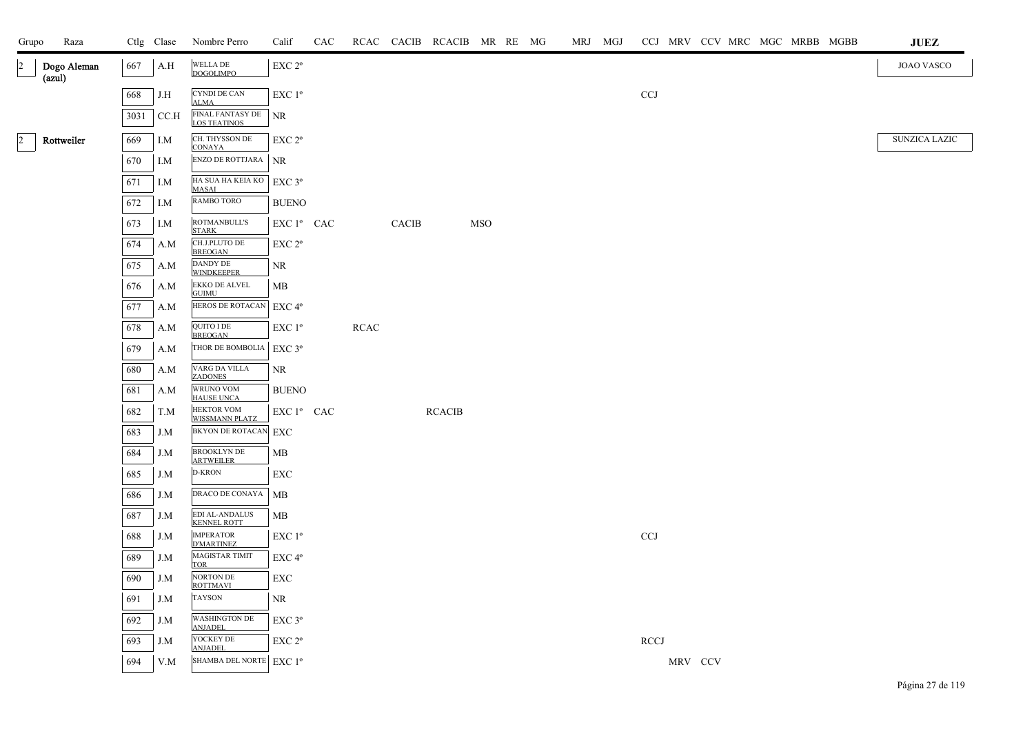| Grupo | Raza | Ctlg | Clase | Nombre Perro | Calif | CAC | RCAC | CACIB | RCACIB | MR | RE | MG | MRJ | MGJ | CCJ | MRV | CCV | MRC | MGC | MRBB | MGBB | JUEZ |
|---|---|---|---|---|---|---|---|---|---|---|---|---|---|---|---|---|---|---|---|---|---|---|
| 2 | Dogo Aleman (azul) | 667 | A.H | WELLA DE DOGOLIMPO | EXC 2º | | | | | | | | | | | | | | | | | JOAO VASCO |
| | | 668 | J.H | CYNDI DE CAN ALMA | EXC 1º | | | | | | | | | | CCJ | | | | | | | |
| | | 3031 | CC.H | FINAL FANTASY DE LOS TEATINOS | NR | | | | | | | | | | | | | | | | | |
| 2 | Rottweiler | 669 | I.M | CH. THYSSON DE CONAYA | EXC 2º | | | | | | | | | | | | | | | | | SUNZICA LAZIC |
| | | 670 | I.M | ENZO DE ROTTJARA | NR | | | | | | | | | | | | | | | | | |
| | | 671 | I.M | HA SUA HA KEIA KO MASAI | EXC 3º | | | | | | | | | | | | | | | | | |
| | | 672 | I.M | RAMBO TORO | BUENO | | | | | | | | | | | | | | | | | |
| | | 673 | I.M | ROTMANBULL'S STARK | EXC 1º | CAC | | CACIB | | MSO | | | | | | | | | | | | |
| | | 674 | A.M | CH.J.PLUTO DE BREOGAN | EXC 2º | | | | | | | | | | | | | | | | | |
| | | 675 | A.M | DANDY DE WINDKEEPER | NR | | | | | | | | | | | | | | | | | |
| | | 676 | A.M | EKKO DE ALVEL GUIMU | MB | | | | | | | | | | | | | | | | | |
| | | 677 | A.M | HEROS DE ROTACAN | EXC 4º | | | | | | | | | | | | | | | | | |
| | | 678 | A.M | QUITO I DE BREOGAN | EXC 1º | | RCAC | | | | | | | | | | | | | | | |
| | | 679 | A.M | THOR DE BOMBOLIA | EXC 3º | | | | | | | | | | | | | | | | | |
| | | 680 | A.M | VARG DA VILLA ZADONES | NR | | | | | | | | | | | | | | | | | |
| | | 681 | A.M | WRUNO VOM HAUSE UNCA | BUENO | | | | | | | | | | | | | | | | | |
| | | 682 | T.M | HEKTOR VOM WISSMANN PLATZ | EXC 1º | CAC | | | RCACIB | | | | | | | | | | | | | |
| | | 683 | J.M | BKYON DE ROTACAN | EXC | | | | | | | | | | | | | | | | | |
| | | 684 | J.M | BROOKLYN DE ARTWEILER | MB | | | | | | | | | | | | | | | | | |
| | | 685 | J.M | D-KRON | EXC | | | | | | | | | | | | | | | | | |
| | | 686 | J.M | DRACO DE CONAYA | MB | | | | | | | | | | | | | | | | | |
| | | 687 | J.M | EDI AL-ANDALUS KENNEL ROTT | MB | | | | | | | | | | | | | | | | | |
| | | 688 | J.M | IMPERATOR D'MARTINEZ | EXC 1º | | | | | | | | | | CCJ | | | | | | | |
| | | 689 | J.M | MAGISTAR TIMIT TOR | EXC 4º | | | | | | | | | | | | | | | | | |
| | | 690 | J.M | NORTON DE ROTTMAVI | EXC | | | | | | | | | | | | | | | | | |
| | | 691 | J.M | TAYSON | NR | | | | | | | | | | | | | | | | | |
| | | 692 | J.M | WASHINGTON DE ANJADEL | EXC 3º | | | | | | | | | | | | | | | | | |
| | | 693 | J.M | YOCKEY DE ANJADEL | EXC 2º | | | | | | | | | | RCCJ | | | | | | | |
| | | 694 | V.M | SHAMBA DEL NORTE | EXC 1º | | | | | | | | | | | MRV | CCV | | | | | |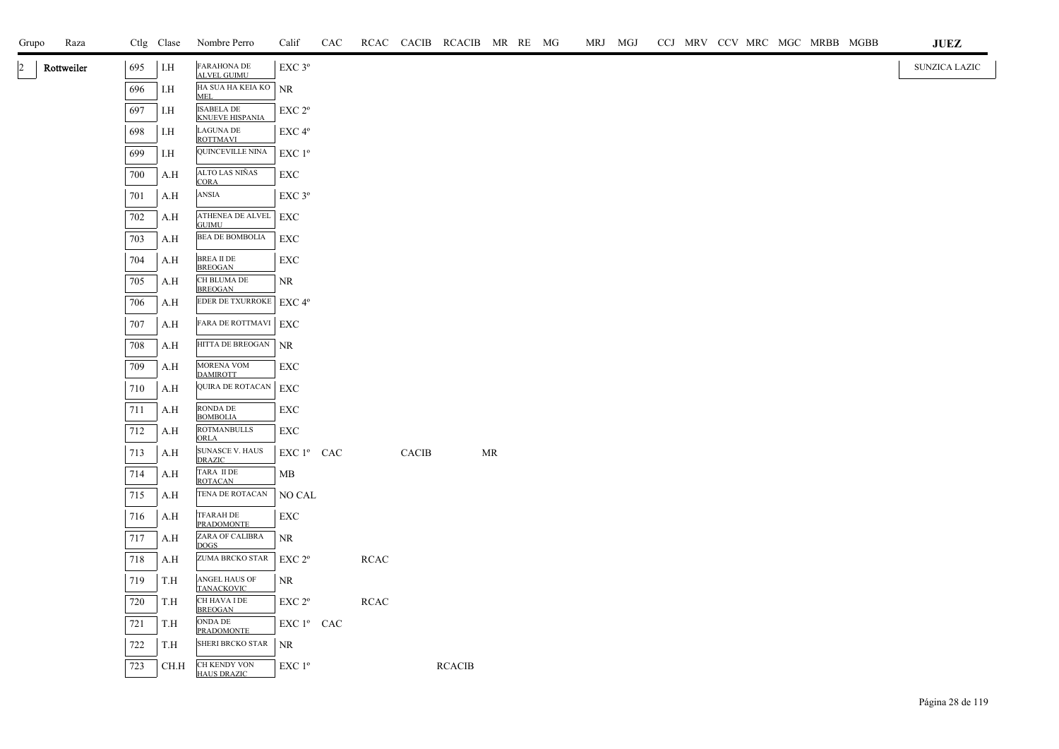| Grupo | Raza | Ctlg | Clase | Nombre Perro | Calif | CAC | RCAC | CACIB | RCACIB | MR | RE | MG | MRJ | MGJ | CCJ | MRV | CCV | MRC | MGC | MRBB | MGBB | JUEZ |
|---|---|---|---|---|---|---|---|---|---|---|---|---|---|---|---|---|---|---|---|---|---|---|
| 2 | Rottweiler | 695 | I.H | FARAHONA DE ALVEL GUIMU | EXC 3º | | | | | | | | | | | | | | | | | SUNZICA LAZIC |
| | | 696 | I.H | HA SUA HA KEIA KO MEL | NR | | | | | | | | | | | | | | | | | |
| | | 697 | I.H | ISABELA DE KNUEVE HISPANIA | EXC 2º | | | | | | | | | | | | | | | | | |
| | | 698 | I.H | LAGUNA DE ROTTMAVI | EXC 4º | | | | | | | | | | | | | | | | | |
| | | 699 | I.H | QUINCEVILLE NINA | EXC 1º | | | | | | | | | | | | | | | | | |
| | | 700 | A.H | ALTO LAS NIÑAS CORA | EXC | | | | | | | | | | | | | | | | | |
| | | 701 | A.H | ANSIA | EXC 3º | | | | | | | | | | | | | | | | | |
| | | 702 | A.H | ATHENEA DE ALVEL GUIMU | EXC | | | | | | | | | | | | | | | | | |
| | | 703 | A.H | BEA DE BOMBOLIA | EXC | | | | | | | | | | | | | | | | | |
| | | 704 | A.H | BREA II DE BREOGAN | EXC | | | | | | | | | | | | | | | | | |
| | | 705 | A.H | CH BLUMA DE BREOGAN | NR | | | | | | | | | | | | | | | | | |
| | | 706 | A.H | EDER DE TXURROKE | EXC 4º | | | | | | | | | | | | | | | | | |
| | | 707 | A.H | FARA DE ROTTMAVI | EXC | | | | | | | | | | | | | | | | | |
| | | 708 | A.H | HITTA DE BREOGAN | NR | | | | | | | | | | | | | | | | | |
| | | 709 | A.H | MORENA VOM DAMIROTT | EXC | | | | | | | | | | | | | | | | | |
| | | 710 | A.H | QUIRA DE ROTACAN | EXC | | | | | | | | | | | | | | | | | |
| | | 711 | A.H | RONDA DE BOMBOLIA | EXC | | | | | | | | | | | | | | | | | |
| | | 712 | A.H | ROTMANBULLS ORLA | EXC | | | | | | | | | | | | | | | | | |
| | | 713 | A.H | SUNASCE V. HAUS DRAZIC | EXC 1º | CAC | | CACIB | | MR | | | | | | | | | | | | |
| | | 714 | A.H | TARA II DE ROTACAN | MB | | | | | | | | | | | | | | | | | |
| | | 715 | A.H | TENA DE ROTACAN | NO CAL | | | | | | | | | | | | | | | | | |
| | | 716 | A.H | TFARAH DE PRADOMONTE | EXC | | | | | | | | | | | | | | | | | |
| | | 717 | A.H | ZARA OF CALIBRA DOGS | NR | | | | | | | | | | | | | | | | | |
| | | 718 | A.H | ZUMA BRCKO STAR | EXC 2º | | RCAC | | | | | | | | | | | | | | | |
| | | 719 | T.H | ANGEL HAUS OF TANACKOVIC | NR | | | | | | | | | | | | | | | | | |
| | | 720 | T.H | CH HAVA I DE BREOGAN | EXC 2º | | RCAC | | | | | | | | | | | | | | | |
| | | 721 | T.H | ONDA DE PRADOMONTE | EXC 1º | CAC | | | | | | | | | | | | | | | | |
| | | 722 | T.H | SHERI BRCKO STAR | NR | | | | | | | | | | | | | | | | | |
| | | 723 | CH.H | CH KENDY VON HAUS DRAZIC | EXC 1º | | | | RCACIB | | | | | | | | | | | | | |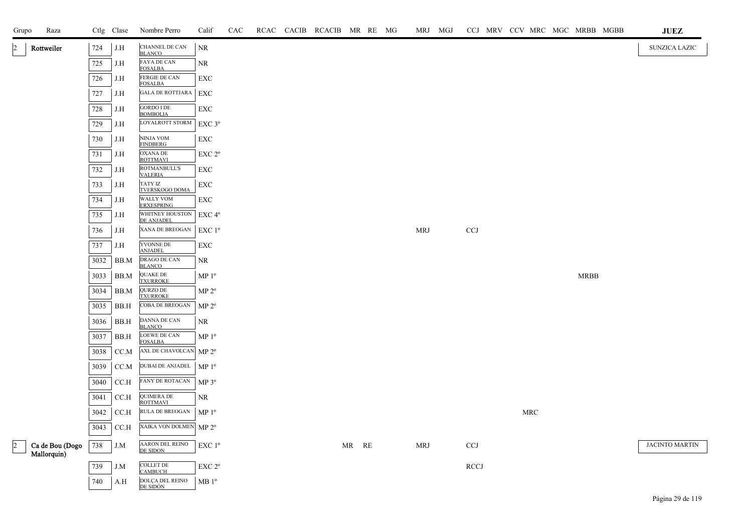| Grupo | Raza | Ctlg | Clase | Nombre Perro | Calif | CAC | RCAC | CACIB | RCACIB | MR | RE | MG | MRJ | MGJ | CCJ | MRV | CCV | MRC | MGC | MRBB | MGBB | JUEZ |
|---|---|---|---|---|---|---|---|---|---|---|---|---|---|---|---|---|---|---|---|---|---|---|
| 2 | Rottweiler | 724 | J.H | CHANNEL DE CAN BLANCO | NR | | | | | | | | | | | | | | | | | SUNZICA LAZIC |
| | | 725 | J.H | FAYA DE CAN FOSALBA | NR | | | | | | | | | | | | | | | | | |
| | | 726 | J.H | FERGIE DE CAN FOSALBA | EXC | | | | | | | | | | | | | | | | | |
| | | 727 | J.H | GALA DE ROTTJARA | EXC | | | | | | | | | | | | | | | | | |
| | | 728 | J.H | GORDO I DE BOMBOLIA | EXC | | | | | | | | | | | | | | | | | |
| | | 729 | J.H | LOYALROTT STORM | EXC 3º | | | | | | | | | | | | | | | | | |
| | | 730 | J.H | NINJA VOM FINDBERG | EXC | | | | | | | | | | | | | | | | | |
| | | 731 | J.H | OXANA DE ROTTMAVI | EXC 2º | | | | | | | | | | | | | | | | | |
| | | 732 | J.H | ROTMANBULL'S VALERIA | EXC | | | | | | | | | | | | | | | | | |
| | | 733 | J.H | TATY IZ TVERSKOGO DOMA | EXC | | | | | | | | | | | | | | | | | |
| | | 734 | J.H | WALLY VOM ERXESPRING | EXC | | | | | | | | | | | | | | | | | |
| | | 735 | J.H | WHITNEY HOUSTON DE ANJADEL | EXC 4º | | | | | | | | | | | | | | | | | |
| | | 736 | J.H | XANA DE BREOGAN | EXC 1º | | | | | | | | MRJ | | CCJ | | | | | | | |
| | | 737 | J.H | YVONNE DE ANJADEL | EXC | | | | | | | | | | | | | | | | | |
| | | 3032 | BB.M | DRAGO DE CAN BLANCO | NR | | | | | | | | | | | | | | | | | |
| | | 3033 | BB.M | QUAKE DE TXURROKE | MP 1º | | | | | | | | | | | | | | | MRBB | | |
| | | 3034 | BB.M | QURZO DE TXURROKE | MP 2º | | | | | | | | | | | | | | | | | |
| | | 3035 | BB.H | COBA DE BREOGAN | MP 2º | | | | | | | | | | | | | | | | | |
| | | 3036 | BB.H | DANNA DE CAN BLANCO | NR | | | | | | | | | | | | | | | | | |
| | | 3037 | BB.H | LOEWE DE CAN FOSALBA | MP 1º | | | | | | | | | | | | | | | | | |
| | | 3038 | CC.M | AXL DE CHAVOLCAN | MP 2º | | | | | | | | | | | | | | | | | |
| | | 3039 | CC.M | DUBAI DE ANJADEL | MP 1º | | | | | | | | | | | | | | | | | |
| | | 3040 | CC.H | FANY DE ROTACAN | MP 3º | | | | | | | | | | | | | | | | | |
| | | 3041 | CC.H | QUIMERA DE ROTTMAVI | NR | | | | | | | | | | | | | | | | | |
| | | 3042 | CC.H | RULA DE BREOGAN | MP 1º | | | | | | | | | | | | | MRC | | | | |
| | | 3043 | CC.H | XAIKA VON DOLMEN | MP 2º | | | | | | | | | | | | | | | | | |
| 2 | Ca de Bou (Dogo Mallorquin) | 738 | J.M | AARON DEL REINO DE SIDON | EXC 1º | | | | | MR | RE | | MRJ | | CCJ | | | | | | | JACINTO MARTIN |
| | | 739 | J.M | COLLET DE CAMBUCH | EXC 2º | | | | | | | | | | RCCJ | | | | | | | |
| | | 740 | A.H | DOLÇA DEL REINO DE SIDÓN | MB 1º | | | | | | | | | | | | | | | | | |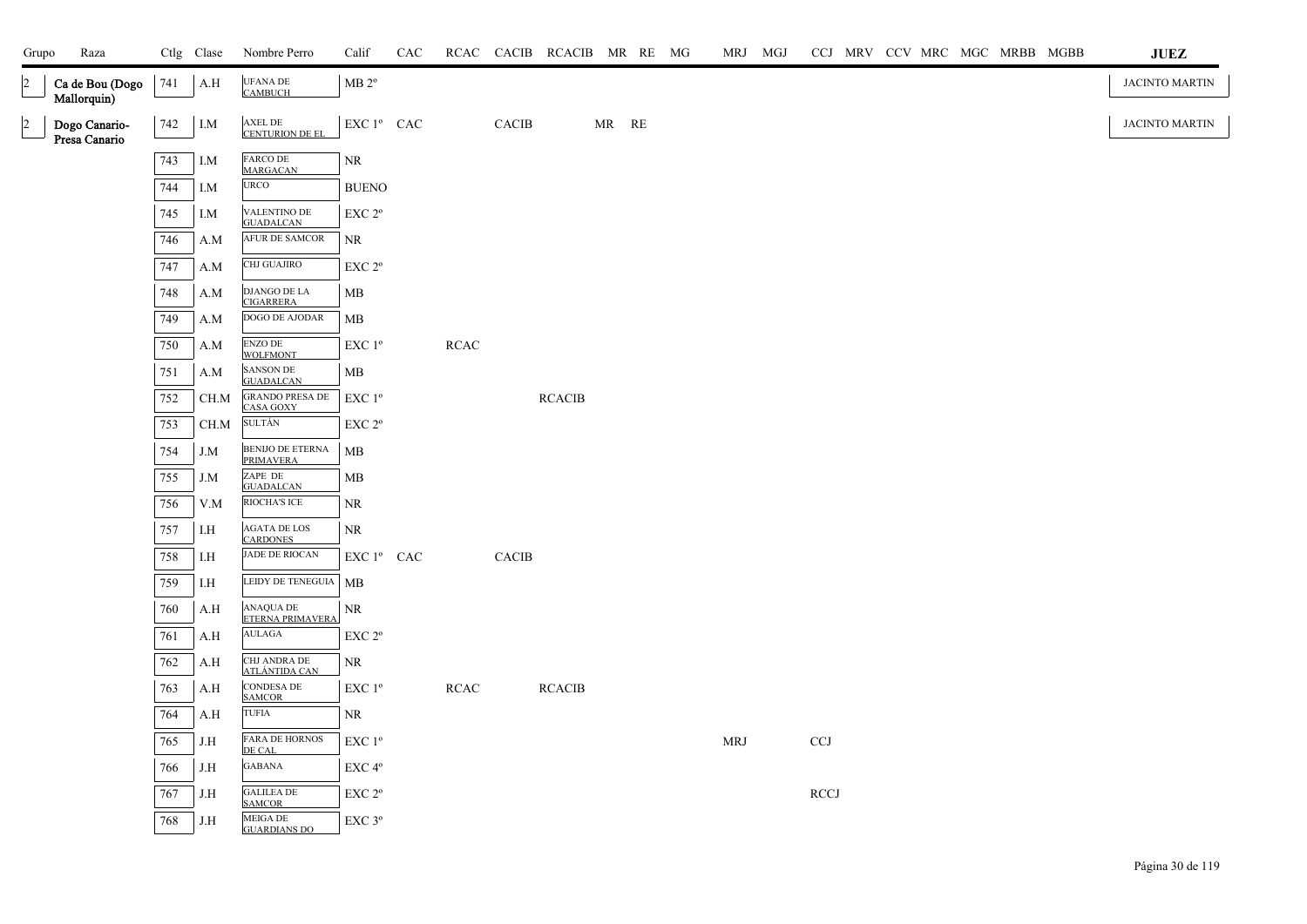| Grupo | Raza | Ctlg | Clase | Nombre Perro | Calif | CAC | RCAC | CACIB | RCACIB | MR | RE | MG | MRJ | MGJ | CCJ | MRV | CCV | MRC | MGC | MRBB | MGBB | JUEZ |
|---|---|---|---|---|---|---|---|---|---|---|---|---|---|---|---|---|---|---|---|---|---|---|
| 2 | Ca de Bou (Dogo Mallorquin) | 741 | A.H | UFANA DE CAMBUCH | MB 2º | | | | | | | | | | | | | | | | | JACINTO MARTIN |
| 2 | Dogo Canario-Presa Canario | 742 | I.M | AXEL DE CENTURION DE EL | EXC 1º | CAC | | CACIB | | MR | RE | | | | | | | | | | | JACINTO MARTIN |
| | | 743 | I.M | FARCO DE MARGACAN | NR | | | | | | | | | | | | | | | | | |
| | | 744 | I.M | URCO | BUENO | | | | | | | | | | | | | | | | | |
| | | 745 | I.M | VALENTINO DE GUADALCAN | EXC 2º | | | | | | | | | | | | | | | | | |
| | | 746 | A.M | AFUR DE SAMCOR | NR | | | | | | | | | | | | | | | | | |
| | | 747 | A.M | CHJ GUAJIRO | EXC 2º | | | | | | | | | | | | | | | | | |
| | | 748 | A.M | DJANGO DE LA CIGARRERA | MB | | | | | | | | | | | | | | | | | |
| | | 749 | A.M | DOGO DE AJODAR | MB | | | | | | | | | | | | | | | | | |
| | | 750 | A.M | ENZO DE WOLFMONT | EXC 1º | | RCAC | | | | | | | | | | | | | | | |
| | | 751 | A.M | SANSON DE GUADALCAN | MB | | | | | | | | | | | | | | | | | |
| | | 752 | CH.M | GRANDO PRESA DE CASA GOXY | EXC 1º | | | | RCACIB | | | | | | | | | | | | | |
| | | 753 | CH.M | SULTÁN | EXC 2º | | | | | | | | | | | | | | | | | |
| | | 754 | J.M | BENIJO DE ETERNA PRIMAVERA | MB | | | | | | | | | | | | | | | | | |
| | | 755 | J.M | ZAPE DE GUADALCAN | MB | | | | | | | | | | | | | | | | | |
| | | 756 | V.M | RIOCHA'S ICE | NR | | | | | | | | | | | | | | | | | |
| | | 757 | I.H | AGATA DE LOS CARDONES | NR | | | | | | | | | | | | | | | | | |
| | | 758 | I.H | JADE DE RIOCAN | EXC 1º | CAC | | CACIB | | | | | | | | | | | | | | |
| | | 759 | I.H | LEIDY DE TENEGUIA | MB | | | | | | | | | | | | | | | | | |
| | | 760 | A.H | ANAQUA DE ETERNA PRIMAVERA | NR | | | | | | | | | | | | | | | | | |
| | | 761 | A.H | AULAGA | EXC 2º | | | | | | | | | | | | | | | | | |
| | | 762 | A.H | CHJ ANDRA DE ATLÁNTIDA CAN | NR | | | | | | | | | | | | | | | | | |
| | | 763 | A.H | CONDESA DE SAMCOR | EXC 1º | | RCAC | | RCACIB | | | | | | | | | | | | | |
| | | 764 | A.H | TUFIA | NR | | | | | | | | | | | | | | | | | |
| | | 765 | J.H | FARA DE HORNOS DE CAL | EXC 1º | | | | | | | | MRJ | | CCJ | | | | | | | |
| | | 766 | J.H | GABANA | EXC 4º | | | | | | | | | | | | | | | | | |
| | | 767 | J.H | GALILEA DE SAMCOR | EXC 2º | | | | | | | | | | RCCJ | | | | | | | |
| | | 768 | J.H | MEIGA DE GUARDIANS DO | EXC 3º | | | | | | | | | | | | | | | | | |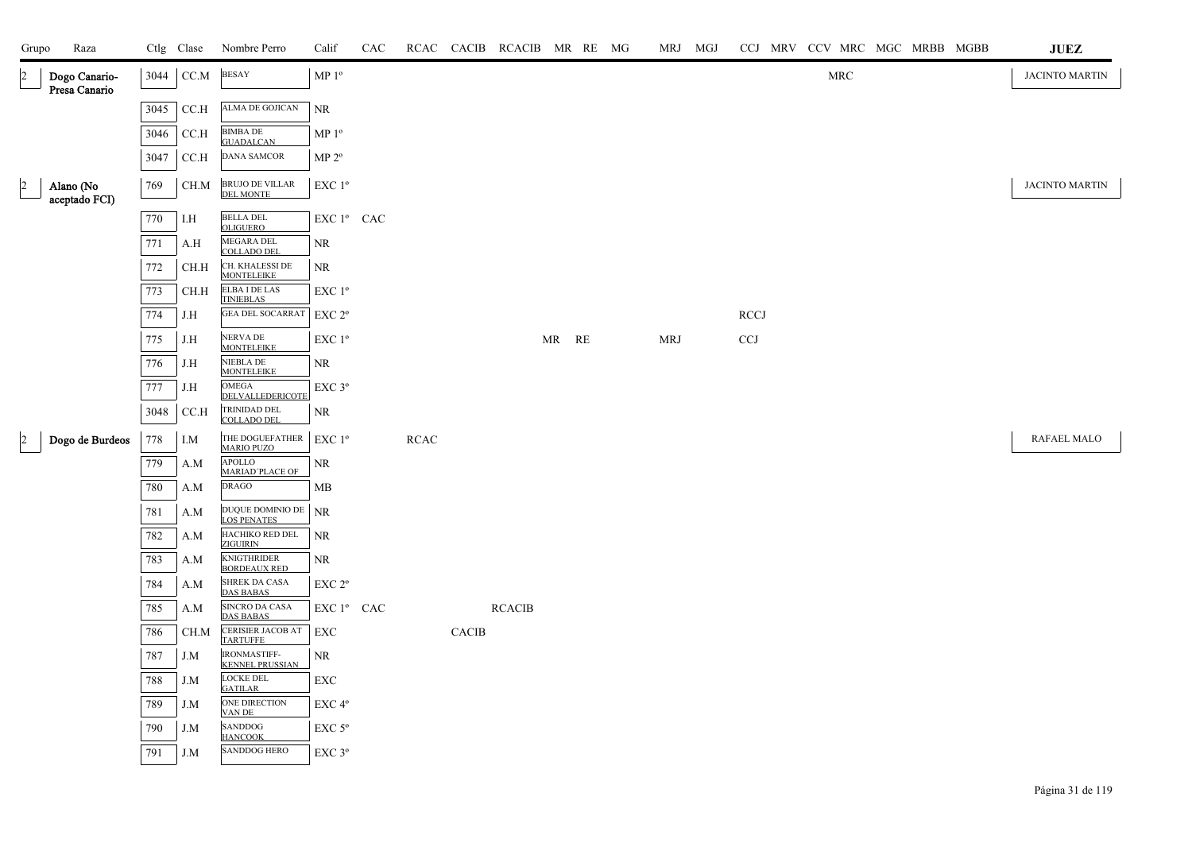| Grupo | Raza | Ctlg | Clase | Nombre Perro | Calif | CAC | RCAC | CACIB | RCACIB | MR | RE | MG | MRJ | MGJ | CCJ | MRV | CCV | MRC | MGC | MRBB | MGBB | JUEZ |
|---|---|---|---|---|---|---|---|---|---|---|---|---|---|---|---|---|---|---|---|---|---|---|
| 2 | Dogo Canario-Presa Canario | 3044 | CC.M | BESAY | MP 1º | | | | | | | | | | | | | MRC | | | | JACINTO MARTIN |
| | | 3045 | CC.H | ALMA DE GOJICAN | NR | | | | | | | | | | | | | | | | | |
| | | 3046 | CC.H | BIMBA DE GUADALCAN | MP 1º | | | | | | | | | | | | | | | | | |
| | | 3047 | CC.H | DANA SAMCOR | MP 2º | | | | | | | | | | | | | | | | | |
| 2 | Alano (No aceptado FCI) | 769 | CH.M | BRUJO DE VILLAR DEL MONTE | EXC 1º | | | | | | | | | | | | | | | | | JACINTO MARTIN |
| | | 770 | I.H | BELLA DEL OLIGUERO | EXC 1º | CAC | | | | | | | | | | | | | | | | |
| | | 771 | A.H | MEGARA DEL COLLADO DEL | NR | | | | | | | | | | | | | | | | | |
| | | 772 | CH.H | CH. KHALESSI DE MONTELEIKE | NR | | | | | | | | | | | | | | | | | |
| | | 773 | CH.H | ELBA I DE LAS TINIEBLAS | EXC 1º | | | | | | | | | | | | | | | | | |
| | | 774 | J.H | GEA DEL SOCARRAT | EXC 2º | | | | | | | | | | RCCJ | | | | | | | |
| | | 775 | J.H | NERVA DE MONTELEIKE | EXC 1º | | | | | MR | RE | | MRJ | | CCJ | | | | | | | |
| | | 776 | J.H | NIEBLA DE MONTELEIKE | NR | | | | | | | | | | | | | | | | | |
| | | 777 | J.H | OMEGA DELVALLEDERICOTE | EXC 3º | | | | | | | | | | | | | | | | | |
| | | 3048 | CC.H | TRINIDAD DEL COLLADO DEL | NR | | | | | | | | | | | | | | | | | |
| 2 | Dogo de Burdeos | 778 | I.M | THE DOGUEFATHER MARIO PUZO | EXC 1º | | RCAC | | | | | | | | | | | | | | | RAFAEL MALO |
| | | 779 | A.M | APOLLO MARIAD´PLACE OF | NR | | | | | | | | | | | | | | | | | |
| | | 780 | A.M | DRAGO | MB | | | | | | | | | | | | | | | | | |
| | | 781 | A.M | DUQUE DOMINIO DE LOS PENATES | NR | | | | | | | | | | | | | | | | | |
| | | 782 | A.M | HACHIKO RED DEL ZIGUIRIN | NR | | | | | | | | | | | | | | | | | |
| | | 783 | A.M | KNIGTHRIDER BORDEAUX RED | NR | | | | | | | | | | | | | | | | | |
| | | 784 | A.M | SHREK DA CASA DAS BABAS | EXC 2º | | | | | | | | | | | | | | | | | |
| | | 785 | A.M | SINCRO DA CASA DAS BABAS | EXC 1º | CAC | | | RCACIB | | | | | | | | | | | | | |
| | | 786 | CH.M | CERISIER JACOB AT TARTUFFE | EXC | | | CACIB | | | | | | | | | | | | | | |
| | | 787 | J.M | IRONMASTIFF-KENNEL PRUSSIAN | NR | | | | | | | | | | | | | | | | | |
| | | 788 | J.M | LOCKE DEL GATILAR | EXC | | | | | | | | | | | | | | | | | |
| | | 789 | J.M | ONE DIRECTION VAN DE | EXC 4º | | | | | | | | | | | | | | | | | |
| | | 790 | J.M | SANDDOG HANCOOK | EXC 5º | | | | | | | | | | | | | | | | | |
| | | 791 | J.M | SANDDOG HERO | EXC 3º | | | | | | | | | | | | | | | | | |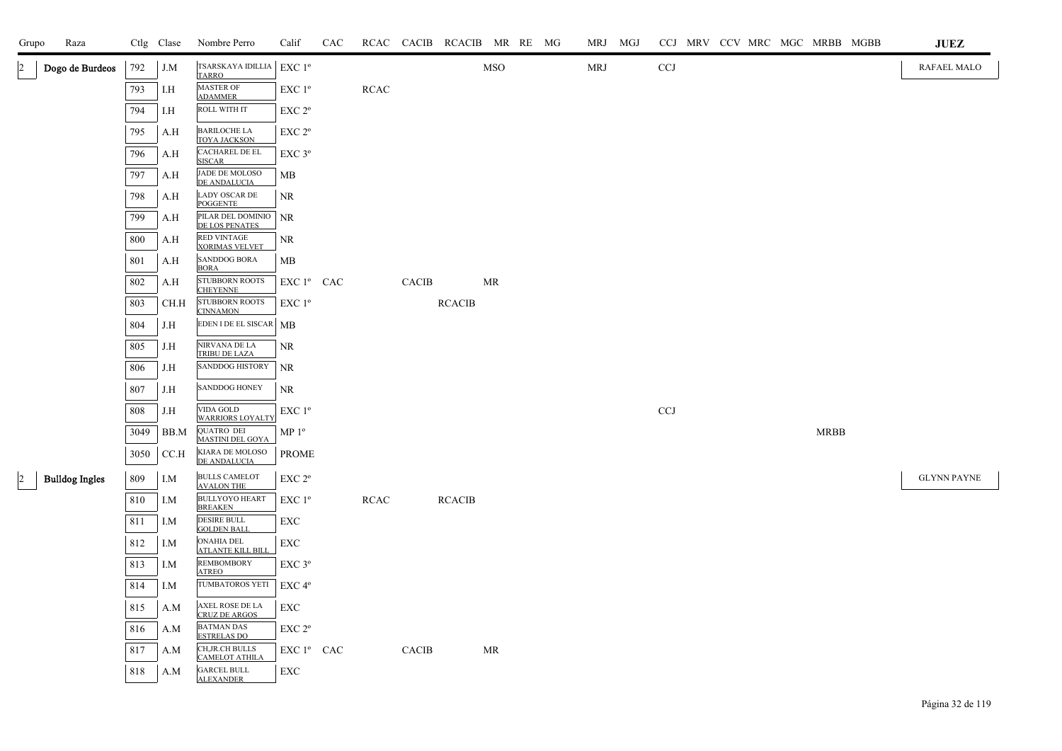| Grupo | Raza | Ctlg | Clase | Nombre Perro | Calif | CAC | RCAC | CACIB | RCACIB | MR | RE | MG | MRJ | MGJ | CCJ | MRV | CCV | MRC | MGC | MRBB | MGBB | JUEZ |
|---|---|---|---|---|---|---|---|---|---|---|---|---|---|---|---|---|---|---|---|---|---|---|
| 2 | Dogo de Burdeos | 792 | J.M | TSARSKAYA IDILLIA TARRO | EXC 1º | | | | | MSO | | | MRJ | | CCJ | | | | | | | RAFAEL MALO |
| | | 793 | I.H | MASTER OF ADAMMER | EXC 1º | | RCAC | | | | | | | | | | | | | | | |
| | | 794 | I.H | ROLL WITH IT | EXC 2º | | | | | | | | | | | | | | | | | |
| | | 795 | A.H | BARILOCHE LA TOYA JACKSON | EXC 2º | | | | | | | | | | | | | | | | | |
| | | 796 | A.H | CACHAREL DE EL SISCAR | EXC 3º | | | | | | | | | | | | | | | | | |
| | | 797 | A.H | JADE DE MOLOSO DE ANDALUCIA | MB | | | | | | | | | | | | | | | | | |
| | | 798 | A.H | LADY OSCAR DE POGGENTE | NR | | | | | | | | | | | | | | | | | |
| | | 799 | A.H | PILAR DEL DOMINIO DE LOS PENATES | NR | | | | | | | | | | | | | | | | | |
| | | 800 | A.H | RED VINTAGE XORIMAS VELVET | NR | | | | | | | | | | | | | | | | | |
| | | 801 | A.H | SANDDOG BORA BORA | MB | | | | | | | | | | | | | | | | | |
| | | 802 | A.H | STUBBORN ROOTS CHEYENNE | EXC 1º | CAC | | CACIB | | MR | | | | | | | | | | | | |
| | | 803 | CH.H | STUBBORN ROOTS CINNAMON | EXC 1º | | | | RCACIB | | | | | | | | | | | | | |
| | | 804 | J.H | EDEN I DE EL SISCAR | MB | | | | | | | | | | | | | | | | | |
| | | 805 | J.H | NIRVANA DE LA TRIBU DE LAZA | NR | | | | | | | | | | | | | | | | | |
| | | 806 | J.H | SANDDOG HISTORY | NR | | | | | | | | | | | | | | | | | |
| | | 807 | J.H | SANDDOG HONEY | NR | | | | | | | | | | | | | | | | | |
| | | 808 | J.H | VIDA GOLD WARRIORS LOYALTY | EXC 1º | | | | | | | | | | CCJ | | | | | | | |
| | | 3049 | BB.M | QUATRO DEI MASTINI DEL GOYA | MP 1º | | | | | | | | | | | | | | | MRBB | | |
| | | 3050 | CC.H | KIARA DE MOLOSO DE ANDALUCIA | PROME | | | | | | | | | | | | | | | | | |
| 2 | Bulldog Ingles | 809 | I.M | BULLS CAMELOT AVALON THE | EXC 2º | | | | | | | | | | | | | | | | | GLYNN PAYNE |
| | | 810 | I.M | BULLYOYO HEART BREAKEN | EXC 1º | | RCAC | | RCACIB | | | | | | | | | | | | | |
| | | 811 | I.M | DESIRE BULL GOLDEN BALL | EXC | | | | | | | | | | | | | | | | | |
| | | 812 | I.M | ONAHIA DEL ATLANTE KILL BILL | EXC | | | | | | | | | | | | | | | | | |
| | | 813 | I.M | REMBOMBORY ATREO | EXC 3º | | | | | | | | | | | | | | | | | |
| | | 814 | I.M | TUMBATOROS YETI | EXC 4º | | | | | | | | | | | | | | | | | |
| | | 815 | A.M | AXEL ROSE DE LA CRUZ DE ARGOS | EXC | | | | | | | | | | | | | | | | | |
| | | 816 | A.M | BATMAN DAS ESTRELAS DO | EXC 2º | | | | | | | | | | | | | | | | | |
| | | 817 | A.M | CH,JR.CH BULLS CAMELOT ATHILA | EXC 1º | CAC | | CACIB | | MR | | | | | | | | | | | | |
| | | 818 | A.M | GARCEL BULL ALEXANDER | EXC | | | | | | | | | | | | | | | | | |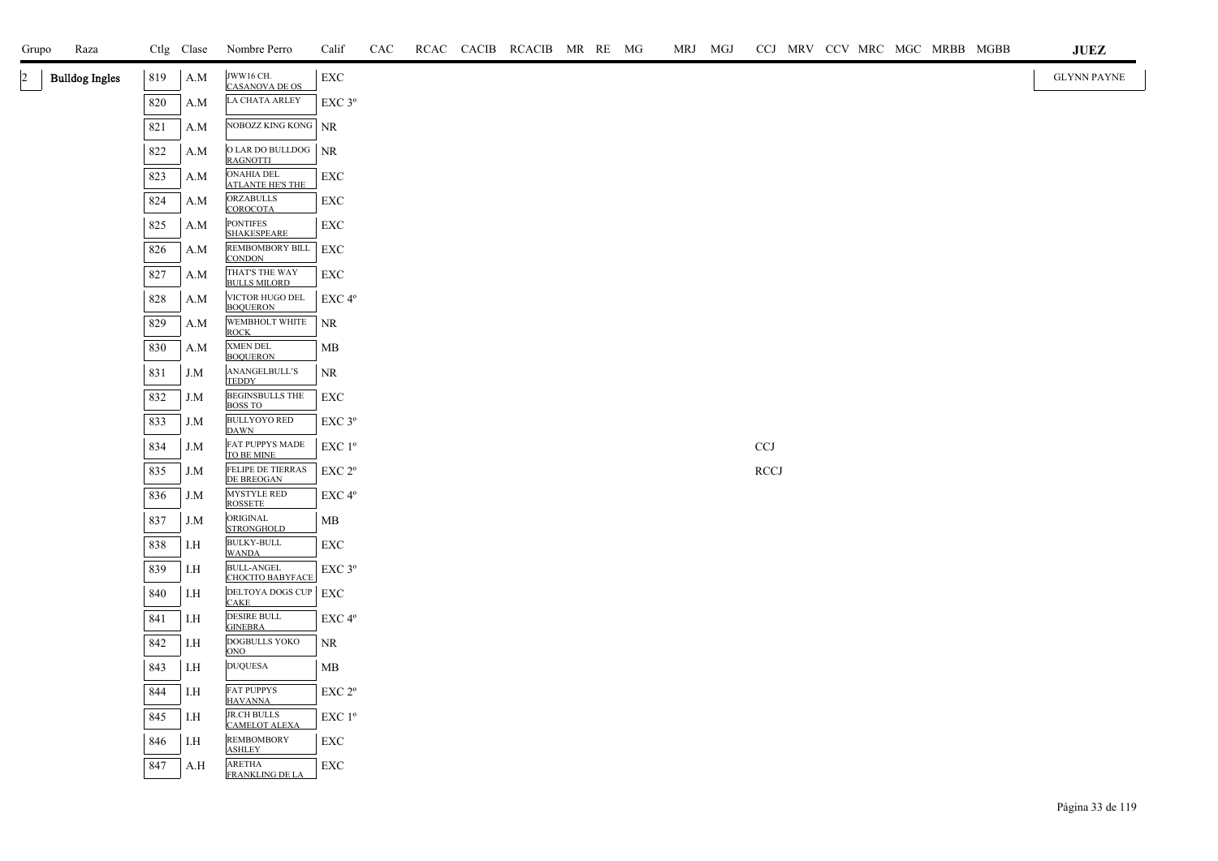| Grupo | Raza | Ctlg | Clase | Nombre Perro | Calif | CAC | RCAC | CACIB | RCACIB | MR | RE | MG | MRJ | MGJ | CCJ | MRV | CCV | MRC | MGC | MRBB | MGBB | JUEZ |
|---|---|---|---|---|---|---|---|---|---|---|---|---|---|---|---|---|---|---|---|---|---|---|
| 2 | Bulldog Ingles | 819 | A.M | JWW16 CH. CASANOVA DE OS | EXC | | | | | | | | | | | | | | | | | GLYNN PAYNE |
| | | 820 | A.M | LA CHATA ARLEY | EXC 3º | | | | | | | | | | | | | | | | | |
| | | 821 | A.M | NOBOZZ KING KONG | NR | | | | | | | | | | | | | | | | | |
| | | 822 | A.M | O LAR DO BULLDOG RAGNOTTI | NR | | | | | | | | | | | | | | | | | |
| | | 823 | A.M | ONAHIA DEL ATLANTE HE'S THE | EXC | | | | | | | | | | | | | | | | | |
| | | 824 | A.M | ORZABULLS COROCOTA | EXC | | | | | | | | | | | | | | | | | |
| | | 825 | A.M | PONTIFES SHAKESPEARE | EXC | | | | | | | | | | | | | | | | | |
| | | 826 | A.M | REMBOMBORY BILL CONDON | EXC | | | | | | | | | | | | | | | | | |
| | | 827 | A.M | THAT'S THE WAY BULLS MILORD | EXC | | | | | | | | | | | | | | | | | |
| | | 828 | A.M | VICTOR HUGO DEL BOQUERON | EXC 4º | | | | | | | | | | | | | | | | | |
| | | 829 | A.M | WEMBHOLT WHITE ROCK | NR | | | | | | | | | | | | | | | | | |
| | | 830 | A.M | XMEN DEL BOQUERON | MB | | | | | | | | | | | | | | | | | |
| | | 831 | J.M | ANANGELBULL'S TEDDY | NR | | | | | | | | | | | | | | | | | |
| | | 832 | J.M | BEGINSBULLS THE BOSS TO | EXC | | | | | | | | | | | | | | | | | |
| | | 833 | J.M | BULLYOYO RED DAWN | EXC 3º | | | | | | | | | | | | | | | | | |
| | | 834 | J.M | FAT PUPPYS MADE TO BE MINE | EXC 1º | | | | | | | | | | CCJ | | | | | | | |
| | | 835 | J.M | FELIPE DE TIERRAS DE BREOGAN | EXC 2º | | | | | | | | | | RCCJ | | | | | | | |
| | | 836 | J.M | MYSTYLE RED ROSSETE | EXC 4º | | | | | | | | | | | | | | | | | |
| | | 837 | J.M | ORIGINAL STRONGHOLD | MB | | | | | | | | | | | | | | | | | |
| | | 838 | I.H | BULKY-BULL WANDA | EXC | | | | | | | | | | | | | | | | | |
| | | 839 | I.H | BULL-ANGEL CHOCITO BABYFACE | EXC 3º | | | | | | | | | | | | | | | | | |
| | | 840 | I.H | DELTOYA DOGS CUP CAKE | EXC | | | | | | | | | | | | | | | | | |
| | | 841 | I.H | DESIRE BULL GINEBRA | EXC 4º | | | | | | | | | | | | | | | | | |
| | | 842 | I.H | DOGBULLS YOKO ONO | NR | | | | | | | | | | | | | | | | | |
| | | 843 | I.H | DUQUESA | MB | | | | | | | | | | | | | | | | | |
| | | 844 | I.H | FAT PUPPYS HAVANNA | EXC 2º | | | | | | | | | | | | | | | | | |
| | | 845 | I.H | JR.CH BULLS CAMELOT ALEXA | EXC 1º | | | | | | | | | | | | | | | | | |
| | | 846 | I.H | REMBOMBORY ASHLEY | EXC | | | | | | | | | | | | | | | | | |
| | | 847 | A.H | ARETHA FRANKLING DE LA | EXC | | | | | | | | | | | | | | | | | |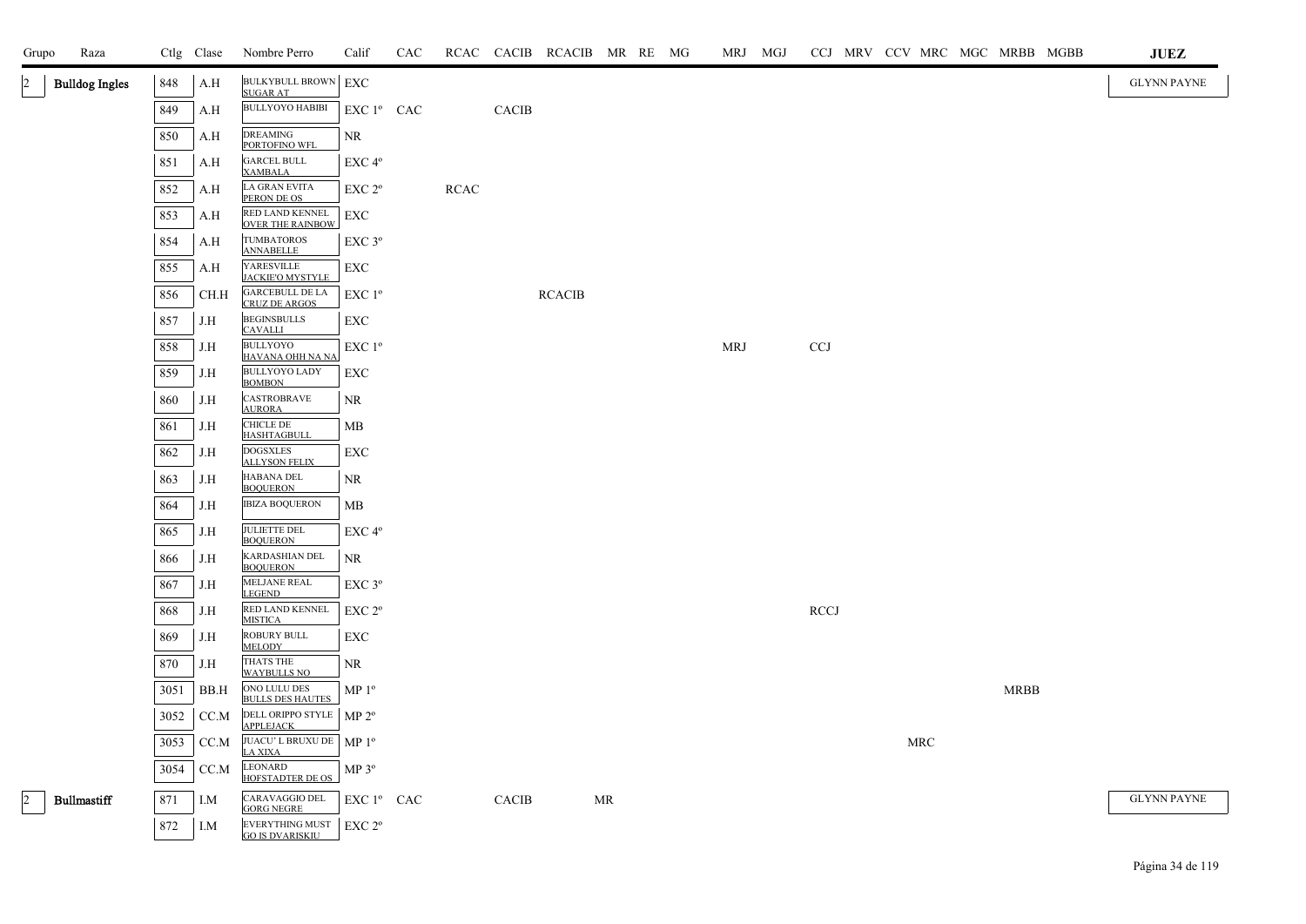| Grupo | Raza | Ctlg | Clase | Nombre Perro | Calif | CAC | RCAC | CACIB | RCACIB | MR | RE | MG | MRJ | MGJ | CCJ | MRV | CCV | MRC | MGC | MRBB | MGBB | JUEZ |
|---|---|---|---|---|---|---|---|---|---|---|---|---|---|---|---|---|---|---|---|---|---|---|
| 2 | Bulldog Ingles | 848 | A.H | BULKYBULL BROWN SUGAR AT | EXC | | | | | | | | | | | | | | | | | GLYNN PAYNE |
| | | 849 | A.H | BULLYOYO HABIBI | EXC 1º | CAC | | CACIB | | | | | | | | | | | | | | |
| | | 850 | A.H | DREAMING PORTOFINO WFL | NR | | | | | | | | | | | | | | | | | |
| | | 851 | A.H | GARCEL BULL XAMBALA | EXC 4º | | | | | | | | | | | | | | | | | |
| | | 852 | A.H | LA GRAN EVITA PERON DE OS | EXC 2º | | RCAC | | | | | | | | | | | | | | | |
| | | 853 | A.H | RED LAND KENNEL OVER THE RAINBOW | EXC | | | | | | | | | | | | | | | | | |
| | | 854 | A.H | TUMBATOROS ANNABELLE | EXC 3º | | | | | | | | | | | | | | | | | |
| | | 855 | A.H | YARESVILLE JACKIE'O MYSTYLE | EXC | | | | | | | | | | | | | | | | | |
| | | 856 | CH.H | GARCEBULL DE LA CRUZ DE ARGOS | EXC 1º | | | | RCACIB | | | | | | | | | | | | | |
| | | 857 | J.H | BEGINSBULLS CAVALLI | EXC | | | | | | | | | | | | | | | | | |
| | | 858 | J.H | BULLYOYO HAVANA OHH NA NA | EXC 1º | | | | | | | | MRJ | | CCJ | | | | | | | |
| | | 859 | J.H | BULLYOYO LADY BOMBON | EXC | | | | | | | | | | | | | | | | | |
| | | 860 | J.H | CASTROBRAVE AURORA | NR | | | | | | | | | | | | | | | | | |
| | | 861 | J.H | CHICLE DE HASHTAGBULL | MB | | | | | | | | | | | | | | | | | |
| | | 862 | J.H | DOGSXLES ALLYSON FELIX | EXC | | | | | | | | | | | | | | | | | |
| | | 863 | J.H | HABANA DEL BOQUERON | NR | | | | | | | | | | | | | | | | | |
| | | 864 | J.H | IBIZA BOQUERON | MB | | | | | | | | | | | | | | | | | |
| | | 865 | J.H | JULIETTE DEL BOQUERON | EXC 4º | | | | | | | | | | | | | | | | | |
| | | 866 | J.H | KARDASHIAN DEL BOQUERON | NR | | | | | | | | | | | | | | | | | |
| | | 867 | J.H | MELJANE REAL LEGEND | EXC 3º | | | | | | | | | | | | | | | | | |
| | | 868 | J.H | RED LAND KENNEL MISTICA | EXC 2º | | | | | | | | | | RCCJ | | | | | | | |
| | | 869 | J.H | ROBURY BULL MELODY | EXC | | | | | | | | | | | | | | | | | |
| | | 870 | J.H | THATS THE WAYBULLS NO | NR | | | | | | | | | | | | | | | | | |
| | | 3051 | BB.H | ONO LULU DES BULLS DES HAUTES | MP 1º | | | | | | | | | | | | | | | MRBB | | |
| | | 3052 | CC.M | DELL ORIPPO STYLE APPLEJACK | MP 2º | | | | | | | | | | | | | | | | | |
| | | 3053 | CC.M | JUACU' L BRUXU DE LA XIXA | MP 1º | | | | | | | | | | | | | MRC | | | | |
| | | 3054 | CC.M | LEONARD HOFSTADTER DE OS | MP 3º | | | | | | | | | | | | | | | | | |
| 2 | Bullmastiff | 871 | I.M | CARAVAGGIO DEL GORG NEGRE | EXC 1º | CAC | | CACIB | | MR | | | | | | | | | | | | GLYNN PAYNE |
| | | 872 | I.M | EVERYTHING MUST GO IS DVARISKIU | EXC 2º | | | | | | | | | | | | | | | | | |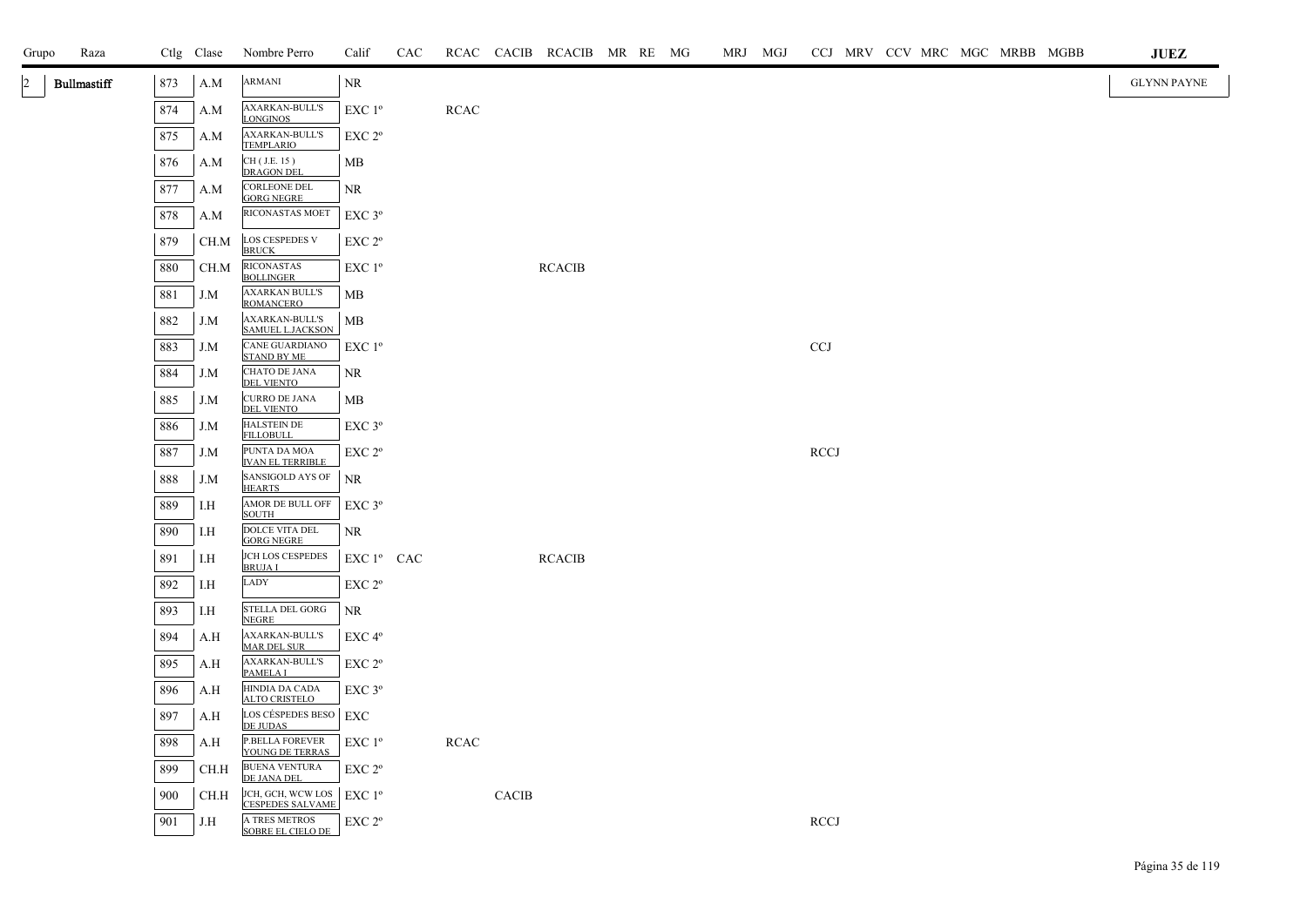| Grupo | Raza | Ctlg | Clase | Nombre Perro | Calif | CAC | RCAC | CACIB | RCACIB | MR | RE | MG | MRJ | MGJ | CCJ | MRV | CCV | MRC | MGC | MRBB | MGBB | JUEZ |
|---|---|---|---|---|---|---|---|---|---|---|---|---|---|---|---|---|---|---|---|---|---|---|
| 2 | Bullmastiff | 873 | A.M | ARMANI | NR | | | | | | | | | | | | | | | | | GLYNN PAYNE |
| | | 874 | A.M | AXARKAN-BULL'S LONGINOS | EXC 1º | | RCAC | | | | | | | | | | | | | | | |
| | | 875 | A.M | AXARKAN-BULL'S TEMPLARIO | EXC 2º | | | | | | | | | | | | | | | | | |
| | | 876 | A.M | CH ( J.E. 15 ) DRAGON DEL | MB | | | | | | | | | | | | | | | | | |
| | | 877 | A.M | CORLEONE DEL GORG NEGRE | NR | | | | | | | | | | | | | | | | | |
| | | 878 | A.M | RICONASTAS MOET | EXC 3º | | | | | | | | | | | | | | | | | |
| | | 879 | CH.M | LOS CESPEDES V BRUCK | EXC 2º | | | | | | | | | | | | | | | | | |
| | | 880 | CH.M | RICONASTAS BOLLINGER | EXC 1º | | | | RCACIB | | | | | | | | | | | | | |
| | | 881 | J.M | AXARKAN BULL'S ROMANCERO | MB | | | | | | | | | | | | | | | | | |
| | | 882 | J.M | AXARKAN-BULL'S SAMUEL L.JACKSON | MB | | | | | | | | | | | | | | | | | |
| | | 883 | J.M | CANE GUARDIANO STAND BY ME | EXC 1º | | | | | | | | | | CCJ | | | | | | | |
| | | 884 | J.M | CHATO DE JANA DEL VIENTO | NR | | | | | | | | | | | | | | | | | |
| | | 885 | J.M | CURRO DE JANA DEL VIENTO | MB | | | | | | | | | | | | | | | | | |
| | | 886 | J.M | HALSTEIN DE FILLOBULL | EXC 3º | | | | | | | | | | | | | | | | | |
| | | 887 | J.M | PUNTA DA MOA IVAN EL TERRIBLE | EXC 2º | | | | | | | | | | RCCJ | | | | | | | |
| | | 888 | J.M | SANSIGOLD AYS OF HEARTS | NR | | | | | | | | | | | | | | | | | |
| | | 889 | I.H | AMOR DE BULL OFF SOUTH | EXC 3º | | | | | | | | | | | | | | | | | |
| | | 890 | I.H | DOLCE VITA DEL GORG NEGRE | NR | | | | | | | | | | | | | | | | | |
| | | 891 | I.H | JCH LOS CESPEDES BRUJA I | EXC 1º | CAC | | | RCACIB | | | | | | | | | | | | | |
| | | 892 | I.H | LADY | EXC 2º | | | | | | | | | | | | | | | | | |
| | | 893 | I.H | STELLA DEL GORG NEGRE | NR | | | | | | | | | | | | | | | | | |
| | | 894 | A.H | AXARKAN-BULL'S MAR DEL SUR | EXC 4º | | | | | | | | | | | | | | | | | |
| | | 895 | A.H | AXARKAN-BULL'S PAMELA I | EXC 2º | | | | | | | | | | | | | | | | | |
| | | 896 | A.H | HINDIA DA CADA ALTO CRISTELO | EXC 3º | | | | | | | | | | | | | | | | | |
| | | 897 | A.H | LOS CÉSPEDES BESO DE JUDAS | EXC | | | | | | | | | | | | | | | | | |
| | | 898 | A.H | P.BELLA FOREVER YOUNG DE TERRAS | EXC 1º | | RCAC | | | | | | | | | | | | | | | |
| | | 899 | CH.H | BUENA VENTURA DE JANA DEL | EXC 2º | | | | | | | | | | | | | | | | | |
| | | 900 | CH.H | JCH, GCH, WCW LOS CESPEDES SALVAME | EXC 1º | | | CACIB | | | | | | | | | | | | | | |
| | | 901 | J.H | A TRES METROS SOBRE EL CIELO DE | EXC 2º | | | | | | | | | | RCCJ | | | | | | | |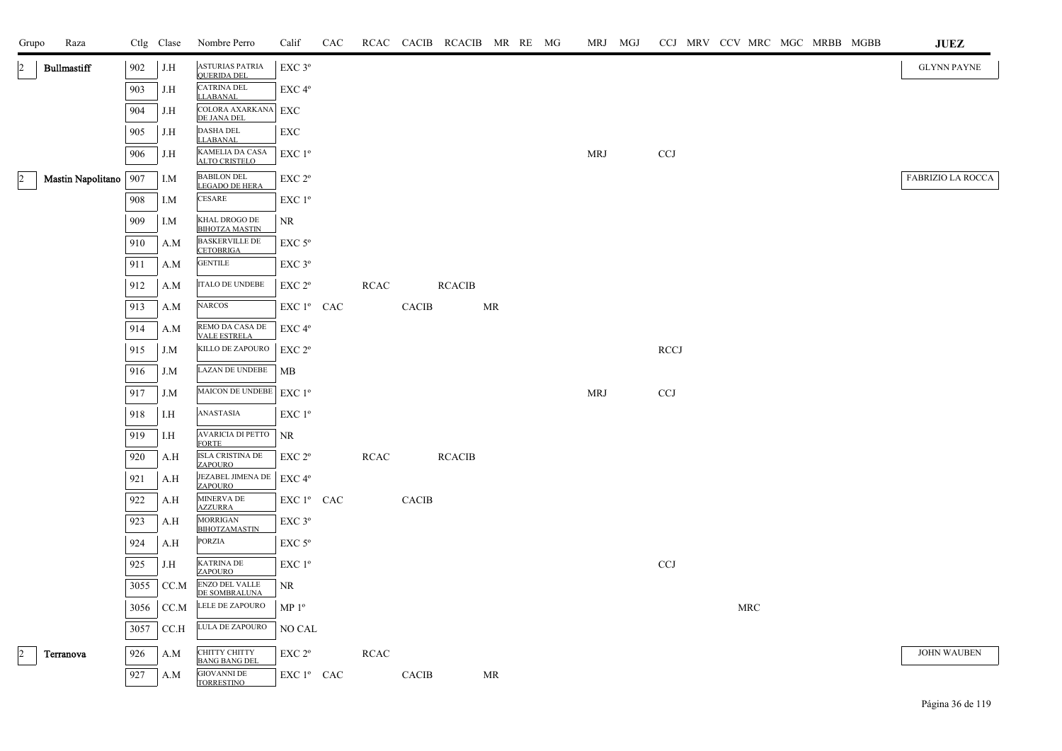| Grupo | Raza | Ctlg | Clase | Nombre Perro | Calif | CAC | RCAC | CACIB | RCACIB | MR | RE | MG | MRJ | MGJ | CCJ | MRV | CCV | MRC | MGC | MRBB | MGBB | JUEZ |
|---|---|---|---|---|---|---|---|---|---|---|---|---|---|---|---|---|---|---|---|---|---|---|
| 2 | Bullmastiff | 902 | J.H | ASTURIAS PATRIA QUERIDA DEL | EXC 3º | | | | | | | | | | | | | | | | | GLYNN PAYNE |
| | | 903 | J.H | CATRINA DEL LLABANAL | EXC 4º | | | | | | | | | | | | | | | | | |
| | | 904 | J.H | COLORA AXARKANA DE JANA DEL | EXC | | | | | | | | | | | | | | | | | |
| | | 905 | J.H | DASHA DEL LLABANAL | EXC | | | | | | | | | | | | | | | | | |
| | | 906 | J.H | KAMELIA DA CASA ALTO CRISTELO | EXC 1º | | | | | | | | MRJ | | CCJ | | | | | | | |
| 2 | Mastin Napolitano | 907 | I.M | BABILON DEL LEGADO DE HERA | EXC 2º | | | | | | | | | | | | | | | | | FABRIZIO LA ROCCA |
| | | 908 | I.M | CESARE | EXC 1º | | | | | | | | | | | | | | | | | |
| | | 909 | I.M | KHAL DROGO DE BIHOTZA MASTIN | NR | | | | | | | | | | | | | | | | | |
| | | 910 | A.M | BASKERVILLE DE CETOBRIGA | EXC 5º | | | | | | | | | | | | | | | | | |
| | | 911 | A.M | GENTILE | EXC 3º | | | | | | | | | | | | | | | | | |
| | | 912 | A.M | ITALO DE UNDEBE | EXC 2º | | RCAC | | RCACIB | | | | | | | | | | | | | |
| | | 913 | A.M | NARCOS | EXC 1º | CAC | | CACIB | | MR | | | | | | | | | | | | |
| | | 914 | A.M | REMO DA CASA DE VALE ESTRELA | EXC 4º | | | | | | | | | | | | | | | | | |
| | | 915 | J.M | KILLO DE ZAPOURO | EXC 2º | | | | | | | | | | RCCJ | | | | | | | |
| | | 916 | J.M | LAZAN DE UNDEBE | MB | | | | | | | | | | | | | | | | | |
| | | 917 | J.M | MAICON DE UNDEBE | EXC 1º | | | | | | | | MRJ | | CCJ | | | | | | | |
| | | 918 | I.H | ANASTASIA | EXC 1º | | | | | | | | | | | | | | | | | |
| | | 919 | I.H | AVARICIA DI PETTO FORTE | NR | | | | | | | | | | | | | | | | | |
| | | 920 | A.H | ISLA CRISTINA DE ZAPOURO | EXC 2º | | RCAC | | RCACIB | | | | | | | | | | | | | |
| | | 921 | A.H | JEZABEL JIMENA DE ZAPOURO | EXC 4º | | | | | | | | | | | | | | | | | |
| | | 922 | A.H | MINERVA DE AZZURRA | EXC 1º | CAC | | CACIB | | | | | | | | | | | | | | |
| | | 923 | A.H | MORRIGAN BIHOTZAMASTIN | EXC 3º | | | | | | | | | | | | | | | | | |
| | | 924 | A.H | PORZIA | EXC 5º | | | | | | | | | | | | | | | | | |
| | | 925 | J.H | KATRINA DE ZAPOURO | EXC 1º | | | | | | | | | | CCJ | | | | | | | |
| | | 3055 | CC.M | ENZO DEL VALLE DE SOMBRALUNA | NR | | | | | | | | | | | | | | | | | |
| | | 3056 | CC.M | LELE DE ZAPOURO | MP 1º | | | | | | | | | | | | | MRC | | | | |
| | | 3057 | CC.H | LULA DE ZAPOURO | NO CAL | | | | | | | | | | | | | | | | | |
| 2 | Terranova | 926 | A.M | CHITTY CHITTY BANG BANG DEL | EXC 2º | | RCAC | | | | | | | | | | | | | | | JOHN WAUBEN |
| | | 927 | A.M | GIOVANNI DE TORRESTINO | EXC 1º | CAC | | CACIB | | MR | | | | | | | | | | | | |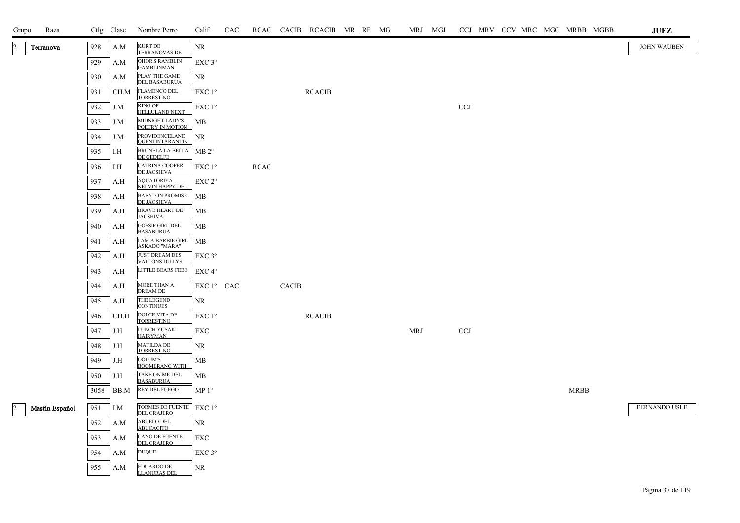| Grupo | Raza | Ctlg | Clase | Nombre Perro | Calif | CAC | RCAC | CACIB | RCACIB | MR | RE | MG | MRJ | MGJ | CCJ | MRV | CCV | MRC | MGC | MRBB | MGBB | JUEZ |
|---|---|---|---|---|---|---|---|---|---|---|---|---|---|---|---|---|---|---|---|---|---|---|
| 2 | Terranova | 928 | A.M | KURT DE TERRANOVAS DE | NR | | | | | | | | | | | | | | | | | JOHN WAUBEN |
| | | 929 | A.M | OHOR'S RAMBLIN GAMBLINMAN | EXC 3º | | | | | | | | | | | | | | | | | |
| | | 930 | A.M | PLAY THE GAME DEL BASABURUA | NR | | | | | | | | | | | | | | | | | |
| | | 931 | CH.M | FLAMENCO DEL TORRESTINO | EXC 1º | | | | RCACIB | | | | | | | | | | | | | |
| | | 932 | J.M | KING OF HELLULAND NEXT | EXC 1º | | | | | | | | | | CCJ | | | | | | | |
| | | 933 | J.M | MIDNIGHT LADY'S POETRY IN MOTION | MB | | | | | | | | | | | | | | | | | |
| | | 934 | J.M | PROVIDENCELAND QUENTINTARANTIN | NR | | | | | | | | | | | | | | | | | |
| | | 935 | I.H | BRUNELA LA BELLA DE GEDELFE | MB 2º | | | | | | | | | | | | | | | | | |
| | | 936 | I.H | CATRINA COOPER DE JACSHIVA | EXC 1º | | RCAC | | | | | | | | | | | | | | | |
| | | 937 | A.H | AQUATORIYA KELVIN HAPPY DEL | EXC 2º | | | | | | | | | | | | | | | | | |
| | | 938 | A.H | BABYLON PROMISE DE JACSHIVA | MB | | | | | | | | | | | | | | | | | |
| | | 939 | A.H | BRAVE HEART DE JACSHIVA | MB | | | | | | | | | | | | | | | | | |
| | | 940 | A.H | GOSSIP GIRL DEL BASABURUA | MB | | | | | | | | | | | | | | | | | |
| | | 941 | A.H | I AM A BARBIE GIRL ASKADO "MARA" | MB | | | | | | | | | | | | | | | | | |
| | | 942 | A.H | JUST DREAM DES VALLONS DU LYS | EXC 3º | | | | | | | | | | | | | | | | | |
| | | 943 | A.H | LITTLE BEARS FEBE | EXC 4º | | | | | | | | | | | | | | | | | |
| | | 944 | A.H | MORE THAN A DREAM DE | EXC 1º | CAC | | CACIB | | | | | | | | | | | | | | |
| | | 945 | A.H | THE LEGEND CONTINUES | NR | | | | | | | | | | | | | | | | | |
| | | 946 | CH.H | DOLCE VITA DE TORRESTINO | EXC 1º | | | | RCACIB | | | | | | | | | | | | | |
| | | 947 | J.H | LUNCH YUSAK HAIRYMAN | EXC | | | | | | | | MRJ | | CCJ | | | | | | | |
| | | 948 | J.H | MATILDA DE TORRESTINO | NR | | | | | | | | | | | | | | | | | |
| | | 949 | J.H | OOLUM'S BOOMERANG WITH | MB | | | | | | | | | | | | | | | | | |
| | | 950 | J.H | TAKE ON ME DEL BASABURUA | MB | | | | | | | | | | | | | | | | | |
| | | 3058 | BB.M | REY DEL FUEGO | MP 1º | | | | | | | | | | | | | | | MRBB | | |
| 2 | Mastín Español | 951 | I.M | TORMES DE FUENTE DEL GRAJERO | EXC 1º | | | | | | | | | | | | | | | | | FERNANDO USLE |
| | | 952 | A.M | ABUELO DEL ABUCACITO | NR | | | | | | | | | | | | | | | | | |
| | | 953 | A.M | CANO DE FUENTE DEL GRAJERO | EXC | | | | | | | | | | | | | | | | | |
| | | 954 | A.M | DUQUE | EXC 3º | | | | | | | | | | | | | | | | | |
| | | 955 | A.M | EDUARDO DE LLANURAS DEL | NR | | | | | | | | | | | | | | | | | |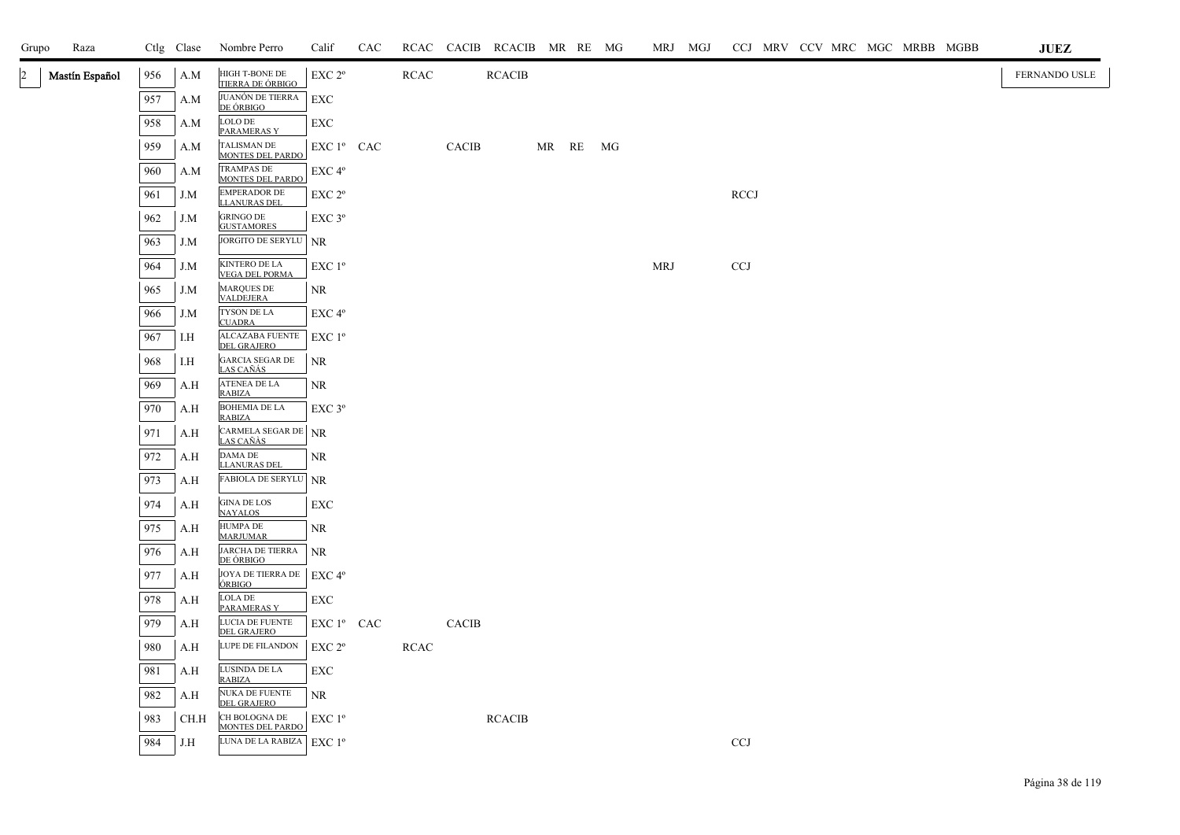| Grupo | Raza | Ctlg | Clase | Nombre Perro | Calif | CAC | RCAC | CACIB | RCACIB | MR | RE | MG | MRJ | MGJ | CCJ | MRV | CCV | MRC | MGC | MRBB | MGBB | JUEZ |
|---|---|---|---|---|---|---|---|---|---|---|---|---|---|---|---|---|---|---|---|---|---|---|
| 2 | Mastín Español | 956 | A.M | HIGH T-BONE DE TIERRA DE ÓRBIGO | EXC 2º | | RCAC | | RCACIB | | | | | | | | | | | | | FERNANDO USLE |
| | | 957 | A.M | JUANÓN DE TIERRA DE ÓRBIGO | EXC | | | | | | | | | | | | | | | | | |
| | | 958 | A.M | LOLO DE PARAMERAS Y | EXC | | | | | | | | | | | | | | | | | |
| | | 959 | A.M | TALISMAN DE MONTES DEL PARDO | EXC 1º | CAC | | CACIB | | MR | RE | MG | | | | | | | | | | |
| | | 960 | A.M | TRAMPAS DE MONTES DEL PARDO | EXC 4º | | | | | | | | | | | | | | | | | |
| | | 961 | J.M | EMPERADOR DE LLANURAS DEL | EXC 2º | | | | | | | | | | RCCJ | | | | | | | |
| | | 962 | J.M | GRINGO DE GUSTAMORES | EXC 3º | | | | | | | | | | | | | | | | | |
| | | 963 | J.M | JORGITO DE SERYLU | NR | | | | | | | | | | | | | | | | | |
| | | 964 | J.M | KINTERO DE LA VEGA DEL PORMA | EXC 1º | | | | | | | | MRJ | | CCJ | | | | | | | |
| | | 965 | J.M | MARQUES DE VALDEJERA | NR | | | | | | | | | | | | | | | | | |
| | | 966 | J.M | TYSON DE LA CUADRA | EXC 4º | | | | | | | | | | | | | | | | | |
| | | 967 | I.H | ALCAZABA FUENTE DEL GRAJERO | EXC 1º | | | | | | | | | | | | | | | | | |
| | | 968 | I.H | GARCIA SEGAR DE LAS CAÑAS | NR | | | | | | | | | | | | | | | | | |
| | | 969 | A.H | ATENEA DE LA RABIZA | NR | | | | | | | | | | | | | | | | | |
| | | 970 | A.H | BOHEMIA DE LA RABIZA | EXC 3º | | | | | | | | | | | | | | | | | |
| | | 971 | A.H | CARMELA SEGAR DE LAS CAÑAS | NR | | | | | | | | | | | | | | | | | |
| | | 972 | A.H | DAMA DE LLANURAS DEL | NR | | | | | | | | | | | | | | | | | |
| | | 973 | A.H | FABIOLA DE SERYLU | NR | | | | | | | | | | | | | | | | | |
| | | 974 | A.H | GINA DE LOS NAYALOS | EXC | | | | | | | | | | | | | | | | | |
| | | 975 | A.H | HUMPA DE MARJUMAR | NR | | | | | | | | | | | | | | | | | |
| | | 976 | A.H | JARCHA DE TIERRA DE ÓRBIGO | NR | | | | | | | | | | | | | | | | | |
| | | 977 | A.H | JOYA DE TIERRA DE ÓRBIGO | EXC 4º | | | | | | | | | | | | | | | | | |
| | | 978 | A.H | LOLA DE PARAMERAS Y | EXC | | | | | | | | | | | | | | | | | |
| | | 979 | A.H | LUCIA DE FUENTE DEL GRAJERO | EXC 1º | CAC | | CACIB | | | | | | | | | | | | | | |
| | | 980 | A.H | LUPE DE FILANDON | EXC 2º | | RCAC | | | | | | | | | | | | | | | |
| | | 981 | A.H | LUSINDA DE LA RABIZA | EXC | | | | | | | | | | | | | | | | | |
| | | 982 | A.H | NUKA DE FUENTE DEL GRAJERO | NR | | | | | | | | | | | | | | | | | |
| | | 983 | CH.H | CH BOLOGNA DE MONTES DEL PARDO | EXC 1º | | | | RCACIB | | | | | | | | | | | | | |
| | | 984 | J.H | LUNA DE LA RABIZA | EXC 1º | | | | | | | | | | CCJ | | | | | | | |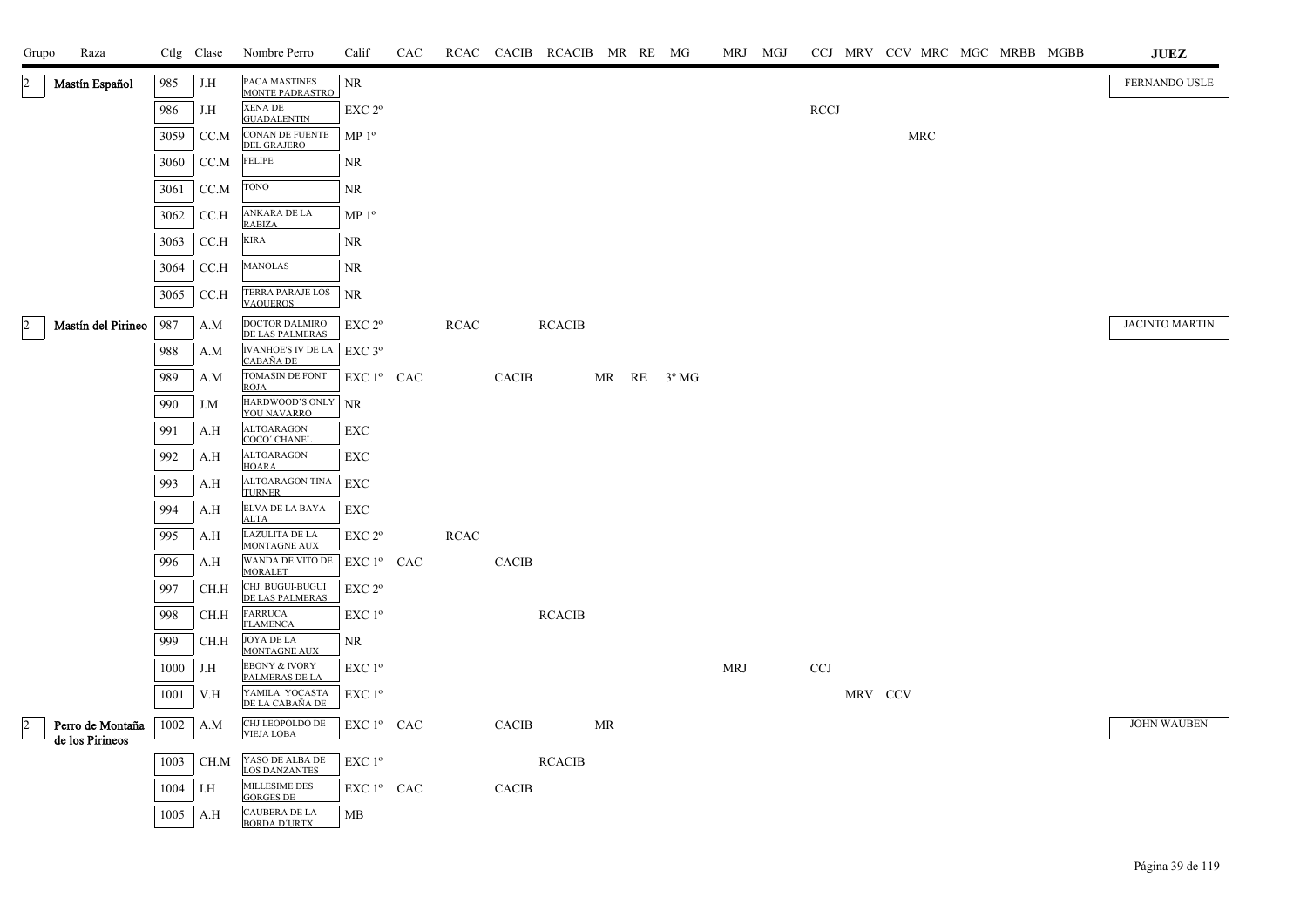| Grupo | Raza | Ctlg | Clase | Nombre Perro | Calif | CAC | RCAC | CACIB | RCACIB | MR | RE | MG | MRJ | MGJ | CCJ | MRV | CCV | MRC | MGC | MRBB | MGBB | JUEZ |
|---|---|---|---|---|---|---|---|---|---|---|---|---|---|---|---|---|---|---|---|---|---|---|
| 2 | Mastín Español | 985 | J.H | PACA MASTINES MONTE PADRASTRO | NR | | | | | | | | | | | | | | | | | FERNANDO USLE |
| | | 986 | J.H | XENA DE GUADALENTIN | EXC 2º | | | | | | | | | | RCCJ | | | | | | | |
| | | 3059 | CC.M | CONAN DE FUENTE DEL GRAJERO | MP 1º | | | | | | | | | | | | | MRC | | | | |
| | | 3060 | CC.M | FELIPE | NR | | | | | | | | | | | | | | | | | |
| | | 3061 | CC.M | TONO | NR | | | | | | | | | | | | | | | | | |
| | | 3062 | CC.H | ANKARA DE LA RABIZA | MP 1º | | | | | | | | | | | | | | | | | |
| | | 3063 | CC.H | KIRA | NR | | | | | | | | | | | | | | | | | |
| | | 3064 | CC.H | MANOLAS | NR | | | | | | | | | | | | | | | | | |
| | | 3065 | CC.H | TERRA PARAJE LOS VAQUEROS | NR | | | | | | | | | | | | | | | | | |
| 2 | Mastín del Pirineo | 987 | A.M | DOCTOR DALMIRO DE LAS PALMERAS | EXC 2º | | RCAC | | RCACIB | | | | | | | | | | | | | JACINTO MARTIN |
| | | 988 | A.M | IVANHOE'S IV DE LA CABAÑA DE | EXC 3º | | | | | | | | | | | | | | | | | |
| | | 989 | A.M | TOMASIN DE FONT ROJA | EXC 1º | CAC | | CACIB | | MR | RE | 3º MG | | | | | | | | | | |
| | | 990 | J.M | HARDWOOD'S ONLY YOU NAVARRO | NR | | | | | | | | | | | | | | | | | |
| | | 991 | A.H | ALTOARAGON COCO' CHANEL | EXC | | | | | | | | | | | | | | | | | |
| | | 992 | A.H | ALTOARAGON HOARA | EXC | | | | | | | | | | | | | | | | | |
| | | 993 | A.H | ALTOARAGON TINA TURNER | EXC | | | | | | | | | | | | | | | | | |
| | | 994 | A.H | ELVA DE LA BAYA ALTA | EXC | | | | | | | | | | | | | | | | | |
| | | 995 | A.H | LAZULITA DE LA MONTAGNE AUX | EXC 2º | | RCAC | | | | | | | | | | | | | | | |
| | | 996 | A.H | WANDA DE VITO DE MORALET | EXC 1º | CAC | | CACIB | | | | | | | | | | | | | | |
| | | 997 | CH.H | CHJ. BUGUI-BUGUI DE LAS PALMERAS | EXC 2º | | | | | | | | | | | | | | | | | |
| | | 998 | CH.H | FARRUCA FLAMENCA | EXC 1º | | | | RCACIB | | | | | | | | | | | | | |
| | | 999 | CH.H | JOYA DE LA MONTAGNE AUX | NR | | | | | | | | | | | | | | | | | |
| | | 1000 | J.H | EBONY & IVORY PALMERAS DE LA | EXC 1º | | | | | | | | MRJ | | CCJ | | | | | | | |
| | | 1001 | V.H | YAMILA YOCASTA DE LA CABAÑA DE | EXC 1º | | | | | | | | | | | MRV | CCV | | | | | |
| 2 | Perro de Montaña de los Pirineos | 1002 | A.M | CHJ LEOPOLDO DE VIEJA LOBA | EXC 1º | CAC | | CACIB | | MR | | | | | | | | | | | | JOHN WAUBEN |
| | | 1003 | CH.M | YASO DE ALBA DE LOS DANZANTES | EXC 1º | | | | RCACIB | | | | | | | | | | | | | |
| | | 1004 | I.H | MILLESIME DES GORGES DE | EXC 1º | CAC | | CACIB | | | | | | | | | | | | | | |
| | | 1005 | A.H | CAUBERA DE LA BORDA D'URTX | MB | | | | | | | | | | | | | | | | | |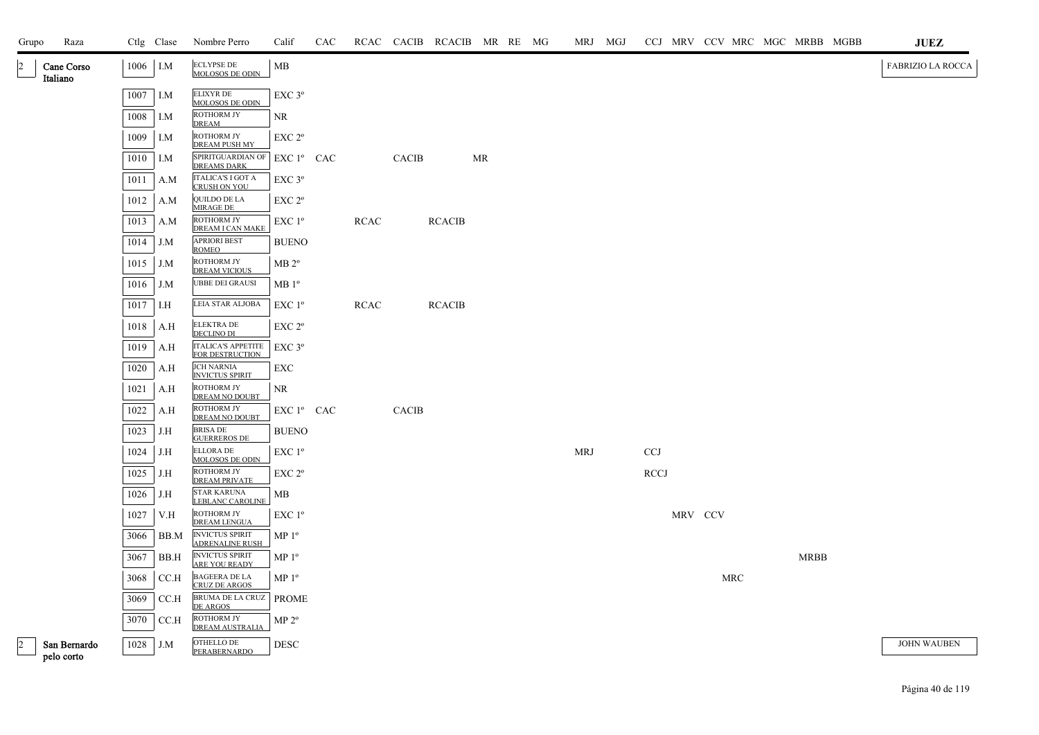| Grupo | Raza | Ctlg | Clase | Nombre Perro | Calif | CAC | RCAC | CACIB | RCACIB | MR | RE | MG | MRJ | MGJ | CCJ | MRV | CCV | MRC | MGC | MRBB | MGBB | JUEZ |
|---|---|---|---|---|---|---|---|---|---|---|---|---|---|---|---|---|---|---|---|---|---|---|
| 2 | Cane Corso Italiano | 1006 | I.M | ECLYPSE DE MOLOSOS DE ODIN | MB | | | | | | | | | | | | | | | | | FABRIZIO LA ROCCA |
| | | 1007 | I.M | ELIXYR DE MOLOSOS DE ODIN | EXC 3º | | | | | | | | | | | | | | | | | |
| | | 1008 | I.M | ROTHORM JY DREAM | NR | | | | | | | | | | | | | | | | | |
| | | 1009 | I.M | ROTHORM JY DREAM PUSH MY | EXC 2º | | | | | | | | | | | | | | | | | |
| | | 1010 | I.M | SPIRITGUARDIAN OF DREAMS DARK | EXC 1º | CAC | | CACIB | | MR | | | | | | | | | | | | |
| | | 1011 | A.M | ITALICA'S I GOT A CRUSH ON YOU | EXC 3º | | | | | | | | | | | | | | | | | |
| | | 1012 | A.M | QUILDO DE LA MIRAGE DE | EXC 2º | | | | | | | | | | | | | | | | | |
| | | 1013 | A.M | ROTHORM JY DREAM I CAN MAKE | EXC 1º | | RCAC | | RCACIB | | | | | | | | | | | | | |
| | | 1014 | J.M | APRIORI BEST ROMEO | BUENO | | | | | | | | | | | | | | | | | |
| | | 1015 | J.M | ROTHORM JY DREAM VICIOUS | MB 2º | | | | | | | | | | | | | | | | | |
| | | 1016 | J.M | UBBE DEI GRAUSI | MB 1º | | | | | | | | | | | | | | | | | |
| | | 1017 | I.H | LEIA STAR ALJOBA | EXC 1º | | RCAC | | RCACIB | | | | | | | | | | | | | |
| | | 1018 | A.H | ELEKTRA DE DECLINO DI | EXC 2º | | | | | | | | | | | | | | | | | |
| | | 1019 | A.H | ITALICA'S APPETITE FOR DESTRUCTION | EXC 3º | | | | | | | | | | | | | | | | | |
| | | 1020 | A.H | JCH NARNIA INVICTUS SPIRIT | EXC | | | | | | | | | | | | | | | | | |
| | | 1021 | A.H | ROTHORM JY DREAM NO DOUBT | NR | | | | | | | | | | | | | | | | | |
| | | 1022 | A.H | ROTHORM JY DREAM NO DOUBT | EXC 1º | CAC | | CACIB | | | | | | | | | | | | | | |
| | | 1023 | J.H | BRISA DE GUERREROS DE | BUENO | | | | | | | | | | | | | | | | | |
| | | 1024 | J.H | ELLORA DE MOLOSOS DE ODIN | EXC 1º | | | | | | | | MRJ | | CCJ | | | | | | | |
| | | 1025 | J.H | ROTHORM JY DREAM PRIVATE | EXC 2º | | | | | | | | | | RCCJ | | | | | | | |
| | | 1026 | J.H | STAR KARUNA LEBLANC CAROLINE | MB | | | | | | | | | | | | | | | | | |
| | | 1027 | V.H | ROTHORM JY DREAM LENGUA | EXC 1º | | | | | | | | | | | MRV | CCV | | | | | |
| | | 3066 | BB.M | INVICTUS SPIRIT ADRENALINE RUSH | MP 1º | | | | | | | | | | | | | | | | | |
| | | 3067 | BB.H | INVICTUS SPIRIT ARE YOU READY | MP 1º | | | | | | | | | | | | | | | MRBB | | |
| | | 3068 | CC.H | BAGEERA DE LA CRUZ DE ARGOS | MP 1º | | | | | | | | | | | | | MRC | | | | |
| | | 3069 | CC.H | BRUMA DE LA CRUZ DE ARGOS | PROME | | | | | | | | | | | | | | | | | |
| | | 3070 | CC.H | ROTHORM JY DREAM AUSTRALIA | MP 2º | | | | | | | | | | | | | | | | | |
| 2 | San Bernardo pelo corto | 1028 | J.M | OTHELLO DE PERABERNARDO | DESC | | | | | | | | | | | | | | | | | JOHN WAUBEN |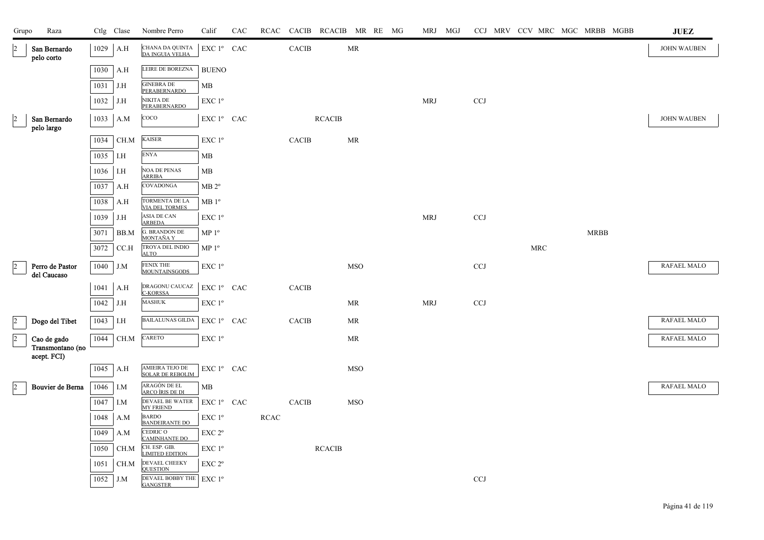| Grupo | Raza | Ctlg | Clase | Nombre Perro | Calif | CAC | RCAC | CACIB | RCACIB | MR | RE | MG | MRJ | MGJ | CCJ | MRV | CCV | MRC | MGC | MRBB | MGBB | JUEZ |
|---|---|---|---|---|---|---|---|---|---|---|---|---|---|---|---|---|---|---|---|---|---|---|
| 2 | San Bernardo pelo corto | 1029 | A.H | CHANA DA QUINTA DA INGUIA VELHA | EXC 1º | CAC | | CACIB | | MR | | | | | | | | | | | | JOHN WAUBEN |
| | | 1030 | A.H | LEIRE DE BOREZNA | BUENO | | | | | | | | | | | | | | | | | |
| | | 1031 | J.H | GINEBRA DE PERABERNARDO | MB | | | | | | | | | | | | | | | | | |
| | | 1032 | J.H | NIKITA DE PERABERNARDO | EXC 1º | | | | | | | | MRJ | | CCJ | | | | | | | |
| 2 | San Bernardo pelo largo | 1033 | A.M | COCO | EXC 1º | CAC | | | RCACIB | | | | | | | | | | | | | JOHN WAUBEN |
| | | 1034 | CH.M | KAISER | EXC 1º | | | CACIB | | MR | | | | | | | | | | | | |
| | | 1035 | I.H | ENYA | MB | | | | | | | | | | | | | | | | | |
| | | 1036 | I.H | NOA DE PENAS ARRIBA | MB | | | | | | | | | | | | | | | | | |
| | | 1037 | A.H | COVADONGA | MB 2º | | | | | | | | | | | | | | | | | |
| | | 1038 | A.H | TORMENTA DE LA VIA DEL TORMES | MB 1º | | | | | | | | | | | | | | | | | |
| | | 1039 | J.H | ASIA DE CAN ARBEDA | EXC 1º | | | | | | | | MRJ | | CCJ | | | | | | | |
| | | 3071 | BB.M | G. BRANDON DE MONTAÑA Y | MP 1º | | | | | | | | | | | | | | | MRBB | | |
| | | 3072 | CC.H | TROYA DEL INDIO ALTO | MP 1º | | | | | | | | | | | | | MRC | | | | |
| 2 | Perro de Pastor del Caucaso | 1040 | J.M | FENIX THE MOUNTAINSGODS | EXC 1º | | | | | MSO | | | | | CCJ | | | | | | | RAFAEL MALO |
| | | 1041 | A.H | DRAGONU CAUCAZ C-KORSSA | EXC 1º | CAC | | CACIB | | | | | | | | | | | | | | |
| | | 1042 | J.H | MASHUK | EXC 1º | | | | | MR | | | MRJ | | CCJ | | | | | | | |
| 2 | Dogo del Tibet | 1043 | I.H | BAILALUNAS GILDA | EXC 1º | CAC | | CACIB | | MR | | | | | | | | | | | | RAFAEL MALO |
| 2 | Cao de gado Transmontano (no acept. FCI) | 1044 | CH.M | CARETO | EXC 1º | | | | | MR | | | | | | | | | | | | RAFAEL MALO |
| | | 1045 | A.H | AMIEIRA TEJO DE SOLAR DE REBOLIM | EXC 1º | CAC | | | | MSO | | | | | | | | | | | | |
| 2 | Bouvier de Berna | 1046 | I.M | ARAGÓN DE EL ARCO ÍRIS DE DI | MB | | | | | | | | | | | | | | | | | RAFAEL MALO |
| | | 1047 | I.M | DEVAEL BE WATER MY FRIEND | EXC 1º | CAC | | CACIB | | MSO | | | | | | | | | | | | |
| | | 1048 | A.M | BARDO BANDEIRANTE DO | EXC 1º | | RCAC | | | | | | | | | | | | | | | |
| | | 1049 | A.M | CEDRIC O CAMINHANTE DO | EXC 2º | | | | | | | | | | | | | | | | | |
| | | 1050 | CH.M | CH. ESP. GIB. LIMITED EDITION | EXC 1º | | | | RCACIB | | | | | | | | | | | | | |
| | | 1051 | CH.M | DEVAEL CHEEKY QUESTION | EXC 2º | | | | | | | | | | | | | | | | | |
| | | 1052 | J.M | DEVAEL BOBBY THE GANGSTER | EXC 1º | | | | | | | | | | CCJ | | | | | | | |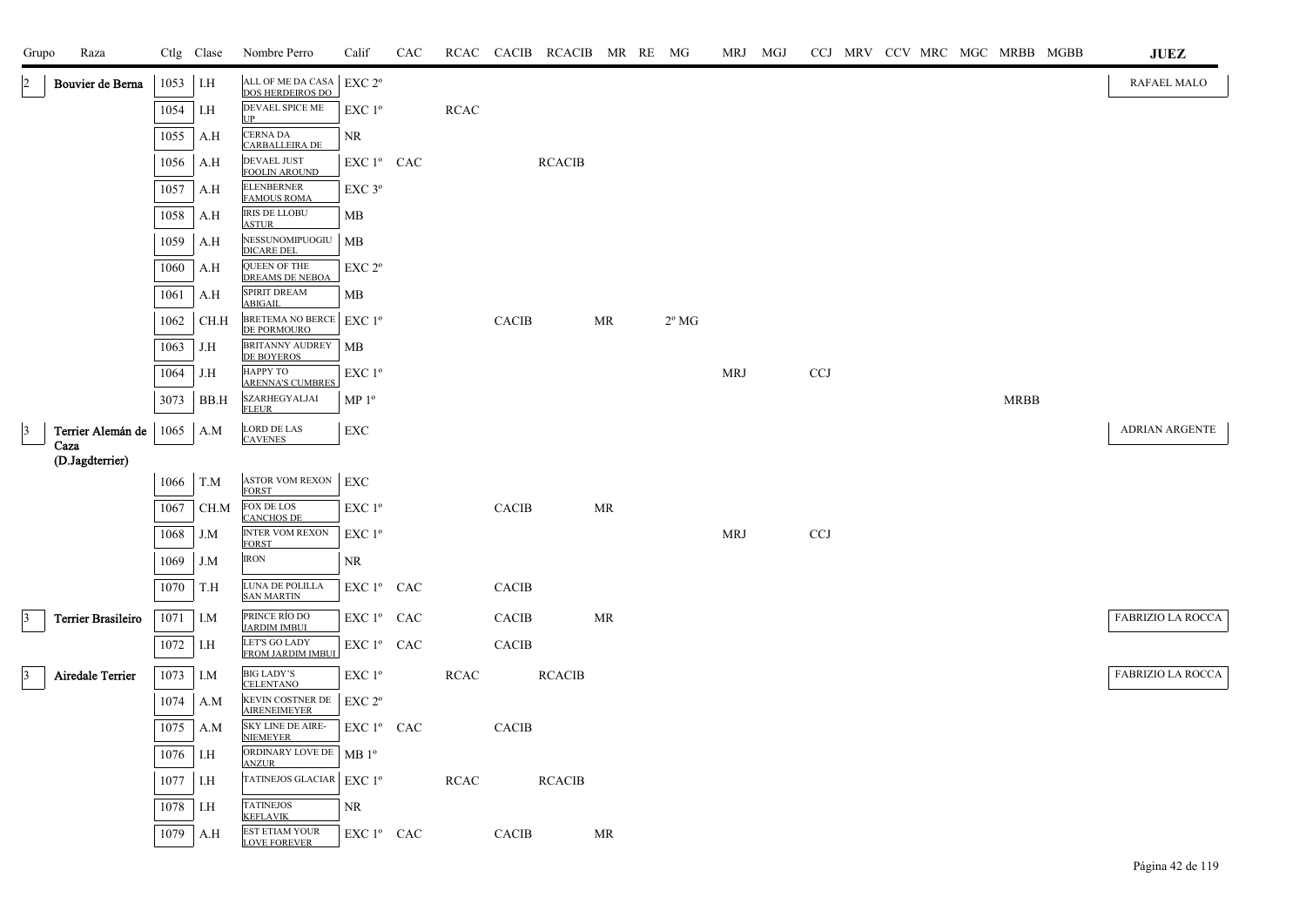| Grupo | Raza | Ctlg | Clase | Nombre Perro | Calif | CAC | RCAC | CACIB | RCACIB | MR | RE | MG | MRJ | MGJ | CCJ | MRV | CCV | MRC | MGC | MRBB | MGBB | JUEZ |
|---|---|---|---|---|---|---|---|---|---|---|---|---|---|---|---|---|---|---|---|---|---|---|
| 2 | Bouvier de Berna | 1053 | I.H | ALL OF ME DA CASA DOS HERDEIROS DO | EXC 2º | | | | | | | | | | | | | | | | | RAFAEL MALO |
| | | 1054 | I.H | DEVAEL SPICE ME UP | EXC 1º | | RCAC | | | | | | | | | | | | | | | |
| | | 1055 | A.H | CERNA DA CARBALLEIRA DE | NR | | | | | | | | | | | | | | | | | |
| | | 1056 | A.H | DEVAEL JUST FOOLIN AROUND | EXC 1º | CAC | | | RCACIB | | | | | | | | | | | | | |
| | | 1057 | A.H | ELENBERNER FAMOUS ROMA | EXC 3º | | | | | | | | | | | | | | | | | |
| | | 1058 | A.H | IRIS DE LLOBU ASTUR | MB | | | | | | | | | | | | | | | | | |
| | | 1059 | A.H | NESSUNOMIPUOGIU DICARE DEL | MB | | | | | | | | | | | | | | | | | |
| | | 1060 | A.H | QUEEN OF THE DREAMS DE NEBOA | EXC 2º | | | | | | | | | | | | | | | | | |
| | | 1061 | A.H | SPIRIT DREAM ABIGAIL | MB | | | | | | | | | | | | | | | | | |
| | | 1062 | CH.H | BRETEMA NO BERCE DE PORMOURO | EXC 1º | | | CACIB | | MR | | 2º MG | | | | | | | | | | |
| | | 1063 | J.H | BRITANNY AUDREY DE BOYEROS | MB | | | | | | | | | | | | | | | | | |
| | | 1064 | J.H | HAPPY TO ARENNA'S CUMBRES | EXC 1º | | | | | | | | MRJ | | CCJ | | | | | | | |
| | | 3073 | BB.H | SZARHEGYALJAI FLEUR | MP 1º | | | | | | | | | | | | | | | MRBB | | |
| 3 | Terrier Alemán de Caza (D.Jagdterrier) | 1065 | A.M | LORD DE LAS CAVENES | EXC | | | | | | | | | | | | | | | | | ADRIAN ARGENTE |
| | | 1066 | T.M | ASTOR VOM REXON FORST | EXC | | | | | | | | | | | | | | | | | |
| | | 1067 | CH.M | FOX DE LOS CANCHOS DE | EXC 1º | | | CACIB | | MR | | | | | | | | | | | | |
| | | 1068 | J.M | INTER VOM REXON FORST | EXC 1º | | | | | | | | MRJ | | CCJ | | | | | | | |
| | | 1069 | J.M | IRON | NR | | | | | | | | | | | | | | | | | |
| | | 1070 | T.H | LUNA DE POLILLA SAN MARTIN | EXC 1º | CAC | | CACIB | | | | | | | | | | | | | | |
| 3 | Terrier Brasileiro | 1071 | I.M | PRINCE RÍO DO JARDIM IMBUI | EXC 1º | CAC | | CACIB | | MR | | | | | | | | | | | | FABRIZIO LA ROCCA |
| | | 1072 | I.H | LET'S GO LADY FROM JARDIM IMBUI | EXC 1º | CAC | | CACIB | | | | | | | | | | | | | | |
| 3 | Airedale Terrier | 1073 | I.M | BIG LADY'S CELENTANO | EXC 1º | | RCAC | | RCACIB | | | | | | | | | | | | | FABRIZIO LA ROCCA |
| | | 1074 | A.M | KEVIN COSTNER DE AIRENEIMEYER | EXC 2º | | | | | | | | | | | | | | | | | |
| | | 1075 | A.M | SKY LINE DE AIRE-NIEMEYER | EXC 1º | CAC | | CACIB | | | | | | | | | | | | | | |
| | | 1076 | I.H | ORDINARY LOVE DE ANZUR | MB 1º | | | | | | | | | | | | | | | | | |
| | | 1077 | I.H | TATINEJOS GLACIAR | EXC 1º | | RCAC | | RCACIB | | | | | | | | | | | | | |
| | | 1078 | I.H | TATINEJOS KEFLAVIK | NR | | | | | | | | | | | | | | | | | |
| | | 1079 | A.H | EST ETIAM YOUR LOVE FOREVER | EXC 1º | CAC | | CACIB | | MR | | | | | | | | | | | | |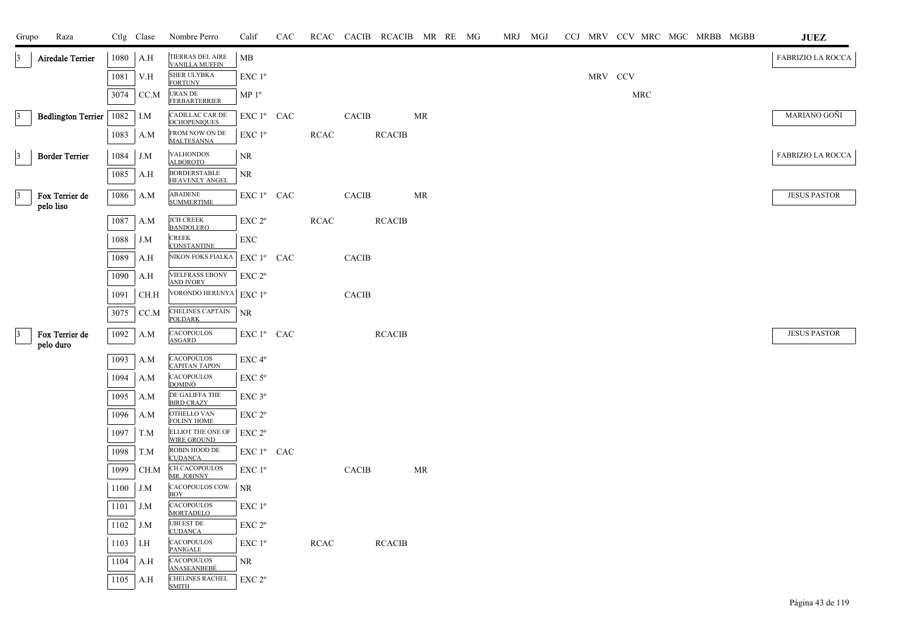| Grupo | Raza | Ctlg | Clase | Nombre Perro | Calif | CAC | RCAC | CACIB | RCACIB | MR | RE | MG | MRJ | MGJ | CCJ | MRV | CCV | MRC | MGC | MRBB | MGBB | JUEZ |
|---|---|---|---|---|---|---|---|---|---|---|---|---|---|---|---|---|---|---|---|---|---|---|
| 3 | Airedale Terrier | 1080 | A.H | TIERRAS DEL AIRE VANILLA MUFFIN | MB | | | | | | | | | | | | | | | | | FABRIZIO LA ROCCA |
| | | 1081 | V.H | SHER ULYBKA FORTUNY | EXC 1º | | | | | | | | | | | MRV | CCV | | | | | |
| | | 3074 | CC.M | URAN DE FERBARTERRIER | MP 1º | | | | | | | | | | | | | MRC | | | | |
| 3 | Bedlington Terrier | 1082 | I.M | CADILLAC CAR DE OCHOPENIQUES | EXC 1º | CAC | | CACIB | | MR | | | | | | | | | | | | MARIANO GOÑI |
| | | 1083 | A.M | FROM NOW ON DE MALTESANNA | EXC 1º | | RCAC | | RCACIB | | | | | | | | | | | | | |
| 3 | Border Terrier | 1084 | J.M | VALHONDOS ALBOROTO | NR | | | | | | | | | | | | | | | | | FABRIZIO LA ROCCA |
| | | 1085 | A.H | BORDERSTABLE HEAVENLY ANGEL | NR | | | | | | | | | | | | | | | | | |
| 3 | Fox Terrier de pelo liso | 1086 | A.M | ABADENE SUMMERTIME | EXC 1º | CAC | | CACIB | | MR | | | | | | | | | | | | JESUS PASTOR |
| | | 1087 | A.M | JCH CREEK BANDOLERO | EXC 2º | | RCAC | | RCACIB | | | | | | | | | | | | | |
| | | 1088 | J.M | CREEK CONSTANTINE | EXC | | | | | | | | | | | | | | | | | |
| | | 1089 | A.H | NIKON FOKS FIALKA | EXC 1º | CAC | | CACIB | | | | | | | | | | | | | | |
| | | 1090 | A.H | VIELFRASS EBONY AND IVORY | EXC 2º | | | | | | | | | | | | | | | | | |
| | | 1091 | CH.H | VORONDO HERENYA | EXC 1º | | | CACIB | | | | | | | | | | | | | | |
| | | 3075 | CC.M | CHELINES CAPTAIN POLDARK | NR | | | | | | | | | | | | | | | | | |
| 3 | Fox Terrier de pelo duro | 1092 | A.M | CACOPOULOS ASGARD | EXC 1º | CAC | | | RCACIB | | | | | | | | | | | | | JESUS PASTOR |
| | | 1093 | A.M | CACOPOULOS CAPITAN TAPON | EXC 4º | | | | | | | | | | | | | | | | | |
| | | 1094 | A.M | CACOPOULOS DOMINÓ | EXC 5º | | | | | | | | | | | | | | | | | |
| | | 1095 | A.M | DE GALIFFA THE BIRD CRAZY | EXC 3º | | | | | | | | | | | | | | | | | |
| | | 1096 | A.M | OTHELLO VAN FOLINY HOME | EXC 2º | | | | | | | | | | | | | | | | | |
| | | 1097 | T.M | ELLIOT THE ONE OF WIRE GROUND | EXC 2º | | | | | | | | | | | | | | | | | |
| | | 1098 | T.M | ROBIN HOOD DE CUDANCA | EXC 1º | CAC | | | | | | | | | | | | | | | | |
| | | 1099 | CH.M | CH.CACOPOULOS MR. JOHNNY | EXC 1º | | | CACIB | | MR | | | | | | | | | | | | |
| | | 1100 | J.M | CACOPOULOS COW BOY | NR | | | | | | | | | | | | | | | | | |
| | | 1101 | J.M | CACOPOULOS MORTADELO | EXC 1º | | | | | | | | | | | | | | | | | |
| | | 1102 | J.M | UBI EST DE CUDANCA | EXC 2º | | | | | | | | | | | | | | | | | |
| | | 1103 | I.H | CACOPOULOS PANIGALE | EXC 1º | | RCAC | | RCACIB | | | | | | | | | | | | | |
| | | 1104 | A.H | CACOPOULOS ANASEANBEBÉ | NR | | | | | | | | | | | | | | | | | |
| | | 1105 | A.H | CHELINES RACHEL SMITH | EXC 2º | | | | | | | | | | | | | | | | | |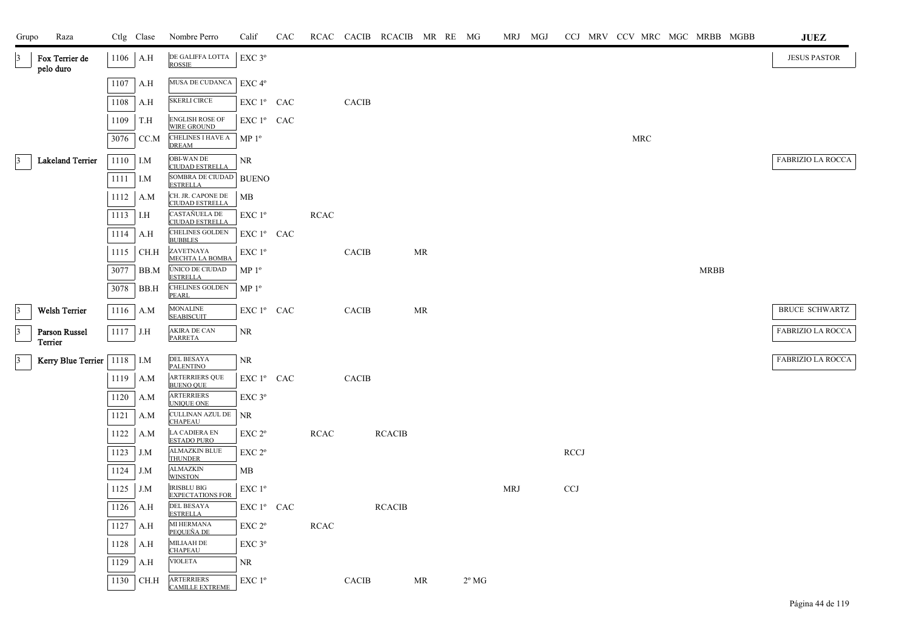| Grupo | Raza | Ctlg | Clase | Nombre Perro | Calif | CAC | RCAC | CACIB | RCACIB | MR | RE | MG | MRJ | MGJ | CCJ | MRV | CCV | MRC | MGC | MRBB | MGBB | JUEZ |
|---|---|---|---|---|---|---|---|---|---|---|---|---|---|---|---|---|---|---|---|---|---|---|
| 3 | Fox Terrier de pelo duro | 1106 | A.H | DE GALIFFA LOTTA ROSSIE | EXC 3º | | | | | | | | | | | | | | | | | JESUS PASTOR |
| | | 1107 | A.H | MUSA DE CUDANCA | EXC 4º | | | | | | | | | | | | | | | | | |
| | | 1108 | A.H | SKERLI CIRCE | EXC 1º | CAC | | CACIB | | | | | | | | | | | | | | |
| | | 1109 | T.H | ENGLISH ROSE OF WIRE GROUND | EXC 1º | CAC | | | | | | | | | | | | | | | | |
| | | 3076 | CC.M | CHELINES I HAVE A DREAM | MP 1º | | | | | | | | | | | | | MRC | | | | |
| 3 | Lakeland Terrier | 1110 | I.M | OBI-WAN DE CIUDAD ESTRELLA | NR | | | | | | | | | | | | | | | | | FABRIZIO LA ROCCA |
| | | 1111 | I.M | SOMBRA DE CIUDAD ESTRELLA | BUENO | | | | | | | | | | | | | | | | | |
| | | 1112 | A.M | CH. JR. CAPONE DE CIUDAD ESTRELLA | MB | | | | | | | | | | | | | | | | | |
| | | 1113 | I.H | CASTAÑUELA DE CIUDAD ESTRELLA | EXC 1º | | RCAC | | | | | | | | | | | | | | | |
| | | 1114 | A.H | CHELINES GOLDEN BUBBLES | EXC 1º | CAC | | | | | | | | | | | | | | | | |
| | | 1115 | CH.H | ZAVETNAYA MECHTA LA BOMBA | EXC 1º | | | CACIB | | MR | | | | | | | | | | | | |
| | | 3077 | BB.M | ÚNICO DE CIUDAD ESTRELLA | MP 1º | | | | | | | | | | | | | | | MRBB | | |
| | | 3078 | BB.H | CHELINES GOLDEN PEARL | MP 1º | | | | | | | | | | | | | | | | | |
| 3 | Welsh Terrier | 1116 | A.M | MONALINE SEABISCUIT | EXC 1º | CAC | | CACIB | | MR | | | | | | | | | | | | BRUCE SCHWARTZ |
| 3 | Parson Russel Terrier | 1117 | J.H | AKIRA DE CAN PARRETA | NR | | | | | | | | | | | | | | | | | FABRIZIO LA ROCCA |
| 3 | Kerry Blue Terrier | 1118 | I.M | DEL BESAYA PALENTINO | NR | | | | | | | | | | | | | | | | | FABRIZIO LA ROCCA |
| | | 1119 | A.M | ARTERRIERS QUE BUENO QUE | EXC 1º | CAC | | CACIB | | | | | | | | | | | | | | |
| | | 1120 | A.M | ARTERRIERS UNIQUE ONE | EXC 3º | | | | | | | | | | | | | | | | | |
| | | 1121 | A.M | CULLINAN AZUL DE CHAPEAU | NR | | | | | | | | | | | | | | | | | |
| | | 1122 | A.M | LA CADIERA EN ESTADO PURO | EXC 2º | | RCAC | | RCACIB | | | | | | | | | | | | | |
| | | 1123 | J.M | ALMAZKIN BLUE THUNDER | EXC 2º | | | | | | | | | | RCCJ | | | | | | | |
| | | 1124 | J.M | ALMAZKIN WINSTON | MB | | | | | | | | | | | | | | | | | |
| | | 1125 | J.M | IRISBLU BIG EXPECTATIONS FOR | EXC 1º | | | | | | | | MRJ | | CCJ | | | | | | | |
| | | 1126 | A.H | DEL BESAYA ESTRELLA | EXC 1º | CAC | | | RCACIB | | | | | | | | | | | | | |
| | | 1127 | A.H | MI HERMANA PEQUEÑA DE | EXC 2º | | RCAC | | | | | | | | | | | | | | | |
| | | 1128 | A.H | MILIAAH DE CHAPEAU | EXC 3º | | | | | | | | | | | | | | | | | |
| | | 1129 | A.H | VIOLETA | NR | | | | | | | | | | | | | | | | | |
| | | 1130 | CH.H | ARTERRIERS CAMILLE EXTREME | EXC 1º | | | CACIB | | MR | | 2º MG | | | | | | | | | | |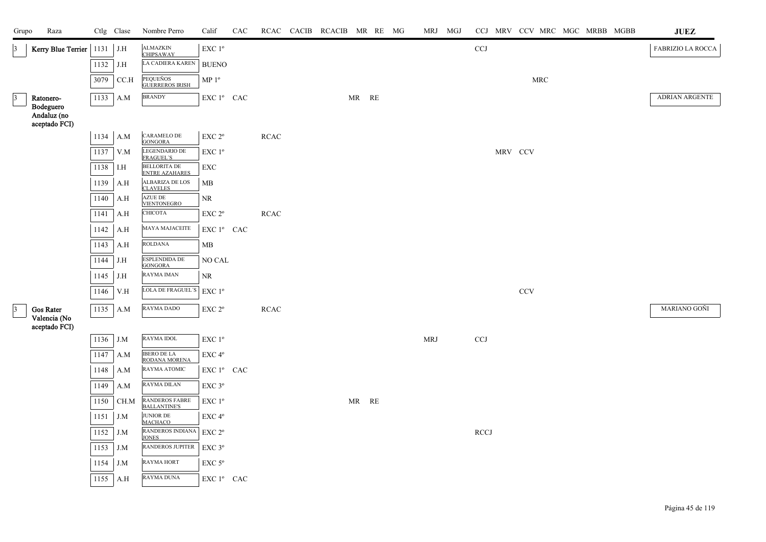| Grupo | Raza | Ctlg | Clase | Nombre Perro | Calif | CAC | RCAC | CACIB | RCACIB | MR | RE | MG | MRJ | MGJ | CCJ | MRV | CCV | MRC | MGC | MRBB | MGBB | JUEZ |
|---|---|---|---|---|---|---|---|---|---|---|---|---|---|---|---|---|---|---|---|---|---|---|
| 3 | Kerry Blue Terrier | 1131 | J.H | ALMAZKIN CHIPSAWAY | EXC 1º | | | | | | | | | | CCJ | | | | | | | FABRIZIO LA ROCCA |
| | | 1132 | J.H | LA CADIERA KAREN | BUENO | | | | | | | | | | | | | | | | | |
| | | 3079 | CC.H | PEQUEÑOS GUERREROS IRISH | MP 1º | | | | | | | | | | | | | MRC | | | | |
| 3 | Ratonero-Bodeguero Andaluz (no aceptado FCI) | 1133 | A.M | BRANDY | EXC 1º | CAC | | | | MR | RE | | | | | | | | | | | ADRIAN ARGENTE |
| | | 1134 | A.M | CARAMELO DE GONGORA | EXC 2º | | RCAC | | | | | | | | | | | | | | | |
| | | 1137 | V.M | LEGENDARIO DE FRAGUEL´S | EXC 1º | | | | | | | | | | | MRV | CCV | | | | | |
| | | 1138 | I.H | BELLORITA DE ENTRE AZAHARES | EXC | | | | | | | | | | | | | | | | | |
| | | 1139 | A.H | ALBARIZA DE LOS CLAVELES | MB | | | | | | | | | | | | | | | | | |
| | | 1140 | A.H | AZUE DE VIENTONEGRO | NR | | | | | | | | | | | | | | | | | |
| | | 1141 | A.H | CHICOTA | EXC 2º | | RCAC | | | | | | | | | | | | | | | |
| | | 1142 | A.H | MAYA MAJACEITE | EXC 1º | CAC | | | | | | | | | | | | | | | | |
| | | 1143 | A.H | ROLDANA | MB | | | | | | | | | | | | | | | | | |
| | | 1144 | J.H | ESPLENDIDA DE GONGORA | NO CAL | | | | | | | | | | | | | | | | | |
| | | 1145 | J.H | RAYMA IMAN | NR | | | | | | | | | | | | | | | | | |
| | | 1146 | V.H | LOLA DE FRAGUEL´S | EXC 1º | | | | | | | | | | | | CCV | | | | | |
| 3 | Gos Rater Valencia (No aceptado FCI) | 1135 | A.M | RAYMA DADO | EXC 2º | | RCAC | | | | | | | | | | | | | | | MARIANO GOÑI |
| | | 1136 | J.M | RAYMA IDOL | EXC 1º | | | | | | | | MRJ | | CCJ | | | | | | | |
| | | 1147 | A.M | IBERO DE LA RODANA MORENA | EXC 4º | | | | | | | | | | | | | | | | | |
| | | 1148 | A.M | RAYMA ATOMIC | EXC 1º | CAC | | | | | | | | | | | | | | | | |
| | | 1149 | A.M | RAYMA DILAN | EXC 3º | | | | | | | | | | | | | | | | | |
| | | 1150 | CH.M | RANDEROS FABRE BALLANTINE'S | EXC 1º | | | | | MR | RE | | | | | | | | | | | |
| | | 1151 | J.M | JUNIOR DE MACHACO | EXC 4º | | | | | | | | | | | | | | | | | |
| | | 1152 | J.M | RANDEROS INDIANA JONES | EXC 2º | | | | | | | | | | RCCJ | | | | | | | |
| | | 1153 | J.M | RANDEROS JUPITER | EXC 3º | | | | | | | | | | | | | | | | | |
| | | 1154 | J.M | RAYMA HORT | EXC 5º | | | | | | | | | | | | | | | | | |
| | | 1155 | A.H | RAYMA DUNA | EXC 1º | CAC | | | | | | | | | | | | | | | | |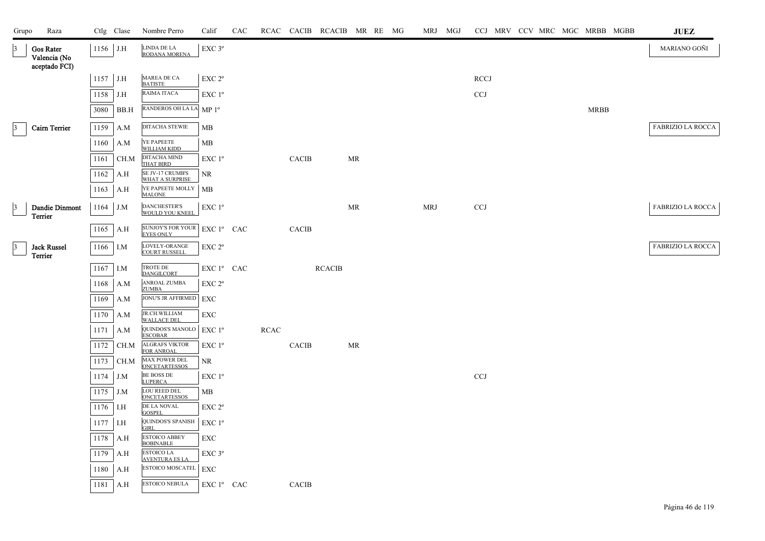| Grupo | Raza | Ctlg | Clase | Nombre Perro | Calif | CAC | RCAC | CACIB | RCACIB | MR | RE | MG | MRJ | MGJ | CCJ | MRV | CCV | MRC | MGC | MRBB | MGBB | JUEZ |
|---|---|---|---|---|---|---|---|---|---|---|---|---|---|---|---|---|---|---|---|---|---|---|
| 3 | Gos Rater Valencia (No aceptado FCI) | 1156 | J.H | LINDA DE LA RODANA MORENA | EXC 3º | | | | | | | | | | | | | | | | | MARIANO GOÑI |
| | | 1157 | J.H | MAREA DE CA BATISTE | EXC 2º | | | | | | | | | | RCCJ | | | | | | | |
| | | 1158 | J.H | RAIMA ITACA | EXC 1º | | | | | | | | | | CCJ | | | | | | | |
| | | 3080 | BB.H | RANDEROS OH LA LA | MP 1º | | | | | | | | | | | | | | | MRBB | | |
| 3 | Cairn Terrier | 1159 | A.M | DITACHA STEWIE | MB | | | | | | | | | | | | | | | | | FABRIZIO LA ROCCA |
| | | 1160 | A.M | YE PAPEETE WILLIAM KIDD | MB | | | | | | | | | | | | | | | | | |
| | | 1161 | CH.M | DITACHA MIND THAT BIRD | EXC 1º | | | CACIB | | MR | | | | | | | | | | | | |
| | | 1162 | A.H | SE JV-17 CRUMB'S WHAT A SURPRISE | NR | | | | | | | | | | | | | | | | | |
| | | 1163 | A.H | YE PAPEETE MOLLY MALONE | MB | | | | | | | | | | | | | | | | | |
| 3 | Dandie Dinmont Terrier | 1164 | J.M | DANCHESTER'S WOULD YOU KNEEL | EXC 1º | | | | | MR | | | MRJ | | CCJ | | | | | | | FABRIZIO LA ROCCA |
| | | 1165 | A.H | SUNJOY'S FOR YOUR EYES ONLY | EXC 1º | CAC | | CACIB | | | | | | | | | | | | | | |
| 3 | Jack Russel Terrier | 1166 | I.M | LOVELY-ORANGE COURT RUSSELL | EXC 2º | | | | | | | | | | | | | | | | | FABRIZIO LA ROCCA |
| | | 1167 | I.M | TROTE DE DANGILCORT | EXC 1º | CAC | | | RCACIB | | | | | | | | | | | | | |
| | | 1168 | A.M | ANROAL ZUMBA ZUMBA | EXC 2º | | | | | | | | | | | | | | | | | |
| | | 1169 | A.M | JONU'S JR AFFIRMED | EXC | | | | | | | | | | | | | | | | | |
| | | 1170 | A.M | JR.CH.WILLIAM WALLACE DEL | EXC | | | | | | | | | | | | | | | | | |
| | | 1171 | A.M | QUINDOS'S MANOLO ESCOBAR | EXC 1º | | RCAC | | | | | | | | | | | | | | | |
| | | 1172 | CH.M | ALGRAFS VIKTOR FOR ANROAL | EXC 1º | | | CACIB | | MR | | | | | | | | | | | | |
| | | 1173 | CH.M | MAX POWER DEL ONCETARTESSOS | NR | | | | | | | | | | | | | | | | | |
| | | 1174 | J.M | BE BOSS DE LUPERCA | EXC 1º | | | | | | | | | | CCJ | | | | | | | |
| | | 1175 | J.M | LOU REED DEL ONCETARTESSOS | MB | | | | | | | | | | | | | | | | | |
| | | 1176 | I.H | DE LA NOVAL GOSPEL | EXC 2º | | | | | | | | | | | | | | | | | |
| | | 1177 | I.H | QUINDOS'S SPANISH GIRL | EXC 1º | | | | | | | | | | | | | | | | | |
| | | 1178 | A.H | ESTOICO ABBEY BOBINABLE | EXC | | | | | | | | | | | | | | | | | |
| | | 1179 | A.H | ESTOICO LA AVENTURA ES LA | EXC 3º | | | | | | | | | | | | | | | | | |
| | | 1180 | A.H | ESTOICO MOSCATEL | EXC | | | | | | | | | | | | | | | | | |
| | | 1181 | A.H | ESTOICO NEBULA | EXC 1º | CAC | | CACIB | | | | | | | | | | | | | | |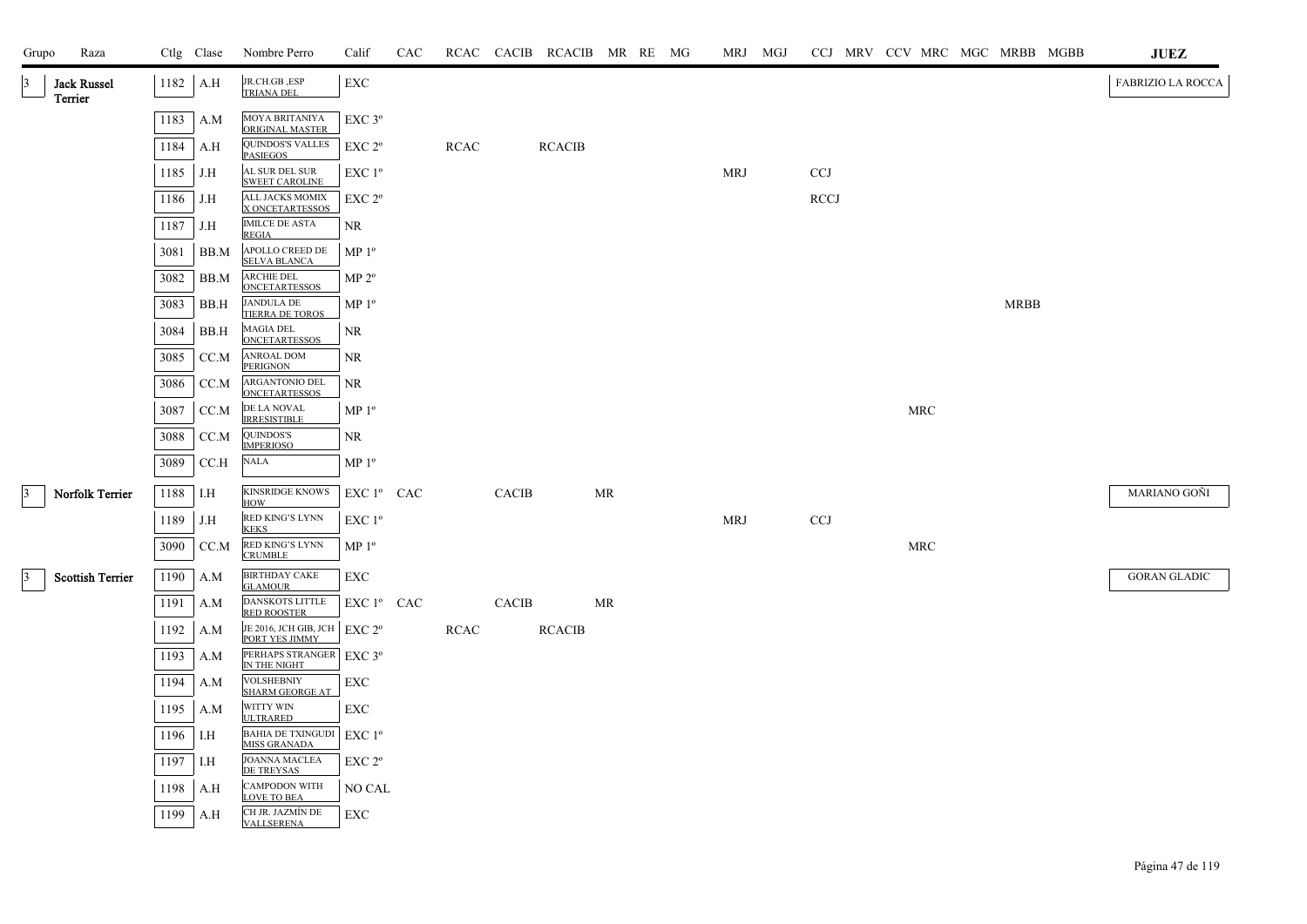| Grupo | Raza | Ctlg | Clase | Nombre Perro | Calif | CAC | RCAC | CACIB | RCACIB | MR | RE | MG | MRJ | MGJ | CCJ | MRV | CCV | MRC | MGC | MRBB | MGBB | JUEZ |
|---|---|---|---|---|---|---|---|---|---|---|---|---|---|---|---|---|---|---|---|---|---|---|
| 3 | Jack Russel Terrier | 1182 | A.H | JR.CH.GB ,ESP TRIANA DEL | EXC | | | | | | | | | | | | | | | | | FABRIZIO LA ROCCA |
| | | 1183 | A.M | MOYA BRITANIYA ORIGINAL MASTER | EXC 3º | | | | | | | | | | | | | | | | | |
| | | 1184 | A.H | QUINDOS'S VALLES PASIEGOS | EXC 2º | | RCAC | | RCACIB | | | | | | | | | | | | | |
| | | 1185 | J.H | AL SUR DEL SUR SWEET CAROLINE | EXC 1º | | | | | | | | MRJ | | CCJ | | | | | | | |
| | | 1186 | J.H | ALL JACKS MOMIX X ONCETARTESSOS | EXC 2º | | | | | | | | | | RCCJ | | | | | | | |
| | | 1187 | J.H | IMILCE DE ASTA REGIA | NR | | | | | | | | | | | | | | | | | |
| | | 3081 | BB.M | APOLLO CREED DE SELVA BLANCA | MP 1º | | | | | | | | | | | | | | | | | |
| | | 3082 | BB.M | ARCHIE DEL ONCETARTESSOS | MP 2º | | | | | | | | | | | | | | | | | |
| | | 3083 | BB.H | JANDULA DE TIERRA DE TOROS | MP 1º | | | | | | | | | | | | | | | MRBB | | |
| | | 3084 | BB.H | MAGIA DEL ONCETARTESSOS | NR | | | | | | | | | | | | | | | | | |
| | | 3085 | CC.M | ANROAL DOM PERIGNON | NR | | | | | | | | | | | | | | | | | |
| | | 3086 | CC.M | ARGANTONIO DEL ONCETARTESSOS | NR | | | | | | | | | | | | | | | | | |
| | | 3087 | CC.M | DE LA NOVAL IRRESISTIBLE | MP 1º | | | | | | | | | | | | | MRC | | | | |
| | | 3088 | CC.M | QUINDOS'S IMPERIOSO | NR | | | | | | | | | | | | | | | | | |
| | | 3089 | CC.H | NALA | MP 1º | | | | | | | | | | | | | | | | | |
| 3 | Norfolk Terrier | 1188 | I.H | KINSRIDGE KNOWS HOW | EXC 1º | CAC | | CACIB | | MR | | | | | | | | | | | | MARIANO GOÑI |
| | | 1189 | J.H | RED KING'S LYNN KEKS | EXC 1º | | | | | | | | MRJ | | CCJ | | | | | | | |
| | | 3090 | CC.M | RED KING'S LYNN CRUMBLE | MP 1º | | | | | | | | | | | | | MRC | | | | |
| 3 | Scottish Terrier | 1190 | A.M | BIRTHDAY CAKE GLAMOUR | EXC | | | | | | | | | | | | | | | | | GORAN GLADIC |
| | | 1191 | A.M | DANSKOTS LITTLE RED ROOSTER | EXC 1º | CAC | | CACIB | | MR | | | | | | | | | | | | |
| | | 1192 | A.M | JE 2016, JCH GIB, JCH PORT YES JIMMY | EXC 2º | | RCAC | | RCACIB | | | | | | | | | | | | | |
| | | 1193 | A.M | PERHAPS STRANGER IN THE NIGHT | EXC 3º | | | | | | | | | | | | | | | | | |
| | | 1194 | A.M | VOLSHEBNIY SHARM GEORGE AT | EXC | | | | | | | | | | | | | | | | | |
| | | 1195 | A.M | WITTY WIN ULTRARED | EXC | | | | | | | | | | | | | | | | | |
| | | 1196 | I.H | BAHIA DE TXINGUDI MISS GRANADA | EXC 1º | | | | | | | | | | | | | | | | | |
| | | 1197 | I.H | JOANNA MACLEA DE TREYSAS | EXC 2º | | | | | | | | | | | | | | | | | |
| | | 1198 | A.H | CAMPODON WITH LOVE TO BEA | NO CAL | | | | | | | | | | | | | | | | | |
| | | 1199 | A.H | CH JR. JAZMÍN DE VALLSERENA | EXC | | | | | | | | | | | | | | | | | |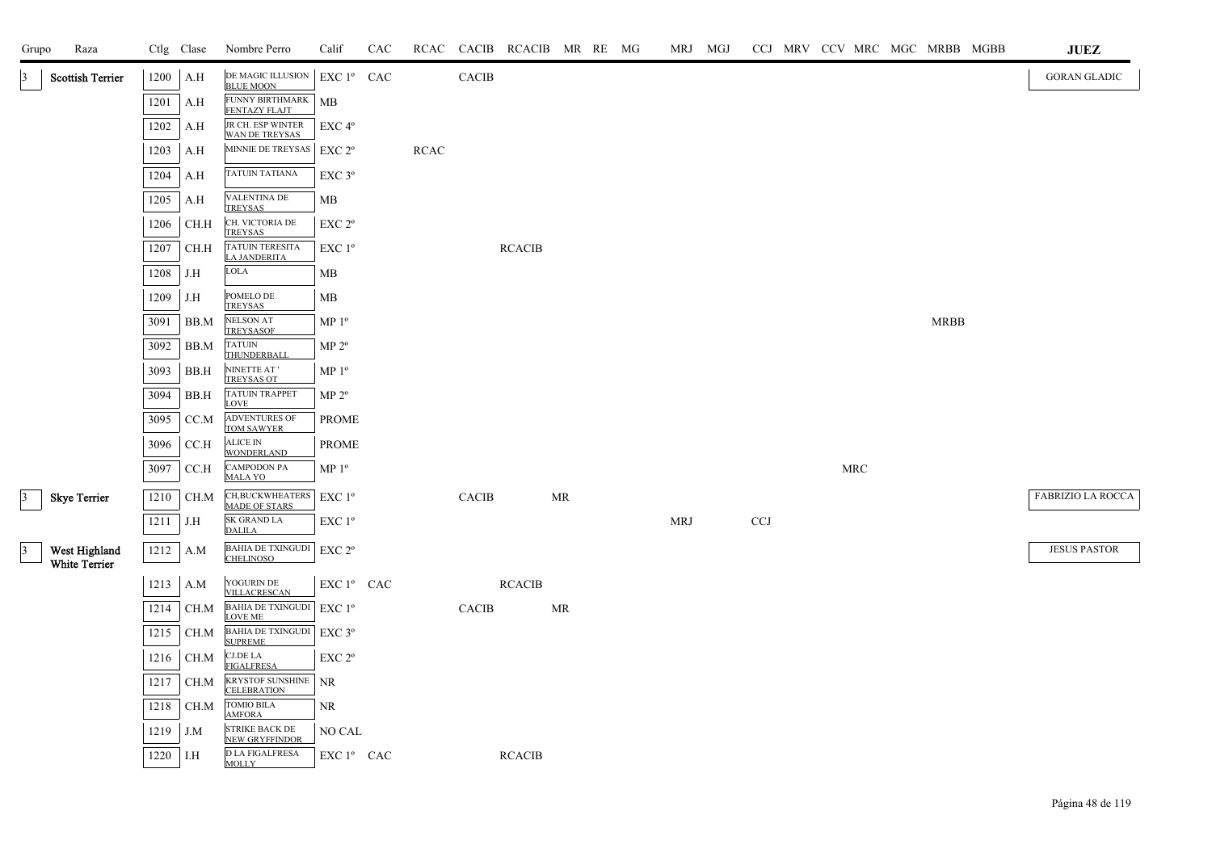| Grupo | Raza | Ctlg | Clase | Nombre Perro | Calif | CAC | RCAC | CACIB | RCACIB | MR | RE | MG | MRJ | MGJ | CCJ | MRV | CCV | MRC | MGC | MRBB | MGBB | JUEZ |
|---|---|---|---|---|---|---|---|---|---|---|---|---|---|---|---|---|---|---|---|---|---|---|
| 3 | Scottish Terrier | 1200 | A.H | DE MAGIC ILLUSION BLUE MOON | EXC 1º | CAC | | CACIB | | | | | | | | | | | | | | GORAN GLADIC |
| | | 1201 | A.H | FUNNY BIRTHMARK FENTAZY FLAJT | MB | | | | | | | | | | | | | | | | | |
| | | 1202 | A.H | JR CH. ESP WINTER WAN DE TREYSAS | EXC 4º | | | | | | | | | | | | | | | | | |
| | | 1203 | A.H | MINNIE DE TREYSAS | EXC 2º | | RCAC | | | | | | | | | | | | | | | |
| | | 1204 | A.H | TATUIN TATIANA | EXC 3º | | | | | | | | | | | | | | | | | |
| | | 1205 | A.H | VALENTINA DE TREYSAS | MB | | | | | | | | | | | | | | | | | |
| | | 1206 | CH.H | CH. VICTORIA DE TREYSAS | EXC 2º | | | | | | | | | | | | | | | | | |
| | | 1207 | CH.H | TATUIN TERESITA LA JANDERITA | EXC 1º | | | | RCACIB | | | | | | | | | | | | | |
| | | 1208 | J.H | LOLA | MB | | | | | | | | | | | | | | | | | |
| | | 1209 | J.H | POMELO DE TREYSAS | MB | | | | | | | | | | | | | | | | | |
| | | 3091 | BB.M | NELSON AT TREYSASOF | MP 1º | | | | | | | | | | | | | | | MRBB | | |
| | | 3092 | BB.M | TATUIN THUNDERBALL | MP 2º | | | | | | | | | | | | | | | | | |
| | | 3093 | BB.H | NINETTE AT ' TREYSAS OT | MP 1º | | | | | | | | | | | | | | | | | |
| | | 3094 | BB.H | TATUIN TRAPPET LOVE | MP 2º | | | | | | | | | | | | | | | | | |
| | | 3095 | CC.M | ADVENTURES OF TOM SAWYER | PROME | | | | | | | | | | | | | | | | | |
| | | 3096 | CC.H | ALICE IN WONDERLAND | PROME | | | | | | | | | | | | | | | | | |
| | | 3097 | CC.H | CAMPODON PA MALA YO | MP 1º | | | | | | | | | | | | | MRC | | | | |
| 3 | Skye Terrier | 1210 | CH.M | CH,BUCKWHEATERS MADE OF STARS | EXC 1º | | | CACIB | | MR | | | | | | | | | | | | FABRIZIO LA ROCCA |
| | | 1211 | J.H | SK GRAND LA DALILA | EXC 1º | | | | | | | | MRJ | | CCJ | | | | | | | |
| 3 | West Highland White Terrier | 1212 | A.M | BAHIA DE TXINGUDI CHELINOSO | EXC 2º | | | | | | | | | | | | | | | | | JESUS PASTOR |
| | | 1213 | A.M | YOGURIN DE VILLACRESCAN | EXC 1º | CAC | | | RCACIB | | | | | | | | | | | | | |
| | | 1214 | CH.M | BAHIA DE TXINGUDI LOVE ME | EXC 1º | | | CACIB | | MR | | | | | | | | | | | | |
| | | 1215 | CH.M | BAHIA DE TXINGUDI SUPREME | EXC 3º | | | | | | | | | | | | | | | | | |
| | | 1216 | CH.M | CJ.DE LA FIGALFRESA | EXC 2º | | | | | | | | | | | | | | | | | |
| | | 1217 | CH.M | KRYSTOF SUNSHINE CELEBRATION | NR | | | | | | | | | | | | | | | | | |
| | | 1218 | CH.M | TOMIO BILA AMFORA | NR | | | | | | | | | | | | | | | | | |
| | | 1219 | J.M | STRIKE BACK DE NEW GRYFFINDOR | NO CAL | | | | | | | | | | | | | | | | | |
| | | 1220 | I.H | D LA FIGALFRESA MOLLY | EXC 1º | CAC | | | RCACIB | | | | | | | | | | | | | |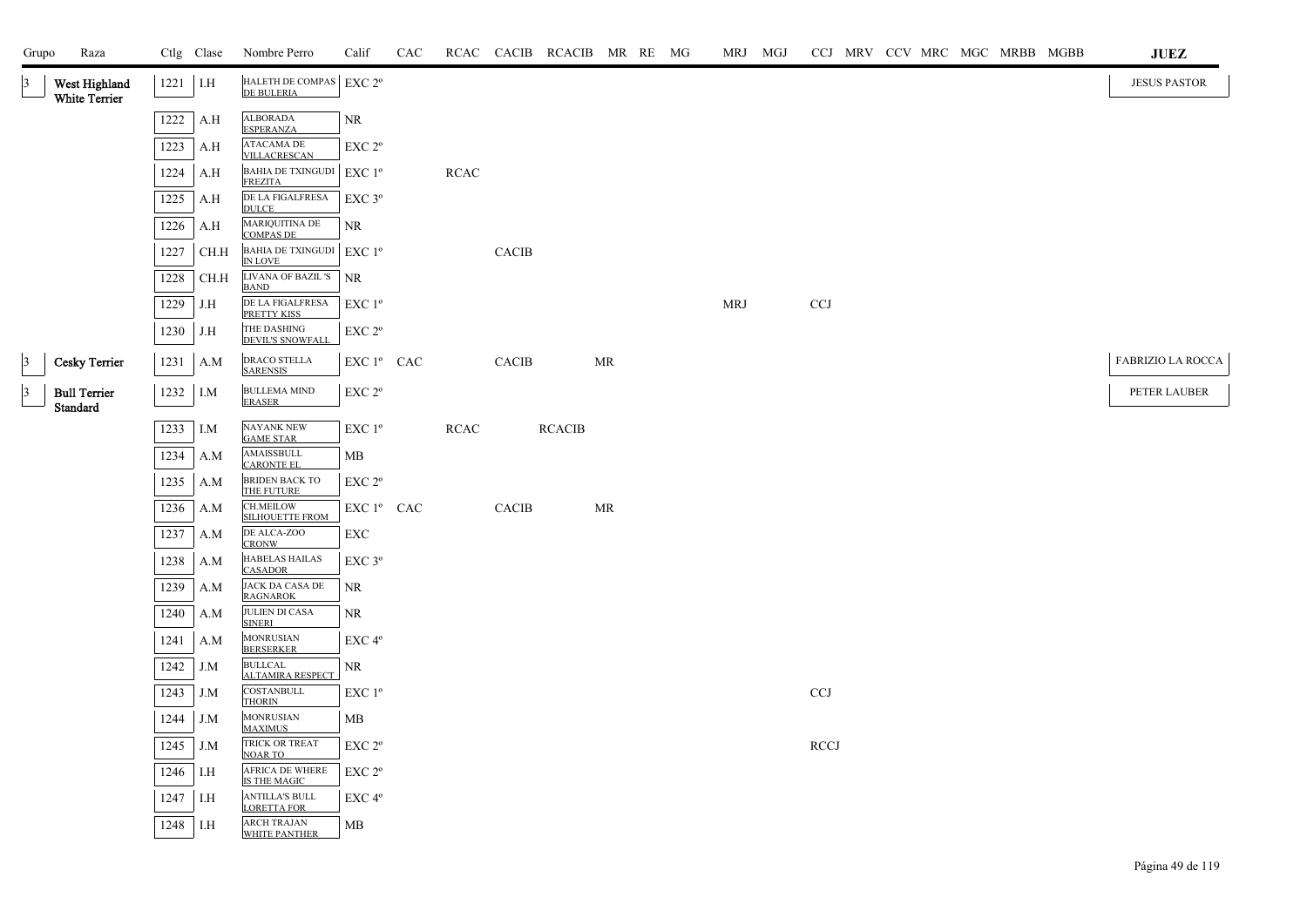| Grupo | Raza | Ctlg | Clase | Nombre Perro | Calif | CAC | RCAC | CACIB | RCACIB | MR | RE | MG | MRJ | MGJ | CCJ | MRV | CCV | MRC | MGC | MRBB | MGBB | JUEZ |
|---|---|---|---|---|---|---|---|---|---|---|---|---|---|---|---|---|---|---|---|---|---|---|
| 3 | West Highland White Terrier | 1221 | I.H | HALETH DE COMPAS DE BULERIA | EXC 2º | | | | | | | | | | | | | | | | | JESUS PASTOR |
| | | 1222 | A.H | ALBORADA ESPERANZA | NR | | | | | | | | | | | | | | | | | |
| | | 1223 | A.H | ATACAMA DE VILLACRESCAN | EXC 2º | | | | | | | | | | | | | | | | | |
| | | 1224 | A.H | BAHIA DE TXINGUDI FREZITA | EXC 1º | | RCAC | | | | | | | | | | | | | | | |
| | | 1225 | A.H | DE LA FIGALFRESA DULCE | EXC 3º | | | | | | | | | | | | | | | | | |
| | | 1226 | A.H | MARIQUITINA DE COMPAS DE | NR | | | | | | | | | | | | | | | | | |
| | | 1227 | CH.H | BAHIA DE TXINGUDI IN LOVE | EXC 1º | | | CACIB | | | | | | | | | | | | | | |
| | | 1228 | CH.H | LIVANA OF BAZIL'S BAND | NR | | | | | | | | | | | | | | | | | |
| | | 1229 | J.H | DE LA FIGALFRESA PRETTY KISS | EXC 1º | | | | | | | | MRJ | | CCJ | | | | | | | |
| | | 1230 | J.H | THE DASHING DEVIL'S SNOWFALL | EXC 2º | | | | | | | | | | | | | | | | | |
| 3 | Cesky Terrier | 1231 | A.M | DRACO STELLA SARENSIS | EXC 1º | CAC | | CACIB | | MR | | | | | | | | | | | | FABRIZIO LA ROCCA |
| 3 | Bull Terrier Standard | 1232 | I.M | BULLEMA MIND ERASER | EXC 2º | | | | | | | | | | | | | | | | | PETER LAUBER |
| | | 1233 | I.M | NAYANK NEW GAME STAR | EXC 1º | | RCAC | | RCACIB | | | | | | | | | | | | | |
| | | 1234 | A.M | AMAISSBULL CARONTE EL | MB | | | | | | | | | | | | | | | | | |
| | | 1235 | A.M | BRIDEN BACK TO THE FUTURE | EXC 2º | | | | | | | | | | | | | | | | | |
| | | 1236 | A.M | CH.MEILOW SILHOUETTE FROM | EXC 1º | CAC | | CACIB | | MR | | | | | | | | | | | | |
| | | 1237 | A.M | DE ALCA-ZOO CRONW | EXC | | | | | | | | | | | | | | | | | |
| | | 1238 | A.M | HABELAS HAILAS CASADOR | EXC 3º | | | | | | | | | | | | | | | | | |
| | | 1239 | A.M | JACK DA CASA DE RAGNAROK | NR | | | | | | | | | | | | | | | | | |
| | | 1240 | A.M | JULIEN DI CASA SINERI | NR | | | | | | | | | | | | | | | | | |
| | | 1241 | A.M | MONRUSIAN BERSERKER | EXC 4º | | | | | | | | | | | | | | | | | |
| | | 1242 | J.M | BULLCAL ALTAMIRA RESPECT | NR | | | | | | | | | | | | | | | | | |
| | | 1243 | J.M | COSTANBULL THORIN | EXC 1º | | | | | | | | | | CCJ | | | | | | | |
| | | 1244 | J.M | MONRUSIAN MAXIMUS | MB | | | | | | | | | | | | | | | | | |
| | | 1245 | J.M | TRICK OR TREAT NOAR TO | EXC 2º | | | | | | | | | | RCCJ | | | | | | | |
| | | 1246 | I.H | AFRICA DE WHERE IS THE MAGIC | EXC 2º | | | | | | | | | | | | | | | | | |
| | | 1247 | I.H | ANTILLA'S BULL LORETTA FOR | EXC 4º | | | | | | | | | | | | | | | | | |
| | | 1248 | I.H | ARCH TRAJAN WHITE PANTHER | MB | | | | | | | | | | | | | | | | | |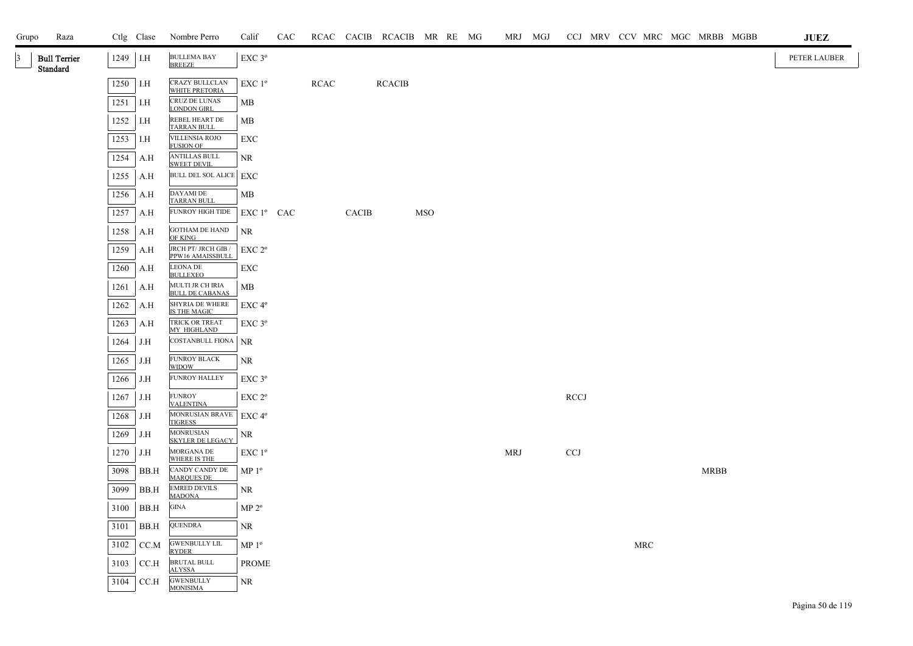| Grupo | Raza | Ctlg | Clase | Nombre Perro | Calif | CAC | RCAC | CACIB | RCACIB | MR | RE | MG | MRJ | MGJ | CCJ | MRV | CCV | MRC | MGC | MRBB | MGBB | JUEZ |
|---|---|---|---|---|---|---|---|---|---|---|---|---|---|---|---|---|---|---|---|---|---|---|
| 3 | Bull Terrier Standard | 1249 | I.H | BULLEMA BAY BREEZE | EXC 3º | | | | | | | | | | | | | | | | | PETER LAUBER |
| | | 1250 | I.H | CRAZY BULLCLAN WHITE PRETORIA | EXC 1º | | RCAC | | RCACIB | | | | | | | | | | | | | |
| | | 1251 | I.H | CRUZ DE LUNAS LONDON GIRL | MB | | | | | | | | | | | | | | | | | |
| | | 1252 | I.H | REBEL HEART DE TARRAN BULL | MB | | | | | | | | | | | | | | | | | |
| | | 1253 | I.H | VILLENSIA ROJO FUSION OF | EXC | | | | | | | | | | | | | | | | | |
| | | 1254 | A.H | ANTILLAS BULL SWEET DEVIL | NR | | | | | | | | | | | | | | | | | |
| | | 1255 | A.H | BULL DEL SOL ALICE | EXC | | | | | | | | | | | | | | | | | |
| | | 1256 | A.H | DAYAMI DE TARRAN BULL | MB | | | | | | | | | | | | | | | | | |
| | | 1257 | A.H | FUNROY HIGH TIDE | EXC 1º | CAC | | CACIB | | MSO | | | | | | | | | | | | |
| | | 1258 | A.H | GOTHAM DE HAND OF KING | NR | | | | | | | | | | | | | | | | | |
| | | 1259 | A.H | JRCH PT/ JRCH GIB / PPW16 AMAISSBULL | EXC 2º | | | | | | | | | | | | | | | | | |
| | | 1260 | A.H | LEONA DE BULLEXEO | EXC | | | | | | | | | | | | | | | | | |
| | | 1261 | A.H | MULTI JR CH IRIA BULL DE CABANAS | MB | | | | | | | | | | | | | | | | | |
| | | 1262 | A.H | SHYRIA DE WHERE IS THE MAGIC | EXC 4º | | | | | | | | | | | | | | | | | |
| | | 1263 | A.H | TRICK OR TREAT MY HIGHLAND | EXC 3º | | | | | | | | | | | | | | | | | |
| | | 1264 | J.H | COSTANBULL FIONA | NR | | | | | | | | | | | | | | | | | |
| | | 1265 | J.H | FUNROY BLACK WIDOW | NR | | | | | | | | | | | | | | | | | |
| | | 1266 | J.H | FUNROY HALLEY | EXC 3º | | | | | | | | | | | | | | | | | |
| | | 1267 | J.H | FUNROY VALENTINA | EXC 2º | | | | | | | | | | RCCJ | | | | | | | |
| | | 1268 | J.H | MONRUSIAN BRAVE TIGRESS | EXC 4º | | | | | | | | | | | | | | | | | |
| | | 1269 | J.H | MONRUSIAN SKYLER DE LEGACY | NR | | | | | | | | | | | | | | | | | |
| | | 1270 | J.H | MORGANA DE WHERE IS THE | EXC 1º | | | | | | | | MRJ | | CCJ | | | | | | | |
| | | 3098 | BB.H | CANDY CANDY DE MARQUES DE | MP 1º | | | | | | | | | | | | | | | MRBB | | |
| | | 3099 | BB.H | EMRED DEVILS MADONA | NR | | | | | | | | | | | | | | | | | |
| | | 3100 | BB.H | GINA | MP 2º | | | | | | | | | | | | | | | | | |
| | | 3101 | BB.H | QUENDRA | NR | | | | | | | | | | | | | | | | | |
| | | 3102 | CC.M | GWENBULLY LIL RYDER | MP 1º | | | | | | | | | | | | | MRC | | | | |
| | | 3103 | CC.H | BRUTAL BULL ALYSSA | PROME | | | | | | | | | | | | | | | | | |
| | | 3104 | CC.H | GWENBULLY MONISIMA | NR | | | | | | | | | | | | | | | | | |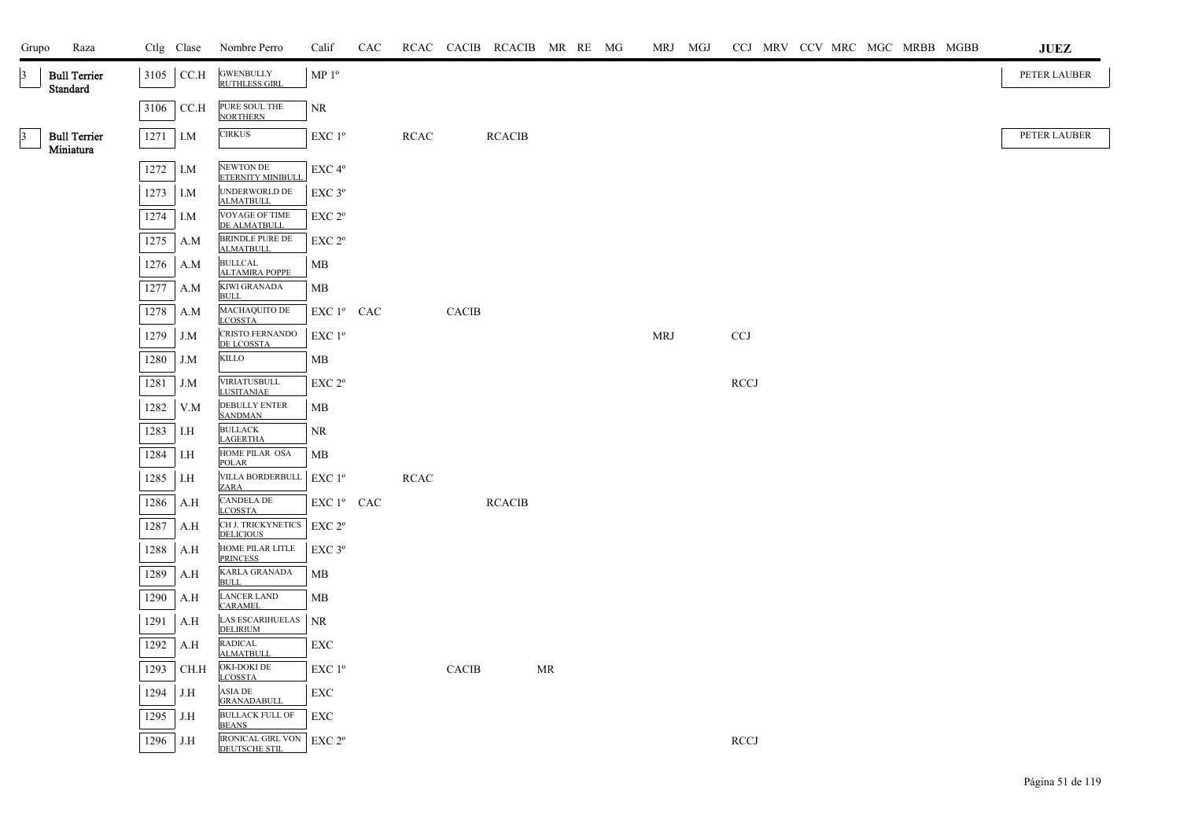| Grupo | Raza | Ctlg | Clase | Nombre Perro | Calif | CAC | RCAC | CACIB | RCACIB | MR | RE | MG | MRJ | MGJ | CCJ | MRV | CCV | MRC | MGC | MRBB | MGBB | JUEZ |
|---|---|---|---|---|---|---|---|---|---|---|---|---|---|---|---|---|---|---|---|---|---|---|
| 3 | Bull Terrier Standard | 3105 | CC.H | GWENBULLY RUTHLESS GIRL | MP 1º | | | | | | | | | | | | | | | | | PETER LAUBER |
| | | 3106 | CC.H | PURE SOUL THE NORTHERN | NR | | | | | | | | | | | | | | | | | |
| 3 | Bull Terrier Miniatura | 1271 | I.M | CIRKUS | EXC 1º | | RCAC | | RCACIB | | | | | | | | | | | | | PETER LAUBER |
| | | 1272 | I.M | NEWTON DE ETERNITY MINIBULL | EXC 4º | | | | | | | | | | | | | | | | | |
| | | 1273 | I.M | UNDERWORLD DE ALMATBULL | EXC 3º | | | | | | | | | | | | | | | | | |
| | | 1274 | I.M | VOYAGE OF TIME DE ALMATBULL | EXC 2º | | | | | | | | | | | | | | | | | |
| | | 1275 | A.M | BRINDLE PURE DE ALMATBULL | EXC 2º | | | | | | | | | | | | | | | | | |
| | | 1276 | A.M | BULLCAL ALTAMIRA POPPE | MB | | | | | | | | | | | | | | | | | |
| | | 1277 | A.M | KIWI GRANADA BULL | MB | | | | | | | | | | | | | | | | | |
| | | 1278 | A.M | MACHAQUITO DE LCOSSTA | EXC 1º | CAC | | CACIB | | | | | | | | | | | | | | |
| | | 1279 | J.M | CRISTO FERNANDO DE LCOSSTA | EXC 1º | | | | | | | | MRJ | | CCJ | | | | | | | |
| | | 1280 | J.M | KILLO | MB | | | | | | | | | | | | | | | | | |
| | | 1281 | J.M | VIRIATUSBULL LUSITANIAE | EXC 2º | | | | | | | | | | RCCJ | | | | | | | |
| | | 1282 | V.M | DEBULLY ENTER SANDMAN | MB | | | | | | | | | | | | | | | | | |
| | | 1283 | I.H | BULLACK LAGERTHA | NR | | | | | | | | | | | | | | | | | |
| | | 1284 | I.H | HOME PILAR OSA POLAR | MB | | | | | | | | | | | | | | | | | |
| | | 1285 | I.H | VILLA BORDERBULL ZARA | EXC 1º | | RCAC | | | | | | | | | | | | | | | |
| | | 1286 | A.H | CANDELA DE LCOSSTA | EXC 1º | CAC | | | RCACIB | | | | | | | | | | | | | |
| | | 1287 | A.H | CH J. TRICKYNETICS DELICIOUS | EXC 2º | | | | | | | | | | | | | | | | | |
| | | 1288 | A.H | HOME PILAR LITLE PRINCESS | EXC 3º | | | | | | | | | | | | | | | | | |
| | | 1289 | A.H | KARLA GRANADA BULL | MB | | | | | | | | | | | | | | | | | |
| | | 1290 | A.H | LANCER LAND CARAMEL | MB | | | | | | | | | | | | | | | | | |
| | | 1291 | A.H | LAS ESCARIHUELAS DELIRIUM | NR | | | | | | | | | | | | | | | | | |
| | | 1292 | A.H | RADICAL ALMATBULL | EXC | | | | | | | | | | | | | | | | | |
| | | 1293 | CH.H | OKI-DOKI DE LCOSSTA | EXC 1º | | | CACIB | | MR | | | | | | | | | | | | |
| | | 1294 | J.H | ASIA DE GRANADABULL | EXC | | | | | | | | | | | | | | | | | |
| | | 1295 | J.H | BULLACK FULL OF BEANS | EXC | | | | | | | | | | | | | | | | | |
| | | 1296 | J.H | IRONICAL GIRL VON DEUTSCHE STIL | EXC 2º | | | | | | | | | | RCCJ | | | | | | | |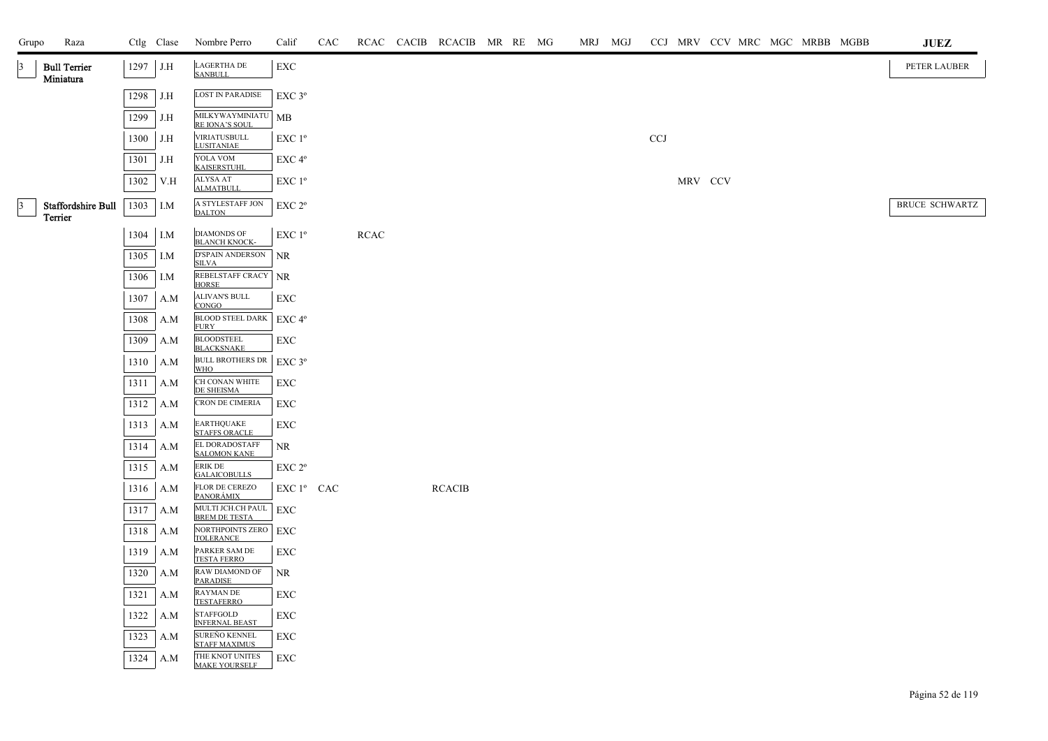| Grupo | Raza | Ctlg | Clase | Nombre Perro | Calif | CAC | RCAC | CACIB | RCACIB | MR | RE | MG | MRJ | MGJ | CCJ | MRV | CCV | MRC | MGC | MRBB | MGBB | JUEZ |
|---|---|---|---|---|---|---|---|---|---|---|---|---|---|---|---|---|---|---|---|---|---|---|
| 3 | Bull Terrier Miniatura | 1297 | J.H | LAGERTHA DE SANBULL | EXC | | | | | | | | | | | | | | | | | PETER LAUBER |
| | | 1298 | J.H | LOST IN PARADISE | EXC 3º | | | | | | | | | | | | | | | | | |
| | | 1299 | J.H | MILKYWAYMINIATURE IONA'S SOUL | MB | | | | | | | | | | | | | | | | | |
| | | 1300 | J.H | VIRIATUSBULL LUSITANIAE | EXC 1º | | | | | | | | | | CCJ | | | | | | | |
| | | 1301 | J.H | YOLA VOM KAISERSTUHL | EXC 4º | | | | | | | | | | | | | | | | | |
| | | 1302 | V.H | ALYSA AT ALMATBULL | EXC 1º | | | | | | | | | | | MRV | CCV | | | | | |
| 3 | Staffordshire Bull Terrier | 1303 | I.M | A STYLESTAFF JON DALTON | EXC 2º | | | | | | | | | | | | | | | | | BRUCE SCHWARTZ |
| | | 1304 | I.M | DIAMONDS OF BLANCH KNOCK- | EXC 1º | | RCAC | | | | | | | | | | | | | | | |
| | | 1305 | I.M | D'SPAIN ANDERSON SILVA | NR | | | | | | | | | | | | | | | | | |
| | | 1306 | I.M | REBELSTAFF CRACY HORSE | NR | | | | | | | | | | | | | | | | | |
| | | 1307 | A.M | ALIVAN'S BULL CONGO | EXC | | | | | | | | | | | | | | | | | |
| | | 1308 | A.M | BLOOD STEEL DARK FURY | EXC 4º | | | | | | | | | | | | | | | | | |
| | | 1309 | A.M | BLOODSTEEL BLACKSNAKE | EXC | | | | | | | | | | | | | | | | | |
| | | 1310 | A.M | BULL BROTHERS DR WHO | EXC 3º | | | | | | | | | | | | | | | | | |
| | | 1311 | A.M | CH CONAN WHITE DE SHEISMA | EXC | | | | | | | | | | | | | | | | | |
| | | 1312 | A.M | CRON DE CIMERIA | EXC | | | | | | | | | | | | | | | | | |
| | | 1313 | A.M | EARTHQUAKE STAFFS ORACLE | EXC | | | | | | | | | | | | | | | | | |
| | | 1314 | A.M | EL DORADOSTAFF SALOMON KANE | NR | | | | | | | | | | | | | | | | | |
| | | 1315 | A.M | ERIK DE GALAICOBULLS | EXC 2º | | | | | | | | | | | | | | | | | |
| | | 1316 | A.M | FLOR DE CEREZO PANORÁMIX | EXC 1º | CAC | | | RCACIB | | | | | | | | | | | | | |
| | | 1317 | A.M | MULTI JCH.CH PAUL BREM DE TESTA | EXC | | | | | | | | | | | | | | | | | |
| | | 1318 | A.M | NORTHPOINTS ZERO TOLERANCE | EXC | | | | | | | | | | | | | | | | | |
| | | 1319 | A.M | PARKER SAM DE TESTA FERRO | EXC | | | | | | | | | | | | | | | | | |
| | | 1320 | A.M | RAW DIAMOND OF PARADISE | NR | | | | | | | | | | | | | | | | | |
| | | 1321 | A.M | RAYMAN DE TESTAFERRO | EXC | | | | | | | | | | | | | | | | | |
| | | 1322 | A.M | STAFFGOLD INFERNAL BEAST | EXC | | | | | | | | | | | | | | | | | |
| | | 1323 | A.M | SUREÑO KENNEL STAFF MAXIMUS | EXC | | | | | | | | | | | | | | | | | |
| | | 1324 | A.M | THE KNOT UNITES MAKE YOURSELF | EXC | | | | | | | | | | | | | | | | | |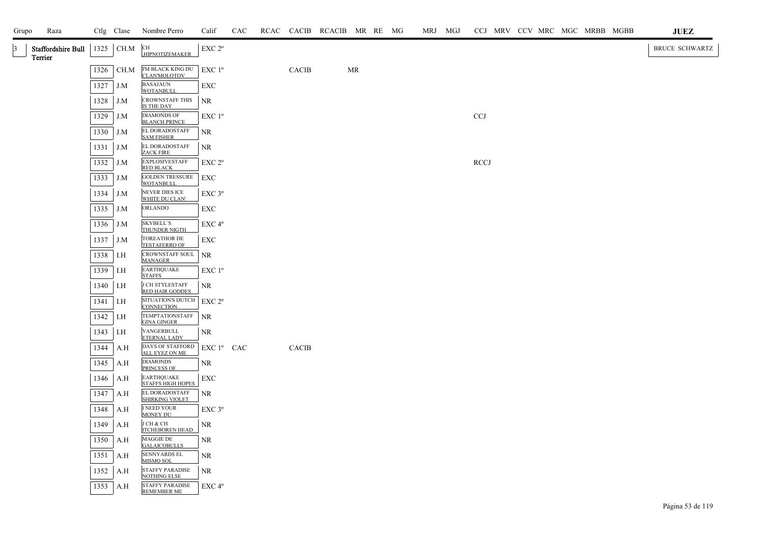| Grupo | Raza | Ctlg | Clase | Nombre Perro | Calif | CAC | RCAC | CACIB | RCACIB | MR | RE | MG | MRJ | MGJ | CCJ | MRV | CCV | MRC | MGC | MRBB | MGBB | JUEZ |
|---|---|---|---|---|---|---|---|---|---|---|---|---|---|---|---|---|---|---|---|---|---|---|
| 3 | Staffordshire Bull Terrier | 1325 | CH.M | CH HIPNOTIZEMAKER | EXC 2º | | | | | | | | | | | | | | | | | BRUCE SCHWARTZ |
| | | 1326 | CH.M | I'M BLACK KING DU CLAN'MOLOTOV | EXC 1º | | | CACIB | | MR | | | | | | | | | | | | |
| | | 1327 | J.M | BASAJAUN WOTANBULL | EXC | | | | | | | | | | | | | | | | | |
| | | 1328 | J.M | CROWNSTAFF THIS IS THE DAY | NR | | | | | | | | | | | | | | | | | |
| | | 1329 | J.M | DIAMONDS OF BLANCH PRINCE | EXC 1º | | | | | | | | | | CCJ | | | | | | | |
| | | 1330 | J.M | EL DORADOSTAFF SAM FISHER | NR | | | | | | | | | | | | | | | | | |
| | | 1331 | J.M | EL DORADOSTAFF ZACK FIRE | NR | | | | | | | | | | | | | | | | | |
| | | 1332 | J.M | EXPLOSIVESTAFF RED BLACK | EXC 2º | | | | | | | | | | RCCJ | | | | | | | |
| | | 1333 | J.M | GOLDEN TRESSURE WOTANBULL | EXC | | | | | | | | | | | | | | | | | |
| | | 1334 | J.M | NEVER DIES ICE WHITE DU CLAN' | EXC 3º | | | | | | | | | | | | | | | | | |
| | | 1335 | J.M | ORLANDO | EXC | | | | | | | | | | | | | | | | | |
| | | 1336 | J.M | SKYBELL'S THUNDER NIGTH | EXC 4º | | | | | | | | | | | | | | | | | |
| | | 1337 | J.M | TOREATHOR DE TESTAFERRO OF | EXC | | | | | | | | | | | | | | | | | |
| | | 1338 | I.H | CROWNSTAFF SOUL MANAGER | NR | | | | | | | | | | | | | | | | | |
| | | 1339 | I.H | EARTHQUAKE STAFFS | EXC 1º | | | | | | | | | | | | | | | | | |
| | | 1340 | I.H | J CH STYLESTAFF RED HAIR GODDES | NR | | | | | | | | | | | | | | | | | |
| | | 1341 | I.H | SITUATION'S DUTCH CONNECTION | EXC 2º | | | | | | | | | | | | | | | | | |
| | | 1342 | I.H | TEMPTATIONSTAFF GINA GINGER | NR | | | | | | | | | | | | | | | | | |
| | | 1343 | I.H | VANGERBULL ETERNAL LADY | NR | | | | | | | | | | | | | | | | | |
| | | 1344 | A.H | DAYS OF STAFFORD ALL EYEZ ON ME | EXC 1º | CAC | | CACIB | | | | | | | | | | | | | | |
| | | 1345 | A.H | DIAMONDS PRINCESS OF | NR | | | | | | | | | | | | | | | | | |
| | | 1346 | A.H | EARTHQUAKE STAFFS HIGH HOPES | EXC | | | | | | | | | | | | | | | | | |
| | | 1347 | A.H | EL DORADOSTAFF SHIRKING VIOLET | NR | | | | | | | | | | | | | | | | | |
| | | 1348 | A.H | I NEED YOUR MONEY DU | EXC 3º | | | | | | | | | | | | | | | | | |
| | | 1349 | A.H | J CH & CH ITCHEBOREN HEAD | NR | | | | | | | | | | | | | | | | | |
| | | 1350 | A.H | MAGGIE DE GALAICOBULLS | NR | | | | | | | | | | | | | | | | | |
| | | 1351 | A.H | SENNYARDS EL MISMO SOL | NR | | | | | | | | | | | | | | | | | |
| | | 1352 | A.H | STAFFY PARADISE NOTHING ELSE | NR | | | | | | | | | | | | | | | | | |
| | | 1353 | A.H | STAFFY PARADISE REMEMBER ME | EXC 4º | | | | | | | | | | | | | | | | | |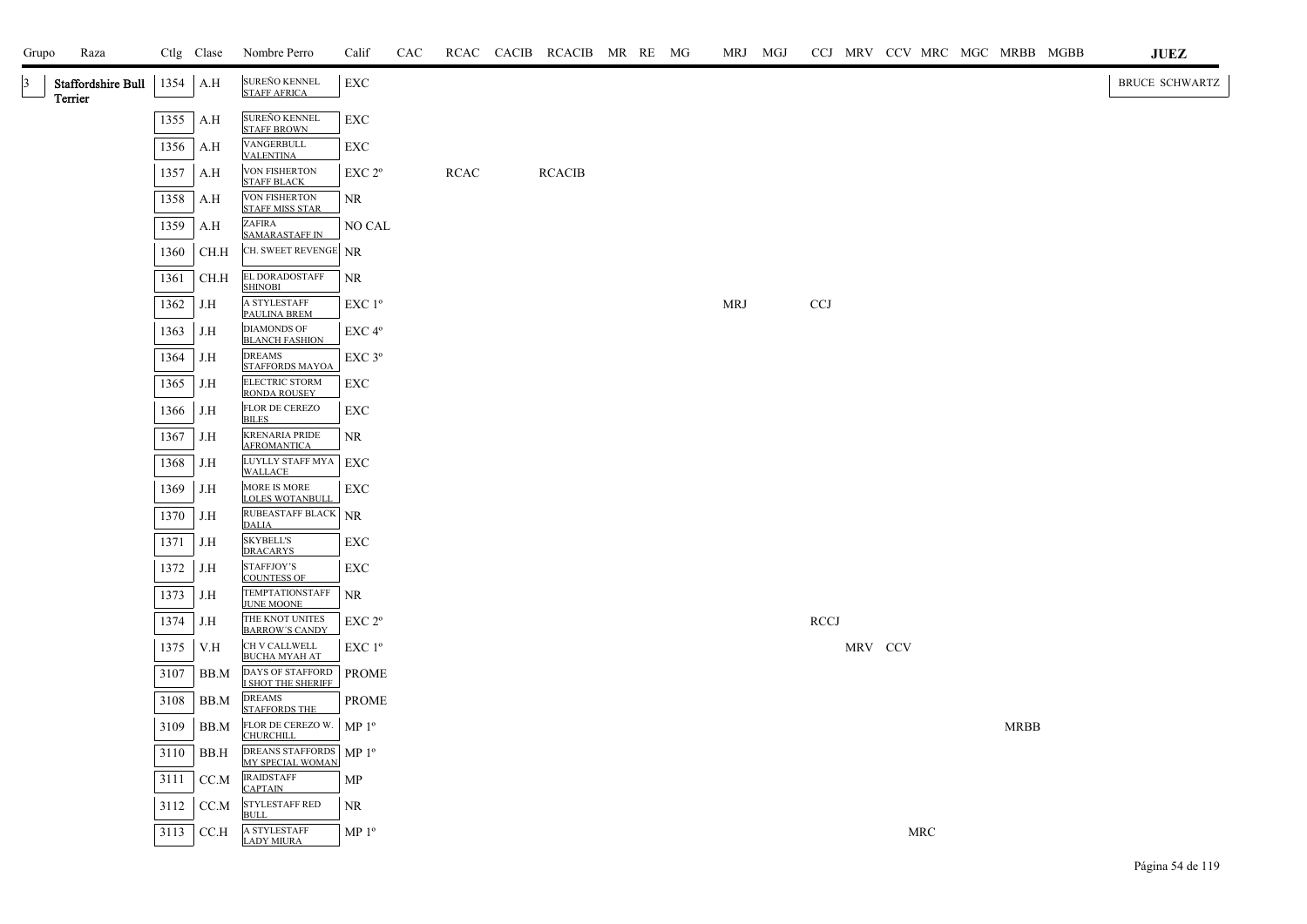| Grupo | Raza | Ctlg | Clase | Nombre Perro | Calif | CAC | RCAC | CACIB | RCACIB | MR | RE | MG | MRJ | MGJ | CCJ | MRV | CCV | MRC | MGC | MRBB | MGBB | JUEZ |
|---|---|---|---|---|---|---|---|---|---|---|---|---|---|---|---|---|---|---|---|---|---|---|
| 3 | Staffordshire Bull Terrier | 1354 | A.H | SUREÑO KENNEL STAFF AFRICA | EXC | | | | | | | | | | | | | | | | | BRUCE SCHWARTZ |
| | | 1355 | A.H | SUREÑO KENNEL STAFF BROWN | EXC | | | | | | | | | | | | | | | | | |
| | | 1356 | A.H | VANGERBULL VALENTINA | EXC | | | | | | | | | | | | | | | | | |
| | | 1357 | A.H | VON FISHERTON STAFF BLACK | EXC 2º | | RCAC | | RCACIB | | | | | | | | | | | | | |
| | | 1358 | A.H | VON FISHERTON STAFF MISS STAR | NR | | | | | | | | | | | | | | | | | |
| | | 1359 | A.H | ZAFIRA SAMARASTAFF IN | NO CAL | | | | | | | | | | | | | | | | | |
| | | 1360 | CH.H | CH. SWEET REVENGE | NR | | | | | | | | | | | | | | | | | |
| | | 1361 | CH.H | EL DORADOSTAFF SHINOBI | NR | | | | | | | | | | | | | | | | | |
| | | 1362 | J.H | A STYLESTAFF PAULINA BREM | EXC 1º | | | | | | | | MRJ | | CCJ | | | | | | | |
| | | 1363 | J.H | DIAMONDS OF BLANCH FASHION | EXC 4º | | | | | | | | | | | | | | | | | |
| | | 1364 | J.H | DREAMS STAFFORDS MAYOA | EXC 3º | | | | | | | | | | | | | | | | | |
| | | 1365 | J.H | ELECTRIC STORM RONDA ROUSEY | EXC | | | | | | | | | | | | | | | | | |
| | | 1366 | J.H | FLOR DE CEREZO BILES | EXC | | | | | | | | | | | | | | | | | |
| | | 1367 | J.H | KRENARIA PRIDE AFROMANTICA | NR | | | | | | | | | | | | | | | | | |
| | | 1368 | J.H | LUYLLY STAFF MYA WALLACE | EXC | | | | | | | | | | | | | | | | | |
| | | 1369 | J.H | MORE IS MORE LOLES WOTANBULL | EXC | | | | | | | | | | | | | | | | | |
| | | 1370 | J.H | RUBEASTAFF BLACK DALIA | NR | | | | | | | | | | | | | | | | | |
| | | 1371 | J.H | SKYBELL'S DRACARYS | EXC | | | | | | | | | | | | | | | | | |
| | | 1372 | J.H | STAFFJOY'S COUNTESS OF | EXC | | | | | | | | | | | | | | | | | |
| | | 1373 | J.H | TEMPTATIONSTAFF JUNE MOONE | NR | | | | | | | | | | | | | | | | | |
| | | 1374 | J.H | THE KNOT UNITES BARROW´S CANDY | EXC 2º | | | | | | | | | | RCCJ | | | | | | | |
| | | 1375 | V.H | CH V CALLWELL BUCHA MYAH AT | EXC 1º | | | | | | | | | | | MRV | CCV | | | | | |
| | | 3107 | BB.M | DAYS OF STAFFORD I SHOT THE SHERIFF | PROME | | | | | | | | | | | | | | | | | |
| | | 3108 | BB.M | DREAMS STAFFORDS THE | PROME | | | | | | | | | | | | | | | | | |
| | | 3109 | BB.M | FLOR DE CEREZO W. CHURCHILL | MP 1º | | | | | | | | | | | | | | | MRBB | | |
| | | 3110 | BB.H | DREANS STAFFORDS MY SPECIAL WOMAN | MP 1º | | | | | | | | | | | | | | | | | |
| | | 3111 | CC.M | IRAIDSTAFF CAPTAIN | MP | | | | | | | | | | | | | | | | | |
| | | 3112 | CC.M | STYLESTAFF RED BULL | NR | | | | | | | | | | | | | | | | | |
| | | 3113 | CC.H | A STYLESTAFF LADY MIURA | MP 1º | | | | | | | | | | | | | MRC | | | | |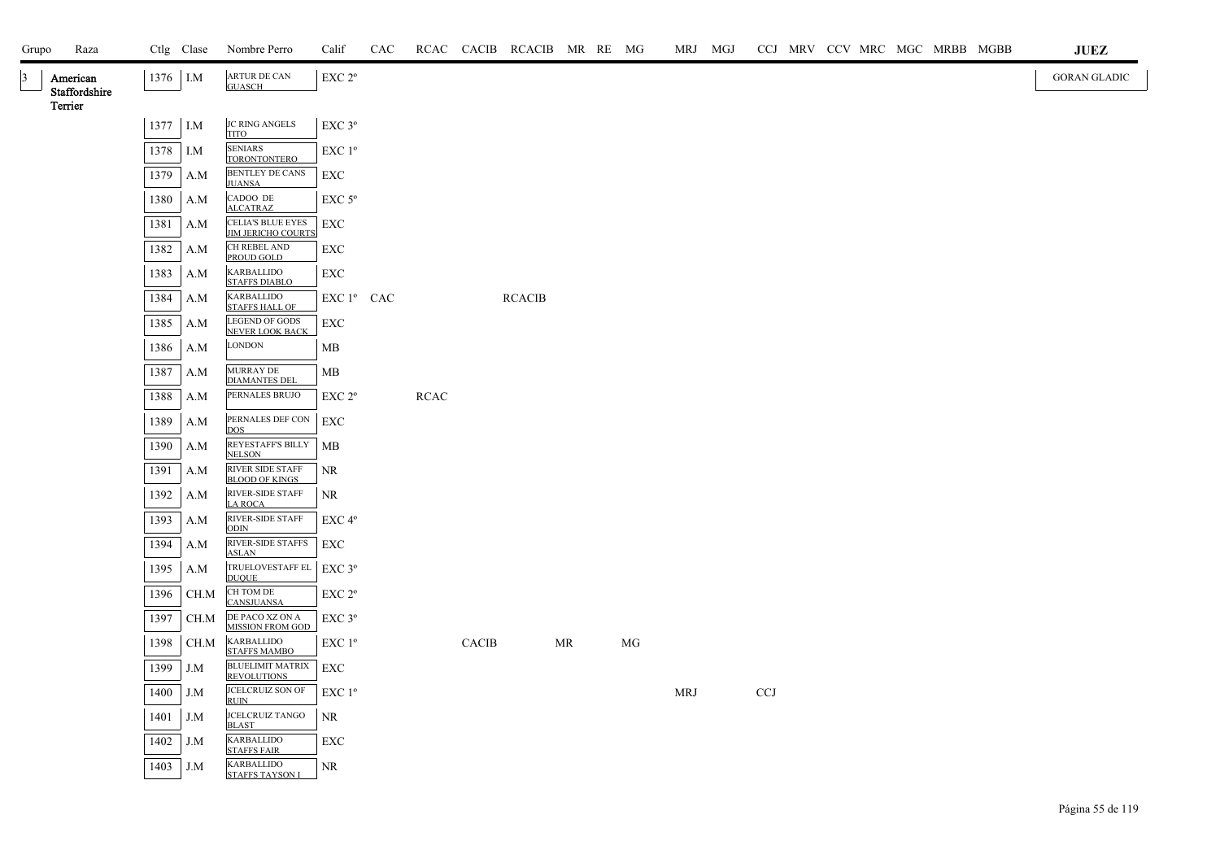| Grupo | Raza | Ctlg | Clase | Nombre Perro | Calif | CAC | RCAC | CACIB | RCACIB | MR | RE | MG | MRJ | MGJ | CCJ | MRV | CCV | MRC | MGC | MRBB | MGBB | JUEZ |
|---|---|---|---|---|---|---|---|---|---|---|---|---|---|---|---|---|---|---|---|---|---|---|
| 3 | American Staffordshire Terrier | 1376 | I.M | ARTUR DE CAN GUASCH | EXC 2º | | | | | | | | | | | | | | | | | GORAN GLADIC |
| | | 1377 | I.M | JC RING ANGELS TITO | EXC 3º | | | | | | | | | | | | | | | | | |
| | | 1378 | I.M | SENIARS TORONTONTERO | EXC 1º | | | | | | | | | | | | | | | | | |
| | | 1379 | A.M | BENTLEY DE CANS JUANSA | EXC | | | | | | | | | | | | | | | | | |
| | | 1380 | A.M | CADOO DE ALCATRAZ | EXC 5º | | | | | | | | | | | | | | | | | |
| | | 1381 | A.M | CELIA'S BLUE EYES JIM JERICHO COURTS | EXC | | | | | | | | | | | | | | | | | |
| | | 1382 | A.M | CH REBEL AND PROUD GOLD | EXC | | | | | | | | | | | | | | | | | |
| | | 1383 | A.M | KARBALLIDO STAFFS DIABLO | EXC | | | | | | | | | | | | | | | | | |
| | | 1384 | A.M | KARBALLIDO STAFFS HALL OF | EXC 1º | CAC | | | RCACIB | | | | | | | | | | | | | |
| | | 1385 | A.M | LEGEND OF GODS NEVER LOOK BACK | EXC | | | | | | | | | | | | | | | | | |
| | | 1386 | A.M | LONDON | MB | | | | | | | | | | | | | | | | | |
| | | 1387 | A.M | MURRAY DE DIAMANTES DEL | MB | | | | | | | | | | | | | | | | | |
| | | 1388 | A.M | PERNALES BRUJO | EXC 2º | | RCAC | | | | | | | | | | | | | | | |
| | | 1389 | A.M | PERNALES DEF CON DOS | EXC | | | | | | | | | | | | | | | | | |
| | | 1390 | A.M | REYESTAFF'S BILLY NELSON | MB | | | | | | | | | | | | | | | | | |
| | | 1391 | A.M | RIVER SIDE STAFF BLOOD OF KINGS | NR | | | | | | | | | | | | | | | | | |
| | | 1392 | A.M | RIVER-SIDE STAFF LA ROCA | NR | | | | | | | | | | | | | | | | | |
| | | 1393 | A.M | RIVER-SIDE STAFF ODIN | EXC 4º | | | | | | | | | | | | | | | | | |
| | | 1394 | A.M | RIVER-SIDE STAFFS ASLAN | EXC | | | | | | | | | | | | | | | | | |
| | | 1395 | A.M | TRUELOVESTAFF EL DUQUE | EXC 3º | | | | | | | | | | | | | | | | | |
| | | 1396 | CH.M | CH TOM DE CANSJUANSA | EXC 2º | | | | | | | | | | | | | | | | | |
| | | 1397 | CH.M | DE PACO XZ ON A MISSION FROM GOD | EXC 3º | | | | | | | | | | | | | | | | | |
| | | 1398 | CH.M | KARBALLIDO STAFFS MAMBO | EXC 1º | | | CACIB | | MR | | MG | | | | | | | | | | |
| | | 1399 | J.M | BLUELIMIT MATRIX REVOLUTIONS | EXC | | | | | | | | | | | | | | | | | |
| | | 1400 | J.M | JCELCRUIZ SON OF RUIN | EXC 1º | | | | | | | | MRJ | | CCJ | | | | | | | |
| | | 1401 | J.M | JCELCRUIZ TANGO BLAST | NR | | | | | | | | | | | | | | | | | |
| | | 1402 | J.M | KARBALLIDO STAFFS FAIR | EXC | | | | | | | | | | | | | | | | | |
| | | 1403 | J.M | KARBALLIDO STAFFS TAYSON I | NR | | | | | | | | | | | | | | | | | |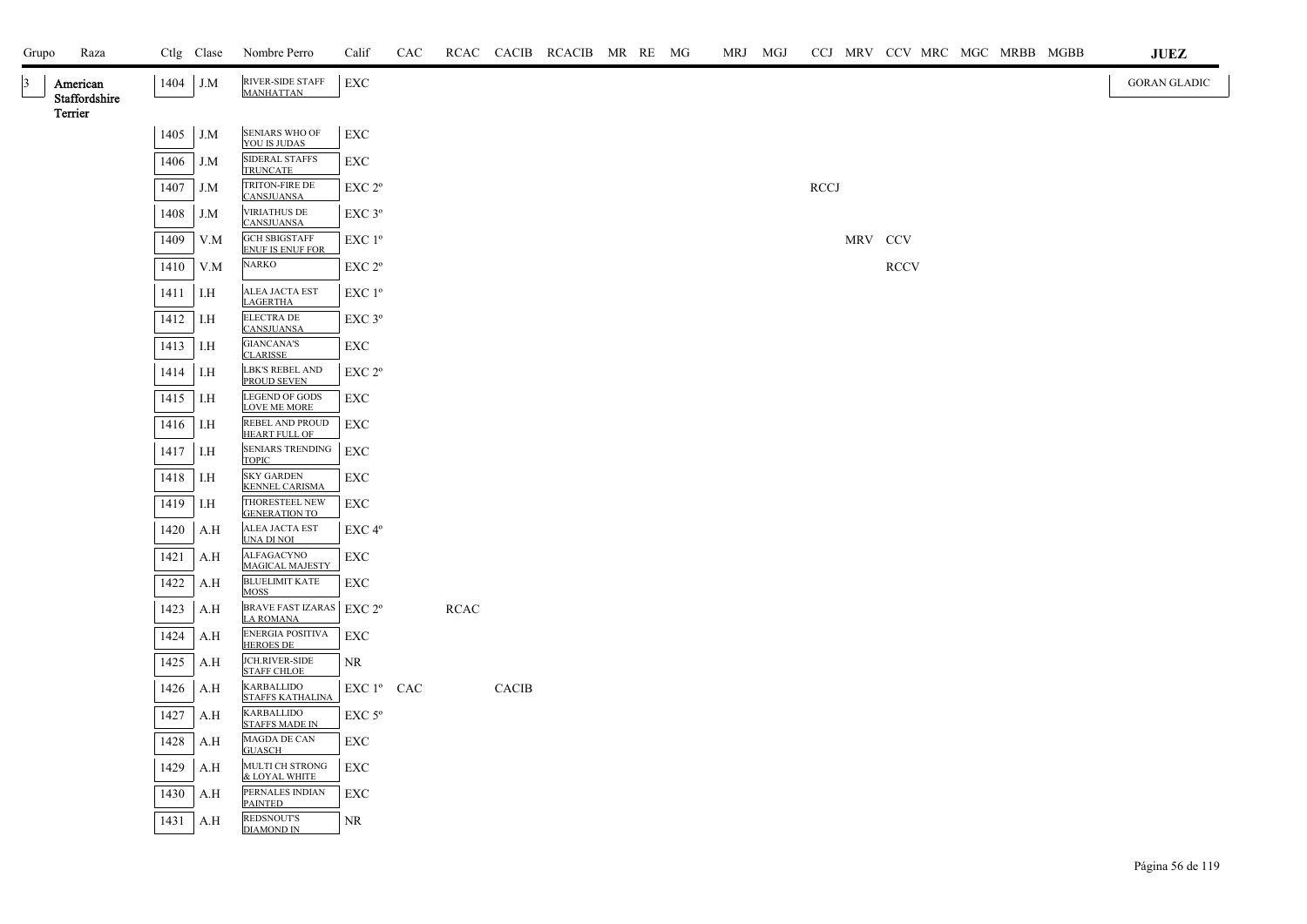| Grupo | Raza | Ctlg | Clase | Nombre Perro | Calif | CAC | RCAC | CACIB | RCACIB | MR | RE | MG | MRJ | MGJ | CCJ | MRV | CCV | MRC | MGC | MRBB | MGBB | JUEZ |
|---|---|---|---|---|---|---|---|---|---|---|---|---|---|---|---|---|---|---|---|---|---|---|
| 3 | American Staffordshire Terrier | 1404 | J.M | RIVER-SIDE STAFF MANHATTAN | EXC | | | | | | | | | | | | | | | | | GORAN GLADIC |
| | | 1405 | J.M | SENIARS WHO OF YOU IS JUDAS | EXC | | | | | | | | | | | | | | | | | |
| | | 1406 | J.M | SIDERAL STAFFS TRUNCATE | EXC | | | | | | | | | | | | | | | | | |
| | | 1407 | J.M | TRITON-FIRE DE CANSJUANSA | EXC 2º | | | | | | | | | | RCCJ | | | | | | | |
| | | 1408 | J.M | VIRIATHUS DE CANSJUANSA | EXC 3º | | | | | | | | | | | | | | | | | |
| | | 1409 | V.M | GCH SBIGSTAFF ENUF IS ENUF FOR | EXC 1º | | | | | | | | | | | MRV | CCV | | | | | |
| | | 1410 | V.M | NARKO | EXC 2º | | | | | | | | | | | | RCCV | | | | | |
| | | 1411 | I.H | ALEA JACTA EST LAGERTHA | EXC 1º | | | | | | | | | | | | | | | | | |
| | | 1412 | I.H | ELECTRA DE CANSJUANSA | EXC 3º | | | | | | | | | | | | | | | | | |
| | | 1413 | I.H | GIANCANA'S CLARISSE | EXC | | | | | | | | | | | | | | | | | |
| | | 1414 | I.H | LBK'S REBEL AND PROUD SEVEN | EXC 2º | | | | | | | | | | | | | | | | | |
| | | 1415 | I.H | LEGEND OF GODS LOVE ME MORE | EXC | | | | | | | | | | | | | | | | | |
| | | 1416 | I.H | REBEL AND PROUD HEART FULL OF | EXC | | | | | | | | | | | | | | | | | |
| | | 1417 | I.H | SENIARS TRENDING TOPIC | EXC | | | | | | | | | | | | | | | | | |
| | | 1418 | I.H | SKY GARDEN KENNEL CARISMA | EXC | | | | | | | | | | | | | | | | | |
| | | 1419 | I.H | THORESTEEL NEW GENERATION TO | EXC | | | | | | | | | | | | | | | | | |
| | | 1420 | A.H | ALEA JACTA EST UNA DI NOI | EXC 4º | | | | | | | | | | | | | | | | | |
| | | 1421 | A.H | ALFAGACYNO MAGICAL MAJESTY | EXC | | | | | | | | | | | | | | | | | |
| | | 1422 | A.H | BLUELIMIT KATE MOSS | EXC | | | | | | | | | | | | | | | | | |
| | | 1423 | A.H | BRAVE FAST IZARAS LA ROMANA | EXC 2º | | RCAC | | | | | | | | | | | | | | | |
| | | 1424 | A.H | ENERGIA POSITIVA HEROES DE | EXC | | | | | | | | | | | | | | | | | |
| | | 1425 | A.H | JCH.RIVER-SIDE STAFF CHLOE | NR | | | | | | | | | | | | | | | | | |
| | | 1426 | A.H | KARBALLIDO STAFFS KATHALINA | EXC 1º | CAC | | CACIB | | | | | | | | | | | | | | |
| | | 1427 | A.H | KARBALLIDO STAFFS MADE IN | EXC 5º | | | | | | | | | | | | | | | | | |
| | | 1428 | A.H | MAGDA DE CAN GUASCH | EXC | | | | | | | | | | | | | | | | | |
| | | 1429 | A.H | MULTI CH STRONG & LOYAL WHITE | EXC | | | | | | | | | | | | | | | | | |
| | | 1430 | A.H | PERNALES INDIAN PAINTED | EXC | | | | | | | | | | | | | | | | | |
| | | 1431 | A.H | REDSNOUT'S DIAMOND IN | NR | | | | | | | | | | | | | | | | | |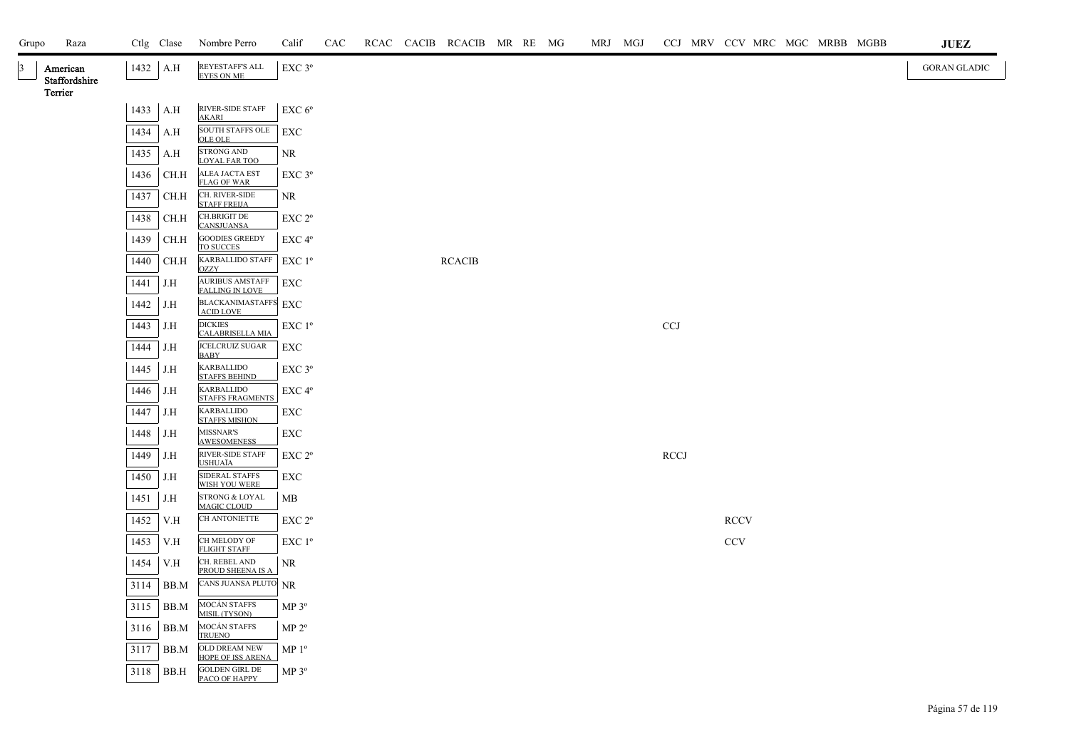| Grupo | Raza | Ctlg | Clase | Nombre Perro | Calif | CAC | RCAC | CACIB | RCACIB | MR | RE | MG | MRJ | MGJ | CCJ | MRV | CCV | MRC | MGC | MRBB | MGBB | JUEZ |
|---|---|---|---|---|---|---|---|---|---|---|---|---|---|---|---|---|---|---|---|---|---|---|
| 3 | American Staffordshire Terrier | 1432 | A.H | REYESTAFF'S ALL EYES ON ME | EXC 3º | | | | | | | | | | | | | | | | | GORAN GLADIC |
| | | 1433 | A.H | RIVER-SIDE STAFF AKARI | EXC 6º | | | | | | | | | | | | | | | | | |
| | | 1434 | A.H | SOUTH STAFFS OLE OLE OLE | EXC | | | | | | | | | | | | | | | | | |
| | | 1435 | A.H | STRONG AND LOYAL FAR TOO | NR | | | | | | | | | | | | | | | | | |
| | | 1436 | CH.H | ALEA JACTA EST FLAG OF WAR | EXC 3º | | | | | | | | | | | | | | | | | |
| | | 1437 | CH.H | CH. RIVER-SIDE STAFF FREIJA | NR | | | | | | | | | | | | | | | | | |
| | | 1438 | CH.H | CH.BRIGIT DE CANSJUANSA | EXC 2º | | | | | | | | | | | | | | | | | |
| | | 1439 | CH.H | GOODIES GREEDY TO SUCCES | EXC 4º | | | | | | | | | | | | | | | | | |
| | | 1440 | CH.H | KARBALLIDO STAFF OZZY | EXC 1º | | | | RCACIB | | | | | | | | | | | | | |
| | | 1441 | J.H | AURIBUS AMSTAFF FALLING IN LOVE | EXC | | | | | | | | | | | | | | | | | |
| | | 1442 | J.H | BLACKANIMASTAFFS ACID LOVE | EXC | | | | | | | | | | | | | | | | | |
| | | 1443 | J.H | DICKIES CALABRISELLA MIA | EXC 1º | | | | | | | | | | CCJ | | | | | | | |
| | | 1444 | J.H | JCELCRUIZ SUGAR BABY | EXC | | | | | | | | | | | | | | | | | |
| | | 1445 | J.H | KARBALLIDO STAFFS BEHIND | EXC 3º | | | | | | | | | | | | | | | | | |
| | | 1446 | J.H | KARBALLIDO STAFFS FRAGMENTS | EXC 4º | | | | | | | | | | | | | | | | | |
| | | 1447 | J.H | KARBALLIDO STAFFS MISHON | EXC | | | | | | | | | | | | | | | | | |
| | | 1448 | J.H | MISSNAR'S AWESOMENESS | EXC | | | | | | | | | | | | | | | | | |
| | | 1449 | J.H | RIVER-SIDE STAFF USHUAÏA | EXC 2º | | | | | | | | | | RCCJ | | | | | | | |
| | | 1450 | J.H | SIDERAL STAFFS WISH YOU WERE | EXC | | | | | | | | | | | | | | | | | |
| | | 1451 | J.H | STRONG & LOYAL MAGIC CLOUD | MB | | | | | | | | | | | | | | | | | |
| | | 1452 | V.H | CH ANTONIETTE | EXC 2º | | | | | | | | | | | | RCCV | | | | | |
| | | 1453 | V.H | CH MELODY OF FLIGHT STAFF | EXC 1º | | | | | | | | | | | | CCV | | | | | |
| | | 1454 | V.H | CH. REBEL AND PROUD SHEENA IS A | NR | | | | | | | | | | | | | | | | | |
| | | 3114 | BB.M | CANS JUANSA PLUTO | NR | | | | | | | | | | | | | | | | | |
| | | 3115 | BB.M | MOCÁN STAFFS MISIL (TYSON) | MP 3º | | | | | | | | | | | | | | | | | |
| | | 3116 | BB.M | MOCÁN STAFFS TRUENO | MP 2º | | | | | | | | | | | | | | | | | |
| | | 3117 | BB.M | OLD DREAM NEW HOPE OF ISS ARENA | MP 1º | | | | | | | | | | | | | | | | | |
| | | 3118 | BB.H | GOLDEN GIRL DE PACO OF HAPPY | MP 3º | | | | | | | | | | | | | | | | | |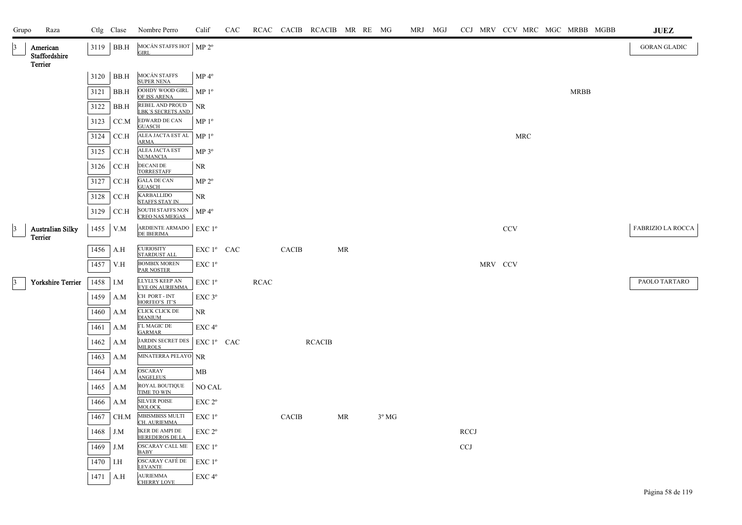| Grupo | Raza | Ctlg | Clase | Nombre Perro | Calif | CAC | RCAC | CACIB | RCACIB | MR | RE | MG | MRJ | MGJ | CCJ | MRV | CCV | MRC | MGC | MRBB | MGBB | JUEZ |
|---|---|---|---|---|---|---|---|---|---|---|---|---|---|---|---|---|---|---|---|---|---|---|
| 3 | American Staffordshire Terrier | 3119 | BB.H | MOCÁN STAFFS HOT GIRL | MP 2º | | | | | | | | | | | | | | | | | GORAN GLADIC |
| | | 3120 | BB.H | MOCÁN STAFFS SUPER NENA | MP 4º | | | | | | | | | | | | | | | | | |
| | | 3121 | BB.H | OOHDY WOOD GIRL OF ISS ARENA | MP 1º | | | | | | | | | | | | | | | MRBB | | |
| | | 3122 | BB.H | REBEL AND PROUD LBK´S SECRETS AND | NR | | | | | | | | | | | | | | | | | |
| | | 3123 | CC.M | EDWARD DE CAN GUASCH | MP 1º | | | | | | | | | | | | | | | | | |
| | | 3124 | CC.H | ALEA JACTA EST AL ARMA | MP 1º | | | | | | | | | | | | | MRC | | | | |
| | | 3125 | CC.H | ALEA JACTA EST NUMANCIA | MP 3º | | | | | | | | | | | | | | | | | |
| | | 3126 | CC.H | DECANI DE TORRESTAFF | NR | | | | | | | | | | | | | | | | | |
| | | 3127 | CC.H | GALA DE CAN GUASCH | MP 2º | | | | | | | | | | | | | | | | | |
| | | 3128 | CC.H | KARBALLIDO STAFFS STAY IN | NR | | | | | | | | | | | | | | | | | |
| | | 3129 | CC.H | SOUTH STAFFS NON CREO NAS MEIGAS | MP 4º | | | | | | | | | | | | | | | | | |
| 3 | Australian Silky Terrier | 1455 | V.M | ARDIENTE ARMADO DE IBERIMA | EXC 1º | | | | | | | | | | | | CCV | | | | | FABRIZIO LA ROCCA |
| | | 1456 | A.H | CURIOSITY STARDUST ALL | EXC 1º | CAC | | CACIB | | MR | | | | | | | | | | | | |
| | | 1457 | V.H | BOMBIX MOREN PAR NOSTER | EXC 1º | | | | | | | | | | | MRV | CCV | | | | | |
| 3 | Yorkshire Terrier | 1458 | I.M | LLYLL'S KEEP AN EYE ON AURIEMMA | EXC 1º | | RCAC | | | | | | | | | | | | | | | PAOLO TARTARO |
| | | 1459 | A.M | CH PORT - INT HORFEO'S IT'S | EXC 3º | | | | | | | | | | | | | | | | | |
| | | 1460 | A.M | CLICK CLICK DE DIANIUM | NR | | | | | | | | | | | | | | | | | |
| | | 1461 | A.M | I'L MAGIC DE GARMAR | EXC 4º | | | | | | | | | | | | | | | | | |
| | | 1462 | A.M | JARDIN SECRET DES MILROLS | EXC 1º | CAC | | | RCACIB | | | | | | | | | | | | | |
| | | 1463 | A.M | MINATERRA PELAYO | NR | | | | | | | | | | | | | | | | | |
| | | 1464 | A.M | OSCARAY ANGELEUS | MB | | | | | | | | | | | | | | | | | |
| | | 1465 | A.M | ROYAL BOUTIQUE TIME TO WIN | NO CAL | | | | | | | | | | | | | | | | | |
| | | 1466 | A.M | SILVER POISE MOLOCK | EXC 2º | | | | | | | | | | | | | | | | | |
| | | 1467 | CH.M | MBISMBISS MULTI CH. AURIEMMA | EXC 1º | | | CACIB | | MR | | 3º MG | | | | | | | | | | |
| | | 1468 | J.M | IKER DE AMPI DE HEREDEROS DE LA | EXC 2º | | | | | | | | | | RCCJ | | | | | | | |
| | | 1469 | J.M | OSCARAY CALL ME BABY | EXC 1º | | | | | | | | | | CCJ | | | | | | | |
| | | 1470 | I.H | OSCARAY CAFÉ DE LEVANTE | EXC 1º | | | | | | | | | | | | | | | | | |
| | | 1471 | A.H | AURIEMMA CHERRY LOVE | EXC 4º | | | | | | | | | | | | | | | | | |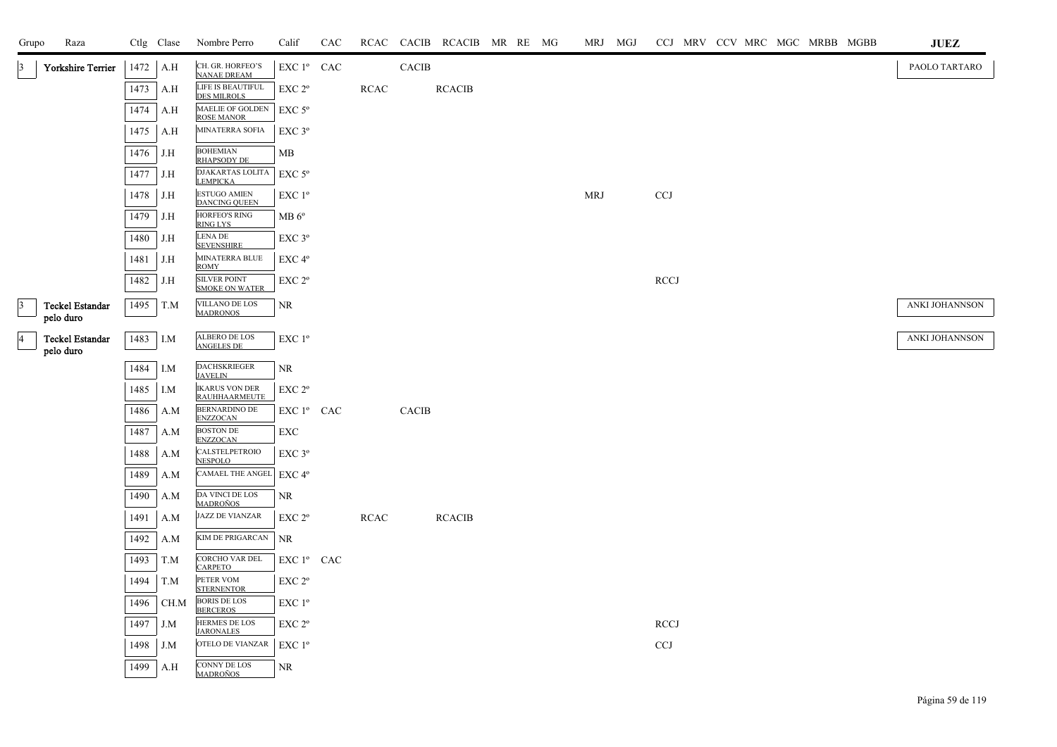| Grupo | Raza | Ctlg | Clase | Nombre Perro | Calif | CAC | RCAC | CACIB | RCACIB | MR | RE | MG | MRJ | MGJ | CCJ | MRV | CCV | MRC | MGC | MRBB | MGBB | JUEZ |
|---|---|---|---|---|---|---|---|---|---|---|---|---|---|---|---|---|---|---|---|---|---|---|
| 3 | Yorkshire Terrier | 1472 | A.H | CH. GR. HORFEO'S NANAE DREAM | EXC 1º | CAC | | CACIB | | | | | | | | | | | | | | PAOLO TARTARO |
| | | 1473 | A.H | LIFE IS BEAUTIFUL DES MILROLS | EXC 2º | | RCAC | | RCACIB | | | | | | | | | | | | | |
| | | 1474 | A.H | MAELIE OF GOLDEN ROSE MANOR | EXC 5º | | | | | | | | | | | | | | | | | |
| | | 1475 | A.H | MINATERRA SOFIA | EXC 3º | | | | | | | | | | | | | | | | | |
| | | 1476 | J.H | BOHEMIAN RHAPSODY DE | MB | | | | | | | | | | | | | | | | | |
| | | 1477 | J.H | DJAKARTAS LOLITA LEMPICKA | EXC 5º | | | | | | | | | | | | | | | | | |
| | | 1478 | J.H | ESTUGO AMIEN DANCING QUEEN | EXC 1º | | | | | | | | MRJ | | CCJ | | | | | | | |
| | | 1479 | J.H | HORFEO'S RING RING LYS | MB 6º | | | | | | | | | | | | | | | | | |
| | | 1480 | J.H | LENA DE SEVENSHIRE | EXC 3º | | | | | | | | | | | | | | | | | |
| | | 1481 | J.H | MINATERRA BLUE ROMY | EXC 4º | | | | | | | | | | | | | | | | | |
| | | 1482 | J.H | SILVER POINT SMOKE ON WATER | EXC 2º | | | | | | | | | | RCCJ | | | | | | | |
| 3 | Teckel Estandar pelo duro | 1495 | T.M | VILLANO DE LOS MADRONOS | NR | | | | | | | | | | | | | | | | | ANKI JOHANNSON |
| 4 | Teckel Estandar pelo duro | 1483 | I.M | ALBERO DE LOS ANGELES DE | EXC 1º | | | | | | | | | | | | | | | | | ANKI JOHANNSON |
| | | 1484 | I.M | DACHSKRIEGER JAVELIN | NR | | | | | | | | | | | | | | | | | |
| | | 1485 | I.M | IKARUS VON DER RAUHHAARMEUTE | EXC 2º | | | | | | | | | | | | | | | | | |
| | | 1486 | A.M | BERNARDINO DE ENZZOCAN | EXC 1º | CAC | | CACIB | | | | | | | | | | | | | | |
| | | 1487 | A.M | BOSTON DE ENZZOCAN | EXC | | | | | | | | | | | | | | | | | |
| | | 1488 | A.M | CALSTELPETROIO NESPOLO | EXC 3º | | | | | | | | | | | | | | | | | |
| | | 1489 | A.M | CAMAEL THE ANGEL | EXC 4º | | | | | | | | | | | | | | | | | |
| | | 1490 | A.M | DA VINCI DE LOS MADROÑOS | NR | | | | | | | | | | | | | | | | | |
| | | 1491 | A.M | JAZZ DE VIANZAR | EXC 2º | | RCAC | | RCACIB | | | | | | | | | | | | | |
| | | 1492 | A.M | KIM DE PRIGARCAN | NR | | | | | | | | | | | | | | | | | |
| | | 1493 | T.M | CORCHO VAR DEL CARPETO | EXC 1º | CAC | | | | | | | | | | | | | | | | |
| | | 1494 | T.M | PETER VOM STERNENTOR | EXC 2º | | | | | | | | | | | | | | | | | |
| | | 1496 | CH.M | BORIS DE LOS BERCEROS | EXC 1º | | | | | | | | | | | | | | | | | |
| | | 1497 | J.M | HERMES DE LOS JARONALES | EXC 2º | | | | | | | | | | RCCJ | | | | | | | |
| | | 1498 | J.M | OTELO DE VIANZAR | EXC 1º | | | | | | | | | | CCJ | | | | | | | |
| | | 1499 | A.H | CONNY DE LOS MADROÑOS | NR | | | | | | | | | | | | | | | | | |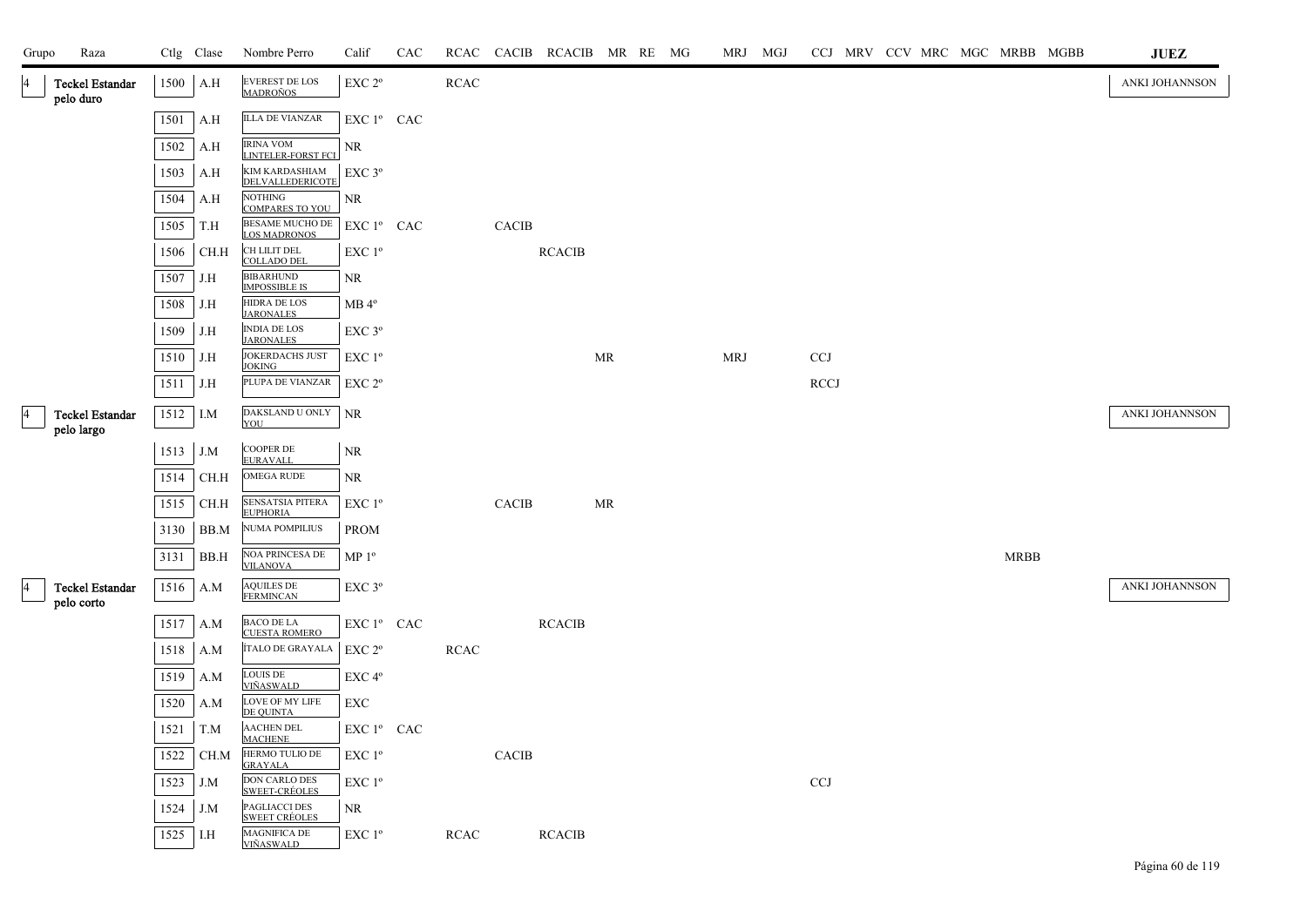| Grupo | Raza | Ctlg | Clase | Nombre Perro | Calif | CAC | RCAC | CACIB | RCACIB | MR | RE | MG | MRJ | MGJ | CCJ | MRV | CCV | MRC | MGC | MRBB | MGBB | JUEZ |
|---|---|---|---|---|---|---|---|---|---|---|---|---|---|---|---|---|---|---|---|---|---|---|
| 4 | Teckel Estandar pelo duro | 1500 | A.H | EVEREST DE LOS MADROÑOS | EXC 2º | | RCAC | | | | | | | | | | | | | | | ANKI JOHANNSON |
| | | 1501 | A.H | ILLA DE VIANZAR | EXC 1º | CAC | | | | | | | | | | | | | | | | |
| | | 1502 | A.H | IRINA VOM LINTELER-FORST FCI | NR | | | | | | | | | | | | | | | | | |
| | | 1503 | A.H | KIM KARDASHIAM DELVALLEDERICOTE | EXC 3º | | | | | | | | | | | | | | | | | |
| | | 1504 | A.H | NOTHING COMPARES TO YOU | NR | | | | | | | | | | | | | | | | | |
| | | 1505 | T.H | BESAME MUCHO DE LOS MADRONOS | EXC 1º | CAC | | CACIB | | | | | | | | | | | | | | |
| | | 1506 | CH.H | CH LILIT DEL COLLADO DEL | EXC 1º | | | | RCACIB | | | | | | | | | | | | | |
| | | 1507 | J.H | BIBARHUND IMPOSSIBLE IS | NR | | | | | | | | | | | | | | | | | |
| | | 1508 | J.H | HIDRA DE LOS JARONALES | MB 4º | | | | | | | | | | | | | | | | | |
| | | 1509 | J.H | INDIA DE LOS JARONALES | EXC 3º | | | | | | | | | | | | | | | | | |
| | | 1510 | J.H | JOKERDACHS JUST JOKING | EXC 1º | | | | | MR | | | MRJ | | CCJ | | | | | | | |
| | | 1511 | J.H | PLUPA DE VIANZAR | EXC 2º | | | | | | | | | | RCCJ | | | | | | | |
| 4 | Teckel Estandar pelo largo | 1512 | I.M | DAKSLAND U ONLY YOU | NR | | | | | | | | | | | | | | | | | ANKI JOHANNSON |
| | | 1513 | J.M | COOPER DE EURAVALL | NR | | | | | | | | | | | | | | | | | |
| | | 1514 | CH.H | OMEGA RUDE | NR | | | | | | | | | | | | | | | | | |
| | | 1515 | CH.H | SENSATSIA PITERA EUPHORIA | EXC 1º | | | CACIB | | MR | | | | | | | | | | | | |
| | | 3130 | BB.M | NUMA POMPILIUS | PROM | | | | | | | | | | | | | | | | | |
| | | 3131 | BB.H | NOA PRINCESA DE VILANOVA | MP 1º | | | | | | | | | | | | | | | MRBB | | |
| 4 | Teckel Estandar pelo corto | 1516 | A.M | AQUILES DE FERMINCAN | EXC 3º | | | | | | | | | | | | | | | | | ANKI JOHANNSON |
| | | 1517 | A.M | BACO DE LA CUESTA ROMERO | EXC 1º | CAC | | | RCACIB | | | | | | | | | | | | | |
| | | 1518 | A.M | ÍTALO DE GRAYALA | EXC 2º | | RCAC | | | | | | | | | | | | | | | |
| | | 1519 | A.M | LOUIS DE VIÑASWALD | EXC 4º | | | | | | | | | | | | | | | | | |
| | | 1520 | A.M | LOVE OF MY LIFE DE QUINTA | EXC | | | | | | | | | | | | | | | | | |
| | | 1521 | T.M | AACHEN DEL MACHENE | EXC 1º | CAC | | | | | | | | | | | | | | | | |
| | | 1522 | CH.M | HERMO TULIO DE GRAYALA | EXC 1º | | | CACIB | | | | | | | | | | | | | | |
| | | 1523 | J.M | DON CARLO DES SWEET-CRÉOLES | EXC 1º | | | | | | | | | | CCJ | | | | | | | |
| | | 1524 | J.M | PAGLIACCI DES SWEET CRÉOLES | NR | | | | | | | | | | | | | | | | | |
| | | 1525 | I.H | MAGNIFICA DE VIÑASWALD | EXC 1º | | RCAC | | RCACIB | | | | | | | | | | | | | |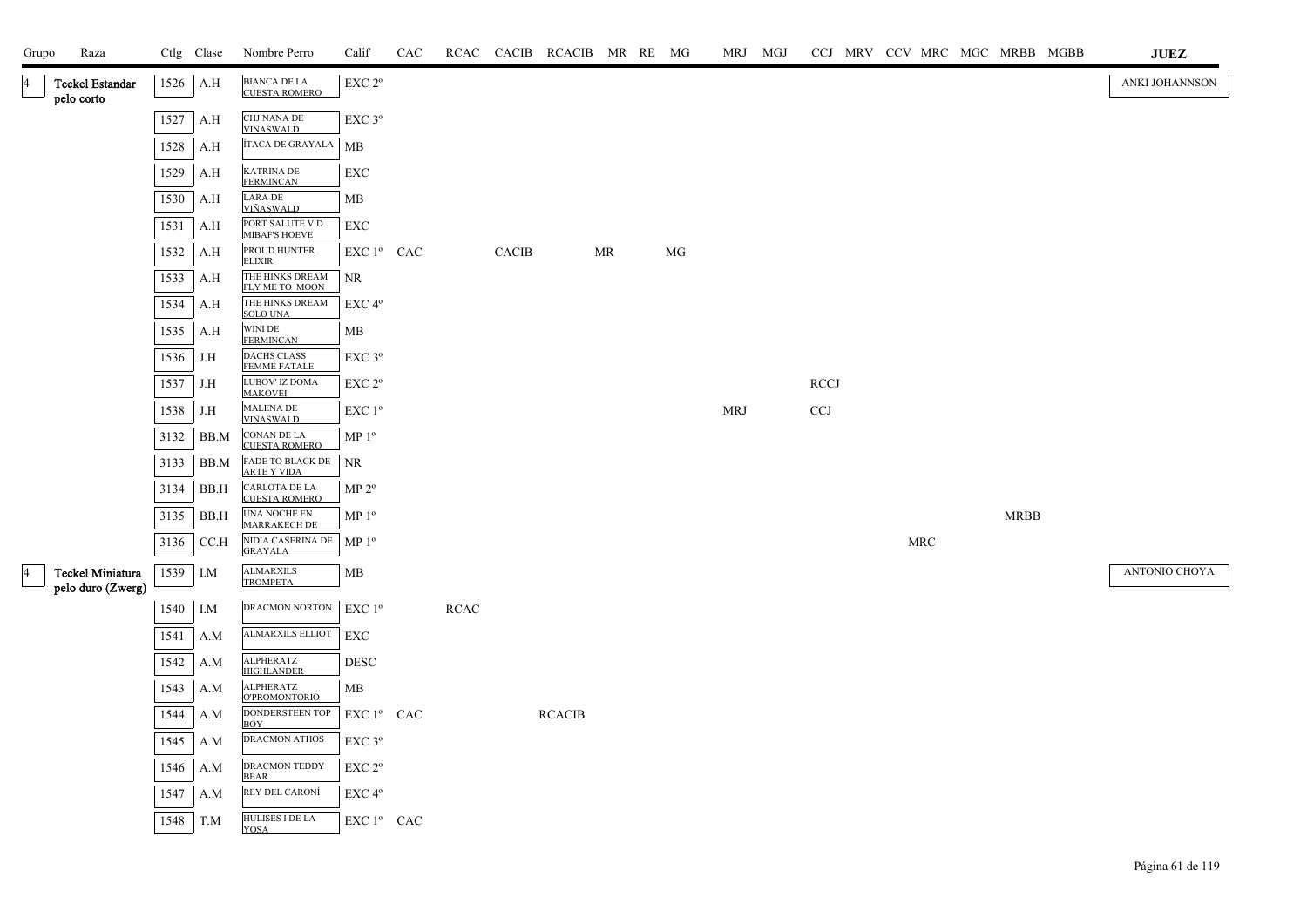| Grupo | Raza | Ctlg | Clase | Nombre Perro | Calif | CAC | RCAC | CACIB | RCACIB | MR | RE | MG | MRJ | MGJ | CCJ | MRV | CCV | MRC | MGC | MRBB | MGBB | JUEZ |
|---|---|---|---|---|---|---|---|---|---|---|---|---|---|---|---|---|---|---|---|---|---|---|
| 4 | Teckel Estandar pelo corto | 1526 | A.H | BIANCA DE LA CUESTA ROMERO | EXC 2º | | | | | | | | | | | | | | | | | ANKI JOHANNSON |
| | | 1527 | A.H | CHJ NANA DE VIÑASWALD | EXC 3º | | | | | | | | | | | | | | | | | |
| | | 1528 | A.H | ÍTACA DE GRAYALA | MB | | | | | | | | | | | | | | | | | |
| | | 1529 | A.H | KATRINA DE FERMINCAN | EXC | | | | | | | | | | | | | | | | | |
| | | 1530 | A.H | LARA DE VIÑASWALD | MB | | | | | | | | | | | | | | | | | |
| | | 1531 | A.H | PORT SALUTE V.D. MIBAF'S HOEVE | EXC | | | | | | | | | | | | | | | | | |
| | | 1532 | A.H | PROUD HUNTER ELIXIR | EXC 1º | CAC | | CACIB | | MR | | MG | | | | | | | | | | |
| | | 1533 | A.H | THE HINKS DREAM FLY ME TO MOON | NR | | | | | | | | | | | | | | | | | |
| | | 1534 | A.H | THE HINKS DREAM SOLO UNA | EXC 4º | | | | | | | | | | | | | | | | | |
| | | 1535 | A.H | WINI DE FERMINCAN | MB | | | | | | | | | | | | | | | | | |
| | | 1536 | J.H | DACHS CLASS FEMME FATALE | EXC 3º | | | | | | | | | | | | | | | | | |
| | | 1537 | J.H | LUBOV' IZ DOMA MAKOVEI | EXC 2º | | | | | | | | | | RCCJ | | | | | | | |
| | | 1538 | J.H | MALENA DE VIÑASWALD | EXC 1º | | | | | | | | MRJ | | CCJ | | | | | | | |
| | | 3132 | BB.M | CONAN DE LA CUESTA ROMERO | MP 1º | | | | | | | | | | | | | | | | | |
| | | 3133 | BB.M | FADE TO BLACK DE ARTE Y VIDA | NR | | | | | | | | | | | | | | | | | |
| | | 3134 | BB.H | CARLOTA DE LA CUESTA ROMERO | MP 2º | | | | | | | | | | | | | | | | | |
| | | 3135 | BB.H | UNA NOCHE EN MARRAKECH DE | MP 1º | | | | | | | | | | | | | | | MRBB | | |
| | | 3136 | CC.H | NIDIA CASERINA DE GRAYALA | MP 1º | | | | | | | | | | | | | MRC | | | | |
| 4 | Teckel Miniatura pelo duro (Zwerg) | 1539 | I.M | ALMARXILS TROMPETA | MB | | | | | | | | | | | | | | | | | ANTONIO CHOYA |
| | | 1540 | I.M | DRACMON NORTON | EXC 1º | | RCAC | | | | | | | | | | | | | | | |
| | | 1541 | A.M | ALMARXILS ELLIOT | EXC | | | | | | | | | | | | | | | | | |
| | | 1542 | A.M | ALPHERATZ HIGHLANDER | DESC | | | | | | | | | | | | | | | | | |
| | | 1543 | A.M | ALPHERATZ O'PROMONTORIO | MB | | | | | | | | | | | | | | | | | |
| | | 1544 | A.M | DONDERSTEEN TOP BOY | EXC 1º | CAC | | | RCACIB | | | | | | | | | | | | | |
| | | 1545 | A.M | DRACMON ATHOS | EXC 3º | | | | | | | | | | | | | | | | | |
| | | 1546 | A.M | DRACMON TEDDY BEAR | EXC 2º | | | | | | | | | | | | | | | | | |
| | | 1547 | A.M | REY DEL CARONÍ | EXC 4º | | | | | | | | | | | | | | | | | |
| | | 1548 | T.M | HULISES I DE LA YOSA | EXC 1º | CAC | | | | | | | | | | | | | | | | |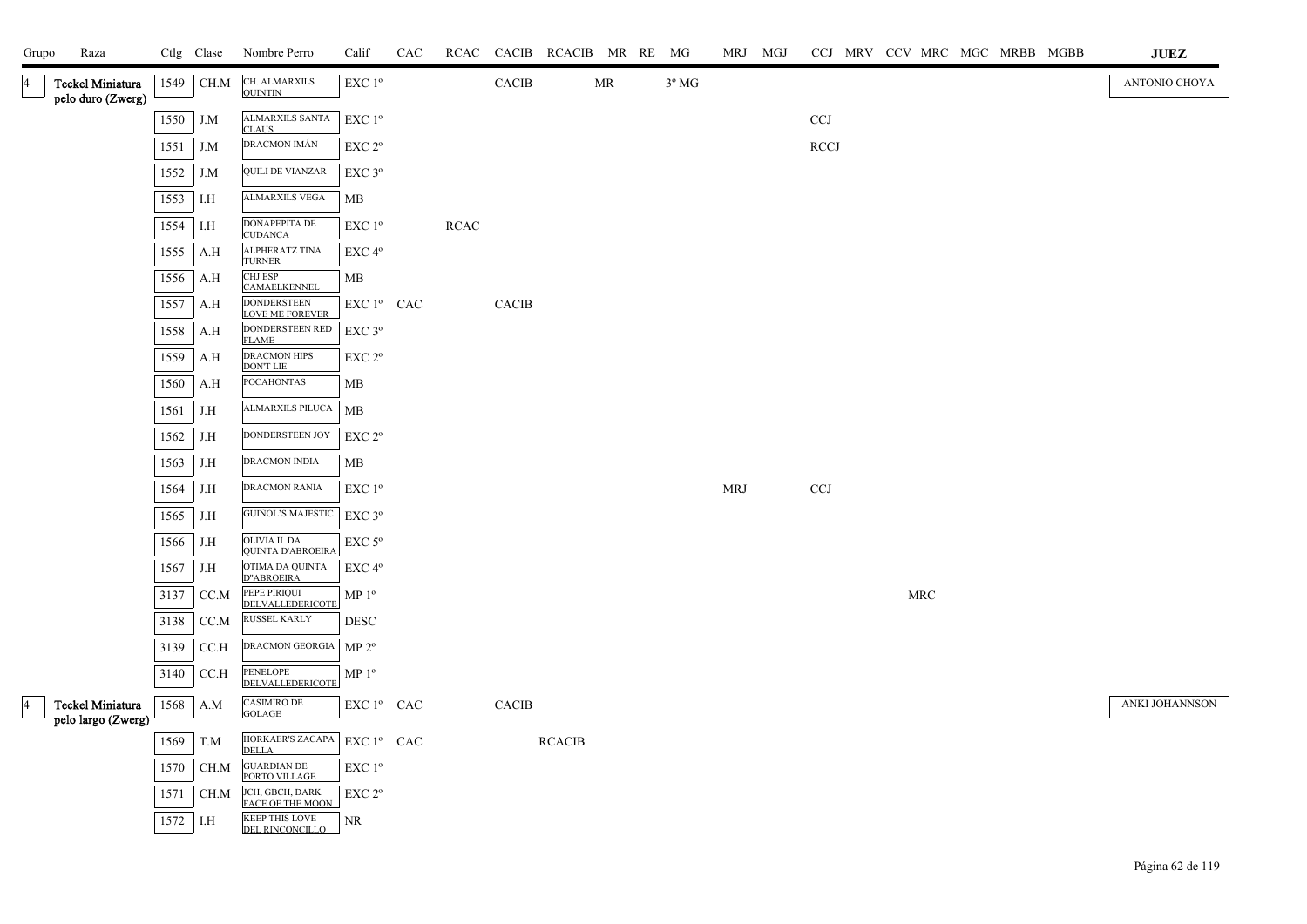| Grupo | Raza | Ctlg | Clase | Nombre Perro | Calif | CAC | RCAC | CACIB | RCACIB | MR | RE | MG | MRJ | MGJ | CCJ | MRV | CCV | MRC | MGC | MRBB | MGBB | JUEZ |
|---|---|---|---|---|---|---|---|---|---|---|---|---|---|---|---|---|---|---|---|---|---|---|
| 4 | Teckel Miniatura pelo duro (Zwerg) | 1549 | CH.M | CH. ALMARXILS QUINTIN | EXC 1º | | | CACIB | | MR | | 3º MG | | | | | | | | | | ANTONIO CHOYA |
| | | 1550 | J.M | ALMARXILS SANTA CLAUS | EXC 1º | | | | | | | | | | CCJ | | | | | | | |
| | | 1551 | J.M | DRACMON IMÁN | EXC 2º | | | | | | | | | | RCCJ | | | | | | | |
| | | 1552 | J.M | QUILI DE VIANZAR | EXC 3º | | | | | | | | | | | | | | | | | |
| | | 1553 | I.H | ALMARXILS VEGA | MB | | | | | | | | | | | | | | | | | |
| | | 1554 | I.H | DOÑAPEPITA DE CUDANCA | EXC 1º | | RCAC | | | | | | | | | | | | | | | |
| | | 1555 | A.H | ALPHERATZ TINA TURNER | EXC 4º | | | | | | | | | | | | | | | | | |
| | | 1556 | A.H | CHJ ESP CAMAELKENNEL | MB | | | | | | | | | | | | | | | | | |
| | | 1557 | A.H | DONDERSTEEN LOVE ME FOREVER | EXC 1º | CAC | | CACIB | | | | | | | | | | | | | | |
| | | 1558 | A.H | DONDERSTEEN RED FLAME | EXC 3º | | | | | | | | | | | | | | | | | |
| | | 1559 | A.H | DRACMON HIPS DON'T LIE | EXC 2º | | | | | | | | | | | | | | | | | |
| | | 1560 | A.H | POCAHONTAS | MB | | | | | | | | | | | | | | | | | |
| | | 1561 | J.H | ALMARXILS PILUCA | MB | | | | | | | | | | | | | | | | | |
| | | 1562 | J.H | DONDERSTEEN JOY | EXC 2º | | | | | | | | | | | | | | | | | |
| | | 1563 | J.H | DRACMON INDIA | MB | | | | | | | | | | | | | | | | | |
| | | 1564 | J.H | DRACMON RANIA | EXC 1º | | | | | | | | MRJ | | CCJ | | | | | | | |
| | | 1565 | J.H | GUIÑOL'S MAJESTIC | EXC 3º | | | | | | | | | | | | | | | | | |
| | | 1566 | J.H | OLIVIA II DA QUINTA D'ABROEIRA | EXC 5º | | | | | | | | | | | | | | | | | |
| | | 1567 | J.H | OTIMA DA QUINTA D''ABROEIRA | EXC 4º | | | | | | | | | | | | | | | | | |
| | | 3137 | CC.M | PEPE PIRIQUI DELVALLEDERICOTE | MP 1º | | | | | | | | | | | | | MRC | | | | |
| | | 3138 | CC.M | RUSSEL KARLY | DESC | | | | | | | | | | | | | | | | | |
| | | 3139 | CC.H | DRACMON GEORGIA | MP 2º | | | | | | | | | | | | | | | | | |
| | | 3140 | CC.H | PENELOPE DELVALLEDERICOTE | MP 1º | | | | | | | | | | | | | | | | | |
| 4 | Teckel Miniatura pelo largo (Zwerg) | 1568 | A.M | CASIMIRO DE GOLAGE | EXC 1º | CAC | | CACIB | | | | | | | | | | | | | | ANKI JOHANNSON |
| | | 1569 | T.M | HORKAER'S ZACAPA DELLA | EXC 1º | CAC | | | RCACIB | | | | | | | | | | | | | |
| | | 1570 | CH.M | GUARDIAN DE PORTO VILLAGE | EXC 1º | | | | | | | | | | | | | | | | | |
| | | 1571 | CH.M | JCH, GBCH, DARK FACE OF THE MOON | EXC 2º | | | | | | | | | | | | | | | | | |
| | | 1572 | I.H | KEEP THIS LOVE DEL RINCONCILLO | NR | | | | | | | | | | | | | | | | | |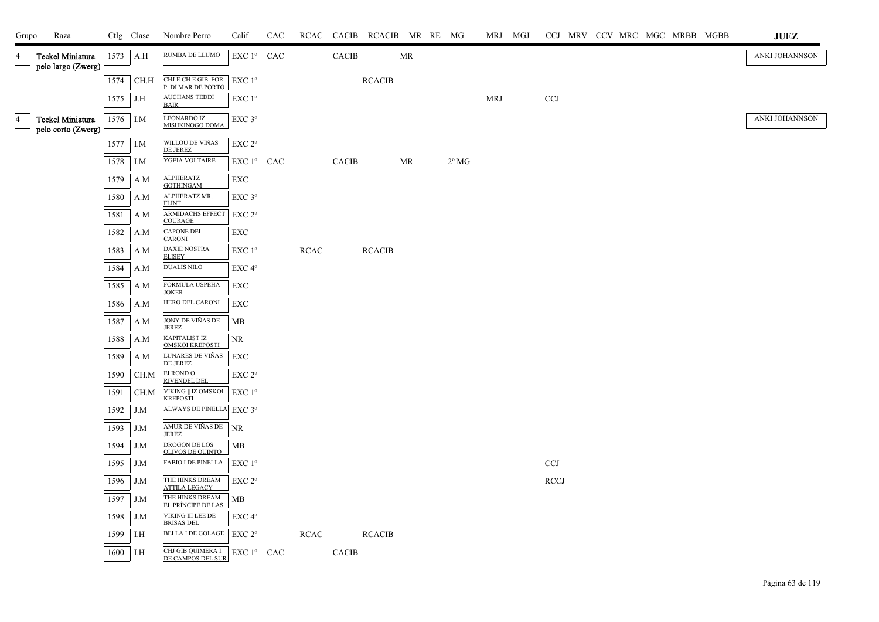| Grupo | Raza | Ctlg | Clase | Nombre Perro | Calif | CAC | RCAC | CACIB | RCACIB | MR | RE | MG | MRJ | MGJ | CCJ | MRV | CCV | MRC | MGC | MRBB | MGBB | JUEZ |
|---|---|---|---|---|---|---|---|---|---|---|---|---|---|---|---|---|---|---|---|---|---|---|
| 4 | Teckel Miniatura pelo largo (Zwerg) | 1573 | A.H | RUMBA DE LLUMO | EXC 1º | CAC | | CACIB | | MR | | | | | | | | | | | | ANKI JOHANNSON |
| | | 1574 | CH.H | CHJ E CH E GIB FOR P. DI MAR DE PORTO | EXC 1º | | | | RCACIB | | | | | | | | | | | | | |
| | | 1575 | J.H | AUCHANS TEDDI BAIR | EXC 1º | | | | | | | | MRJ | | CCJ | | | | | | | |
| 4 | Teckel Miniatura pelo corto (Zwerg) | 1576 | I.M | LEONARDO IZ MISHKINOGO DOMA | EXC 3º | | | | | | | | | | | | | | | | | ANKI JOHANNSON |
| | | 1577 | I.M | WILLOU DE VIÑAS DE JEREZ | EXC 2º | | | | | | | | | | | | | | | | | |
| | | 1578 | I.M | YGEIA VOLTAIRE | EXC 1º | CAC | | CACIB | | MR | | 2º MG | | | | | | | | | | |
| | | 1579 | A.M | ALPHERATZ GOTHINGAM | EXC | | | | | | | | | | | | | | | | | |
| | | 1580 | A.M | ALPHERATZ MR. FLINT | EXC 3º | | | | | | | | | | | | | | | | | |
| | | 1581 | A.M | ARMIDACHS EFFECT COURAGE | EXC 2º | | | | | | | | | | | | | | | | | |
| | | 1582 | A.M | CAPONE DEL CARONI | EXC | | | | | | | | | | | | | | | | | |
| | | 1583 | A.M | DAXIE NOSTRA ELISEY | EXC 1º | | RCAC | | RCACIB | | | | | | | | | | | | | |
| | | 1584 | A.M | DUALIS NILO | EXC 4º | | | | | | | | | | | | | | | | | |
| | | 1585 | A.M | FORMULA USPEHA JOKER | EXC | | | | | | | | | | | | | | | | | |
| | | 1586 | A.M | HERO DEL CARONI | EXC | | | | | | | | | | | | | | | | | |
| | | 1587 | A.M | JONY DE VIÑAS DE JEREZ | MB | | | | | | | | | | | | | | | | | |
| | | 1588 | A.M | KAPITALIST IZ OMSKOI KREPOSTI | NR | | | | | | | | | | | | | | | | | |
| | | 1589 | A.M | LUNARES DE VIÑAS DE JEREZ | EXC | | | | | | | | | | | | | | | | | |
| | | 1590 | CH.M | ELROND O RIVENDEL DEL | EXC 2º | | | | | | | | | | | | | | | | | |
| | | 1591 | CH.M | VIKING-|| IZ OMSKOI KREPOSTI | EXC 1º | | | | | | | | | | | | | | | | | |
| | | 1592 | J.M | ALWAYS DE PINELLA | EXC 3º | | | | | | | | | | | | | | | | | |
| | | 1593 | J.M | AMUR DE VIÑAS DE JEREZ | NR | | | | | | | | | | | | | | | | | |
| | | 1594 | J.M | DROGON DE LOS OLIVOS DE QUINTO | MB | | | | | | | | | | | | | | | | | |
| | | 1595 | J.M | FABIO I DE PINELLA | EXC 1º | | | | | | | | | | CCJ | | | | | | | |
| | | 1596 | J.M | THE HINKS DREAM ATTILA LEGACY | EXC 2º | | | | | | | | | | RCCJ | | | | | | | |
| | | 1597 | J.M | THE HINKS DREAM EL PRÍNCIPE DE LAS | MB | | | | | | | | | | | | | | | | | |
| | | 1598 | J.M | VIKING III LEE DE BRISAS DEL | EXC 4º | | | | | | | | | | | | | | | | | |
| | | 1599 | I.H | BELLA I DE GOLAGE | EXC 2º | | RCAC | | RCACIB | | | | | | | | | | | | | |
| | | 1600 | I.H | CHJ GIB QUIMERA I DE CAMPOS DEL SUR | EXC 1º | CAC | | CACIB | | | | | | | | | | | | | | |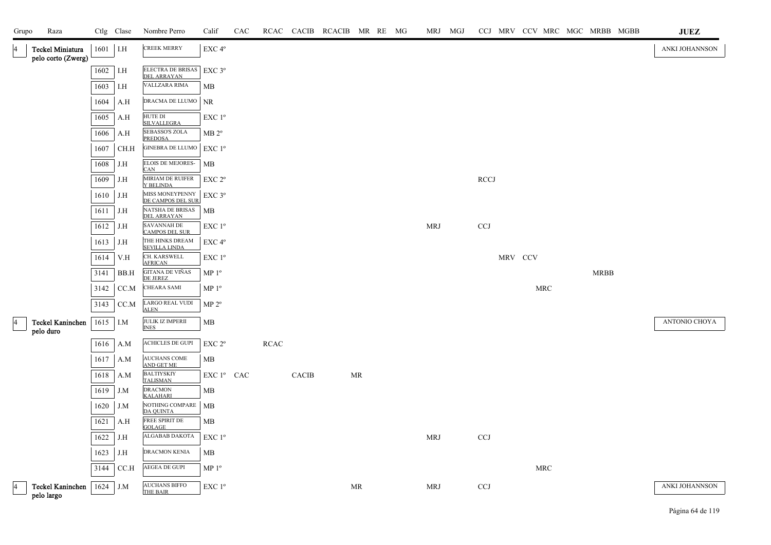| Grupo | Raza | Ctlg | Clase | Nombre Perro | Calif | CAC | RCAC | CACIB | RCACIB | MR | RE | MG | MRJ | MGJ | CCJ | MRV | CCV | MRC | MGC | MRBB | MGBB | JUEZ |
|---|---|---|---|---|---|---|---|---|---|---|---|---|---|---|---|---|---|---|---|---|---|---|
| 4 | Teckel Miniatura pelo corto (Zwerg) | 1601 | I.H | CREEK MERRY | EXC 4º | | | | | | | | | | | | | | | | | ANKI JOHANNSON |
| | | 1602 | I.H | ELECTRA DE BRISAS DEL ARRAYAN | EXC 3º | | | | | | | | | | | | | | | | | |
| | | 1603 | I.H | VALLZARA RIMA | MB | | | | | | | | | | | | | | | | | |
| | | 1604 | A.H | DRACMA DE LLUMO | NR | | | | | | | | | | | | | | | | | |
| | | 1605 | A.H | HUTE DI SILVALLEGRA | EXC 1º | | | | | | | | | | | | | | | | | |
| | | 1606 | A.H | SEBASSO'S ZOLA PREDOSA | MB 2º | | | | | | | | | | | | | | | | | |
| | | 1607 | CH.H | GINEBRA DE LLUMO | EXC 1º | | | | | | | | | | | | | | | | | |
| | | 1608 | J.H | ELOIS DE MEJORES-CAN | MB | | | | | | | | | | | | | | | | | |
| | | 1609 | J.H | MIRIAM DE RUIFER Y BELINDA | EXC 2º | | | | | | | | | | RCCJ | | | | | | | |
| | | 1610 | J.H | MISS MONEYPENNY DE CAMPOS DEL SUR | EXC 3º | | | | | | | | | | | | | | | | | |
| | | 1611 | J.H | NATSHA DE BRISAS DEL ARRAYAN | MB | | | | | | | | | | | | | | | | | |
| | | 1612 | J.H | SAVANNAH DE CAMPOS DEL SUR | EXC 1º | | | | | | | | MRJ | | CCJ | | | | | | | |
| | | 1613 | J.H | THE HINKS DREAM SEVILLA LINDA | EXC 4º | | | | | | | | | | | | | | | | | |
| | | 1614 | V.H | CH. KARSWELL AFRICAN | EXC 1º | | | | | | | | | | | MRV | CCV | | | | | |
| | | 3141 | BB.H | GITANA DE VIÑAS DE JEREZ | MP 1º | | | | | | | | | | | | | | | MRBB | | |
| | | 3142 | CC.M | CHEARA SAMI | MP 1º | | | | | | | | | | | | | MRC | | | | |
| | | 3143 | CC.M | LARGO REAL VUDI ALEN | MP 2º | | | | | | | | | | | | | | | | | |
| 4 | Teckel Kaninchen pelo duro | 1615 | I.M | JULIK IZ IMPERII INES | MB | | | | | | | | | | | | | | | | | ANTONIO CHOYA |
| | | 1616 | A.M | ACHICLES DE GUPI | EXC 2º | | RCAC | | | | | | | | | | | | | | | |
| | | 1617 | A.M | AUCHANS COME AND GET ME | MB | | | | | | | | | | | | | | | | | |
| | | 1618 | A.M | BALTIYSKIY TALISMAN | EXC 1º | CAC | | CACIB | | MR | | | | | | | | | | | | |
| | | 1619 | J.M | DRACMON KALAHARI | MB | | | | | | | | | | | | | | | | | |
| | | 1620 | J.M | NOTHING COMPARE DA QUINTA | MB | | | | | | | | | | | | | | | | | |
| | | 1621 | A.H | FREE SPIRIT DE GOLAGE | MB | | | | | | | | | | | | | | | | | |
| | | 1622 | J.H | ALGABAB DAKOTA | EXC 1º | | | | | | | | MRJ | | CCJ | | | | | | | |
| | | 1623 | J.H | DRACMON KENIA | MB | | | | | | | | | | | | | | | | | |
| | | 3144 | CC.H | AEGEA DE GUPI | MP 1º | | | | | | | | | | | | | MRC | | | | |
| 4 | Teckel Kaninchen pelo largo | 1624 | J.M | AUCHANS BIFFO THE BAIR | EXC 1º | | | | | MR | | | MRJ | | CCJ | | | | | | | ANKI JOHANNSON |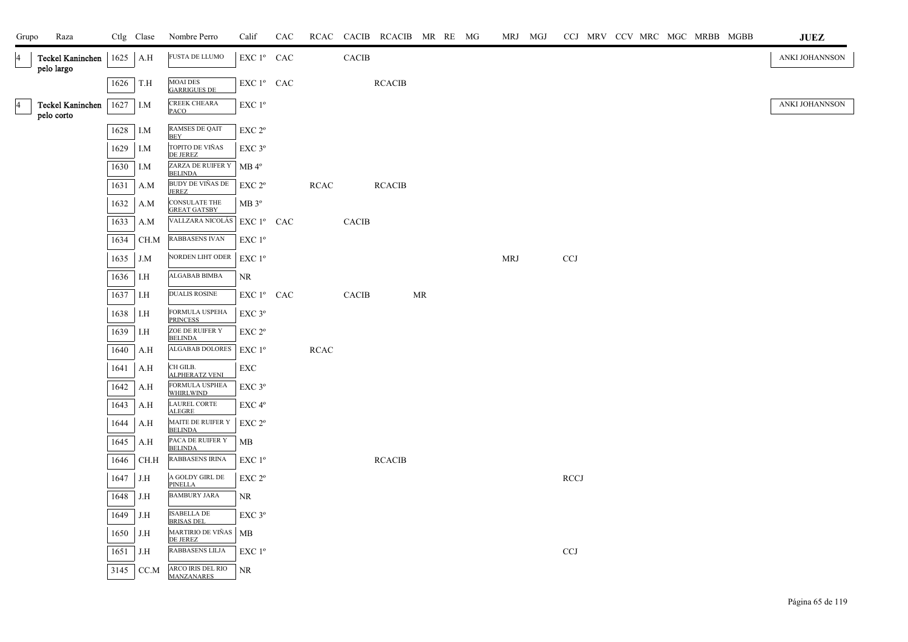| Grupo | Raza | Ctlg | Clase | Nombre Perro | Calif | CAC | RCAC | CACIB | RCACIB | MR | RE | MG | MRJ | MGJ | CCJ | MRV | CCV | MRC | MGC | MRBB | MGBB | JUEZ |
|---|---|---|---|---|---|---|---|---|---|---|---|---|---|---|---|---|---|---|---|---|---|---|
| 4 | Teckel Kaninchen pelo largo | 1625 | A.H | FUSTA DE LLUMO | EXC 1º | CAC | | CACIB | | | | | | | | | | | | | | ANKI JOHANNSON |
| | | 1626 | T.H | MOAI DES GARRIGUES DE | EXC 1º | CAC | | | RCACIB | | | | | | | | | | | | | |
| 4 | Teckel Kaninchen pelo corto | 1627 | I.M | CREEK CHEARA PACO | EXC 1º | | | | | | | | | | | | | | | | | ANKI JOHANNSON |
| | | 1628 | I.M | RAMSES DE QAIT BEY | EXC 2º | | | | | | | | | | | | | | | | | |
| | | 1629 | I.M | TOPITO DE VIÑAS DE JEREZ | EXC 3º | | | | | | | | | | | | | | | | | |
| | | 1630 | I.M | ZARZA DE RUIFER Y BELINDA | MB 4º | | | | | | | | | | | | | | | | | |
| | | 1631 | A.M | BUDY DE VIÑAS DE JEREZ | EXC 2º | | RCAC | | RCACIB | | | | | | | | | | | | | |
| | | 1632 | A.M | CONSULATE THE GREAT GATSBY | MB 3º | | | | | | | | | | | | | | | | | |
| | | 1633 | A.M | VALLZARA NICOLÁS | EXC 1º | CAC | | CACIB | | | | | | | | | | | | | | |
| | | 1634 | CH.M | RABBASENS IVAN | EXC 1º | | | | | | | | | | | | | | | | | |
| | | 1635 | J.M | NORDEN LIHT ODER | EXC 1º | | | | | | | | MRJ | | CCJ | | | | | | | |
| | | 1636 | I.H | ALGABAB BIMBA | NR | | | | | | | | | | | | | | | | | |
| | | 1637 | I.H | DUALIS ROSINE | EXC 1º | CAC | | CACIB | | MR | | | | | | | | | | | | |
| | | 1638 | I.H | FORMULA USPEHA PRINCESS | EXC 3º | | | | | | | | | | | | | | | | | |
| | | 1639 | I.H | ZOE DE RUIFER Y BELINDA | EXC 2º | | | | | | | | | | | | | | | | | |
| | | 1640 | A.H | ALGABAB DOLORES | EXC 1º | | RCAC | | | | | | | | | | | | | | | |
| | | 1641 | A.H | CH GILB. ALPHERATZ VENI | EXC | | | | | | | | | | | | | | | | | |
| | | 1642 | A.H | FORMULA USPHEA WHIRLWIND | EXC 3º | | | | | | | | | | | | | | | | | |
| | | 1643 | A.H | LAUREL CORTE ALEGRE | EXC 4º | | | | | | | | | | | | | | | | | |
| | | 1644 | A.H | MAITE DE RUIFER Y BELINDA | EXC 2º | | | | | | | | | | | | | | | | | |
| | | 1645 | A.H | PACA DE RUIFER Y BELINDA | MB | | | | | | | | | | | | | | | | | |
| | | 1646 | CH.H | RABBASENS IRINA | EXC 1º | | | | RCACIB | | | | | | | | | | | | | |
| | | 1647 | J.H | A GOLDY GIRL DE PINELLA | EXC 2º | | | | | | | | | | RCCJ | | | | | | | |
| | | 1648 | J.H | BAMBURY JARA | NR | | | | | | | | | | | | | | | | | |
| | | 1649 | J.H | ISABELLA DE BRISAS DEL | EXC 3º | | | | | | | | | | | | | | | | | |
| | | 1650 | J.H | MARTIRIO DE VIÑAS DE JEREZ | MB | | | | | | | | | | | | | | | | | |
| | | 1651 | J.H | RABBASENS LILJA | EXC 1º | | | | | | | | | | CCJ | | | | | | | |
| | | 3145 | CC.M | ARCO IRIS DEL RIO MANZANARES | NR | | | | | | | | | | | | | | | | | |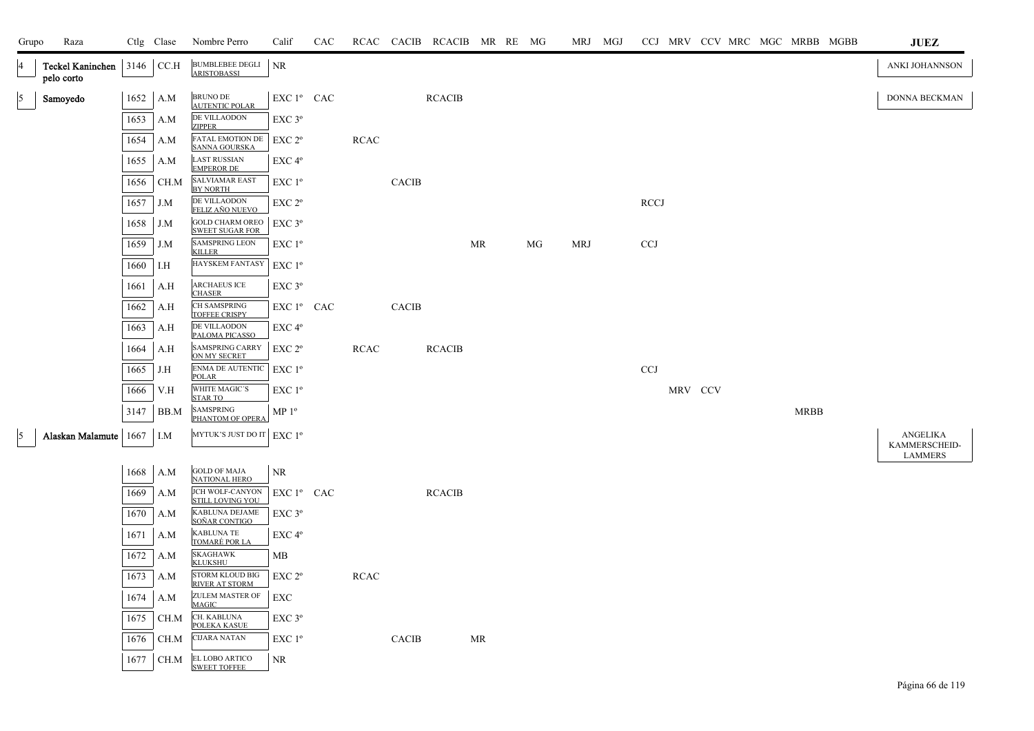| Grupo | Raza | Ctlg | Clase | Nombre Perro | Calif | CAC | RCAC | CACIB | RCACIB | MR | RE | MG | MRJ | MGJ | CCJ | MRV | CCV | MRC | MGC | MRBB | MGBB | JUEZ |
|---|---|---|---|---|---|---|---|---|---|---|---|---|---|---|---|---|---|---|---|---|---|---|
| 4 | Teckel Kaninchen pelo corto | 3146 | CC.H | BUMBLEBEE DEGLI ARISTOBASSI | NR | | | | | | | | | | | | | | | | | ANKI JOHANNSON |
| 5 | Samoyedo | 1652 | A.M | BRUNO DE AUTENTIC POLAR | EXC 1º | CAC | | | RCACIB | | | | | | | | | | | | | DONNA BECKMAN |
| | | 1653 | A.M | DE VILLAODON ZIPPER | EXC 3º | | | | | | | | | | | | | | | | | |
| | | 1654 | A.M | FATAL EMOTION DE SANNA GOURSKA | EXC 2º | | RCAC | | | | | | | | | | | | | | | |
| | | 1655 | A.M | LAST RUSSIAN EMPEROR DE | EXC 4º | | | | | | | | | | | | | | | | | |
| | | 1656 | CH.M | SALVIAMAR EAST BY NORTH | EXC 1º | | | CACIB | | | | | | | | | | | | | | |
| | | 1657 | J.M | DE VILLAODON FELIZ AÑO NUEVO | EXC 2º | | | | | | | | | | RCCJ | | | | | | | |
| | | 1658 | J.M | GOLD CHARM OREO SWEET SUGAR FOR | EXC 3º | | | | | | | | | | | | | | | | | |
| | | 1659 | J.M | SAMSPRING LEON KILLER | EXC 1º | | | | | MR | | MG | MRJ | | CCJ | | | | | | | |
| | | 1660 | I.H | HAYSKEM FANTASY | EXC 1º | | | | | | | | | | | | | | | | | |
| | | 1661 | A.H | ARCHAEUS ICE CHASER | EXC 3º | | | | | | | | | | | | | | | | | |
| | | 1662 | A.H | CH SAMSPRING TOFFEE CRISPY | EXC 1º | CAC | | CACIB | | | | | | | | | | | | | | |
| | | 1663 | A.H | DE VILLAODON PALOMA PICASSO | EXC 4º | | | | | | | | | | | | | | | | | |
| | | 1664 | A.H | SAMSPRING CARRY ON MY SECRET | EXC 2º | | RCAC | | RCACIB | | | | | | | | | | | | | |
| | | 1665 | J.H | ENMA DE AUTENTIC POLAR | EXC 1º | | | | | | | | | | CCJ | | | | | | | |
| | | 1666 | V.H | WHITE MAGIC'S STAR TO | EXC 1º | | | | | | | | | | | MRV | CCV | | | | | |
| | | 3147 | BB.M | SAMSPRING PHANTOM OF OPERA | MP 1º | | | | | | | | | | | | | | | MRBB | | |
| 5 | Alaskan Malamute | 1667 | I.M | MYTUK'S JUST DO IT | EXC 1º | | | | | | | | | | | | | | | | | ANGELIKA KAMMERSCHEID-LAMMERS |
| | | 1668 | A.M | GOLD OF MAJA NATIONAL HERO | NR | | | | | | | | | | | | | | | | | |
| | | 1669 | A.M | JCH WOLF-CANYON STILL LOVING YOU | EXC 1º | CAC | | | RCACIB | | | | | | | | | | | | | |
| | | 1670 | A.M | KABLUNA DEJAME SOÑAR CONTIGO | EXC 3º | | | | | | | | | | | | | | | | | |
| | | 1671 | A.M | KABLUNA TE TOMARÉ POR LA | EXC 4º | | | | | | | | | | | | | | | | | |
| | | 1672 | A.M | SKAGHAWK KLUKSHU | MB | | | | | | | | | | | | | | | | | |
| | | 1673 | A.M | STORM KLOUD BIG RIVER AT STORM | EXC 2º | | RCAC | | | | | | | | | | | | | | | |
| | | 1674 | A.M | ZULEM MASTER OF MAGIC | EXC | | | | | | | | | | | | | | | | | |
| | | 1675 | CH.M | CH. KABLUNA POLEKA KASUE | EXC 3º | | | | | | | | | | | | | | | | | |
| | | 1676 | CH.M | CIJARA NATAN | EXC 1º | | | CACIB | | MR | | | | | | | | | | | | |
| | | 1677 | CH.M | EL LOBO ARTICO SWEET TOFFEE | NR | | | | | | | | | | | | | | | | | |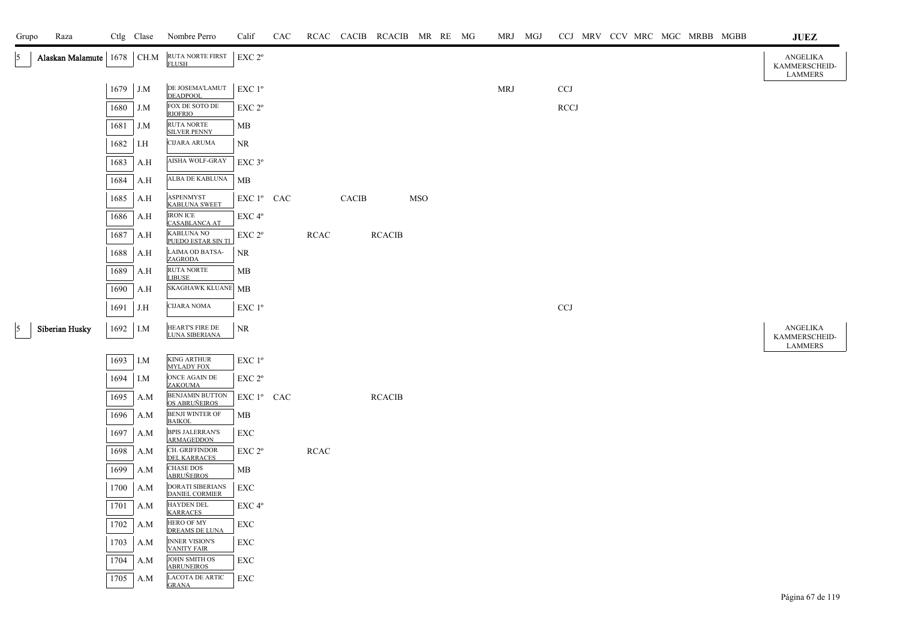| Grupo | Raza | Ctlg | Clase | Nombre Perro | Calif | CAC | RCAC | CACIB | RCACIB | MR | RE | MG | MRJ | MGJ | CCJ | MRV | CCV | MRC | MGC | MRBB | MGBB | JUEZ |
|---|---|---|---|---|---|---|---|---|---|---|---|---|---|---|---|---|---|---|---|---|---|---|
| 5 | Alaskan Malamute | 1678 | CH.M | RUTA NORTE FIRST FLUSH | EXC 2º | | | | | | | | | | | | | | | | | ANGELIKA KAMMERSCHEID-LAMMERS |
| | | 1679 | J.M | DE JOSEMA'LAMUT DEADPOOL | EXC 1º | | | | | | | | MRJ | | CCJ | | | | | | | |
| | | 1680 | J.M | FOX DE SOTO DE RIOFRIO | EXC 2º | | | | | | | | | | RCCJ | | | | | | | |
| | | 1681 | J.M | RUTA NORTE SILVER PENNY | MB | | | | | | | | | | | | | | | | | |
| | | 1682 | I.H | CIJARA ARUMA | NR | | | | | | | | | | | | | | | | | |
| | | 1683 | A.H | AISHA WOLF-GRAY | EXC 3º | | | | | | | | | | | | | | | | | |
| | | 1684 | A.H | ALBA DE KABLUNA | MB | | | | | | | | | | | | | | | | | |
| | | 1685 | A.H | ASPENMYST KABLUNA SWEET | EXC 1º | CAC | | CACIB | | MSO | | | | | | | | | | | | |
| | | 1686 | A.H | IRON ICE CASABLANCA AT | EXC 4º | | | | | | | | | | | | | | | | | |
| | | 1687 | A.H | KABLUNA NO PUEDO ESTAR SIN TI | EXC 2º | | RCAC | | RCACIB | | | | | | | | | | | | | |
| | | 1688 | A.H | LAIMA OD BATSA-ZAGRODA | NR | | | | | | | | | | | | | | | | | |
| | | 1689 | A.H | RUTA NORTE LIBUSE | MB | | | | | | | | | | | | | | | | | |
| | | 1690 | A.H | SKAGHAWK KLUANE | MB | | | | | | | | | | | | | | | | | |
| | | 1691 | J.H | CIJARA NOMA | EXC 1º | | | | | | | | | | CCJ | | | | | | | |
| 5 | Siberian Husky | 1692 | I.M | HEART'S FIRE DE LUNA SIBERIANA | NR | | | | | | | | | | | | | | | | | ANGELIKA KAMMERSCHEID-LAMMERS |
| | | 1693 | I.M | KING ARTHUR MYLADY FOX | EXC 1º | | | | | | | | | | | | | | | | | |
| | | 1694 | I.M | ONCE AGAIN DE ZAKOUMA | EXC 2º | | | | | | | | | | | | | | | | | |
| | | 1695 | A.M | BENJAMIN BUTTON OS ABRUÑEIROS | EXC 1º | CAC | | | RCACIB | | | | | | | | | | | | | |
| | | 1696 | A.M | BENJI WINTER OF BAIKOL | MB | | | | | | | | | | | | | | | | | |
| | | 1697 | A.M | BPIS JALERRAN'S ARMAGEDDON | EXC | | | | | | | | | | | | | | | | | |
| | | 1698 | A.M | CH. GRIFFINDOR DEL KARRACES | EXC 2º | | RCAC | | | | | | | | | | | | | | | |
| | | 1699 | A.M | CHASE DOS ABRUÑEIROS | MB | | | | | | | | | | | | | | | | | |
| | | 1700 | A.M | DORATI SIBERIANS DANIEL CORMIER | EXC | | | | | | | | | | | | | | | | | |
| | | 1701 | A.M | HAYDEN DEL KARRACES | EXC 4º | | | | | | | | | | | | | | | | | |
| | | 1702 | A.M | HERO OF MY DREAMS DE LUNA | EXC | | | | | | | | | | | | | | | | | |
| | | 1703 | A.M | INNER VISION'S VANITY FAIR | EXC | | | | | | | | | | | | | | | | | |
| | | 1704 | A.M | JOHN SMITH OS ABRUNEIROS | EXC | | | | | | | | | | | | | | | | | |
| | | 1705 | A.M | LACOTA DE ARTIC GRANA | EXC | | | | | | | | | | | | | | | | | |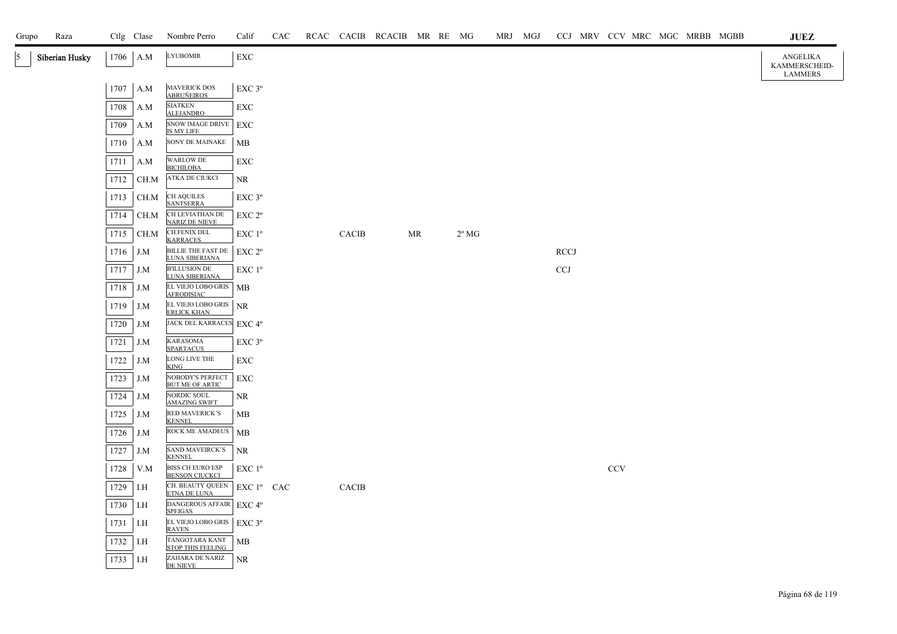| Grupo | Raza | Ctlg | Clase | Nombre Perro | Calif | CAC | RCAC | CACIB | RCACIB | MR | RE | MG | MRJ | MGJ | CCJ | MRV | CCV | MRC | MGC | MRBB | MGBB | JUEZ |
|---|---|---|---|---|---|---|---|---|---|---|---|---|---|---|---|---|---|---|---|---|---|---|
| 5 | Siberian Husky | 1706 | A.M | LYUBOMIR | EXC | | | | | | | | | | | | | | | | | ANGELIKA KAMMERSCHEID-LAMMERS |
| | | 1707 | A.M | MAVERICK DOS ABRUÑEIROS | EXC 3º | | | | | | | | | | | | | | | | | |
| | | 1708 | A.M | SIATKEN ALEJANDRO | EXC | | | | | | | | | | | | | | | | | |
| | | 1709 | A.M | SNOW IMAGE DRIVE IS MY LIFE | EXC | | | | | | | | | | | | | | | | | |
| | | 1710 | A.M | SONY DE MAINAKE | MB | | | | | | | | | | | | | | | | | |
| | | 1711 | A.M | WARLOW DE BICHILOBA | EXC | | | | | | | | | | | | | | | | | |
| | | 1712 | CH.M | ATKA DE CIUKCI | NR | | | | | | | | | | | | | | | | | |
| | | 1713 | CH.M | CH AQUILES SANTSERRA | EXC 3º | | | | | | | | | | | | | | | | | |
| | | 1714 | CH.M | CH LEVIATHAN DE NARIZ DE NIEVE | EXC 2º | | | | | | | | | | | | | | | | | |
| | | 1715 | CH.M | CH.FENIX DEL KARRACES | EXC 1º | | | CACIB | | MR | | 2º MG | | | | | | | | | | |
| | | 1716 | J.M | BILLIE THE FAST DE LUNA SIBERIANA | EXC 2º | | | | | | | | | | RCCJ | | | | | | | |
| | | 1717 | J.M | B'ILLUSION DE LUNA SIBERIANA | EXC 1º | | | | | | | | | | CCJ | | | | | | | |
| | | 1718 | J.M | EL VIEJO LOBO GRIS AFRODISIAC | MB | | | | | | | | | | | | | | | | | |
| | | 1719 | J.M | EL VIEJO LOBO GRIS ERLICK KHAN | NR | | | | | | | | | | | | | | | | | |
| | | 1720 | J.M | JACK DEL KARRACES | EXC 4º | | | | | | | | | | | | | | | | | |
| | | 1721 | J.M | KARASOMA SPARTACUS | EXC 3º | | | | | | | | | | | | | | | | | |
| | | 1722 | J.M | LONG LIVE THE KING | EXC | | | | | | | | | | | | | | | | | |
| | | 1723 | J.M | NOBODY'S PERFECT BUT ME OF ARTIC | EXC | | | | | | | | | | | | | | | | | |
| | | 1724 | J.M | NORDIC SOUL AMAZING SWIFT | NR | | | | | | | | | | | | | | | | | |
| | | 1725 | J.M | RED MAVERICK'S KENNEL | MB | | | | | | | | | | | | | | | | | |
| | | 1726 | J.M | ROCK ME AMADEUS | MB | | | | | | | | | | | | | | | | | |
| | | 1727 | J.M | SAND MAVEIRCK'S KENNEL | NR | | | | | | | | | | | | | | | | | |
| | | 1728 | V.M | BISS CH EURO ESP BENSON CIUCKCI | EXC 1º | | | | | | | | | | | | CCV | | | | | |
| | | 1729 | I.H | CH. BEAUTY QUEEN ETNA DE LUNA | EXC 1º | CAC | | CACIB | | | | | | | | | | | | | | |
| | | 1730 | I.H | DANGEROUS AFFAIR SPEIGAS | EXC 4º | | | | | | | | | | | | | | | | | |
| | | 1731 | I.H | EL VIEJO LOBO GRIS RAVEN | EXC 3º | | | | | | | | | | | | | | | | | |
| | | 1732 | I.H | TANGOTARA KANT STOP THIS FEELING | MB | | | | | | | | | | | | | | | | | |
| | | 1733 | I.H | ZAHARA DE NARIZ DE NIEVE | NR | | | | | | | | | | | | | | | | | |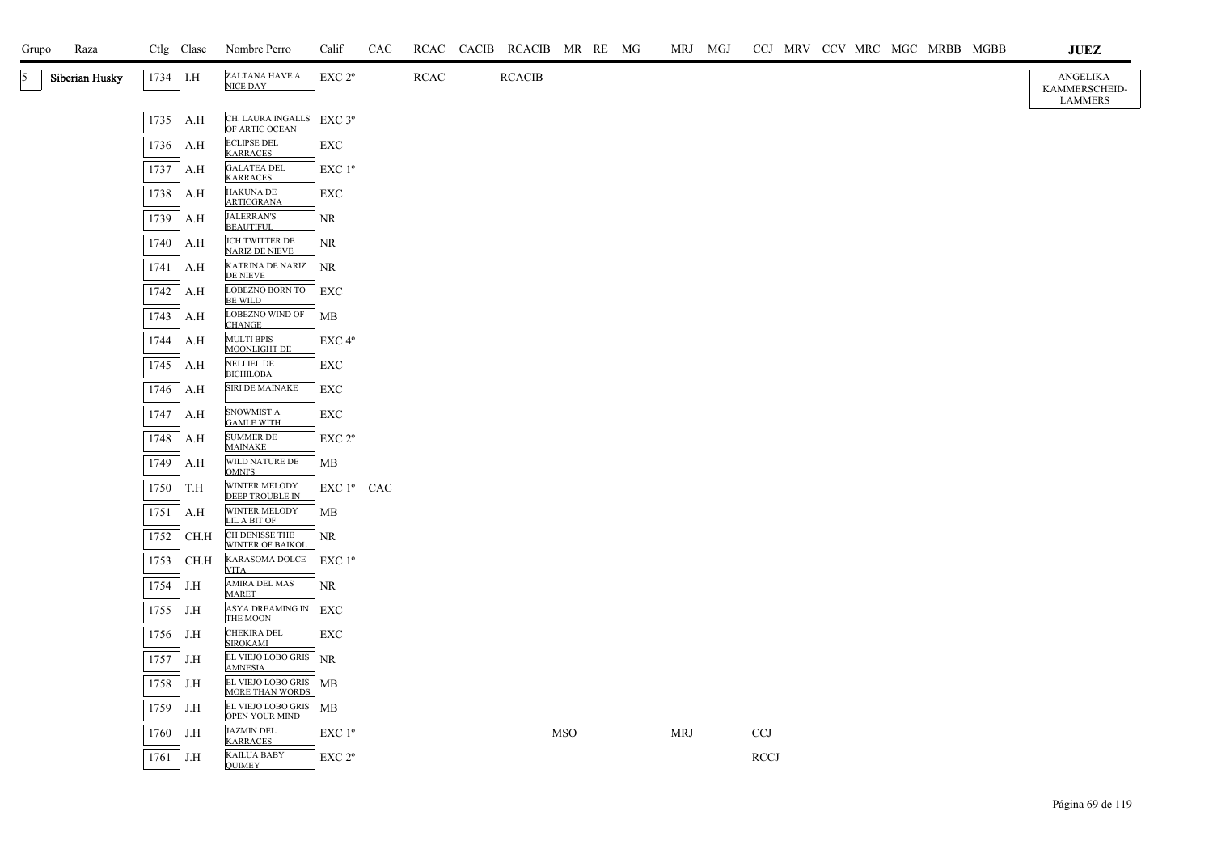| Grupo | Raza | Ctlg | Clase | Nombre Perro | Calif | CAC | RCAC | CACIB | RCACIB | MR | RE | MG | MRJ | MGJ | CCJ | MRV | CCV | MRC | MGC | MRBB | MGBB | JUEZ |
|---|---|---|---|---|---|---|---|---|---|---|---|---|---|---|---|---|---|---|---|---|---|---|
| 5 | Siberian Husky | 1734 | I.H | ZALTANA HAVE A NICE DAY | EXC 2º | | RCAC | | RCACIB | | | | | | | | | | | | | ANGELIKA KAMMERSCHEID-LAMMERS |
| | | 1735 | A.H | CH. LAURA INGALLS OF ARTIC OCEAN | EXC 3º | | | | | | | | | | | | | | | | | |
| | | 1736 | A.H | ECLIPSE DEL KARRACES | EXC | | | | | | | | | | | | | | | | | |
| | | 1737 | A.H | GALATEA DEL KARRACES | EXC 1º | | | | | | | | | | | | | | | | | |
| | | 1738 | A.H | HAKUNA DE ARTICGRANA | EXC | | | | | | | | | | | | | | | | | |
| | | 1739 | A.H | JALERRAN'S BEAUTIFUL | NR | | | | | | | | | | | | | | | | | |
| | | 1740 | A.H | JCH TWITTER DE NARIZ DE NIEVE | NR | | | | | | | | | | | | | | | | | |
| | | 1741 | A.H | KATRINA DE NARIZ DE NIEVE | NR | | | | | | | | | | | | | | | | | |
| | | 1742 | A.H | LOBEZNO BORN TO BE WILD | EXC | | | | | | | | | | | | | | | | | |
| | | 1743 | A.H | LOBEZNO WIND OF CHANGE | MB | | | | | | | | | | | | | | | | | |
| | | 1744 | A.H | MULTI BPIS MOONLIGHT DE | EXC 4º | | | | | | | | | | | | | | | | | |
| | | 1745 | A.H | NELLIEL DE BICHILOBA | EXC | | | | | | | | | | | | | | | | | |
| | | 1746 | A.H | SIRI DE MAINAKE | EXC | | | | | | | | | | | | | | | | | |
| | | 1747 | A.H | SNOWMIST A GAMLE WITH | EXC | | | | | | | | | | | | | | | | | |
| | | 1748 | A.H | SUMMER DE MAINAKE | EXC 2º | | | | | | | | | | | | | | | | | |
| | | 1749 | A.H | WILD NATURE DE OMNI'S | MB | | | | | | | | | | | | | | | | | |
| | | 1750 | T.H | WINTER MELODY DEEP TROUBLE IN | EXC 1º | CAC | | | | | | | | | | | | | | | | |
| | | 1751 | A.H | WINTER MELODY LIL A BIT OF | MB | | | | | | | | | | | | | | | | | |
| | | 1752 | CH.H | CH DENISSE THE WINTER OF BAIKOL | NR | | | | | | | | | | | | | | | | | |
| | | 1753 | CH.H | KARASOMA DOLCE VITA | EXC 1º | | | | | | | | | | | | | | | | | |
| | | 1754 | J.H | AMIRA DEL MAS MARET | NR | | | | | | | | | | | | | | | | | |
| | | 1755 | J.H | ASYA DREAMING IN THE MOON | EXC | | | | | | | | | | | | | | | | | |
| | | 1756 | J.H | CHEKIRA DEL SIROKAMI | EXC | | | | | | | | | | | | | | | | | |
| | | 1757 | J.H | EL VIEJO LOBO GRIS AMNESIA | NR | | | | | | | | | | | | | | | | | |
| | | 1758 | J.H | EL VIEJO LOBO GRIS MORE THAN WORDS | MB | | | | | | | | | | | | | | | | | |
| | | 1759 | J.H | EL VIEJO LOBO GRIS OPEN YOUR MIND | MB | | | | | | | | | | | | | | | | | |
| | | 1760 | J.H | JAZMIN DEL KARRACES | EXC 1º | | | | | MSO | | | MRJ | | CCJ | | | | | | | |
| | | 1761 | J.H | KAILUA BABY QUIMEY | EXC 2º | | | | | | | | | | RCCJ | | | | | | | |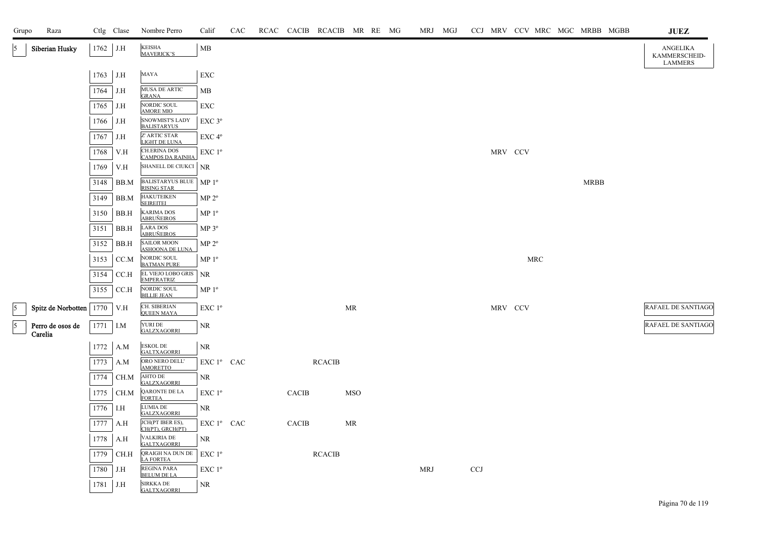| Grupo | Raza | Ctlg | Clase | Nombre Perro | Calif | CAC | RCAC | CACIB | RCACIB | MR | RE | MG | MRJ | MGJ | CCJ | MRV | CCV | MRC | MGC | MRBB | MGBB | JUEZ |
|---|---|---|---|---|---|---|---|---|---|---|---|---|---|---|---|---|---|---|---|---|---|---|
| 5 | Siberian Husky | 1762 | J.H | KEISHA MAVERICK'S | MB | | | | | | | | | | | | | | | | | ANGELIKA KAMMERSCHEID-LAMMERS |
| | | 1763 | J.H | MAYA | EXC | | | | | | | | | | | | | | | | | |
| | | 1764 | J.H | MUSA DE ARTIC GRANA | MB | | | | | | | | | | | | | | | | | |
| | | 1765 | J.H | NORDIC SOUL AMORE MIO | EXC | | | | | | | | | | | | | | | | | |
| | | 1766 | J.H | SNOWMIST'S LADY BALISTARYUS | EXC 3º | | | | | | | | | | | | | | | | | |
| | | 1767 | J.H | Z' ARTIC STAR LIGHT DE LUNA | EXC 4º | | | | | | | | | | | | | | | | | |
| | | 1768 | V.H | CH.ERINA DOS CAMPOS DA RAINHA | EXC 1º | | | | | | | | | | | MRV | CCV | | | | | |
| | | 1769 | V.H | SHANELL DE CIUKCI | NR | | | | | | | | | | | | | | | | | |
| | | 3148 | BB.M | BALISTARYUS BLUE RISING STAR | MP 1º | | | | | | | | | | | | | | | MRBB | | |
| | | 3149 | BB.M | HAKUTEIKEN SEIREITEI | MP 2º | | | | | | | | | | | | | | | | | |
| | | 3150 | BB.H | KARIMA DOS ABRUÑEIROS | MP 1º | | | | | | | | | | | | | | | | | |
| | | 3151 | BB.H | LARA DOS ABRUÑEIROS | MP 3º | | | | | | | | | | | | | | | | | |
| | | 3152 | BB.H | SAILOR MOON ASHOONA DE LUNA | MP 2º | | | | | | | | | | | | | | | | | |
| | | 3153 | CC.M | NORDIC SOUL BATMAN PURE | MP 1º | | | | | | | | | | | | | MRC | | | | |
| | | 3154 | CC.H | EL VIEJO LOBO GRIS EMPERATRIZ | NR | | | | | | | | | | | | | | | | | |
| | | 3155 | CC.H | NORDIC SOUL BILLIE JEAN | MP 1º | | | | | | | | | | | | | | | | | |
| 5 | Spitz de Norbotten | 1770 | V.H | CH. SIBERIAN QUEEN MAYA | EXC 1º | | | | | MR | | | | | | MRV | CCV | | | | | RAFAEL DE SANTIAGO |
| 5 | Perro de osos de Carelia | 1771 | I.M | YURI DE GALZXAGORRI | NR | | | | | | | | | | | | | | | | | RAFAEL DE SANTIAGO |
| | | 1772 | A.M | ESKOL DE GALTXAGORRI | NR | | | | | | | | | | | | | | | | | |
| | | 1773 | A.M | ORO NERO DELL' AMORETTO | EXC 1º | CAC | | | RCACIB | | | | | | | | | | | | | |
| | | 1774 | CH.M | AHTO DE GALZXAGORRI | NR | | | | | | | | | | | | | | | | | |
| | | 1775 | CH.M | QARONTE DE LA FORTEA | EXC 1º | | | CACIB | | MSO | | | | | | | | | | | | |
| | | 1776 | I.H | LUMIA DE GALZXAGORRI | NR | | | | | | | | | | | | | | | | | |
| | | 1777 | A.H | JCH(PT IBER ES), CH(PT), GRCH(PT) | EXC 1º | CAC | | CACIB | | MR | | | | | | | | | | | | |
| | | 1778 | A.H | VALKIRIA DE GALTXAGORRI | NR | | | | | | | | | | | | | | | | | |
| | | 1779 | CH.H | QRAIGH NA DUN DE LA FORTEA | EXC 1º | | | | RCACIB | | | | | | | | | | | | | |
| | | 1780 | J.H | REGINA PARA BELUM DE LA | EXC 1º | | | | | | | | MRJ | | CCJ | | | | | | | |
| | | 1781 | J.H | SIRKKA DE GALTXAGORRI | NR | | | | | | | | | | | | | | | | | |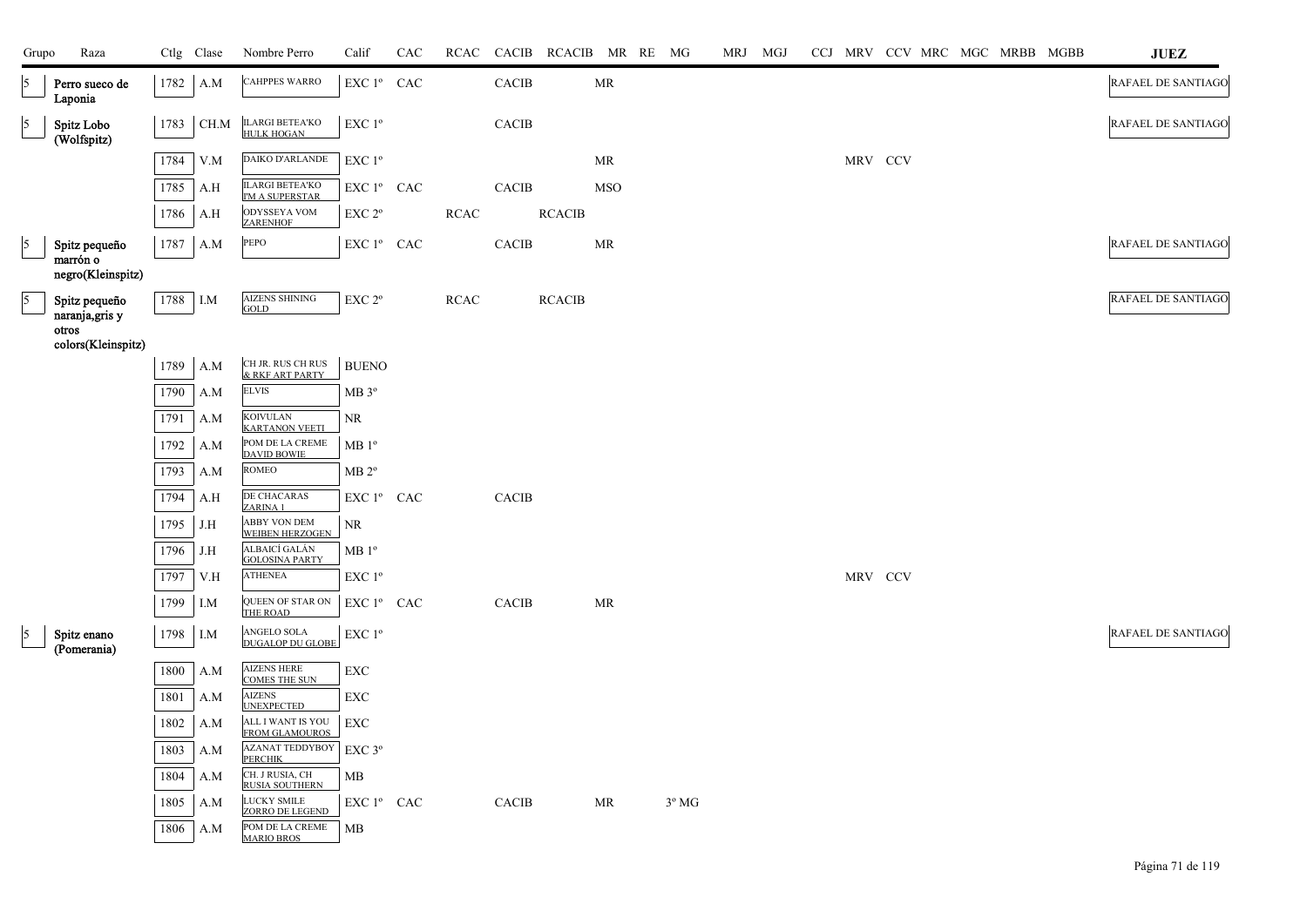| Grupo | Raza | Ctlg | Clase | Nombre Perro | Calif | CAC | RCAC | CACIB | RCACIB | MR | RE | MG | MRJ | MGJ | CCJ | MRV | CCV | MRC | MGC | MRBB | MGBB | JUEZ |
|---|---|---|---|---|---|---|---|---|---|---|---|---|---|---|---|---|---|---|---|---|---|---|
| 5 | Perro sueco de Laponia | 1782 | A.M | CAHPPES WARRO | EXC 1º | CAC | | CACIB | | MR | | | | | | | | | | | | RAFAEL DE SANTIAGO |
| 5 | Spitz Lobo (Wolfspitz) | 1783 | CH.M | ILARGI BETEA'KO HULK HOGAN | EXC 1º | | | CACIB | | | | | | | | | | | | | | RAFAEL DE SANTIAGO |
| | | 1784 | V.M | DAIKO D'ARLANDE | EXC 1º | | | | | MR | | | | | | MRV | CCV | | | | | |
| | | 1785 | A.H | ILARGI BETEA'KO I'M A SUPERSTAR | EXC 1º | CAC | | CACIB | | MSO | | | | | | | | | | | | |
| | | 1786 | A.H | ODYSSEYA VOM ZARENHOF | EXC 2º | | RCAC | | RCACIB | | | | | | | | | | | | | |
| 5 | Spitz pequeño marrón o negro(Kleinspitz) | 1787 | A.M | PEPO | EXC 1º | CAC | | CACIB | | MR | | | | | | | | | | | | RAFAEL DE SANTIAGO |
| 5 | Spitz pequeño naranja,gris y otros colors(Kleinspitz) | 1788 | I.M | AIZENS SHINING GOLD | EXC 2º | | RCAC | | RCACIB | | | | | | | | | | | | | RAFAEL DE SANTIAGO |
| | | 1789 | A.M | CH JR. RUS CH RUS & RKF ART PARTY | BUENO | | | | | | | | | | | | | | | | | |
| | | 1790 | A.M | ELVIS | MB 3º | | | | | | | | | | | | | | | | | |
| | | 1791 | A.M | KOIVULAN KARTANON VEETI | NR | | | | | | | | | | | | | | | | | |
| | | 1792 | A.M | POM DE LA CREME DAVID BOWIE | MB 1º | | | | | | | | | | | | | | | | | |
| | | 1793 | A.M | ROMEO | MB 2º | | | | | | | | | | | | | | | | | |
| | | 1794 | A.H | DE CHACARAS ZARINA 1 | EXC 1º | CAC | | CACIB | | | | | | | | | | | | | | |
| | | 1795 | J.H | ABBY VON DEM WEIBEN HERZOGEN | NR | | | | | | | | | | | | | | | | | |
| | | 1796 | J.H | ALBAICÍ GALÁN GOLOSINA PARTY | MB 1º | | | | | | | | | | | | | | | | | |
| | | 1797 | V.H | ATHENEA | EXC 1º | | | | | | | | | | | MRV | CCV | | | | | |
| | | 1799 | I.M | QUEEN OF STAR ON THE ROAD | EXC 1º | CAC | | CACIB | | MR | | | | | | | | | | | | |
| 5 | Spitz enano (Pomerania) | 1798 | I.M | ANGELO SOLA DUGALOP DU GLOBE | EXC 1º | | | | | | | | | | | | | | | | | RAFAEL DE SANTIAGO |
| | | 1800 | A.M | AIZENS HERE COMES THE SUN | EXC | | | | | | | | | | | | | | | | | |
| | | 1801 | A.M | AIZENS UNEXPECTED | EXC | | | | | | | | | | | | | | | | | |
| | | 1802 | A.M | ALL I WANT IS YOU FROM GLAMOUROS | EXC | | | | | | | | | | | | | | | | | |
| | | 1803 | A.M | AZANAT TEDDYBOY PERCHIK | EXC 3º | | | | | | | | | | | | | | | | | |
| | | 1804 | A.M | CH. J RUSIA, CH RUSIA SOUTHERN | MB | | | | | | | | | | | | | | | | | |
| | | 1805 | A.M | LUCKY SMILE ZORRO DE LEGEND | EXC 1º | CAC | | CACIB | | MR | | 3º MG | | | | | | | | | | |
| | | 1806 | A.M | POM DE LA CREME MARIO BROS | MB | | | | | | | | | | | | | | | | | |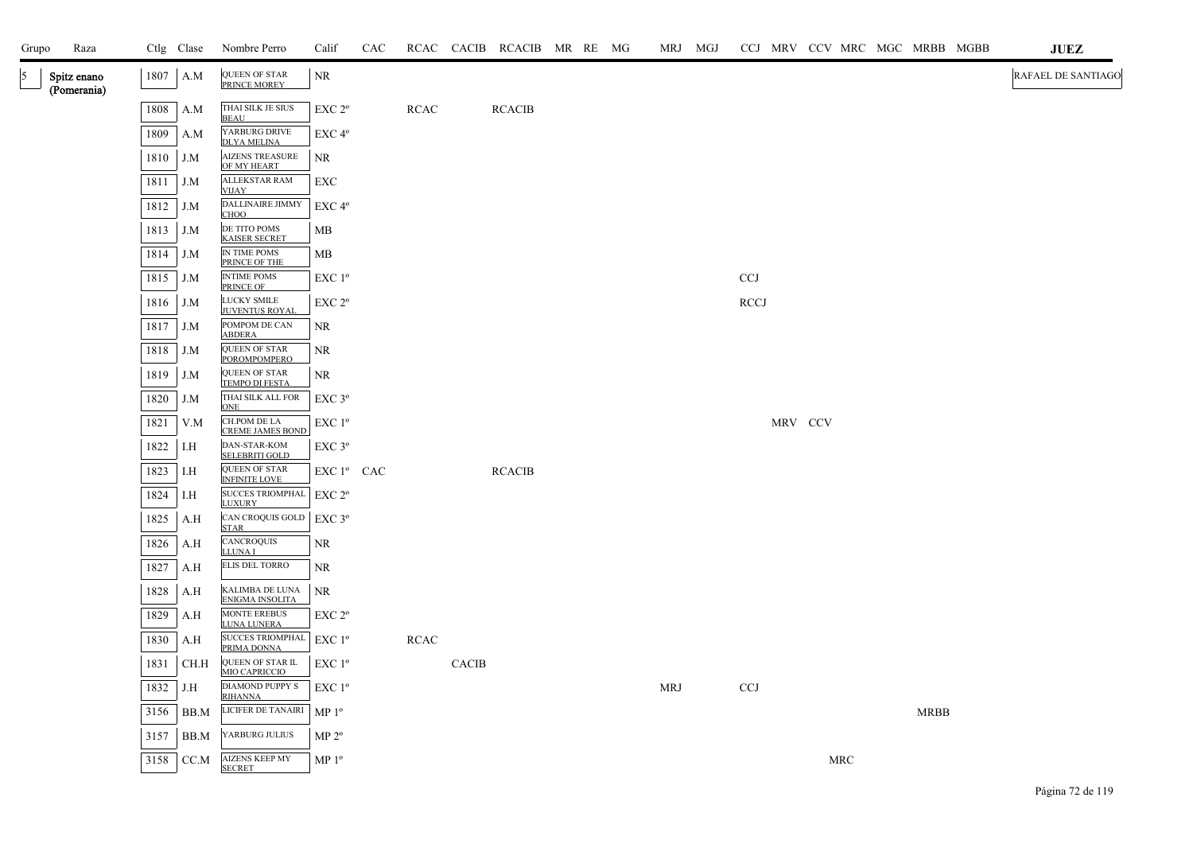| Grupo | Raza | Ctlg | Clase | Nombre Perro | Calif | CAC | RCAC | CACIB | RCACIB | MR | RE | MG | MRJ | MGJ | CCJ | MRV | CCV | MRC | MGC | MRBB | MGBB | JUEZ |
|---|---|---|---|---|---|---|---|---|---|---|---|---|---|---|---|---|---|---|---|---|---|---|
| 5 | Spitz enano (Pomerania) | 1807 | A.M | QUEEN OF STAR PRINCE MOREY | NR | | | | | | | | | | | | | | | | | RAFAEL DE SANTIAGO |
| | | 1808 | A.M | THAI SILK JE SIUS BEAU | EXC 2º | | RCAC | | RCACIB | | | | | | | | | | | | | |
| | | 1809 | A.M | YARBURG DRIVE DLYA MELINA | EXC 4º | | | | | | | | | | | | | | | | | |
| | | 1810 | J.M | AIZENS TREASURE OF MY HEART | NR | | | | | | | | | | | | | | | | | |
| | | 1811 | J.M | ALLEKSTAR RAM VIJAY | EXC | | | | | | | | | | | | | | | | | |
| | | 1812 | J.M | DALLINAIRE JIMMY CHOO | EXC 4º | | | | | | | | | | | | | | | | | |
| | | 1813 | J.M | DE TITO POMS KAISER SECRET | MB | | | | | | | | | | | | | | | | | |
| | | 1814 | J.M | IN TIME POMS PRINCE OF THE | MB | | | | | | | | | | | | | | | | | |
| | | 1815 | J.M | INTIME POMS PRINCE OF | EXC 1º | | | | | | | | | | CCJ | | | | | | | |
| | | 1816 | J.M | LUCKY SMILE JUVENTUS ROYAL | EXC 2º | | | | | | | | | | RCCJ | | | | | | | |
| | | 1817 | J.M | POMPOM DE CAN ABDERA | NR | | | | | | | | | | | | | | | | | |
| | | 1818 | J.M | QUEEN OF STAR POROMPOMPERO | NR | | | | | | | | | | | | | | | | | |
| | | 1819 | J.M | QUEEN OF STAR TEMPO DI FESTA | NR | | | | | | | | | | | | | | | | | |
| | | 1820 | J.M | THAI SILK ALL FOR ONE | EXC 3º | | | | | | | | | | | | | | | | | |
| | | 1821 | V.M | CH.POM DE LA CREME JAMES BOND | EXC 1º | | | | | | | | | | | MRV | CCV | | | | | |
| | | 1822 | I.H | DAN-STAR-KOM SELEBRITI GOLD | EXC 3º | | | | | | | | | | | | | | | | | |
| | | 1823 | I.H | QUEEN OF STAR INFINITE LOVE | EXC 1º | CAC | | | RCACIB | | | | | | | | | | | | | |
| | | 1824 | I.H | SUCCES TRIOMPHAL LUXURY | EXC 2º | | | | | | | | | | | | | | | | | |
| | | 1825 | A.H | CAN CROQUIS GOLD STAR | EXC 3º | | | | | | | | | | | | | | | | | |
| | | 1826 | A.H | CANCROQUIS LLUNA I | NR | | | | | | | | | | | | | | | | | |
| | | 1827 | A.H | ELIS DEL TORRO | NR | | | | | | | | | | | | | | | | | |
| | | 1828 | A.H | KALIMBA DE LUNA ENIGMA INSOLITA | NR | | | | | | | | | | | | | | | | | |
| | | 1829 | A.H | MONTE EREBUS LUNA LUNERA | EXC 2º | | | | | | | | | | | | | | | | | |
| | | 1830 | A.H | SUCCES TRIOMPHAL PRIMA DONNA | EXC 1º | | RCAC | | | | | | | | | | | | | | | |
| | | 1831 | CH.H | QUEEN OF STAR IL MIO CAPRICCIO | EXC 1º | | | CACIB | | | | | | | | | | | | | | |
| | | 1832 | J.H | DIAMOND PUPPY S RIHANNA | EXC 1º | | | | | | | | MRJ | | CCJ | | | | | | | |
| | | 3156 | BB.M | LICIFER DE TANAIRI | MP 1º | | | | | | | | | | | | | | | MRBB | | |
| | | 3157 | BB.M | YARBURG JULIUS | MP 2º | | | | | | | | | | | | | | | | | |
| | | 3158 | CC.M | AIZENS KEEP MY SECRET | MP 1º | | | | | | | | | | | | | MRC | | | | |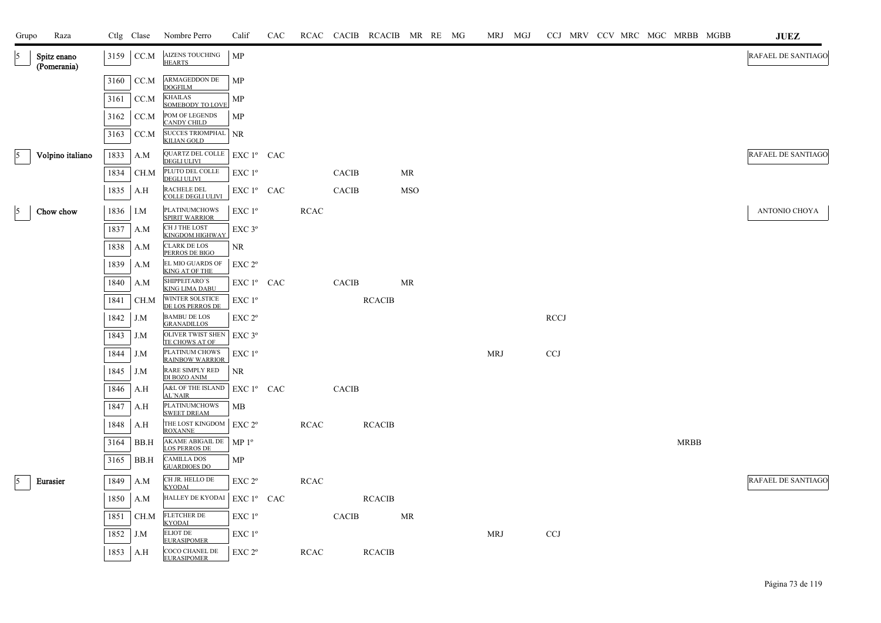| Grupo | Raza | Ctlg | Clase | Nombre Perro | Calif | CAC | RCAC | CACIB | RCACIB | MR | RE | MG | MRJ | MGJ | CCJ | MRV | CCV | MRC | MGC | MRBB | MGBB | JUEZ |
|---|---|---|---|---|---|---|---|---|---|---|---|---|---|---|---|---|---|---|---|---|---|---|
| 5 | Spitz enano (Pomerania) | 3159 | CC.M | AIZENS TOUCHING HEARTS | MP | | | | | | | | | | | | | | | | | RAFAEL DE SANTIAGO |
| | | 3160 | CC.M | ARMAGEDDON DE DOGFILM | MP | | | | | | | | | | | | | | | | | |
| | | 3161 | CC.M | KHAILAS SOMEBODY TO LOVE | MP | | | | | | | | | | | | | | | | | |
| | | 3162 | CC.M | POM OF LEGENDS CANDY CHILD | MP | | | | | | | | | | | | | | | | | |
| | | 3163 | CC.M | SUCCES TRIOMPHAL KILIAN GOLD | NR | | | | | | | | | | | | | | | | | |
| 5 | Volpino italiano | 1833 | A.M | QUARTZ DEL COLLE DEGLI ULIVI | EXC 1º | CAC | | | | | | | | | | | | | | | | RAFAEL DE SANTIAGO |
| | | 1834 | CH.M | PLUTO DEL COLLE DEGLI ULIVI | EXC 1º | | | CACIB | | MR | | | | | | | | | | | | |
| | | 1835 | A.H | RACHELE DEL COLLE DEGLI ULIVI | EXC 1º | CAC | | CACIB | | MSO | | | | | | | | | | | | |
| 5 | Chow chow | 1836 | I.M | PLATINUMCHOWS SPIRIT WARRIOR | EXC 1º | | RCAC | | | | | | | | | | | | | | | ANTONIO CHOYA |
| | | 1837 | A.M | CH J THE LOST KINGDOM HIGHWAY | EXC 3º | | | | | | | | | | | | | | | | | |
| | | 1838 | A.M | CLARK DE LOS PERROS DE BIGO | NR | | | | | | | | | | | | | | | | | |
| | | 1839 | A.M | EL MIO GUARDS OF KING AT OF THE | EXC 2º | | | | | | | | | | | | | | | | | |
| | | 1840 | A.M | SHIPPEITARO´S KING LIMA DABU | EXC 1º | CAC | | CACIB | | MR | | | | | | | | | | | | |
| | | 1841 | CH.M | WINTER SOLSTICE DE LOS PERROS DE | EXC 1º | | | | RCACIB | | | | | | | | | | | | | |
| | | 1842 | J.M | BAMBU DE LOS GRANADILLOS | EXC 2º | | | | | | | | | | RCCJ | | | | | | | |
| | | 1843 | J.M | OLIVER TWIST SHEN TE CHOWS AT OF | EXC 3º | | | | | | | | | | | | | | | | | |
| | | 1844 | J.M | PLATINUM CHOWS RAINBOW WARRIOR | EXC 1º | | | | | | | | MRJ | | CCJ | | | | | | | |
| | | 1845 | J.M | RARE SIMPLY RED DI BOZO ANIM | NR | | | | | | | | | | | | | | | | | |
| | | 1846 | A.H | A&L OF THE ISLAND AL`NAIR | EXC 1º | CAC | | CACIB | | | | | | | | | | | | | | |
| | | 1847 | A.H | PLATINUMCHOWS SWEET DREAM | MB | | | | | | | | | | | | | | | | | |
| | | 1848 | A.H | THE LOST KINGDOM ROXANNE | EXC 2º | | RCAC | | RCACIB | | | | | | | | | | | | | |
| | | 3164 | BB.H | AKAME ABIGAIL DE LOS PERROS DE | MP 1º | | | | | | | | | | | | | | | MRBB | | |
| | | 3165 | BB.H | CAMILLA DOS GUARDIOES DO | MP | | | | | | | | | | | | | | | | | |
| 5 | Eurasier | 1849 | A.M | CH JR. HELLO DE KYODAI | EXC 2º | | RCAC | | | | | | | | | | | | | | | RAFAEL DE SANTIAGO |
| | | 1850 | A.M | HALLEY DE KYODAI | EXC 1º | CAC | | | RCACIB | | | | | | | | | | | | | |
| | | 1851 | CH.M | FLETCHER DE KYODAI | EXC 1º | | | CACIB | | MR | | | | | | | | | | | | |
| | | 1852 | J.M | ELIOT DE EURASIPOMER | EXC 1º | | | | | | | | MRJ | | CCJ | | | | | | | |
| | | 1853 | A.H | COCO CHANEL DE EURASIPOMER | EXC 2º | | RCAC | | RCACIB | | | | | | | | | | | | | |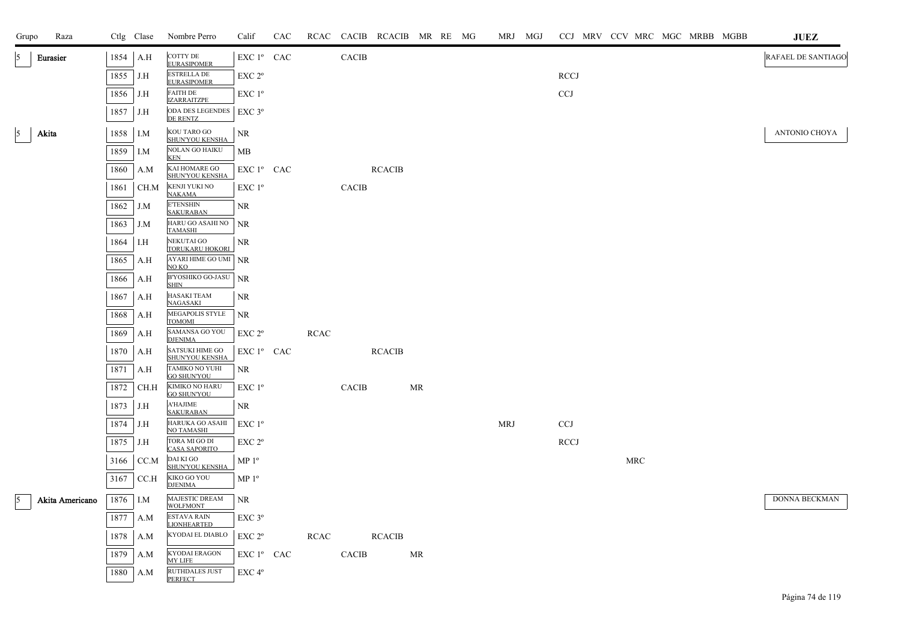| Grupo | Raza | Ctlg | Clase | Nombre Perro | Calif | CAC | RCAC | CACIB | RCACIB | MR | RE | MG | MRJ | MGJ | CCJ | MRV | CCV | MRC | MGC | MRBB | MGBB | JUEZ |
|---|---|---|---|---|---|---|---|---|---|---|---|---|---|---|---|---|---|---|---|---|---|---|
| 5 | Eurasier | 1854 | A.H | COTTY DE EURASIPOMER | EXC 1º | CAC | | CACIB | | | | | | | | | | | | | | RAFAEL DE SANTIAGO |
| | | 1855 | J.H | ESTRELLA DE EURASIPOMER | EXC 2º | | | | | | | | | | RCCJ | | | | | | | |
| | | 1856 | J.H | FAITH DE IZARRAITZPE | EXC 1º | | | | | | | | | | CCJ | | | | | | | |
| | | 1857 | J.H | ODA DES LEGENDES DE RENTZ | EXC 3º | | | | | | | | | | | | | | | | | |
| 5 | Akita | 1858 | I.M | KOU TARO GO SHUN'YOU KENSHA | NR | | | | | | | | | | | | | | | | | ANTONIO CHOYA |
| | | 1859 | I.M | NOLAN GO HAIKU KEN | MB | | | | | | | | | | | | | | | | | |
| | | 1860 | A.M | KAI HOMARE GO SHUN'YOU KENSHA | EXC 1º | CAC | | | RCACIB | | | | | | | | | | | | | |
| | | 1861 | CH.M | KENJI YUKI NO NAKAMA | EXC 1º | | | CACIB | | | | | | | | | | | | | | |
| | | 1862 | J.M | E'TENSHIN SAKURABAN | NR | | | | | | | | | | | | | | | | | |
| | | 1863 | J.M | HARU GO ASAHI NO TAMASHI | NR | | | | | | | | | | | | | | | | | |
| | | 1864 | I.H | NEKUTAI GO TORUKARU HOKORI | NR | | | | | | | | | | | | | | | | | |
| | | 1865 | A.H | AYARI HIME GO UMI NO KO | NR | | | | | | | | | | | | | | | | | |
| | | 1866 | A.H | B'YOSHIKO GO-JASU SHIN | NR | | | | | | | | | | | | | | | | | |
| | | 1867 | A.H | HASAKI TEAM NAGASAKI | NR | | | | | | | | | | | | | | | | | |
| | | 1868 | A.H | MEGAPOLIS STYLE TOMOMI | NR | | | | | | | | | | | | | | | | | |
| | | 1869 | A.H | SAMANSA GO YOU DJENIMA | EXC 2º | | RCAC | | | | | | | | | | | | | | | |
| | | 1870 | A.H | SATSUKI HIME GO SHUN'YOU KENSHA | EXC 1º | CAC | | | RCACIB | | | | | | | | | | | | | |
| | | 1871 | A.H | TAMIKO NO YUHI GO SHUN'YOU | NR | | | | | | | | | | | | | | | | | |
| | | 1872 | CH.H | KIMIKO NO HARU GO SHUN'YOU | EXC 1º | | | CACIB | | MR | | | | | | | | | | | | |
| | | 1873 | J.H | A'HAJIME SAKURABAN | NR | | | | | | | | | | | | | | | | | |
| | | 1874 | J.H | HARUKA GO ASAHI NO TAMASHI | EXC 1º | | | | | | | | MRJ | | CCJ | | | | | | | |
| | | 1875 | J.H | TORA MI GO DI CASA SAPORITO | EXC 2º | | | | | | | | | | RCCJ | | | | | | | |
| | | 3166 | CC.M | DAI KI GO SHUN'YOU KENSHA | MP 1º | | | | | | | | | | | | | MRC | | | | |
| | | 3167 | CC.H | KIKO GO YOU DJENIMA | MP 1º | | | | | | | | | | | | | | | | | |
| 5 | Akita Americano | 1876 | I.M | MAJESTIC DREAM WOLFMONT | NR | | | | | | | | | | | | | | | | | DONNA BECKMAN |
| | | 1877 | A.M | ESTAVA RAIN LIONHEARTED | EXC 3º | | | | | | | | | | | | | | | | | |
| | | 1878 | A.M | KYODAI EL DIABLO | EXC 2º | | RCAC | | RCACIB | | | | | | | | | | | | | |
| | | 1879 | A.M | KYODAI ERAGON MY LIFE | EXC 1º | CAC | | CACIB | | MR | | | | | | | | | | | | |
| | | 1880 | A.M | RUTHDALES JUST PERFECT | EXC 4º | | | | | | | | | | | | | | | | | |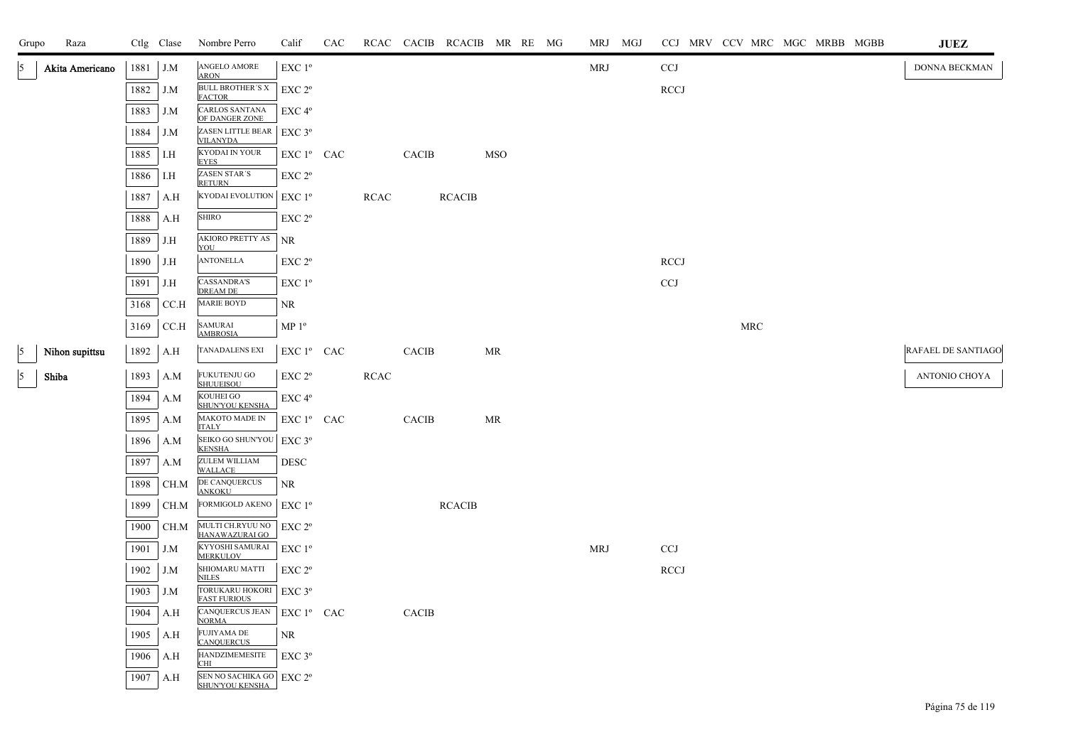| Grupo | Raza | Ctlg | Clase | Nombre Perro | Calif | CAC | RCAC | CACIB | RCACIB | MR | RE | MG | MRJ | MGJ | CCJ | MRV | CCV | MRC | MGC | MRBB | MGBB | JUEZ |
|---|---|---|---|---|---|---|---|---|---|---|---|---|---|---|---|---|---|---|---|---|---|---|
| 5 | Akita Americano | 1881 | J.M | ANGELO AMORE ARON | EXC 1º | | | | | | | | MRJ | | CCJ | | | | | | | DONNA BECKMAN |
| | | 1882 | J.M | BULL BROTHER´S X FACTOR | EXC 2º | | | | | | | | | | RCCJ | | | | | | | |
| | | 1883 | J.M | CARLOS SANTANA OF DANGER ZONE | EXC 4º | | | | | | | | | | | | | | | | | |
| | | 1884 | J.M | ZASEN LITTLE BEAR VILANYDA | EXC 3º | | | | | | | | | | | | | | | | | |
| | | 1885 | I.H | KYODAI IN YOUR EYES | EXC 1º | CAC | | CACIB | | MSO | | | | | | | | | | | | |
| | | 1886 | I.H | ZASEN STAR´S RETURN | EXC 2º | | | | | | | | | | | | | | | | | |
| | | 1887 | A.H | KYODAI EVOLUTION | EXC 1º | | RCAC | | RCACIB | | | | | | | | | | | | | |
| | | 1888 | A.H | SHIRO | EXC 2º | | | | | | | | | | | | | | | | | |
| | | 1889 | J.H | AKIORO PRETTY AS YOU | NR | | | | | | | | | | | | | | | | | |
| | | 1890 | J.H | ANTONELLA | EXC 2º | | | | | | | | | | RCCJ | | | | | | | |
| | | 1891 | J.H | CASSANDRA'S DREAM DE | EXC 1º | | | | | | | | | | CCJ | | | | | | | |
| | | 3168 | CC.H | MARIE BOYD | NR | | | | | | | | | | | | | | | | | |
| | | 3169 | CC.H | SAMURAI AMBROSIA | MP 1º | | | | | | | | | | | | | MRC | | | | |
| 5 | Nihon supittsu | 1892 | A.H | TANADALENS EXI | EXC 1º | CAC | | CACIB | | MR | | | | | | | | | | | | RAFAEL DE SANTIAGO |
| 5 | Shiba | 1893 | A.M | FUKUTENJU GO SHUUEISOU | EXC 2º | | RCAC | | | | | | | | | | | | | | | ANTONIO CHOYA |
| | | 1894 | A.M | KOUHEI GO SHUN'YOU KENSHA | EXC 4º | | | | | | | | | | | | | | | | | |
| | | 1895 | A.M | MAKOTO MADE IN ITALY | EXC 1º | CAC | | CACIB | | MR | | | | | | | | | | | | |
| | | 1896 | A.M | SEIKO GO SHUN'YOU KENSHA | EXC 3º | | | | | | | | | | | | | | | | | |
| | | 1897 | A.M | ZULEM WILLIAM WALLACE | DESC | | | | | | | | | | | | | | | | | |
| | | 1898 | CH.M | DE CANQUERCUS ANKOKU | NR | | | | | | | | | | | | | | | | | |
| | | 1899 | CH.M | FORMIGOLD AKENO | EXC 1º | | | | RCACIB | | | | | | | | | | | | | |
| | | 1900 | CH.M | MULTI CH.RYUU NO HANAWAZURAI GO | EXC 2º | | | | | | | | | | | | | | | | | |
| | | 1901 | J.M | KYYOSHI SAMURAI MERKULOV | EXC 1º | | | | | | | | MRJ | | CCJ | | | | | | | |
| | | 1902 | J.M | SHIOMARU MATTI NILES | EXC 2º | | | | | | | | | | RCCJ | | | | | | | |
| | | 1903 | J.M | TORUKARU HOKORI FAST FURIOUS | EXC 3º | | | | | | | | | | | | | | | | | |
| | | 1904 | A.H | CANQUERCUS JEAN NORMA | EXC 1º | CAC | | CACIB | | | | | | | | | | | | | | |
| | | 1905 | A.H | FUJIYAMA DE CANQUERCUS | NR | | | | | | | | | | | | | | | | | |
| | | 1906 | A.H | HANDZIMEMESITE CHI | EXC 3º | | | | | | | | | | | | | | | | | |
| | | 1907 | A.H | SEN NO SACHIKA GO SHUN'YOU KENSHA | EXC 2º | | | | | | | | | | | | | | | | | |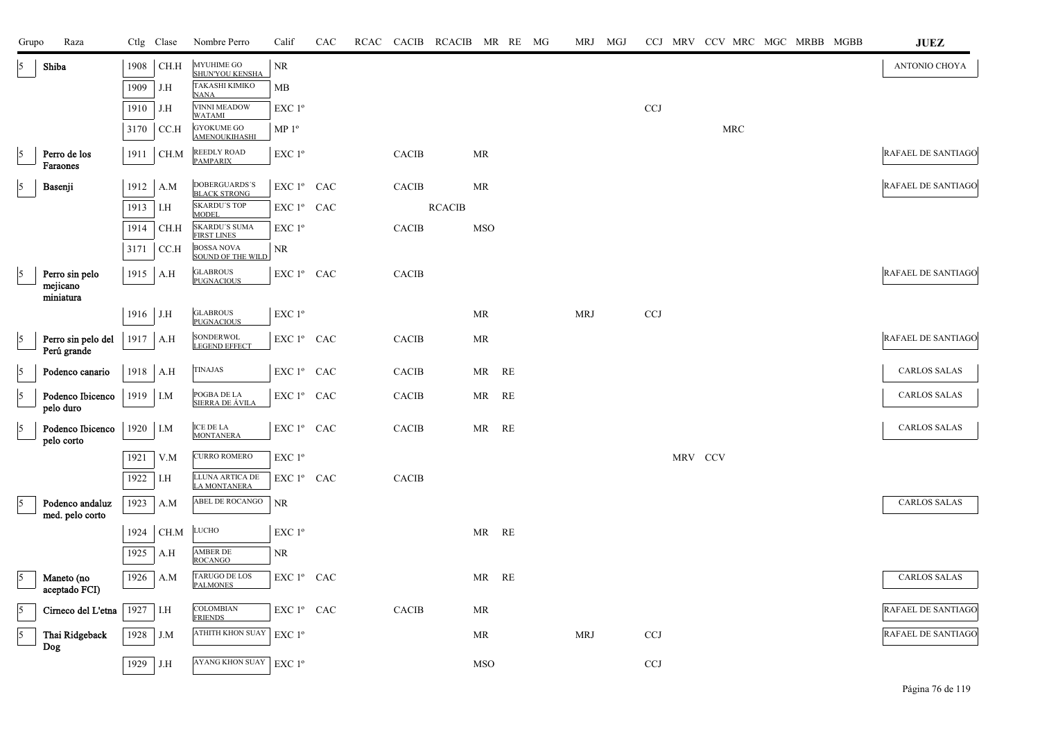| Grupo | Raza | Ctlg | Clase | Nombre Perro | Calif | CAC | RCAC | CACIB | RCACIB | MR | RE | MG | MRJ | MGJ | CCJ | MRV | CCV | MRC | MGC | MRBB | MGBB | JUEZ |
|---|---|---|---|---|---|---|---|---|---|---|---|---|---|---|---|---|---|---|---|---|---|---|
| 5 | Shiba | 1908 | CH.H | MYUHIME GO SHUN'YOU KENSHA | NR | | | | | | | | | | | | | | | | | ANTONIO CHOYA |
| | | 1909 | J.H | TAKASHI KIMIKO NANA | MB | | | | | | | | | | | | | | | | | |
| | | 1910 | J.H | VINNI MEADOW WATAMI | EXC 1º | | | | | | | | | | CCJ | | | | | | | |
| | | 3170 | CC.H | GYOKUME GO AMENOUKIHASHI | MP 1º | | | | | | | | | | | | | MRC | | | | |
| 5 | Perro de los Faraones | 1911 | CH.M | REEDLY ROAD PAMPARIX | EXC 1º | | | CACIB | | MR | | | | | | | | | | | | RAFAEL DE SANTIAGO |
| 5 | Basenji | 1912 | A.M | DOBERGUARDS´S BLACK STRONG | EXC 1º | CAC | | CACIB | | MR | | | | | | | | | | | | RAFAEL DE SANTIAGO |
| | | 1913 | I.H | SKARDU´S TOP MODEL | EXC 1º | CAC | | | RCACIB | | | | | | | | | | | | | |
| | | 1914 | CH.H | SKARDU´S SUMA FIRST LINES | EXC 1º | | | CACIB | | MSO | | | | | | | | | | | | |
| | | 3171 | CC.H | BOSSA NOVA SOUND OF THE WILD | NR | | | | | | | | | | | | | | | | | |
| 5 | Perro sin pelo mejicano miniatura | 1915 | A.H | GLABROUS PUGNACIOUS | EXC 1º | CAC | | CACIB | | | | | | | | | | | | | | RAFAEL DE SANTIAGO |
| | | 1916 | J.H | GLABROUS PUGNACIOUS | EXC 1º | | | | | MR | | | MRJ | | CCJ | | | | | | | |
| 5 | Perro sin pelo del Perú grande | 1917 | A.H | SONDERWOL LEGEND EFFECT | EXC 1º | CAC | | CACIB | | MR | | | | | | | | | | | | RAFAEL DE SANTIAGO |
| 5 | Podenco canario | 1918 | A.H | TINAJAS | EXC 1º | CAC | | CACIB | | MR | RE | | | | | | | | | | | CARLOS SALAS |
| 5 | Podenco Ibicenco pelo duro | 1919 | I.M | POGBA DE LA SIERRA DE ÁVILA | EXC 1º | CAC | | CACIB | | MR | RE | | | | | | | | | | | CARLOS SALAS |
| 5 | Podenco Ibicenco pelo corto | 1920 | I.M | ICE DE LA MONTANERA | EXC 1º | CAC | | CACIB | | MR | RE | | | | | | | | | | | CARLOS SALAS |
| | | 1921 | V.M | CURRO ROMERO | EXC 1º | | | | | | | | | | | MRV | CCV | | | | | |
| | | 1922 | I.H | LLUNA ARTICA DE LA MONTANERA | EXC 1º | CAC | | CACIB | | | | | | | | | | | | | | |
| 5 | Podenco andaluz med. pelo corto | 1923 | A.M | ABEL DE ROCANGO | NR | | | | | | | | | | | | | | | | | CARLOS SALAS |
| | | 1924 | CH.M | LUCHO | EXC 1º | | | | | MR | RE | | | | | | | | | | | |
| | | 1925 | A.H | AMBER DE ROCANGO | NR | | | | | | | | | | | | | | | | | |
| 5 | Maneto (no aceptado FCI) | 1926 | A.M | TARUGO DE LOS PALMONES | EXC 1º | CAC | | | | MR | RE | | | | | | | | | | | CARLOS SALAS |
| 5 | Cirneco del L'etna | 1927 | I.H | COLOMBIAN FRIENDS | EXC 1º | CAC | | CACIB | | MR | | | | | | | | | | | | RAFAEL DE SANTIAGO |
| 5 | Thai Ridgeback Dog | 1928 | J.M | ATHITH KHON SUAY | EXC 1º | | | | | MR | | | MRJ | | CCJ | | | | | | | RAFAEL DE SANTIAGO |
| | | 1929 | J.H | AYANG KHON SUAY | EXC 1º | | | | | MSO | | | | | CCJ | | | | | | | |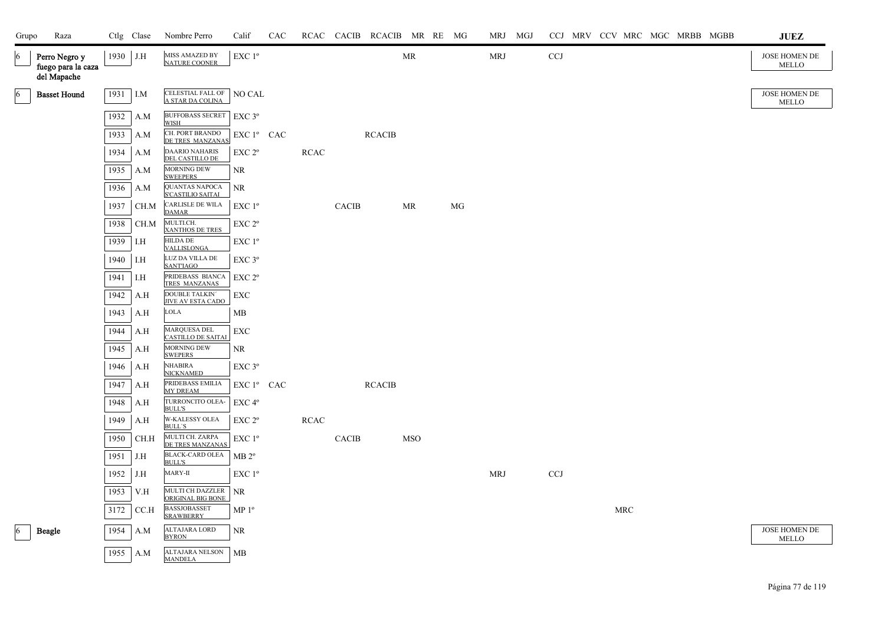| Grupo | Raza | Ctlg | Clase | Nombre Perro | Calif | CAC | RCAC | CACIB | RCACIB | MR | RE | MG | MRJ | MGJ | CCJ | MRV | CCV | MRC | MGC | MRBB | MGBB | JUEZ |
|---|---|---|---|---|---|---|---|---|---|---|---|---|---|---|---|---|---|---|---|---|---|---|
| 6 | Perro Negro y fuego para la caza del Mapache | 1930 | J.H | MISS AMAZED BY NATURE COONER | EXC 1º | | | | | MR | | | MRJ | | CCJ | | | | | | | JOSE HOMEN DE MELLO |
| 6 | Basset Hound | 1931 | I.M | CELESTIAL FALL OF A STAR DA COLINA | NO CAL | | | | | | | | | | | | | | | | | JOSE HOMEN DE MELLO |
| | | 1932 | A.M | BUFFOBASS SECRET WISH | EXC 3º | | | | | | | | | | | | | | | | | |
| | | 1933 | A.M | CH. PORT BRANDO DE TRES MANZANAS | EXC 1º | CAC | | | RCACIB | | | | | | | | | | | | | |
| | | 1934 | A.M | DAARIO NAHARIS DEL CASTILLO DE | EXC 2º | | RCAC | | | | | | | | | | | | | | | |
| | | 1935 | A.M | MORNING DEW SWEEPERS | NR | | | | | | | | | | | | | | | | | |
| | | 1936 | A.M | QUANTAS NAPOCA S'CASTILIO SAITAI | NR | | | | | | | | | | | | | | | | | |
| | | 1937 | CH.M | CARLISLE DE WILA DAMAR | EXC 1º | | | CACIB | | MR | | MG | | | | | | | | | | |
| | | 1938 | CH.M | MULTI.CH. XANTHOS DE TRES | EXC 2º | | | | | | | | | | | | | | | | | |
| | | 1939 | I.H | HILDA DE VALLISLONGA | EXC 1º | | | | | | | | | | | | | | | | | |
| | | 1940 | I.H | LUZ DA VILLA DE SANT'IAGO | EXC 3º | | | | | | | | | | | | | | | | | |
| | | 1941 | I.H | PRIDEBASS BIANCA TRES MANZANAS | EXC 2º | | | | | | | | | | | | | | | | | |
| | | 1942 | A.H | DOUBLE TALKIN´ JIVE AV ESTA CADO | EXC | | | | | | | | | | | | | | | | | |
| | | 1943 | A.H | LOLA | MB | | | | | | | | | | | | | | | | | |
| | | 1944 | A.H | MARQUESA DEL CASTILLO DE SAITAI | EXC | | | | | | | | | | | | | | | | | |
| | | 1945 | A.H | MORNING DEW SWEPERS | NR | | | | | | | | | | | | | | | | | |
| | | 1946 | A.H | NHABIRA NICKNAMED | EXC 3º | | | | | | | | | | | | | | | | | |
| | | 1947 | A.H | PRIDEBASS EMILIA MY DREAM | EXC 1º | CAC | | | RCACIB | | | | | | | | | | | | | |
| | | 1948 | A.H | TURRONCITO OLEA-BULL'S | EXC 4º | | | | | | | | | | | | | | | | | |
| | | 1949 | A.H | W-KALESSY OLEA BULL`S | EXC 2º | | RCAC | | | | | | | | | | | | | | | |
| | | 1950 | CH.H | MULTI CH. ZARPA DE TRES MANZANAS | EXC 1º | | | CACIB | | MSO | | | | | | | | | | | | |
| | | 1951 | J.H | BLACK-CARD OLEA BULL'S | MB 2º | | | | | | | | | | | | | | | | | |
| | | 1952 | J.H | MARY-II | EXC 1º | | | | | | | | MRJ | | CCJ | | | | | | | |
| | | 1953 | V.H | MULTI CH DAZZLER ORIGINAL BIG BONE | NR | | | | | | | | | | | | | | | | | |
| | | 3172 | CC.H | BASSJOBASSET SRAWBERRY | MP 1º | | | | | | | | | | | | | MRC | | | | |
| 6 | Beagle | 1954 | A.M | ALTAJARA LORD BYRON | NR | | | | | | | | | | | | | | | | | JOSE HOMEN DE MELLO |
| | | 1955 | A.M | ALTAJARA NELSON MANDELA | MB | | | | | | | | | | | | | | | | | |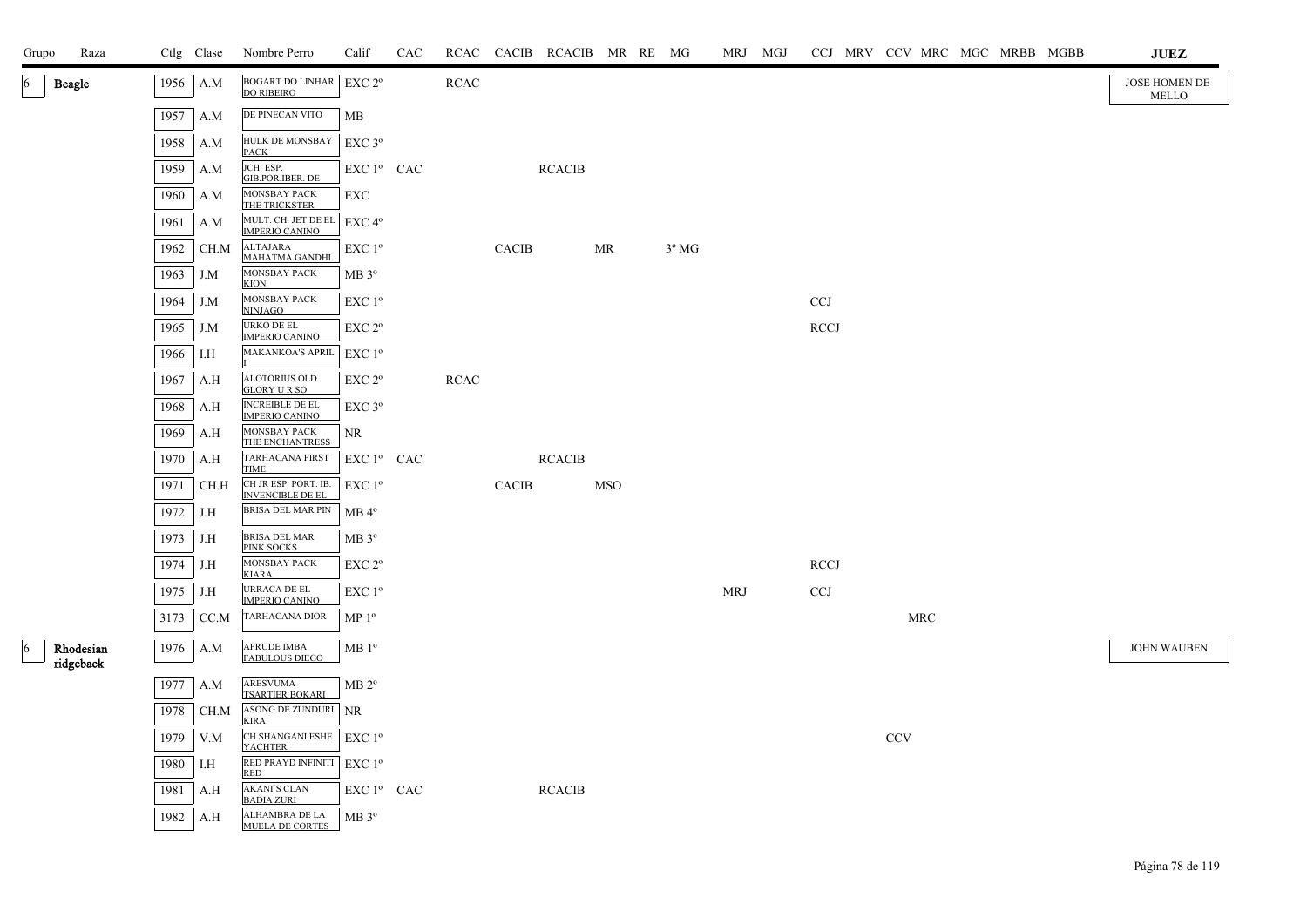| Grupo | Raza | Ctlg | Clase | Nombre Perro | Calif | CAC | RCAC | CACIB | RCACIB | MR | RE | MG | MRJ | MGJ | CCJ | MRV | CCV | MRC | MGC | MRBB | MGBB | JUEZ |
|---|---|---|---|---|---|---|---|---|---|---|---|---|---|---|---|---|---|---|---|---|---|---|
| 6 | **Beagle** | 1956 | A.M | BOGART DO LINHAR DO RIBEIRO | EXC 2º | | RCAC | | | | | | | | | | | | | | | JOSE HOMEN DE MELLO |
| | | 1957 | A.M | DE PINECAN VITO | MB | | | | | | | | | | | | | | | | | |
| | | 1958 | A.M | HULK DE MONSBAY PACK | EXC 3º | | | | | | | | | | | | | | | | | |
| | | 1959 | A.M | JCH. ESP. GIB.POR.IBER. DE | EXC 1º | CAC | | | RCACIB | | | | | | | | | | | | | |
| | | 1960 | A.M | MONSBAY PACK THE TRICKSTER | EXC | | | | | | | | | | | | | | | | | |
| | | 1961 | A.M | MULT. CH. JET DE EL IMPERIO CANINO | EXC 4º | | | | | | | | | | | | | | | | | |
| | | 1962 | CH.M | ALTAJARA MAHATMA GANDHI | EXC 1º | | | CACIB | | MR | | 3º MG | | | | | | | | | | |
| | | 1963 | J.M | MONSBAY PACK KION | MB 3º | | | | | | | | | | | | | | | | | |
| | | 1964 | J.M | MONSBAY PACK NINJAGO | EXC 1º | | | | | | | | | | CCJ | | | | | | | |
| | | 1965 | J.M | URKO DE EL IMPERIO CANINO | EXC 2º | | | | | | | | | | RCCJ | | | | | | | |
| | | 1966 | I.H | MAKANKOA'S APRIL I | EXC 1º | | | | | | | | | | | | | | | | | |
| | | 1967 | A.H | ALOTORIUS OLD GLORY U R SO | EXC 2º | | RCAC | | | | | | | | | | | | | | | |
| | | 1968 | A.H | INCREIBLE DE EL IMPERIO CANINO | EXC 3º | | | | | | | | | | | | | | | | | |
| | | 1969 | A.H | MONSBAY PACK THE ENCHANTRESS | NR | | | | | | | | | | | | | | | | | |
| | | 1970 | A.H | TARHACANA FIRST TIME | EXC 1º | CAC | | | RCACIB | | | | | | | | | | | | | |
| | | 1971 | CH.H | CH JR ESP. PORT. IB. INVENCIBLE DE EL | EXC 1º | | | CACIB | | MSO | | | | | | | | | | | | |
| | | 1972 | J.H | BRISA DEL MAR PIN | MB 4º | | | | | | | | | | | | | | | | | |
| | | 1973 | J.H | BRISA DEL MAR PINK SOCKS | MB 3º | | | | | | | | | | | | | | | | | |
| | | 1974 | J.H | MONSBAY PACK KIARA | EXC 2º | | | | | | | | | | RCCJ | | | | | | | |
| | | 1975 | J.H | URRACA DE EL IMPERIO CANINO | EXC 1º | | | | | | | | MRJ | | CCJ | | | | | | | |
| | | 3173 | CC.M | TARHACANA DIOR | MP 1º | | | | | | | | | | | | | MRC | | | | |
| 6 | **Rhodesian ridgeback** | 1976 | A.M | AFRUDE IMBA FABULOUS DIEGO | MB 1º | | | | | | | | | | | | | | | | | JOHN WAUBEN |
| | | 1977 | A.M | ARESVUMA TSARTIER BOKARI | MB 2º | | | | | | | | | | | | | | | | | |
| | | 1978 | CH.M | ASONG DE ZUNDURI KIRA | NR | | | | | | | | | | | | | | | | | |
| | | 1979 | V.M | CH SHANGANI ESHE YACHTER | EXC 1º | | | | | | | | | | | | CCV | | | | | |
| | | 1980 | I.H | RED PRAYD INFINITI RED | EXC 1º | | | | | | | | | | | | | | | | | |
| | | 1981 | A.H | AKANI'S CLAN BADIA ZURI | EXC 1º | CAC | | | RCACIB | | | | | | | | | | | | | |
| | | 1982 | A.H | ALHAMBRA DE LA MUELA DE CORTES | MB 3º | | | | | | | | | | | | | | | | | |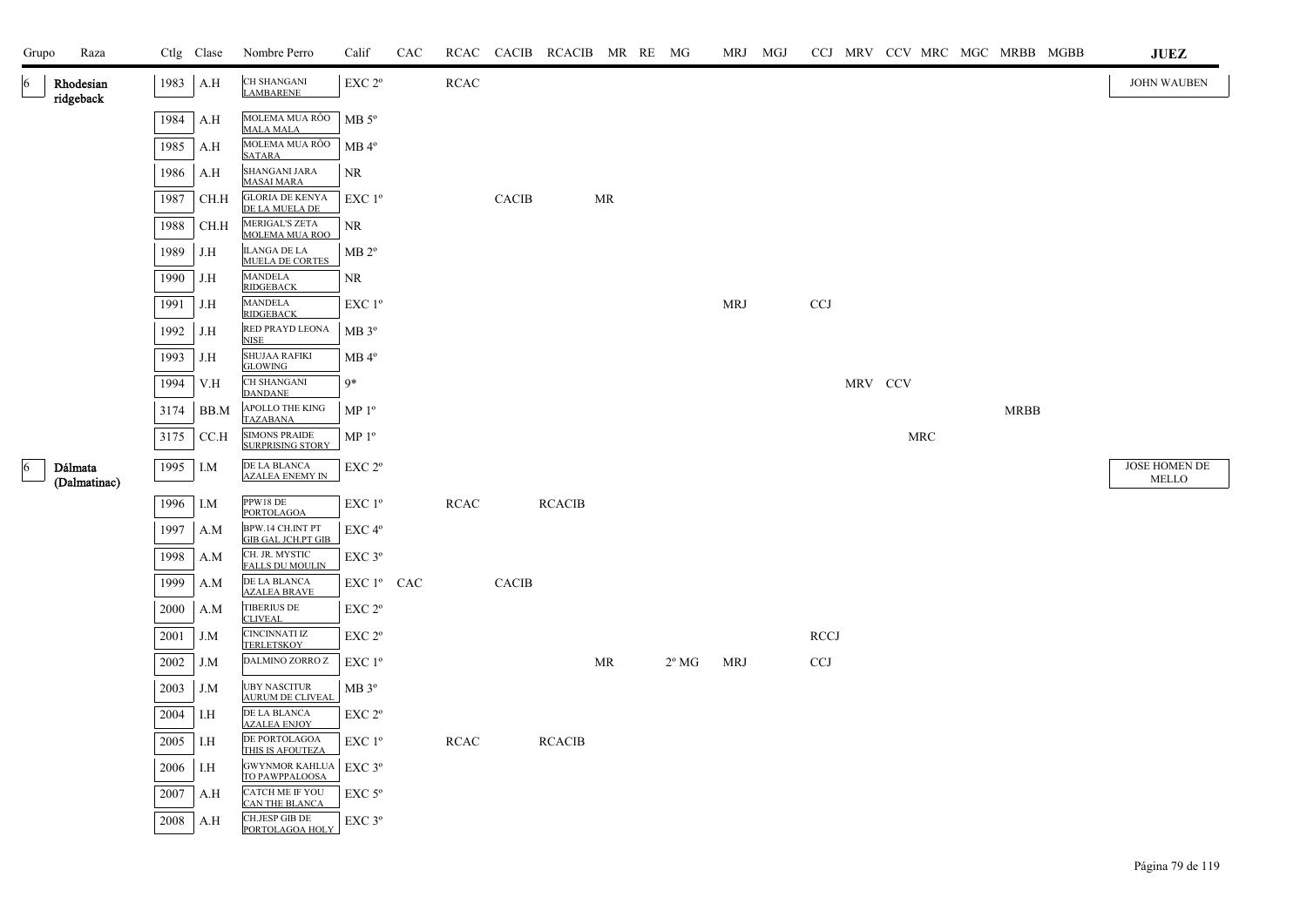| Grupo | Raza | Ctlg | Clase | Nombre Perro | Calif | CAC | RCAC | CACIB | RCACIB | MR | RE | MG | MRJ | MGJ | CCJ | MRV | CCV | MRC | MGC | MRBB | MGBB | JUEZ |
|---|---|---|---|---|---|---|---|---|---|---|---|---|---|---|---|---|---|---|---|---|---|---|
| 6 | Rhodesian ridgeback | 1983 | A.H | CH SHANGANI LAMBARENE | EXC 2º | | RCAC | | | | | | | | | | | | | | | JOHN WAUBEN |
| | | 1984 | A.H | MOLEMA MUA RÕO MALA MALA | MB 5º | | | | | | | | | | | | | | | | | |
| | | 1985 | A.H | MOLEMA MUA RÕO SATARA | MB 4º | | | | | | | | | | | | | | | | | |
| | | 1986 | A.H | SHANGANI JARA MASAI MARA | NR | | | | | | | | | | | | | | | | | |
| | | 1987 | CH.H | GLORIA DE KENYA DE LA MUELA DE | EXC 1º | | | CACIB | | MR | | | | | | | | | | | | |
| | | 1988 | CH.H | MERIGAL'S ZETA MOLEMA MUA ROO | NR | | | | | | | | | | | | | | | | | |
| | | 1989 | J.H | ILANGA DE LA MUELA DE CORTES | MB 2º | | | | | | | | | | | | | | | | | |
| | | 1990 | J.H | MANDELA RIDGEBACK | NR | | | | | | | | | | | | | | | | | |
| | | 1991 | J.H | MANDELA RIDGEBACK | EXC 1º | | | | | | | | MRJ | | CCJ | | | | | | | |
| | | 1992 | J.H | RED PRAYD LEONA NISE | MB 3º | | | | | | | | | | | | | | | | | |
| | | 1993 | J.H | SHUJAA RAFIKI GLOWING | MB 4º | | | | | | | | | | | | | | | | | |
| | | 1994 | V.H | CH SHANGANI DANDANE | 9* | | | | | | | | | | | MRV | CCV | | | | | |
| | | 3174 | BB.M | APOLLO THE KING TAZABANA | MP 1º | | | | | | | | | | | | | | | MRBB | | |
| | | 3175 | CC.H | SIMONS PRAIDE SURPRISING STORY | MP 1º | | | | | | | | | | | | | MRC | | | | |
| 6 | Dálmata (Dalmatinac) | 1995 | I.M | DE LA BLANCA AZALEA ENEMY IN | EXC 2º | | | | | | | | | | | | | | | | | JOSE HOMEN DE MELLO |
| | | 1996 | I.M | PPW18 DE PORTOLAGOA | EXC 1º | | RCAC | | RCACIB | | | | | | | | | | | | | |
| | | 1997 | A.M | BPW.14 CH.INT PT GIB GAL JCH.PT GIB | EXC 4º | | | | | | | | | | | | | | | | | |
| | | 1998 | A.M | CH. JR. MYSTIC FALLS DU MOULIN | EXC 3º | | | | | | | | | | | | | | | | | |
| | | 1999 | A.M | DE LA BLANCA AZALEA BRAVE | EXC 1º | CAC | | CACIB | | | | | | | | | | | | | | |
| | | 2000 | A.M | TIBERIUS DE CLIVEAL | EXC 2º | | | | | | | | | | | | | | | | | |
| | | 2001 | J.M | CINCINNATI IZ TERLETSKOY | EXC 2º | | | | | | | | | | RCCJ | | | | | | | |
| | | 2002 | J.M | DALMINO ZORRO Z | EXC 1º | | | | | MR | | 2º MG | MRJ | | CCJ | | | | | | | |
| | | 2003 | J.M | UBY NASCITUR AURUM DE CLIVEAL | MB 3º | | | | | | | | | | | | | | | | | |
| | | 2004 | I.H | DE LA BLANCA AZALEA ENJOY | EXC 2º | | | | | | | | | | | | | | | | | |
| | | 2005 | I.H | DE PORTOLAGOA THIS IS AFOUTEZA | EXC 1º | | RCAC | | RCACIB | | | | | | | | | | | | | |
| | | 2006 | I.H | GWYNMOR KAHLUA TO PAWPPALOOSA | EXC 3º | | | | | | | | | | | | | | | | | |
| | | 2007 | A.H | CATCH ME IF YOU CAN THE BLANCA | EXC 5º | | | | | | | | | | | | | | | | | |
| | | 2008 | A.H | CH.JESP GIB DE PORTOLAGOA HOLY | EXC 3º | | | | | | | | | | | | | | | | | |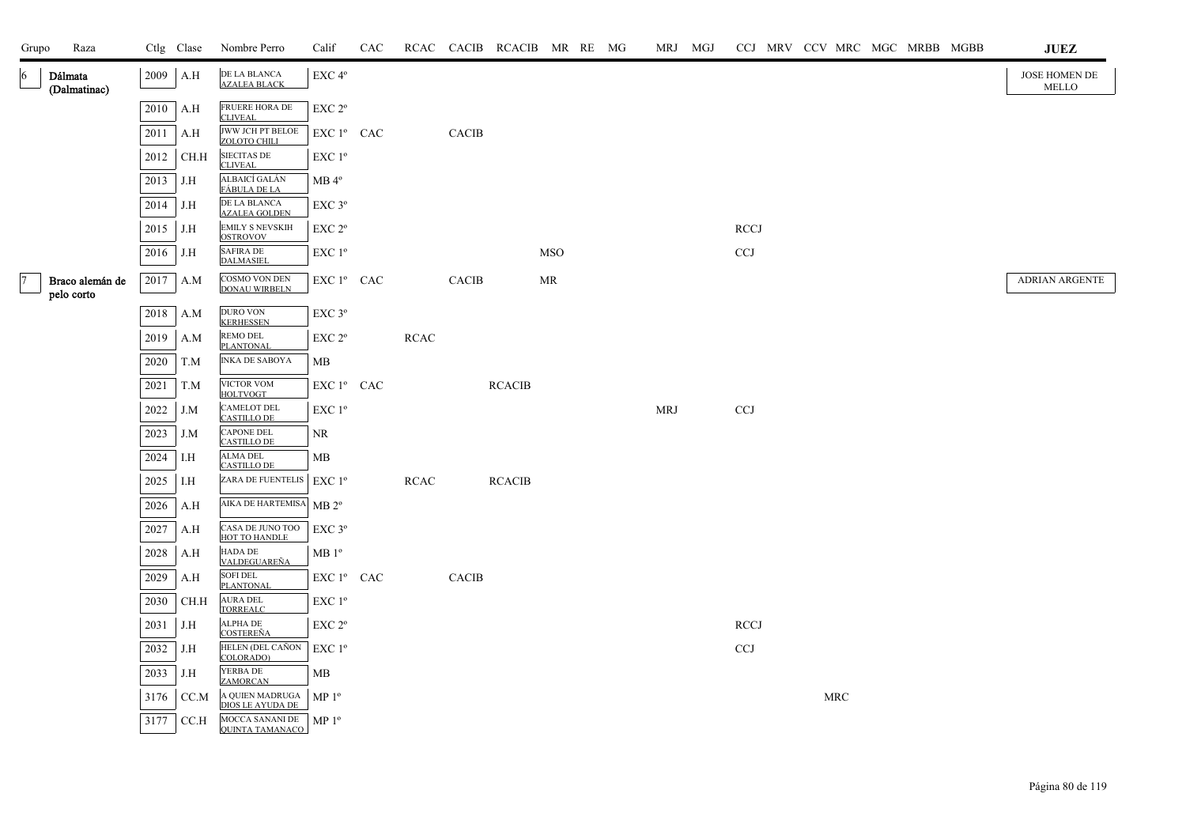| Grupo | Raza | Ctlg | Clase | Nombre Perro | Calif | CAC | RCAC | CACIB | RCACIB | MR | RE | MG | MRJ | MGJ | CCJ | MRV | CCV | MRC | MGC | MRBB | MGBB | JUEZ |
|---|---|---|---|---|---|---|---|---|---|---|---|---|---|---|---|---|---|---|---|---|---|---|
| 6 | Dálmata (Dalmatinac) | 2009 | A.H | DE LA BLANCA AZALEA BLACK | EXC 4º | | | | | | | | | | | | | | | | | JOSE HOMEN DE MELLO |
| | | 2010 | A.H | FRUERE HORA DE CLIVEAL | EXC 2º | | | | | | | | | | | | | | | | | |
| | | 2011 | A.H | JWW JCH PT BELOE ZOLOTO CHILI | EXC 1º | CAC | | CACIB | | | | | | | | | | | | | | |
| | | 2012 | CH.H | SIECITAS DE CLIVEAL | EXC 1º | | | | | | | | | | | | | | | | | |
| | | 2013 | J.H | ALBAICÍ GALÁN FÁBULA DE LA | MB 4º | | | | | | | | | | | | | | | | | |
| | | 2014 | J.H | DE LA BLANCA AZALEA GOLDEN | EXC 3º | | | | | | | | | | | | | | | | | |
| | | 2015 | J.H | EMILY S NEVSKIH OSTROVOV | EXC 2º | | | | | | | | | | RCCJ | | | | | | | |
| | | 2016 | J.H | SAFIRA DE DALMASIEL | EXC 1º | | | | | MSO | | | | | CCJ | | | | | | | |
| 7 | Braco alemán de pelo corto | 2017 | A.M | COSMO VON DEN DONAU WIRBELN | EXC 1º | CAC | | CACIB | | MR | | | | | | | | | | | | ADRIAN ARGENTE |
| | | 2018 | A.M | DURO VON KERHESSEN | EXC 3º | | | | | | | | | | | | | | | | | |
| | | 2019 | A.M | REMO DEL PLANTONAL | EXC 2º | | RCAC | | | | | | | | | | | | | | | |
| | | 2020 | T.M | INKA DE SABOYA | MB | | | | | | | | | | | | | | | | | |
| | | 2021 | T.M | VICTOR VOM HOLTVOGT | EXC 1º | CAC | | | RCACIB | | | | | | | | | | | | | |
| | | 2022 | J.M | CAMELOT DEL CASTILLO DE | EXC 1º | | | | | | | | MRJ | | CCJ | | | | | | | |
| | | 2023 | J.M | CAPONE DEL CASTILLO DE | NR | | | | | | | | | | | | | | | | | |
| | | 2024 | I.H | ALMA DEL CASTILLO DE | MB | | | | | | | | | | | | | | | | | |
| | | 2025 | I.H | ZARA DE FUENTELIS | EXC 1º | | RCAC | | RCACIB | | | | | | | | | | | | | |
| | | 2026 | A.H | AIKA DE HARTEMISA | MB 2º | | | | | | | | | | | | | | | | | |
| | | 2027 | A.H | CASA DE JUNO TOO HOT TO HANDLE | EXC 3º | | | | | | | | | | | | | | | | | |
| | | 2028 | A.H | HADA DE VALDEGUAREÑA | MB 1º | | | | | | | | | | | | | | | | | |
| | | 2029 | A.H | SOFI DEL PLANTONAL | EXC 1º | CAC | | CACIB | | | | | | | | | | | | | | |
| | | 2030 | CH.H | AURA DEL TORREALC | EXC 1º | | | | | | | | | | | | | | | | | |
| | | 2031 | J.H | ALPHA DE COSTEREÑA | EXC 2º | | | | | | | | | | RCCJ | | | | | | | |
| | | 2032 | J.H | HELEN (DEL CAÑON COLORADO) | EXC 1º | | | | | | | | | | CCJ | | | | | | | |
| | | 2033 | J.H | YERBA DE ZAMORCAN | MB | | | | | | | | | | | | | | | | | |
| | | 3176 | CC.M | A QUIEN MADRUGA DIOS LE AYUDA DE | MP 1º | | | | | | | | | | | | | MRC | | | | |
| | | 3177 | CC.H | MOCCA SANANI DE QUINTA TAMANACO | MP 1º | | | | | | | | | | | | | | | | | |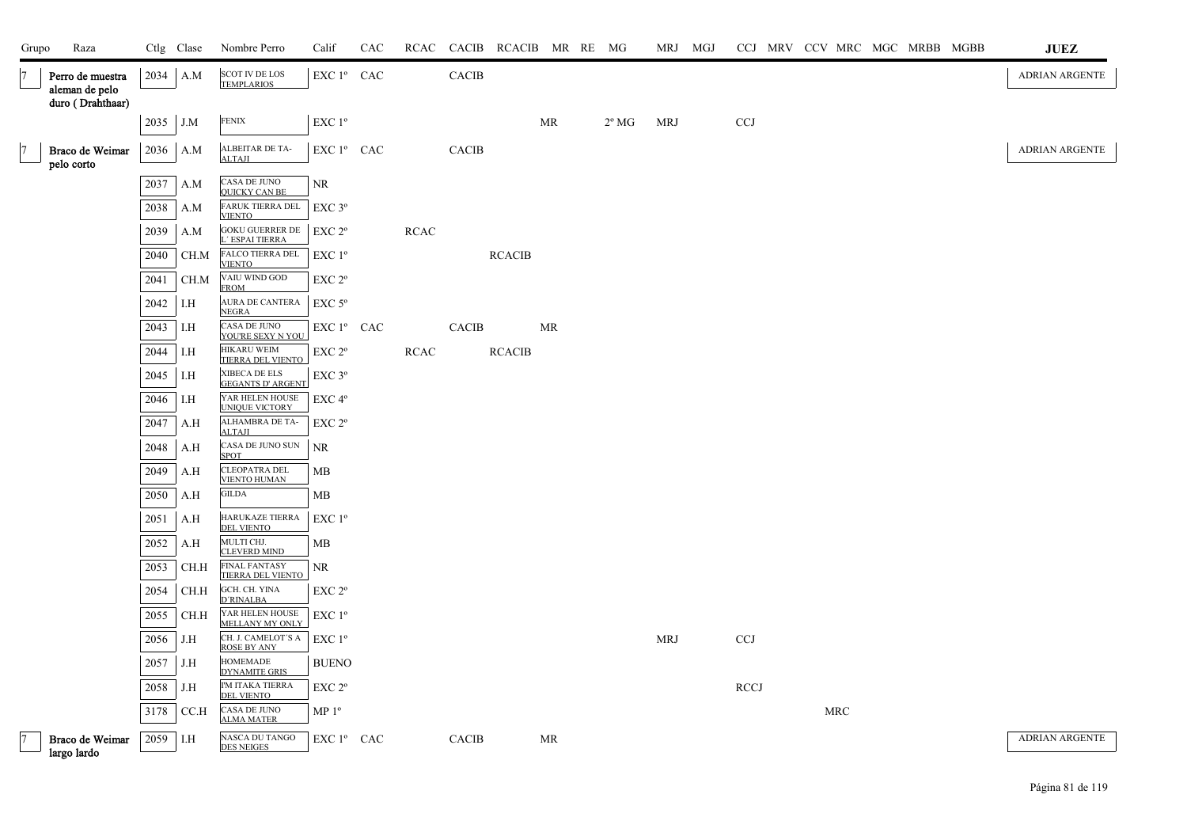| Grupo | Raza | Ctlg | Clase | Nombre Perro | Calif | CAC | RCAC | CACIB | RCACIB | MR | RE | MG | MRJ | MGJ | CCJ | MRV | CCV | MRC | MGC | MRBB | MGBB | JUEZ |
|---|---|---|---|---|---|---|---|---|---|---|---|---|---|---|---|---|---|---|---|---|---|---|
| 7 | Perro de muestra aleman de pelo duro ( Drahthaar) | 2034 | A.M | SCOT IV DE LOS TEMPLARIOS | EXC 1º | CAC | | CACIB | | | | | | | | | | | | | | ADRIAN ARGENTE |
| | | 2035 | J.M | FENIX | EXC 1º | | | | | MR | | 2º MG | MRJ | | CCJ | | | | | | | |
| 7 | Braco de Weimar pelo corto | 2036 | A.M | ALBEITAR DE TA-ALTAJI | EXC 1º | CAC | | CACIB | | | | | | | | | | | | | | ADRIAN ARGENTE |
| | | 2037 | A.M | CASA DE JUNO QUICKY CAN BE | NR | | | | | | | | | | | | | | | | | |
| | | 2038 | A.M | FARUK TIERRA DEL VIENTO | EXC 3º | | | | | | | | | | | | | | | | | |
| | | 2039 | A.M | GOKU GUERRER DE L´ ESPAI TIERRA | EXC 2º | | RCAC | | | | | | | | | | | | | | | |
| | | 2040 | CH.M | FALCO TIERRA DEL VIENTO | EXC 1º | | | | RCACIB | | | | | | | | | | | | | |
| | | 2041 | CH.M | VAIU WIND GOD FROM | EXC 2º | | | | | | | | | | | | | | | | | |
| | | 2042 | I.H | AURA DE CANTERA NEGRA | EXC 5º | | | | | | | | | | | | | | | | | |
| | | 2043 | I.H | CASA DE JUNO YOU'RE SEXY N YOU | EXC 1º | CAC | | CACIB | | MR | | | | | | | | | | | | |
| | | 2044 | I.H | HIKARU WEIM TIERRA DEL VIENTO | EXC 2º | | RCAC | | RCACIB | | | | | | | | | | | | | |
| | | 2045 | I.H | XIBECA DE ELS GEGANTS D' ARGENT | EXC 3º | | | | | | | | | | | | | | | | | |
| | | 2046 | I.H | YAR HELEN HOUSE UNIQUE VICTORY | EXC 4º | | | | | | | | | | | | | | | | | |
| | | 2047 | A.H | ALHAMBRA DE TA-ALTAJI | EXC 2º | | | | | | | | | | | | | | | | | |
| | | 2048 | A.H | CASA DE JUNO SUN SPOT | NR | | | | | | | | | | | | | | | | | |
| | | 2049 | A.H | CLEOPATRA DEL VIENTO HUMAN | MB | | | | | | | | | | | | | | | | | |
| | | 2050 | A.H | GILDA | MB | | | | | | | | | | | | | | | | | |
| | | 2051 | A.H | HARUKAZE TIERRA DEL VIENTO | EXC 1º | | | | | | | | | | | | | | | | | |
| | | 2052 | A.H | MULTI CHJ. CLEVERD MIND | MB | | | | | | | | | | | | | | | | | |
| | | 2053 | CH.H | FINAL FANTASY TIERRA DEL VIENTO | NR | | | | | | | | | | | | | | | | | |
| | | 2054 | CH.H | GCH. CH. YINA D´RINALBA | EXC 2º | | | | | | | | | | | | | | | | | |
| | | 2055 | CH.H | YAR HELEN HOUSE MELLANY MY ONLY | EXC 1º | | | | | | | | | | | | | | | | | |
| | | 2056 | J.H | CH. J. CAMELOT´S A ROSE BY ANY | EXC 1º | | | | | | | | MRJ | | CCJ | | | | | | | |
| | | 2057 | J.H | HOMEMADE DYNAMITE GRIS | BUENO | | | | | | | | | | | | | | | | | |
| | | 2058 | J.H | I'M ITAKA TIERRA DEL VIENTO | EXC 2º | | | | | | | | | | RCCJ | | | | | | | |
| | | 3178 | CC.H | CASA DE JUNO ALMA MATER | MP 1º | | | | | | | | | | | | | MRC | | | | |
| 7 | Braco de Weimar largo lardo | 2059 | I.H | NASCA DU TANGO DES NEIGES | EXC 1º | CAC | | CACIB | | MR | | | | | | | | | | | | ADRIAN ARGENTE |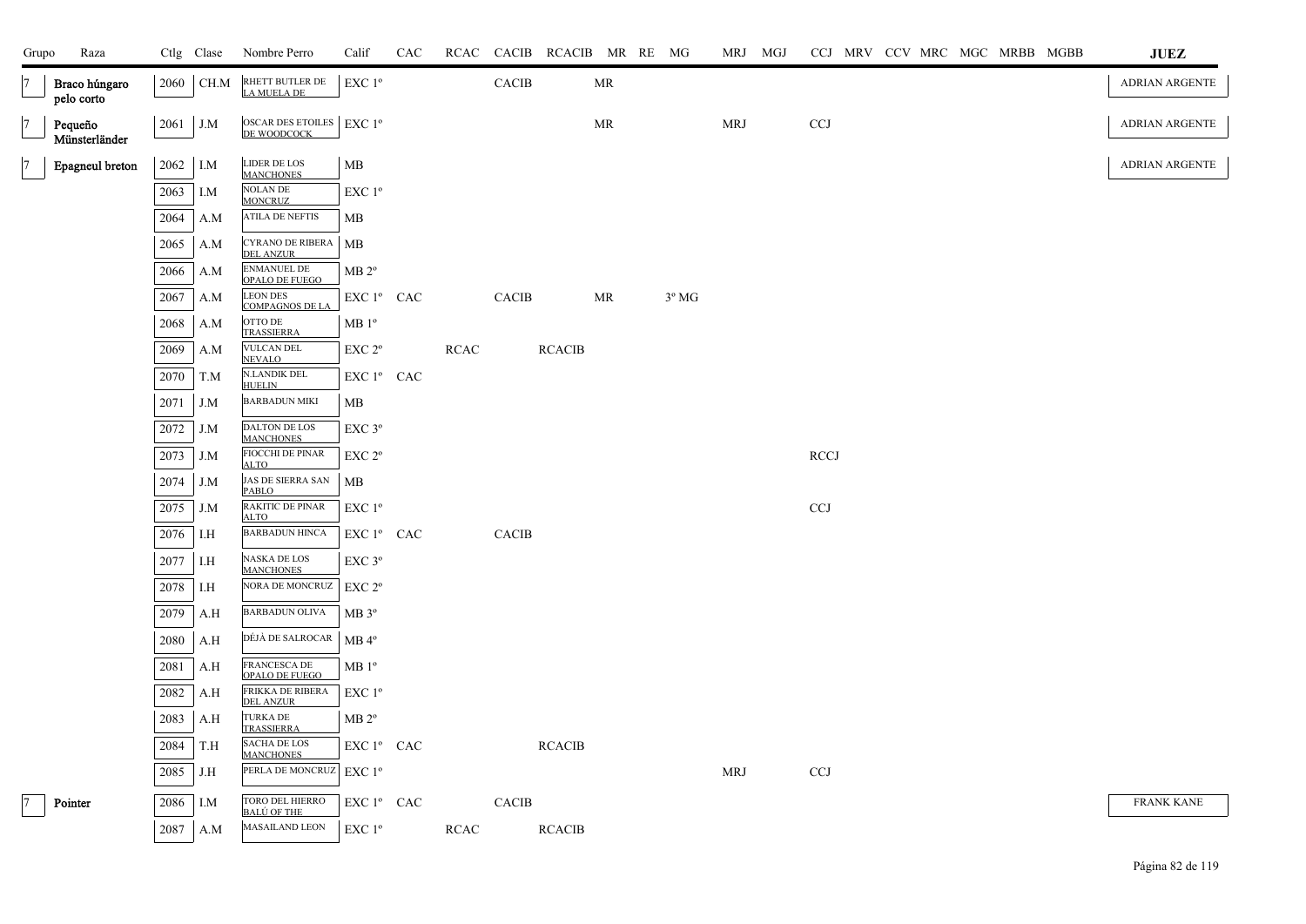| Grupo | Raza | Ctlg | Clase | Nombre Perro | Calif | CAC | RCAC | CACIB | RCACIB | MR | RE | MG | MRJ | MGJ | CCJ | MRV | CCV | MRC | MGC | MRBB | MGBB | JUEZ |
|---|---|---|---|---|---|---|---|---|---|---|---|---|---|---|---|---|---|---|---|---|---|---|
| 7 | Braco húngaro pelo corto | 2060 | CH.M | RHETT BUTLER DE LA MUELA DE | EXC 1º | | | CACIB | | MR | | | | | | | | | | | | ADRIAN ARGENTE |
| 7 | Pequeño Münsterländer | 2061 | J.M | OSCAR DES ETOILES DE WOODCOCK | EXC 1º | | | | | MR | | | MRJ | | CCJ | | | | | | | ADRIAN ARGENTE |
| 7 | Epagneul breton | 2062 | I.M | LIDER DE LOS MANCHONES | MB | | | | | | | | | | | | | | | | | ADRIAN ARGENTE |
| | | 2063 | I.M | NOLAN DE MONCRUZ | EXC 1º | | | | | | | | | | | | | | | | | |
| | | 2064 | A.M | ATILA DE NEFTIS | MB | | | | | | | | | | | | | | | | | |
| | | 2065 | A.M | CYRANO DE RIBERA DEL ANZUR | MB | | | | | | | | | | | | | | | | | |
| | | 2066 | A.M | ENMANUEL DE OPALO DE FUEGO | MB 2º | | | | | | | | | | | | | | | | | |
| | | 2067 | A.M | LEON DES COMPAGNOS DE LA | EXC 1º | CAC | | CACIB | | MR | | 3º MG | | | | | | | | | | |
| | | 2068 | A.M | OTTO DE TRASSIERRA | MB 1º | | | | | | | | | | | | | | | | | |
| | | 2069 | A.M | VULCAN DEL NEVALO | EXC 2º | | RCAC | | RCACIB | | | | | | | | | | | | | |
| | | 2070 | T.M | N.LANDIK DEL HUELIN | EXC 1º | CAC | | | | | | | | | | | | | | | | |
| | | 2071 | J.M | BARBADUN MIKI | MB | | | | | | | | | | | | | | | | | |
| | | 2072 | J.M | DALTON DE LOS MANCHONES | EXC 3º | | | | | | | | | | | | | | | | | |
| | | 2073 | J.M | FIOCCHI DE PINAR ALTO | EXC 2º | | | | | | | | | | RCCJ | | | | | | | |
| | | 2074 | J.M | JAS DE SIERRA SAN PABLO | MB | | | | | | | | | | | | | | | | | |
| | | 2075 | J.M | RAKITIC DE PINAR ALTO | EXC 1º | | | | | | | | | | CCJ | | | | | | | |
| | | 2076 | I.H | BARBADUN HINCA | EXC 1º | CAC | | CACIB | | | | | | | | | | | | | | |
| | | 2077 | I.H | NASKA DE LOS MANCHONES | EXC 3º | | | | | | | | | | | | | | | | | |
| | | 2078 | I.H | NORA DE MONCRUZ | EXC 2º | | | | | | | | | | | | | | | | | |
| | | 2079 | A.H | BARBADUN OLIVA | MB 3º | | | | | | | | | | | | | | | | | |
| | | 2080 | A.H | DÉJÀ DE SALROCAR | MB 4º | | | | | | | | | | | | | | | | | |
| | | 2081 | A.H | FRANCESCA DE OPALO DE FUEGO | MB 1º | | | | | | | | | | | | | | | | | |
| | | 2082 | A.H | FRIKKA DE RIBERA DEL ANZUR | EXC 1º | | | | | | | | | | | | | | | | | |
| | | 2083 | A.H | TURKA DE TRASSIERRA | MB 2º | | | | | | | | | | | | | | | | | |
| | | 2084 | T.H | SACHA DE LOS MANCHONES | EXC 1º | CAC | | | RCACIB | | | | | | | | | | | | | |
| | | 2085 | J.H | PERLA DE MONCRUZ | EXC 1º | | | | | | | | MRJ | | CCJ | | | | | | | |
| 7 | Pointer | 2086 | I.M | TORO DEL HIERRO BALÚ OF THE | EXC 1º | CAC | | CACIB | | | | | | | | | | | | | | FRANK KANE |
| | | 2087 | A.M | MASAILAND LEON | EXC 1º | | RCAC | | RCACIB | | | | | | | | | | | | | |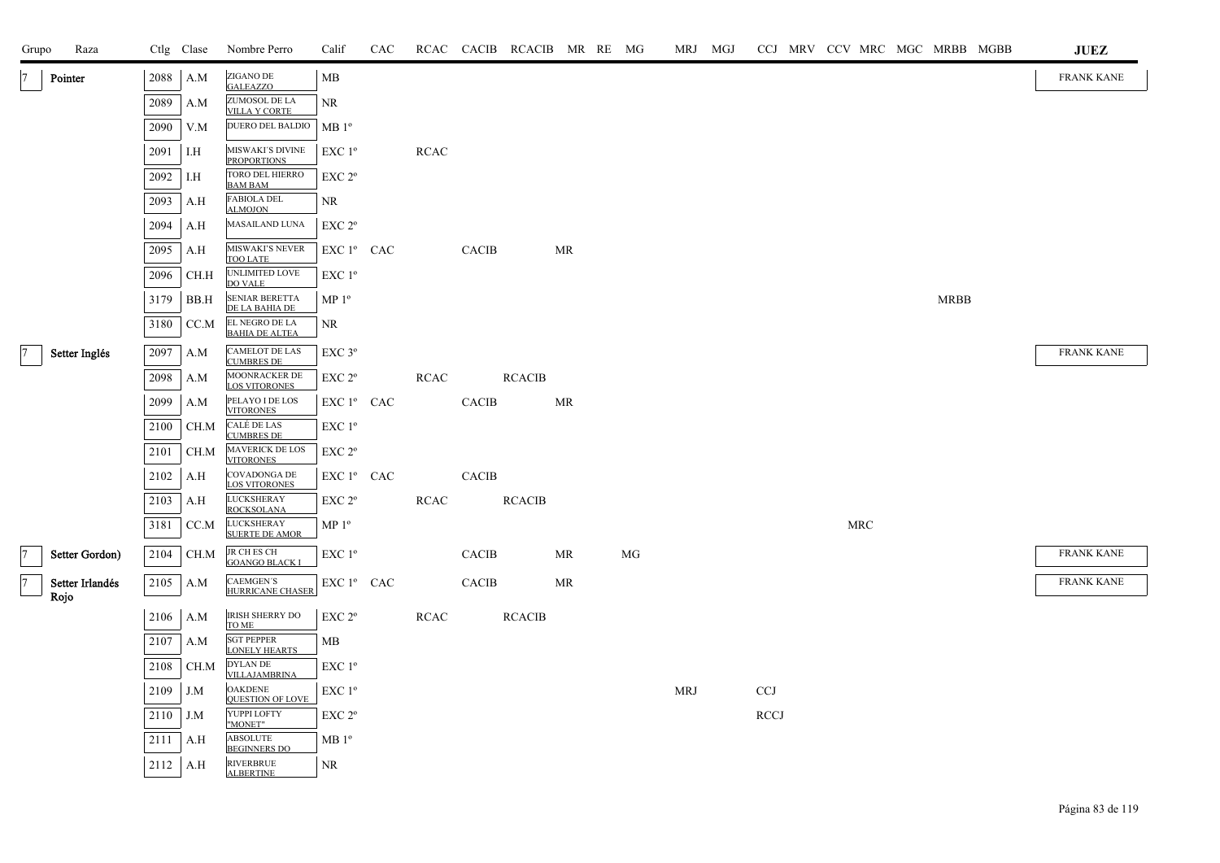| Grupo | Raza | Ctlg | Clase | Nombre Perro | Calif | CAC | RCAC | CACIB | RCACIB | MR | RE | MG | MRJ | MGJ | CCJ | MRV | CCV | MRC | MGC | MRBB | MGBB | JUEZ |
|---|---|---|---|---|---|---|---|---|---|---|---|---|---|---|---|---|---|---|---|---|---|---|
| 7 | Pointer | 2088 | A.M | ZIGANO DE GALEAZZO | MB | | | | | | | | | | | | | | | | | FRANK KANE |
| | | 2089 | A.M | ZUMOSOL DE LA VILLA Y CORTE | NR | | | | | | | | | | | | | | | | | |
| | | 2090 | V.M | DUERO DEL BALDIO | MB 1º | | | | | | | | | | | | | | | | | |
| | | 2091 | I.H | MISWAKI'S DIVINE PROPORTIONS | EXC 1º | | RCAC | | | | | | | | | | | | | | | |
| | | 2092 | I.H | TORO DEL HIERRO BAM BAM | EXC 2º | | | | | | | | | | | | | | | | | |
| | | 2093 | A.H | FABIOLA DEL ALMOJON | NR | | | | | | | | | | | | | | | | | |
| | | 2094 | A.H | MASAILAND LUNA | EXC 2º | | | | | | | | | | | | | | | | | |
| | | 2095 | A.H | MISWAKI'S NEVER TOO LATE | EXC 1º | CAC | | CACIB | | MR | | | | | | | | | | | | |
| | | 2096 | CH.H | UNLIMITED LOVE DO VALE | EXC 1º | | | | | | | | | | | | | | | | | |
| | | 3179 | BB.H | SENIAR BERETTA DE LA BAHIA DE | MP 1º | | | | | | | | | | | | | | | MRBB | | |
| | | 3180 | CC.M | EL NEGRO DE LA BAHIA DE ALTEA | NR | | | | | | | | | | | | | | | | | |
| 7 | Setter Inglés | 2097 | A.M | CAMELOT DE LAS CUMBRES DE | EXC 3º | | | | | | | | | | | | | | | | | FRANK KANE |
| | | 2098 | A.M | MOONRACKER DE LOS VITORONES | EXC 2º | | RCAC | | RCACIB | | | | | | | | | | | | | |
| | | 2099 | A.M | PELAYO I DE LOS VITORONES | EXC 1º | CAC | | CACIB | | MR | | | | | | | | | | | | |
| | | 2100 | CH.M | CALÉ DE LAS CUMBRES DE | EXC 1º | | | | | | | | | | | | | | | | | |
| | | 2101 | CH.M | MAVERICK DE LOS VITORONES | EXC 2º | | | | | | | | | | | | | | | | | |
| | | 2102 | A.H | COVADONGA DE LOS VITORONES | EXC 1º | CAC | | CACIB | | | | | | | | | | | | | | |
| | | 2103 | A.H | LUCKSHERAY ROCKSOLANA | EXC 2º | | RCAC | | RCACIB | | | | | | | | | | | | | |
| | | 3181 | CC.M | LUCKSHERAY SUERTE DE AMOR | MP 1º | | | | | | | | | | | | | MRC | | | | |
| 7 | Setter Gordon) | 2104 | CH.M | JR CH ES CH GOANGO BLACK I | EXC 1º | | | CACIB | | MR | | MG | | | | | | | | | | FRANK KANE |
| 7 | Setter Irlandés Rojo | 2105 | A.M | CAEMGEN'S HURRICANE CHASER | EXC 1º | CAC | | CACIB | | MR | | | | | | | | | | | | FRANK KANE |
| | | 2106 | A.M | IRISH SHERRY DO TO ME | EXC 2º | | RCAC | | RCACIB | | | | | | | | | | | | | |
| | | 2107 | A.M | SGT PEPPER LONELY HEARTS | MB | | | | | | | | | | | | | | | | | |
| | | 2108 | CH.M | DYLAN DE VILLAJAMBRINA | EXC 1º | | | | | | | | | | | | | | | | | |
| | | 2109 | J.M | OAKDENE QUESTION OF LOVE | EXC 1º | | | | | | | | MRJ | | CCJ | | | | | | | |
| | | 2110 | J.M | YUPPI LOFTY "MONET" | EXC 2º | | | | | | | | | | RCCJ | | | | | | | |
| | | 2111 | A.H | ABSOLUTE BEGINNERS DO | MB 1º | | | | | | | | | | | | | | | | | |
| | | 2112 | A.H | RIVERBRUE ALBERTINE | NR | | | | | | | | | | | | | | | | | |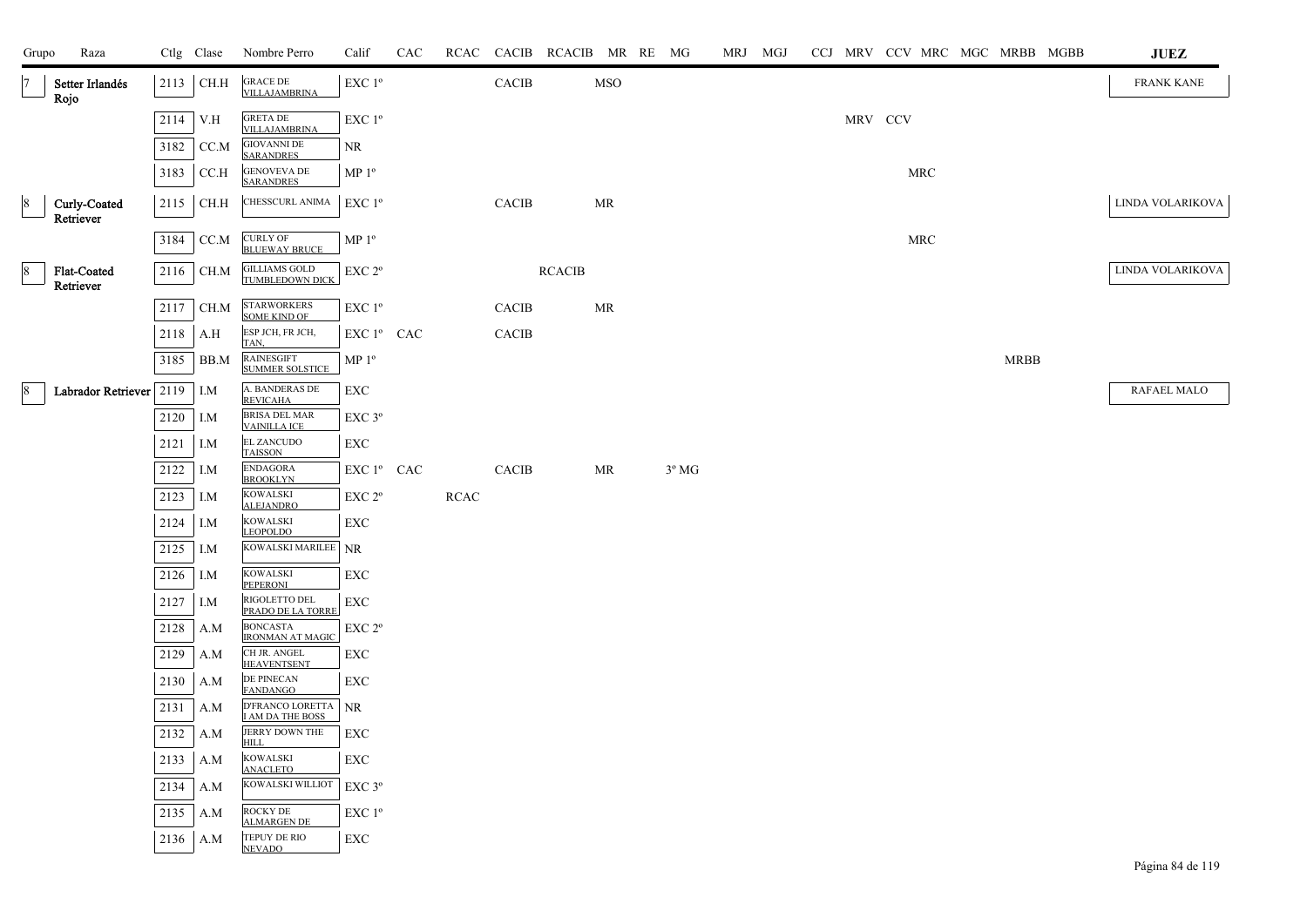| Grupo | Raza | Ctlg | Clase | Nombre Perro | Calif | CAC | RCAC | CACIB | RCACIB | MR | RE | MG | MRJ | MGJ | CCJ | MRV | CCV | MRC | MGC | MRBB | MGBB | JUEZ |
|---|---|---|---|---|---|---|---|---|---|---|---|---|---|---|---|---|---|---|---|---|---|---|
| 7 | Setter Irlandés Rojo | 2113 | CH.H | GRACE DE VILLAJAMBRINA | EXC 1º | | | CACIB | | MSO | | | | | | | | | | | | FRANK KANE |
| | | 2114 | V.H | GRETA DE VILLAJAMBRINA | EXC 1º | | | | | | | | | | | MRV | CCV | | | | | |
| | | 3182 | CC.M | GIOVANNI DE SARANDRES | NR | | | | | | | | | | | | | | | | | |
| | | 3183 | CC.H | GENOVEVA DE SARANDRES | MP 1º | | | | | | | | | | | | | MRC | | | | |
| 8 | Curly-Coated Retriever | 2115 | CH.H | CHESSCURL ANIMA | EXC 1º | | | CACIB | | MR | | | | | | | | | | | | LINDA VOLARIKOVA |
| | | 3184 | CC.M | CURLY OF BLUEWAY BRUCE | MP 1º | | | | | | | | | | | | | MRC | | | | |
| 8 | Flat-Coated Retriever | 2116 | CH.M | GILLIAMS GOLD TUMBLEDOWN DICK | EXC 2º | | | | RCACIB | | | | | | | | | | | | | LINDA VOLARIKOVA |
| | | 2117 | CH.M | STARWORKERS SOME KIND OF | EXC 1º | | | CACIB | | MR | | | | | | | | | | | | |
| | | 2118 | A.H | ESP JCH, FR JCH, TAN, | EXC 1º | CAC | | CACIB | | | | | | | | | | | | | | |
| | | 3185 | BB.M | RAINESGIFT SUMMER SOLSTICE | MP 1º | | | | | | | | | | | | | | | MRBB | | |
| 8 | Labrador Retriever | 2119 | I.M | A. BANDERAS DE REVICAHA | EXC | | | | | | | | | | | | | | | | | RAFAEL MALO |
| | | 2120 | I.M | BRISA DEL MAR VAINILLA ICE | EXC 3º | | | | | | | | | | | | | | | | | |
| | | 2121 | I.M | EL ZANCUDO TAISSON | EXC | | | | | | | | | | | | | | | | | |
| | | 2122 | I.M | ENDAGORA BROOKLYN | EXC 1º | CAC | | CACIB | | MR | | 3º MG | | | | | | | | | | |
| | | 2123 | I.M | KOWALSKI ALEJANDRO | EXC 2º | | RCAC | | | | | | | | | | | | | | | |
| | | 2124 | I.M | KOWALSKI LEOPOLDO | EXC | | | | | | | | | | | | | | | | | |
| | | 2125 | I.M | KOWALSKI MARILEE | NR | | | | | | | | | | | | | | | | | |
| | | 2126 | I.M | KOWALSKI PEPERONI | EXC | | | | | | | | | | | | | | | | | |
| | | 2127 | I.M | RIGOLETTO DEL PRADO DE LA TORRE | EXC | | | | | | | | | | | | | | | | | |
| | | 2128 | A.M | BONCASTA IRONMAN AT MAGIC | EXC 2º | | | | | | | | | | | | | | | | | |
| | | 2129 | A.M | CH JR. ANGEL HEAVENTSENT | EXC | | | | | | | | | | | | | | | | | |
| | | 2130 | A.M | DE PINECAN FANDANGO | EXC | | | | | | | | | | | | | | | | | |
| | | 2131 | A.M | D'FRANCO LORETTA I AM DA THE BOSS | NR | | | | | | | | | | | | | | | | | |
| | | 2132 | A.M | JERRY DOWN THE HILL | EXC | | | | | | | | | | | | | | | | | |
| | | 2133 | A.M | KOWALSKI ANACLETO | EXC | | | | | | | | | | | | | | | | | |
| | | 2134 | A.M | KOWALSKI WILLIOT | EXC 3º | | | | | | | | | | | | | | | | | |
| | | 2135 | A.M | ROCKY DE ALMARGEN DE | EXC 1º | | | | | | | | | | | | | | | | | |
| | | 2136 | A.M | TEPUY DE RIO NEVADO | EXC | | | | | | | | | | | | | | | | | |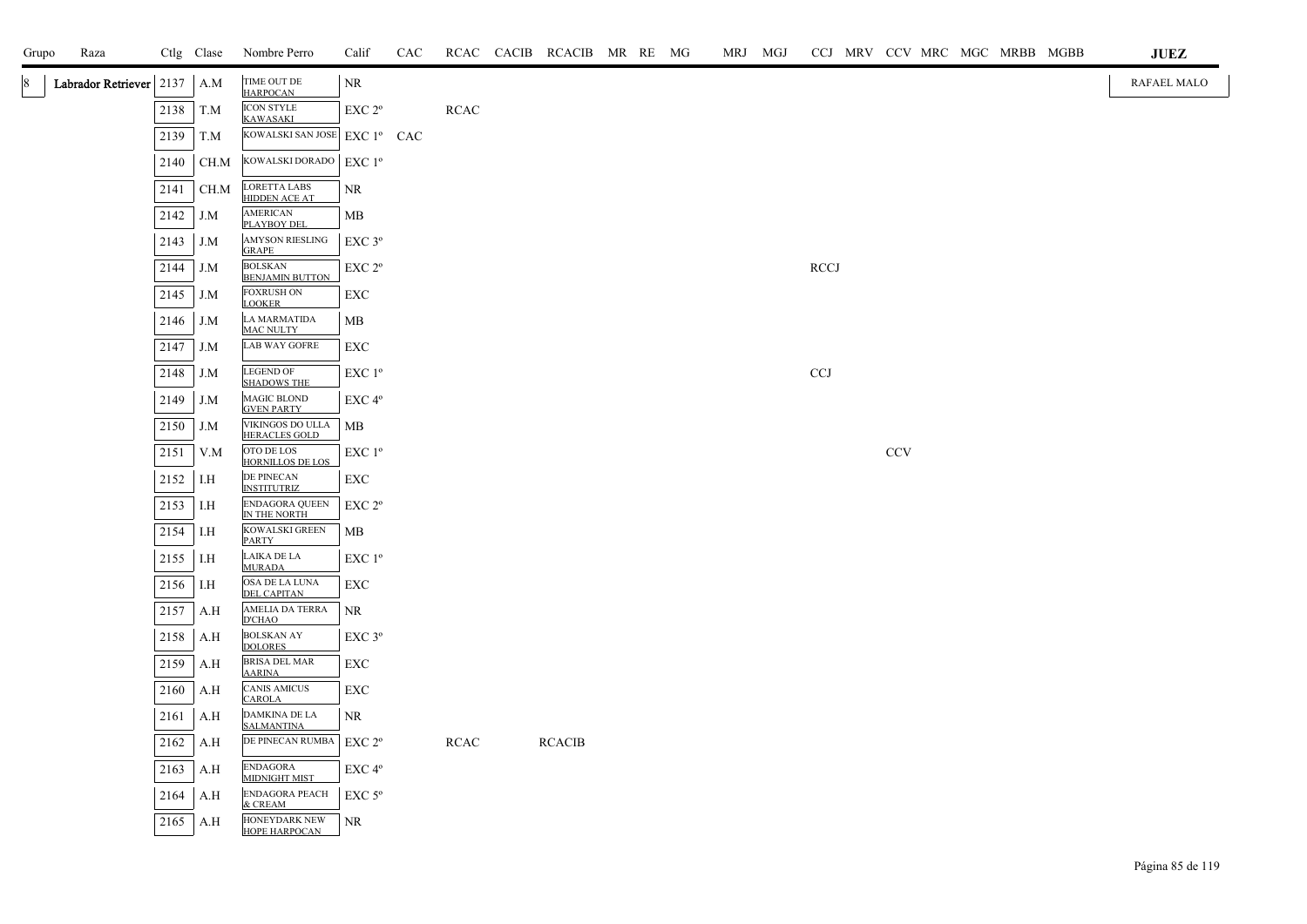| Grupo | Raza | Ctlg | Clase | Nombre Perro | Calif | CAC | RCAC | CACIB | RCACIB | MR | RE | MG | MRJ | MGJ | CCJ | MRV | CCV | MRC | MGC | MRBB | MGBB | JUEZ |
|---|---|---|---|---|---|---|---|---|---|---|---|---|---|---|---|---|---|---|---|---|---|---|
| 8 | Labrador Retriever | 2137 | A.M | TIME OUT DE HARPOCAN | NR | | | | | | | | | | | | | | | | | RAFAEL MALO |
| | | 2138 | T.M | ICON STYLE KAWASAKI | EXC 2º | | RCAC | | | | | | | | | | | | | | | |
| | | 2139 | T.M | KOWALSKI SAN JOSE | EXC 1º | CAC | | | | | | | | | | | | | | | | |
| | | 2140 | CH.M | KOWALSKI DORADO | EXC 1º | | | | | | | | | | | | | | | | | |
| | | 2141 | CH.M | LORETTA LABS HIDDEN ACE AT | NR | | | | | | | | | | | | | | | | | |
| | | 2142 | J.M | AMERICAN PLAYBOY DEL | MB | | | | | | | | | | | | | | | | | |
| | | 2143 | J.M | AMYSON RIESLING GRAPE | EXC 3º | | | | | | | | | | | | | | | | | |
| | | 2144 | J.M | BOLSKAN BENJAMIN BUTTON | EXC 2º | | | | | | | | | | RCCJ | | | | | | | |
| | | 2145 | J.M | FOXRUSH ON LOOKER | EXC | | | | | | | | | | | | | | | | | |
| | | 2146 | J.M | LA MARMATIDA MAC NULTY | MB | | | | | | | | | | | | | | | | | |
| | | 2147 | J.M | LAB WAY GOFRE | EXC | | | | | | | | | | | | | | | | | |
| | | 2148 | J.M | LEGEND OF SHADOWS THE | EXC 1º | | | | | | | | | | CCJ | | | | | | | |
| | | 2149 | J.M | MAGIC BLOND GVEN PARTY | EXC 4º | | | | | | | | | | | | | | | | | |
| | | 2150 | J.M | VIKINGOS DO ULLA HERACLES GOLD | MB | | | | | | | | | | | | | | | | | |
| | | 2151 | V.M | OTO DE LOS HORNILLOS DE LOS | EXC 1º | | | | | | | | | | | | CCV | | | | | |
| | | 2152 | I.H | DE PINECAN INSTITUTRIZ | EXC | | | | | | | | | | | | | | | | | |
| | | 2153 | I.H | ENDAGORA QUEEN IN THE NORTH | EXC 2º | | | | | | | | | | | | | | | | | |
| | | 2154 | I.H | KOWALSKI GREEN PARTY | MB | | | | | | | | | | | | | | | | | |
| | | 2155 | I.H | LAIKA DE LA MURADA | EXC 1º | | | | | | | | | | | | | | | | | |
| | | 2156 | I.H | OSA DE LA LUNA DEL CAPITAN | EXC | | | | | | | | | | | | | | | | | |
| | | 2157 | A.H | AMELIA DA TERRA D'CHAO | NR | | | | | | | | | | | | | | | | | |
| | | 2158 | A.H | BOLSKAN AY DOLORES | EXC 3º | | | | | | | | | | | | | | | | | |
| | | 2159 | A.H | BRISA DEL MAR AARINA | EXC | | | | | | | | | | | | | | | | | |
| | | 2160 | A.H | CANIS AMICUS CAROLA | EXC | | | | | | | | | | | | | | | | | |
| | | 2161 | A.H | DAMKINA DE LA SALMANTINA | NR | | | | | | | | | | | | | | | | | |
| | | 2162 | A.H | DE PINECAN RUMBA | EXC 2º | | RCAC | | RCACIB | | | | | | | | | | | | | |
| | | 2163 | A.H | ENDAGORA MIDNIGHT MIST | EXC 4º | | | | | | | | | | | | | | | | | |
| | | 2164 | A.H | ENDAGORA PEACH & CREAM | EXC 5º | | | | | | | | | | | | | | | | | |
| | | 2165 | A.H | HONEYDARK NEW HOPE HARPOCAN | NR | | | | | | | | | | | | | | | | | |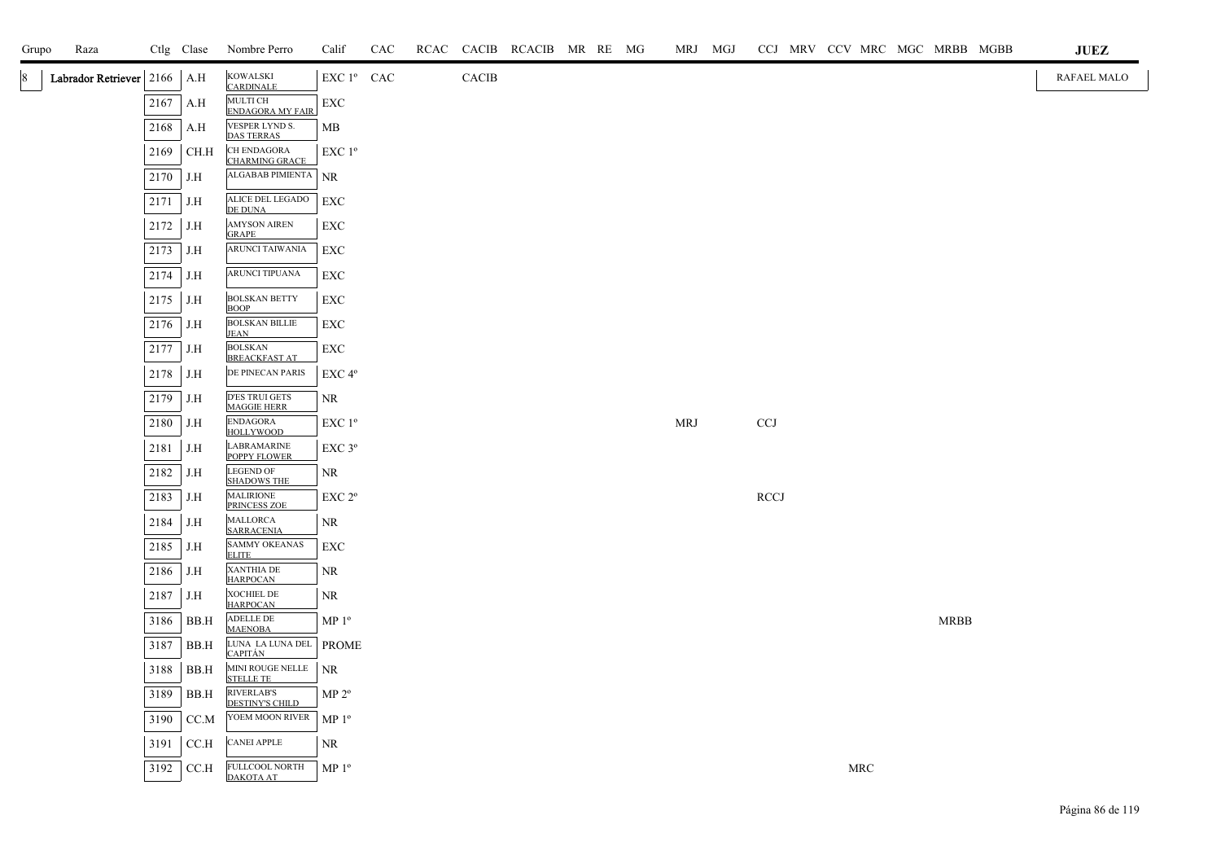| Grupo | Raza | Ctlg | Clase | Nombre Perro | Calif | CAC | RCAC | CACIB | RCACIB | MR | RE | MG | MRJ | MGJ | CCJ | MRV | CCV | MRC | MGC | MRBB | MGBB | JUEZ |
|---|---|---|---|---|---|---|---|---|---|---|---|---|---|---|---|---|---|---|---|---|---|---|
| 8 | Labrador Retriever | 2166 | A.H | KOWALSKI CARDINALE | EXC 1º | CAC | | CACIB | | | | | | | | | | | | | | RAFAEL MALO |
| | | 2167 | A.H | MULTI CH ENDAGORA MY FAIR | EXC | | | | | | | | | | | | | | | | | |
| | | 2168 | A.H | VESPER LYND S. DAS TERRAS | MB | | | | | | | | | | | | | | | | | |
| | | 2169 | CH.H | CH ENDAGORA CHARMING GRACE | EXC 1º | | | | | | | | | | | | | | | | | |
| | | 2170 | J.H | ALGABAB PIMIENTA | NR | | | | | | | | | | | | | | | | | |
| | | 2171 | J.H | ALICE DEL LEGADO DE DUNA | EXC | | | | | | | | | | | | | | | | | |
| | | 2172 | J.H | AMYSON AIREN GRAPE | EXC | | | | | | | | | | | | | | | | | |
| | | 2173 | J.H | ARUNCI TAIWANIA | EXC | | | | | | | | | | | | | | | | | |
| | | 2174 | J.H | ARUNCI TIPUANA | EXC | | | | | | | | | | | | | | | | | |
| | | 2175 | J.H | BOLSKAN BETTY BOOP | EXC | | | | | | | | | | | | | | | | | |
| | | 2176 | J.H | BOLSKAN BILLIE JEAN | EXC | | | | | | | | | | | | | | | | | |
| | | 2177 | J.H | BOLSKAN BREACKFAST AT | EXC | | | | | | | | | | | | | | | | | |
| | | 2178 | J.H | DE PINECAN PARIS | EXC 4º | | | | | | | | | | | | | | | | | |
| | | 2179 | J.H | D'ES TRUI GETS MAGGIE HERR | NR | | | | | | | | | | | | | | | | | |
| | | 2180 | J.H | ENDAGORA HOLLYWOOD | EXC 1º | | | | | | | | MRJ | | CCJ | | | | | | | |
| | | 2181 | J.H | LABRAMARINE POPPY FLOWER | EXC 3º | | | | | | | | | | | | | | | | | |
| | | 2182 | J.H | LEGEND OF SHADOWS THE | NR | | | | | | | | | | | | | | | | | |
| | | 2183 | J.H | MALIRIONE PRINCESS ZOE | EXC 2º | | | | | | | | | | RCCJ | | | | | | | |
| | | 2184 | J.H | MALLORCA SARRACENIA | NR | | | | | | | | | | | | | | | | | |
| | | 2185 | J.H | SAMMY OKEANAS ELITE | EXC | | | | | | | | | | | | | | | | | |
| | | 2186 | J.H | XANTHIA DE HARPOCAN | NR | | | | | | | | | | | | | | | | | |
| | | 2187 | J.H | XOCHIEL DE HARPOCAN | NR | | | | | | | | | | | | | | | | | |
| | | 3186 | BB.H | ADELLE DE MAENOBA | MP 1º | | | | | | | | | | | | | | | MRBB | | |
| | | 3187 | BB.H | LUNA LA LUNA DEL CAPITÁN | PROME | | | | | | | | | | | | | | | | | |
| | | 3188 | BB.H | MINI ROUGE NELLE STELLE TE | NR | | | | | | | | | | | | | | | | | |
| | | 3189 | BB.H | RIVERLAB'S DESTINY'S CHILD | MP 2º | | | | | | | | | | | | | | | | | |
| | | 3190 | CC.M | YOEM MOON RIVER | MP 1º | | | | | | | | | | | | | | | | | |
| | | 3191 | CC.H | CANEI APPLE | NR | | | | | | | | | | | | | | | | | |
| | | 3192 | CC.H | FULLCOOL NORTH DAKOTA AT | MP 1º | | | | | | | | | | | | | MRC | | | | |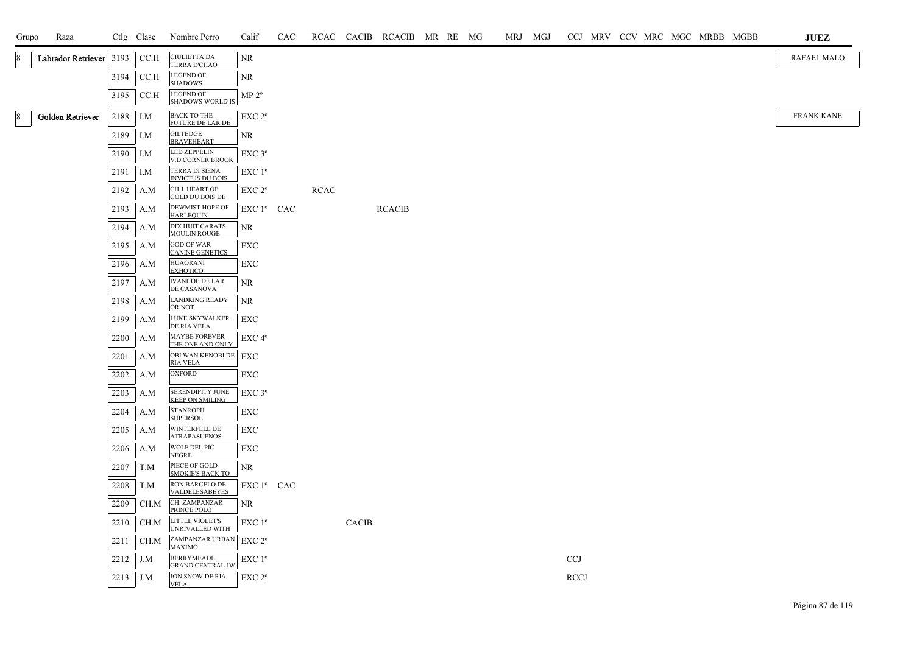| Grupo | Raza | Ctlg | Clase | Nombre Perro | Calif | CAC | RCAC | CACIB | RCACIB | MR | RE | MG | MRJ | MGJ | CCJ | MRV | CCV | MRC | MGC | MRBB | MGBB | JUEZ |
|---|---|---|---|---|---|---|---|---|---|---|---|---|---|---|---|---|---|---|---|---|---|---|
| 8 | Labrador Retriever | 3193 | CC.H | GIULIETTA DA TERRA D'CHAO | NR | | | | | | | | | | | | | | | | | RAFAEL MALO |
| | | 3194 | CC.H | LEGEND OF SHADOWS | NR | | | | | | | | | | | | | | | | | |
| | | 3195 | CC.H | LEGEND OF SHADOWS WORLD IS | MP 2º | | | | | | | | | | | | | | | | | |
| 8 | Golden Retriever | 2188 | I.M | BACK TO THE FUTURE DE LAR DE | EXC 2º | | | | | | | | | | | | | | | | | FRANK KANE |
| | | 2189 | I.M | GILTEDGE BRAVEHEART | NR | | | | | | | | | | | | | | | | | |
| | | 2190 | I.M | LED ZEPPELIN V.D.CORNER BROOK | EXC 3º | | | | | | | | | | | | | | | | | |
| | | 2191 | I.M | TERRA DI SIENA INVICTUS DU BOIS | EXC 1º | | | | | | | | | | | | | | | | | |
| | | 2192 | A.M | CH J. HEART OF GOLD DU BOIS DE | EXC 2º | | RCAC | | | | | | | | | | | | | | | |
| | | 2193 | A.M | DEWMIST HOPE OF HARLEQUIN | EXC 1º | CAC | | | RCACIB | | | | | | | | | | | | | |
| | | 2194 | A.M | DIX HUIT CARATS MOULIN ROUGE | NR | | | | | | | | | | | | | | | | | |
| | | 2195 | A.M | GOD OF WAR CANINE GENETICS | EXC | | | | | | | | | | | | | | | | | |
| | | 2196 | A.M | HUAORANI EXHOTICO | EXC | | | | | | | | | | | | | | | | | |
| | | 2197 | A.M | IVANHOE DE LAR DE CASANOVA | NR | | | | | | | | | | | | | | | | | |
| | | 2198 | A.M | LANDKING READY OR NOT | NR | | | | | | | | | | | | | | | | | |
| | | 2199 | A.M | LUKE SKYWALKER DE RIA VELA | EXC | | | | | | | | | | | | | | | | | |
| | | 2200 | A.M | MAYBE FOREVER THE ONE AND ONLY | EXC 4º | | | | | | | | | | | | | | | | | |
| | | 2201 | A.M | OBI WAN KENOBI DE RIA VELA | EXC | | | | | | | | | | | | | | | | | |
| | | 2202 | A.M | OXFORD | EXC | | | | | | | | | | | | | | | | | |
| | | 2203 | A.M | SERENDIPITY JUNE KEEP ON SMILING | EXC 3º | | | | | | | | | | | | | | | | | |
| | | 2204 | A.M | STANROPH SUPERSOL | EXC | | | | | | | | | | | | | | | | | |
| | | 2205 | A.M | WINTERFELL DE ATRAPASUENOS | EXC | | | | | | | | | | | | | | | | | |
| | | 2206 | A.M | WOLF DEL PIC NEGRE | EXC | | | | | | | | | | | | | | | | | |
| | | 2207 | T.M | PIECE OF GOLD SMOKIE'S BACK TO | NR | | | | | | | | | | | | | | | | | |
| | | 2208 | T.M | RON BARCELO DE VALDELESABEYES | EXC 1º | CAC | | | | | | | | | | | | | | | | |
| | | 2209 | CH.M | CH. ZAMPANZAR PRINCE POLO | NR | | | | | | | | | | | | | | | | | |
| | | 2210 | CH.M | LITTLE VIOLET'S UNRIVALLED WITH | EXC 1º | | | CACIB | | | | | | | | | | | | | | |
| | | 2211 | CH.M | ZAMPANZAR URBAN MAXIMO | EXC 2º | | | | | | | | | | | | | | | | | |
| | | 2212 | J.M | BERRYMEADE GRAND CENTRAL JW | EXC 1º | | | | | | | | | | CCJ | | | | | | | |
| | | 2213 | J.M | JON SNOW DE RIA VELA | EXC 2º | | | | | | | | | | RCCJ | | | | | | | |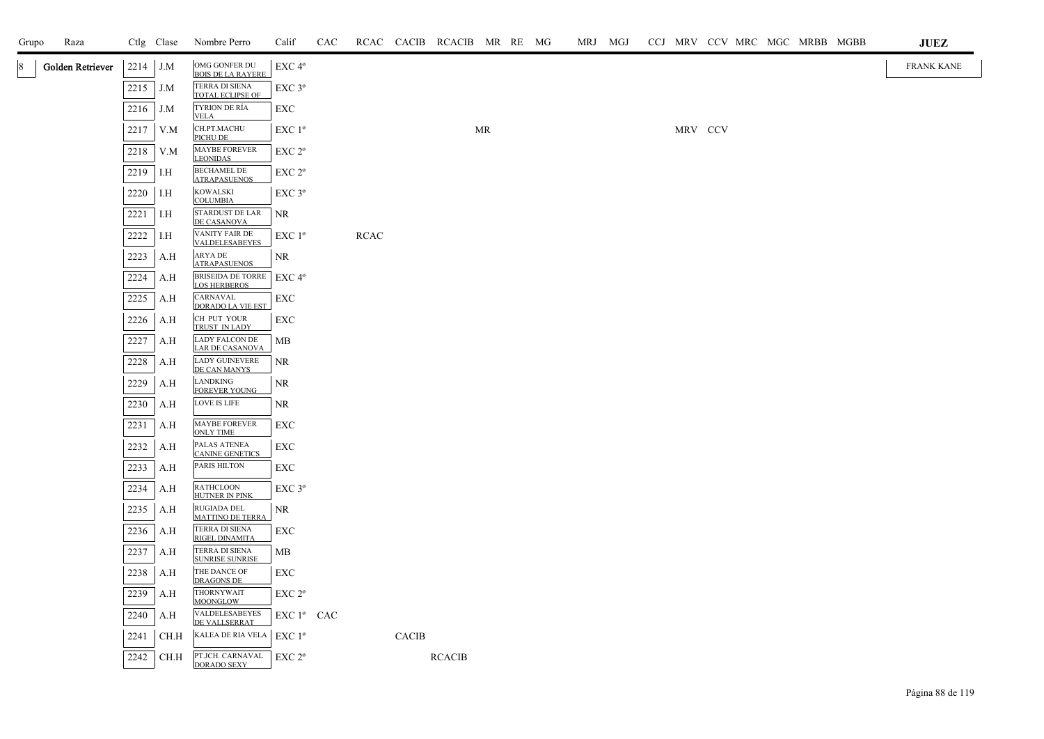| Grupo | Raza | Ctlg | Clase | Nombre Perro | Calif | CAC | RCAC | CACIB | RCACIB | MR | RE | MG | MRJ | MGJ | CCJ | MRV | CCV | MRC | MGC | MRBB | MGBB | JUEZ |
|---|---|---|---|---|---|---|---|---|---|---|---|---|---|---|---|---|---|---|---|---|---|---|
| 8 | Golden Retriever | 2214 | J.M | OMG GONFER DU BOIS DE LA RAYERE | EXC 4º | | | | | | | | | | | | | | | | | FRANK KANE |
| | | 2215 | J.M | TERRA DI SIENA TOTAL ECLIPSE OF | EXC 3º | | | | | | | | | | | | | | | | | |
| | | 2216 | J.M | TYRION DE RÍA VELA | EXC | | | | | | | | | | | | | | | | | |
| | | 2217 | V.M | CH.PT.MACHU PICHU DE | EXC 1º | | | | | MR | | | | | | MRV | CCV | | | | | |
| | | 2218 | V.M | MAYBE FOREVER LEONIDAS | EXC 2º | | | | | | | | | | | | | | | | | |
| | | 2219 | I.H | BECHAMEL DE ATRAPASUENOS | EXC 2º | | | | | | | | | | | | | | | | | |
| | | 2220 | I.H | KOWALSKI COLUMBIA | EXC 3º | | | | | | | | | | | | | | | | | |
| | | 2221 | I.H | STARDUST DE LAR DE CASANOVA | NR | | | | | | | | | | | | | | | | | |
| | | 2222 | I.H | VANITY FAIR DE VALDELESABEYES | EXC 1º | | RCAC | | | | | | | | | | | | | | | |
| | | 2223 | A.H | ARYA DE ATRAPASUENOS | NR | | | | | | | | | | | | | | | | | |
| | | 2224 | A.H | BRISEIDA DE TORRE LOS HERBEROS | EXC 4º | | | | | | | | | | | | | | | | | |
| | | 2225 | A.H | CARNAVAL DORADO LA VIE EST | EXC | | | | | | | | | | | | | | | | | |
| | | 2226 | A.H | CH PUT YOUR TRUST IN LADY | EXC | | | | | | | | | | | | | | | | | |
| | | 2227 | A.H | LADY FALCON DE LAR DE CASANOVA | MB | | | | | | | | | | | | | | | | | |
| | | 2228 | A.H | LADY GUINEVERE DE CAN MANYS | NR | | | | | | | | | | | | | | | | | |
| | | 2229 | A.H | LANDKING FOREVER YOUNG | NR | | | | | | | | | | | | | | | | | |
| | | 2230 | A.H | LOVE IS LIFE | NR | | | | | | | | | | | | | | | | | |
| | | 2231 | A.H | MAYBE FOREVER ONLY TIME | EXC | | | | | | | | | | | | | | | | | |
| | | 2232 | A.H | PALAS ATENEA CANINE GENETICS | EXC | | | | | | | | | | | | | | | | | |
| | | 2233 | A.H | PARIS HILTON | EXC | | | | | | | | | | | | | | | | | |
| | | 2234 | A.H | RATHCLOON HUTNER IN PINK | EXC 3º | | | | | | | | | | | | | | | | | |
| | | 2235 | A.H | RUGIADA DEL MATTINO DE TERRA | NR | | | | | | | | | | | | | | | | | |
| | | 2236 | A.H | TERRA DI SIENA RIGEL DINAMITA | EXC | | | | | | | | | | | | | | | | | |
| | | 2237 | A.H | TERRA DI SIENA SUNRISE SUNRISE | MB | | | | | | | | | | | | | | | | | |
| | | 2238 | A.H | THE DANCE OF DRAGONS DE | EXC | | | | | | | | | | | | | | | | | |
| | | 2239 | A.H | THORNYWAIT MOONGLOW | EXC 2º | | | | | | | | | | | | | | | | | |
| | | 2240 | A.H | VALDELESABEYES DE VALLSERRAT | EXC 1º | CAC | | | | | | | | | | | | | | | | |
| | | 2241 | CH.H | KALEA DE RIA VELA | EXC 1º | | | CACIB | | | | | | | | | | | | | | |
| | | 2242 | CH.H | PT.JCH. CARNAVAL DORADO SEXY | EXC 2º | | | | RCACIB | | | | | | | | | | | | | |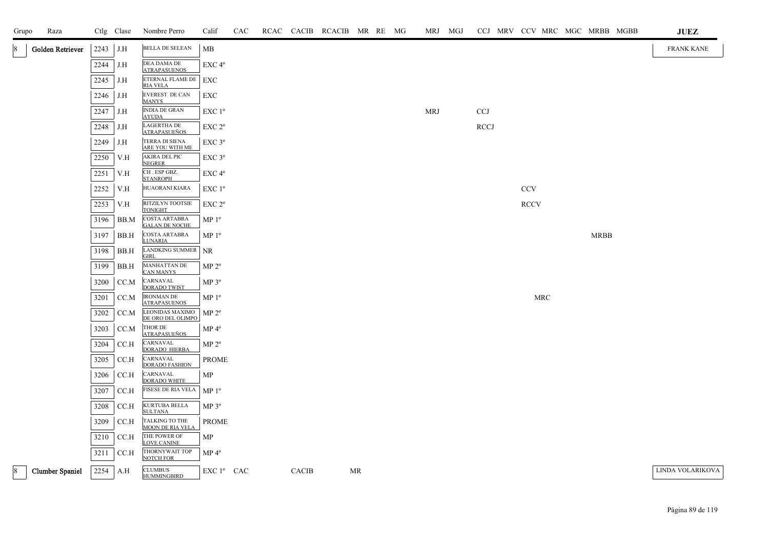| Grupo | Raza | Ctlg | Clase | Nombre Perro | Calif | CAC | RCAC | CACIB | RCACIB | MR | RE | MG | MRJ | MGJ | CCJ | MRV | CCV | MRC | MGC | MRBB | MGBB | JUEZ |
|---|---|---|---|---|---|---|---|---|---|---|---|---|---|---|---|---|---|---|---|---|---|---|
| 8 | Golden Retriever | 2243 | J.H | BELLA DE SELEAN | MB | | | | | | | | | | | | | | | | | FRANK KANE |
| | | 2244 | J.H | DEA DAMA DE ATRAPASUENOS | EXC 4º | | | | | | | | | | | | | | | | | |
| | | 2245 | J.H | ETERNAL FLAME DE RIA VELA | EXC | | | | | | | | | | | | | | | | | |
| | | 2246 | J.H | EVEREST DE CAN MANYS | EXC | | | | | | | | | | | | | | | | | |
| | | 2247 | J.H | INDIA DE GRAN AYUDA | EXC 1º | | | | | | | | MRJ | | CCJ | | | | | | | |
| | | 2248 | J.H | LAGERTHA DE ATRAPASUEÑOS | EXC 2º | | | | | | | | | | RCCJ | | | | | | | |
| | | 2249 | J.H | TERRA DI SIENA ARE YOU WITH ME | EXC 3º | | | | | | | | | | | | | | | | | |
| | | 2250 | V.H | AKIRA DEL PIC NEGRER | EXC 3º | | | | | | | | | | | | | | | | | |
| | | 2251 | V.H | CH . ESP GBZ. STANROPH | EXC 4º | | | | | | | | | | | | | | | | | |
| | | 2252 | V.H | HUAORANI KIARA | EXC 1º | | | | | | | | | | | | CCV | | | | | |
| | | 2253 | V.H | RITZILYN TOOTSIE TONIGHT | EXC 2º | | | | | | | | | | | | RCCV | | | | | |
| | | 3196 | BB.M | COSTA ARTABRA GALAN DE NOCHE | MP 1º | | | | | | | | | | | | | | | | | |
| | | 3197 | BB.H | COSTA ARTABRA LUNARIA | MP 1º | | | | | | | | | | | | | | | MRBB | | |
| | | 3198 | BB.H | LANDKING SUMMER GIRL | NR | | | | | | | | | | | | | | | | | |
| | | 3199 | BB.H | MANHATTAN DE CAN MANYS | MP 2º | | | | | | | | | | | | | | | | | |
| | | 3200 | CC.M | CARNAVAL DORADO TWIST | MP 3º | | | | | | | | | | | | | | | | | |
| | | 3201 | CC.M | IRONMAN DE ATRAPASUENOS | MP 1º | | | | | | | | | | | | | MRC | | | | |
| | | 3202 | CC.M | LEONIDAS MAXIMO DE ORO DEL OLIMPO | MP 2º | | | | | | | | | | | | | | | | | |
| | | 3203 | CC.M | THOR DE ATRAPASUEÑOS | MP 4º | | | | | | | | | | | | | | | | | |
| | | 3204 | CC.H | CARNAVAL DORADO HIERBA | MP 2º | | | | | | | | | | | | | | | | | |
| | | 3205 | CC.H | CARNAVAL DORADO FASHION | PROME | | | | | | | | | | | | | | | | | |
| | | 3206 | CC.H | CARNAVAL DORADO WHITE | MP | | | | | | | | | | | | | | | | | |
| | | 3207 | CC.H | FISESE DE RIA VELA | MP 1º | | | | | | | | | | | | | | | | | |
| | | 3208 | CC.H | KURTUBA BELLA SULTANA | MP 3º | | | | | | | | | | | | | | | | | |
| | | 3209 | CC.H | TALKING TO THE MOON DE RIA VELA | PROME | | | | | | | | | | | | | | | | | |
| | | 3210 | CC.H | THE POWER OF LOVE CANINE | MP | | | | | | | | | | | | | | | | | |
| | | 3211 | CC.H | THORNYWAIT TOP NOTCH FOR | MP 4º | | | | | | | | | | | | | | | | | |
| 8 | Clumber Spaniel | 2254 | A.H | CLUMBUS HUMMINGBIRD | EXC 1º | CAC | | CACIB | | MR | | | | | | | | | | | | LINDA VOLARIKOVA |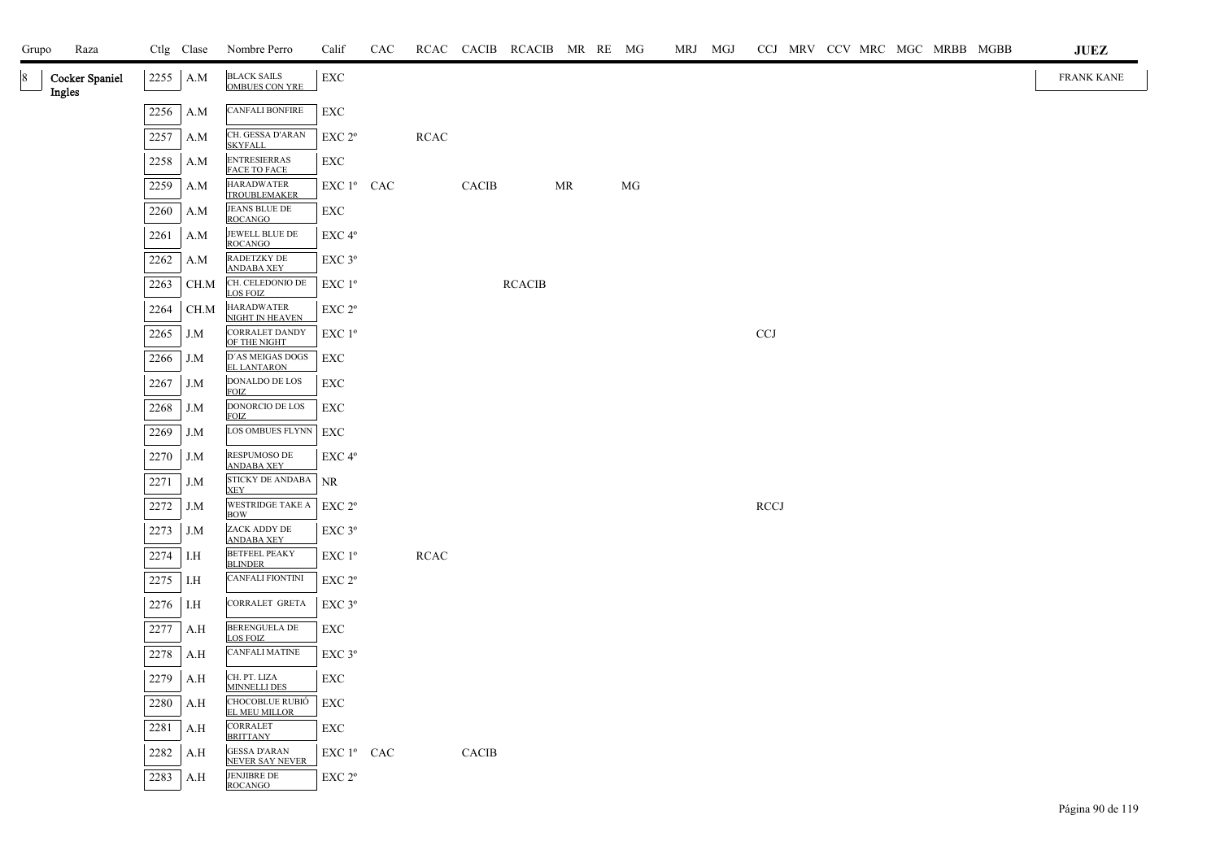| Grupo | Raza | Ctlg | Clase | Nombre Perro | Calif | CAC | RCAC | CACIB | RCACIB | MR | RE | MG | MRJ | MGJ | CCJ | MRV | CCV | MRC | MGC | MRBB | MGBB | JUEZ |
|---|---|---|---|---|---|---|---|---|---|---|---|---|---|---|---|---|---|---|---|---|---|---|
| 8 | Cocker Spaniel Ingles | 2255 | A.M | BLACK SAILS OMBUES CON YRE | EXC | | | | | | | | | | | | | | | | | FRANK KANE |
| | | 2256 | A.M | CANFALI BONFIRE | EXC | | | | | | | | | | | | | | | | | |
| | | 2257 | A.M | CH. GESSA D'ARAN SKYFALL | EXC 2º | | RCAC | | | | | | | | | | | | | | | |
| | | 2258 | A.M | ENTRESIERRAS FACE TO FACE | EXC | | | | | | | | | | | | | | | | | |
| | | 2259 | A.M | HARADWATER TROUBLEMAKER | EXC 1º | CAC | | CACIB | | MR | | MG | | | | | | | | | | |
| | | 2260 | A.M | JEANS BLUE DE ROCANGO | EXC | | | | | | | | | | | | | | | | | |
| | | 2261 | A.M | JEWELL BLUE DE ROCANGO | EXC 4º | | | | | | | | | | | | | | | | | |
| | | 2262 | A.M | RADETZKY DE ANDABA XEY | EXC 3º | | | | | | | | | | | | | | | | | |
| | | 2263 | CH.M | CH. CELEDONIO DE LOS FOIZ | EXC 1º | | | | RCACIB | | | | | | | | | | | | | |
| | | 2264 | CH.M | HARADWATER NIGHT IN HEAVEN | EXC 2º | | | | | | | | | | | | | | | | | |
| | | 2265 | J.M | CORRALET DANDY OF THE NIGHT | EXC 1º | | | | | | | | | | CCJ | | | | | | | |
| | | 2266 | J.M | D´AS MEIGAS DOGS EL LANTARON | EXC | | | | | | | | | | | | | | | | | |
| | | 2267 | J.M | DONALDO DE LOS FOIZ | EXC | | | | | | | | | | | | | | | | | |
| | | 2268 | J.M | DONORCIO DE LOS FOIZ | EXC | | | | | | | | | | | | | | | | | |
| | | 2269 | J.M | LOS OMBUES FLYNN | EXC | | | | | | | | | | | | | | | | | |
| | | 2270 | J.M | RESPUMOSO DE ANDABA XEY | EXC 4º | | | | | | | | | | | | | | | | | |
| | | 2271 | J.M | STICKY DE ANDABA XEY | NR | | | | | | | | | | | | | | | | | |
| | | 2272 | J.M | WESTRIDGE TAKE A BOW | EXC 2º | | | | | | | | | | RCCJ | | | | | | | |
| | | 2273 | J.M | ZACK ADDY DE ANDABA XEY | EXC 3º | | | | | | | | | | | | | | | | | |
| | | 2274 | I.H | BETFEEL PEAKY BLINDER | EXC 1º | | RCAC | | | | | | | | | | | | | | | |
| | | 2275 | I.H | CANFALI FIONTINI | EXC 2º | | | | | | | | | | | | | | | | | |
| | | 2276 | I.H | CORRALET GRETA | EXC 3º | | | | | | | | | | | | | | | | | |
| | | 2277 | A.H | BERENGUELA DE LOS FOIZ | EXC | | | | | | | | | | | | | | | | | |
| | | 2278 | A.H | CANFALI MATINE | EXC 3º | | | | | | | | | | | | | | | | | |
| | | 2279 | A.H | CH. PT. LIZA MINNELLI DES | EXC | | | | | | | | | | | | | | | | | |
| | | 2280 | A.H | CHOCOBLUE RUBIÓ EL MEU MILLOR | EXC | | | | | | | | | | | | | | | | | |
| | | 2281 | A.H | CORRALET BRITTANY | EXC | | | | | | | | | | | | | | | | | |
| | | 2282 | A.H | GESSA D'ARAN NEVER SAY NEVER | EXC 1º | CAC | | CACIB | | | | | | | | | | | | | | |
| | | 2283 | A.H | JENJIBRE DE ROCANGO | EXC 2º | | | | | | | | | | | | | | | | | |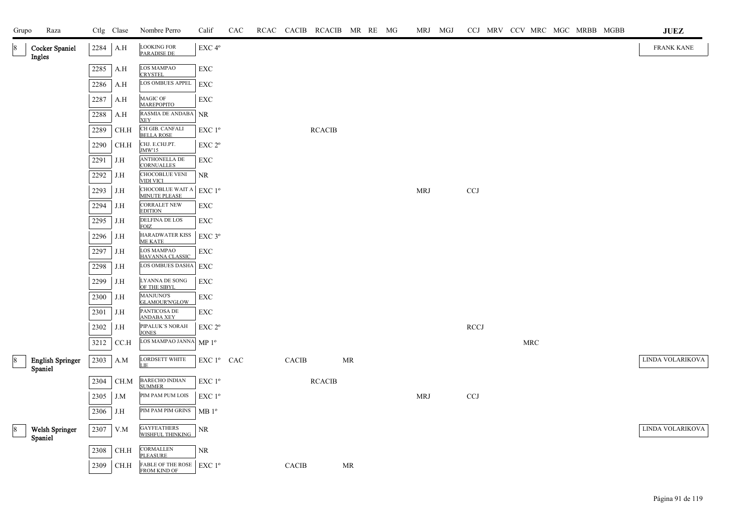| Grupo | Raza | Ctlg | Clase | Nombre Perro | Calif | CAC | RCAC | CACIB | RCACIB | MR | RE | MG | MRJ | MGJ | CCJ | MRV | CCV | MRC | MGC | MRBB | MGBB | JUEZ |
|---|---|---|---|---|---|---|---|---|---|---|---|---|---|---|---|---|---|---|---|---|---|---|
| 8 | Cocker Spaniel Ingles | 2284 | A.H | LOOKING FOR PARADISE DE | EXC 4º | | | | | | | | | | | | | | | | | FRANK KANE |
| | | 2285 | A.H | LOS MAMPAO CRYSTEL | EXC | | | | | | | | | | | | | | | | | |
| | | 2286 | A.H | LOS OMBUES APPEL | EXC | | | | | | | | | | | | | | | | | |
| | | 2287 | A.H | MAGIC OF MAREPOPITO | EXC | | | | | | | | | | | | | | | | | |
| | | 2288 | A.H | RASMIA DE ANDABA XEY | NR | | | | | | | | | | | | | | | | | |
| | | 2289 | CH.H | CH GIB. CANFALI BELLA ROSE | EXC 1º | | | | RCACIB | | | | | | | | | | | | | |
| | | 2290 | CH.H | CHJ. E.CHJ.PT. JMW'15 | EXC 2º | | | | | | | | | | | | | | | | | |
| | | 2291 | J.H | ANTHONELLA DE CORNUALLES | EXC | | | | | | | | | | | | | | | | | |
| | | 2292 | J.H | CHOCOBLUE VENI VIDI VICI | NR | | | | | | | | | | | | | | | | | |
| | | 2293 | J.H | CHOCOBLUE WAIT A MINUTE PLEASE | EXC 1º | | | | | | | | MRJ | | CCJ | | | | | | | |
| | | 2294 | J.H | CORRALET NEW EDITION | EXC | | | | | | | | | | | | | | | | | |
| | | 2295 | J.H | DELFINA DE LOS FOIZ | EXC | | | | | | | | | | | | | | | | | |
| | | 2296 | J.H | HARADWATER KISS ME KATE | EXC 3º | | | | | | | | | | | | | | | | | |
| | | 2297 | J.H | LOS MAMPAO HAVANNA CLASSIC | EXC | | | | | | | | | | | | | | | | | |
| | | 2298 | J.H | LOS OMBUES DASHA | EXC | | | | | | | | | | | | | | | | | |
| | | 2299 | J.H | LYANNA DE SONG OF THE SIBYL | EXC | | | | | | | | | | | | | | | | | |
| | | 2300 | J.H | MANJUNO'S GLAMOUR'N'GLOW | EXC | | | | | | | | | | | | | | | | | |
| | | 2301 | J.H | PANTICOSA DE ANDABA XEY | EXC | | | | | | | | | | | | | | | | | |
| | | 2302 | J.H | PIPALUK´S NORAH JONES | EXC 2º | | | | | | | | | | RCCJ | | | | | | | |
| | | 3212 | CC.H | LOS MAMPAO JANNA | MP 1º | | | | | | | | | | | | | MRC | | | | |
| 8 | English Springer Spaniel | 2303 | A.M | LORDSETT WHITE LIE | EXC 1º | CAC | | CACIB | | MR | | | | | | | | | | | | LINDA VOLARIKOVA |
| | | 2304 | CH.M | BARECHO INDIAN SUMMER | EXC 1º | | | | RCACIB | | | | | | | | | | | | | |
| | | 2305 | J.M | PIM PAM PUM LOIS | EXC 1º | | | | | | | | MRJ | | CCJ | | | | | | | |
| | | 2306 | J.H | PIM PAM PIM GRINS | MB 1º | | | | | | | | | | | | | | | | | |
| 8 | Welsh Springer Spaniel | 2307 | V.M | GAYFEATHERS WISHFUL THINKING | NR | | | | | | | | | | | | | | | | | LINDA VOLARIKOVA |
| | | 2308 | CH.H | CORMALLEN PLEASURE | NR | | | | | | | | | | | | | | | | | |
| | | 2309 | CH.H | FABLE OF THE ROSE FROM KIND OF | EXC 1º | | | CACIB | | MR | | | | | | | | | | | | |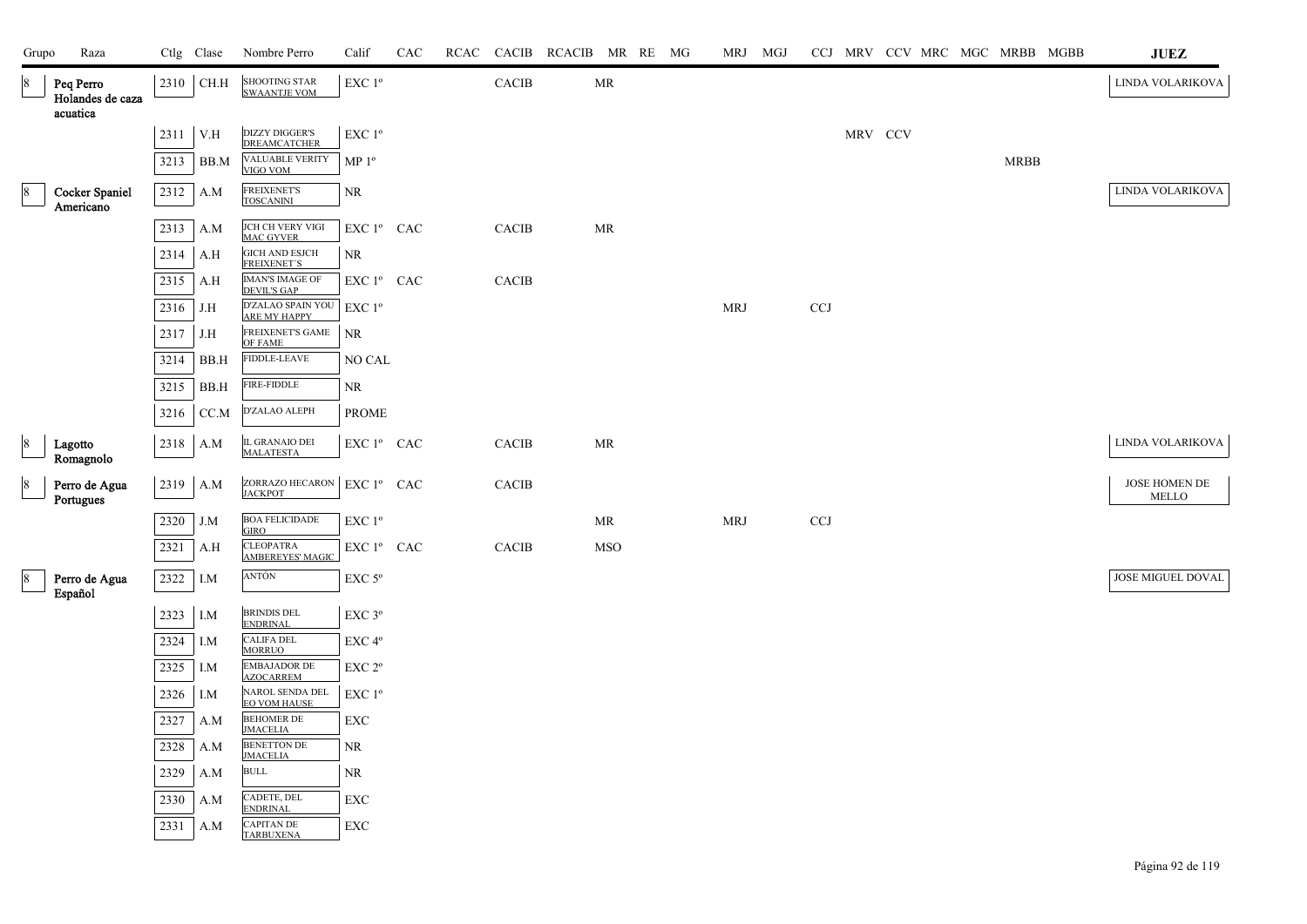| Grupo | Raza | Ctlg | Clase | Nombre Perro | Calif | CAC | RCAC | CACIB | RCACIB | MR | RE | MG | MRJ | MGJ | CCJ | MRV | CCV | MRC | MGC | MRBB | MGBB | JUEZ |
|---|---|---|---|---|---|---|---|---|---|---|---|---|---|---|---|---|---|---|---|---|---|---|
| 8 | Peq Perro Holandes de caza acuatica | 2310 | CH.H | SHOOTING STAR SWAANTJE VOM | EXC 1º | | | CACIB | | MR | | | | | | | | | | | | LINDA VOLARIKOVA |
| | | 2311 | V.H | DIZZY DIGGER'S DREAMCATCHER | EXC 1º | | | | | | | | | | | MRV | CCV | | | | | |
| | | 3213 | BB.M | VALUABLE VERITY VIGO VOM | MP 1º | | | | | | | | | | | | | | | MRBB | | |
| 8 | Cocker Spaniel Americano | 2312 | A.M | FREIXENET'S TOSCANINI | NR | | | | | | | | | | | | | | | | | LINDA VOLARIKOVA |
| | | 2313 | A.M | JCH CH VERY VIGI MAC GYVER | EXC 1º | CAC | | CACIB | | MR | | | | | | | | | | | | |
| | | 2314 | A.H | GICH AND ESJCH FREIXENET´S | NR | | | | | | | | | | | | | | | | | |
| | | 2315 | A.H | IMAN'S IMAGE OF DEVIL'S GAP | EXC 1º | CAC | | CACIB | | | | | | | | | | | | | | |
| | | 2316 | J.H | D'ZALAO SPAIN YOU ARE MY HAPPY | EXC 1º | | | | | | | | MRJ | | CCJ | | | | | | | |
| | | 2317 | J.H | FREIXENET'S GAME OF FAME | NR | | | | | | | | | | | | | | | | | |
| | | 3214 | BB.H | FIDDLE-LEAVE | NO CAL | | | | | | | | | | | | | | | | | |
| | | 3215 | BB.H | FIRE-FIDDLE | NR | | | | | | | | | | | | | | | | | |
| | | 3216 | CC.M | D'ZALAO ALEPH | PROME | | | | | | | | | | | | | | | | | |
| 8 | Lagotto Romagnolo | 2318 | A.M | IL GRANAIO DEI MALATESTA | EXC 1º | CAC | | CACIB | | MR | | | | | | | | | | | | LINDA VOLARIKOVA |
| 8 | Perro de Agua Portugues | 2319 | A.M | ZORRAZO HECARON JACKPOT | EXC 1º | CAC | | CACIB | | | | | | | | | | | | | | JOSE HOMEN DE MELLO |
| | | 2320 | J.M | BOA FELICIDADE GIRO | EXC 1º | | | | | MR | | | MRJ | | CCJ | | | | | | | |
| | | 2321 | A.H | CLEOPATRA AMBEREYES' MAGIC | EXC 1º | CAC | | CACIB | | MSO | | | | | | | | | | | | |
| 8 | Perro de Agua Español | 2322 | I.M | ANTÓN | EXC 5º | | | | | | | | | | | | | | | | | JOSE MIGUEL DOVAL |
| | | 2323 | I.M | BRINDIS DEL ENDRINAL | EXC 3º | | | | | | | | | | | | | | | | | |
| | | 2324 | I.M | CALIFA DEL MORRUO | EXC 4º | | | | | | | | | | | | | | | | | |
| | | 2325 | I.M | EMBAJADOR DE AZOCARREM | EXC 2º | | | | | | | | | | | | | | | | | |
| | | 2326 | I.M | NAROL SENDA DEL EO VOM HAUSE | EXC 1º | | | | | | | | | | | | | | | | | |
| | | 2327 | A.M | BEHOMER DE JMACELIA | EXC | | | | | | | | | | | | | | | | | |
| | | 2328 | A.M | BENETTON DE JMACELIA | NR | | | | | | | | | | | | | | | | | |
| | | 2329 | A.M | BULL | NR | | | | | | | | | | | | | | | | | |
| | | 2330 | A.M | CADETE, DEL ENDRINAL | EXC | | | | | | | | | | | | | | | | | |
| | | 2331 | A.M | CAPITAN DE TARBUXENA | EXC | | | | | | | | | | | | | | | | | |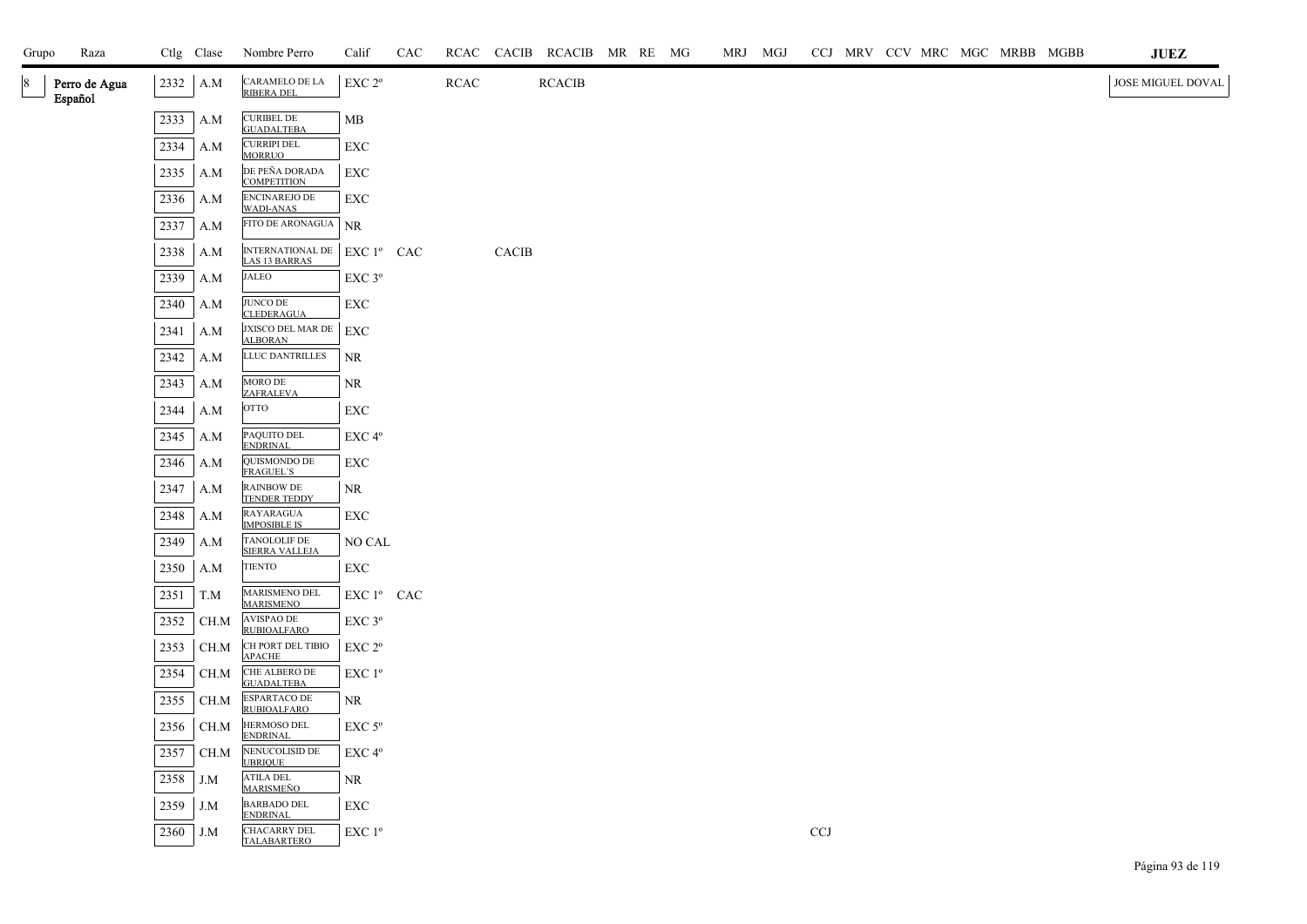| Grupo | Raza | Ctlg | Clase | Nombre Perro | Calif | CAC | RCAC | CACIB | RCACIB | MR | RE | MG | MRJ | MGJ | CCJ | MRV | CCV | MRC | MGC | MRBB | MGBB | JUEZ |
|---|---|---|---|---|---|---|---|---|---|---|---|---|---|---|---|---|---|---|---|---|---|---|
| 8 | Perro de Agua Español | 2332 | A.M | CARAMELO DE LA RIBERA DEL | EXC 2º | | RCAC | | RCACIB | | | | | | | | | | | | | JOSE MIGUEL DOVAL |
| | | 2333 | A.M | CURIBEL DE GUADALTEBA | MB | | | | | | | | | | | | | | | | | |
| | | 2334 | A.M | CURRIPI DEL MORRUO | EXC | | | | | | | | | | | | | | | | | |
| | | 2335 | A.M | DE PEÑA DORADA COMPETITION | EXC | | | | | | | | | | | | | | | | | |
| | | 2336 | A.M | ENCINAREJO DE WADI-ANAS | EXC | | | | | | | | | | | | | | | | | |
| | | 2337 | A.M | FITO DE ARONAGUA | NR | | | | | | | | | | | | | | | | | |
| | | 2338 | A.M | INTERNATIONAL DE LAS 13 BARRAS | EXC 1º | CAC | | CACIB | | | | | | | | | | | | | | |
| | | 2339 | A.M | JALEO | EXC 3º | | | | | | | | | | | | | | | | | |
| | | 2340 | A.M | JUNCO DE CLEDERAGUA | EXC | | | | | | | | | | | | | | | | | |
| | | 2341 | A.M | JXISCO DEL MAR DE ALBORAN | EXC | | | | | | | | | | | | | | | | | |
| | | 2342 | A.M | LLUC DANTRILLES | NR | | | | | | | | | | | | | | | | | |
| | | 2343 | A.M | MORO DE ZAFRALEVA | NR | | | | | | | | | | | | | | | | | |
| | | 2344 | A.M | OTTO | EXC | | | | | | | | | | | | | | | | | |
| | | 2345 | A.M | PAQUITO DEL ENDRINAL | EXC 4º | | | | | | | | | | | | | | | | | |
| | | 2346 | A.M | QUISMONDO DE FRAGUEL´S | EXC | | | | | | | | | | | | | | | | | |
| | | 2347 | A.M | RAINBOW DE TENDER TEDDY | NR | | | | | | | | | | | | | | | | | |
| | | 2348 | A.M | RAYARAGUA IMPOSIBLE IS | EXC | | | | | | | | | | | | | | | | | |
| | | 2349 | A.M | TANOLOLIF DE SIERRA VALLEJA | NO CAL | | | | | | | | | | | | | | | | | |
| | | 2350 | A.M | TIENTO | EXC | | | | | | | | | | | | | | | | | |
| | | 2351 | T.M | MARISMENO DEL MARISMENO | EXC 1º | CAC | | | | | | | | | | | | | | | | |
| | | 2352 | CH.M | AVISPAO DE RUBIOALFARO | EXC 3º | | | | | | | | | | | | | | | | | |
| | | 2353 | CH.M | CH PORT DEL TIBIO APACHE | EXC 2º | | | | | | | | | | | | | | | | | |
| | | 2354 | CH.M | CHE ALBERO DE GUADALTEBA | EXC 1º | | | | | | | | | | | | | | | | | |
| | | 2355 | CH.M | ESPARTACO DE RUBIOALFARO | NR | | | | | | | | | | | | | | | | | |
| | | 2356 | CH.M | HERMOSO DEL ENDRINAL | EXC 5º | | | | | | | | | | | | | | | | | |
| | | 2357 | CH.M | NENUCOLISID DE UBRIQUE | EXC 4º | | | | | | | | | | | | | | | | | |
| | | 2358 | J.M | ATILA DEL MARISMEÑO | NR | | | | | | | | | | | | | | | | | |
| | | 2359 | J.M | BARBADO DEL ENDRINAL | EXC | | | | | | | | | | | | | | | | | |
| | | 2360 | J.M | CHACARRY DEL TALABARTERO | EXC 1º | | | | | | | | | | | CCJ | | | | | | | |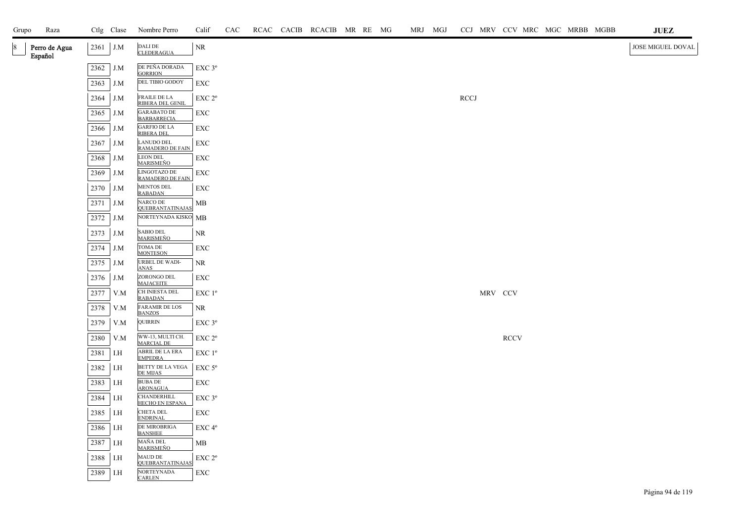| Grupo | Raza | Ctlg | Clase | Nombre Perro | Calif | CAC | RCAC | CACIB | RCACIB | MR | RE | MG | MRJ | MGJ | CCJ | MRV | CCV | MRC | MGC | MRBB | MGBB | JUEZ |
|---|---|---|---|---|---|---|---|---|---|---|---|---|---|---|---|---|---|---|---|---|---|---|
| 8 | Perro de Agua Español | 2361 | J.M | DALI DE CLEDERAGUA | NR | | | | | | | | | | | | | | | | | JOSE MIGUEL DOVAL |
| | | 2362 | J.M | DE PEÑA DORADA GORRION | EXC 3º | | | | | | | | | | | | | | | | | |
| | | 2363 | J.M | DEL TIBIO GODOY | EXC | | | | | | | | | | | | | | | | | |
| | | 2364 | J.M | FRAILE DE LA RIBERA DEL GENIL | EXC 2º | | | | | | | | | | RCCJ | | | | | | | |
| | | 2365 | J.M | GARABATO DE BARBARRECIA | EXC | | | | | | | | | | | | | | | | | |
| | | 2366 | J.M | GARFIO DE LA RIBERA DEL | EXC | | | | | | | | | | | | | | | | | |
| | | 2367 | J.M | LANUDO DEL RAMADERO DE FAIN | EXC | | | | | | | | | | | | | | | | | |
| | | 2368 | J.M | LEON DEL MARISMEÑO | EXC | | | | | | | | | | | | | | | | | |
| | | 2369 | J.M | LINGOTAZO DE RAMADERO DE FAIN | EXC | | | | | | | | | | | | | | | | | |
| | | 2370 | J.M | MENTOS DEL RABADAN | EXC | | | | | | | | | | | | | | | | | |
| | | 2371 | J.M | NARCO DE QUEBRANTATINAJAS | MB | | | | | | | | | | | | | | | | | |
| | | 2372 | J.M | NORTEYNADA KISKO | MB | | | | | | | | | | | | | | | | | |
| | | 2373 | J.M | SABIO DEL MARISMEÑO | NR | | | | | | | | | | | | | | | | | |
| | | 2374 | J.M | TOMA DE MONTESON | EXC | | | | | | | | | | | | | | | | | |
| | | 2375 | J.M | URBEL DE WADI-ANAS | NR | | | | | | | | | | | | | | | | | |
| | | 2376 | J.M | ZORONGO DEL MAJACEITE | EXC | | | | | | | | | | | | | | | | | |
| | | 2377 | V.M | CH INIESTA DEL RABADAN | EXC 1º | | | | | | | | | | | MRV | CCV | | | | | |
| | | 2378 | V.M | FARAMIR DE LOS BANZOS | NR | | | | | | | | | | | | | | | | | |
| | | 2379 | V.M | QUIRRIN | EXC 3º | | | | | | | | | | | | | | | | | |
| | | 2380 | V.M | WW-13, MULTI CH. MARCIAL DE | EXC 2º | | | | | | | | | | | | RCCV | | | | | |
| | | 2381 | I.H | ABRIL DE LA ERA EMPEDRA | EXC 1º | | | | | | | | | | | | | | | | | |
| | | 2382 | I.H | BETTY DE LA VEGA DE MIJAS | EXC 5º | | | | | | | | | | | | | | | | | |
| | | 2383 | I.H | BUBA DE ARONAGUA | EXC | | | | | | | | | | | | | | | | | |
| | | 2384 | I.H | CHANDERHILL HECHO EN ESPANA | EXC 3º | | | | | | | | | | | | | | | | | |
| | | 2385 | I.H | CHETA DEL ENDRINAL | EXC | | | | | | | | | | | | | | | | | |
| | | 2386 | I.H | DE MIROBRIGA BANSHEE | EXC 4º | | | | | | | | | | | | | | | | | |
| | | 2387 | I.H | MAÑA DEL MARISMEÑO | MB | | | | | | | | | | | | | | | | | |
| | | 2388 | I.H | MAUD DE QUEBRANTATINAJAS | EXC 2º | | | | | | | | | | | | | | | | | |
| | | 2389 | I.H | NORTEYNADA CARLEN | EXC | | | | | | | | | | | | | | | | | |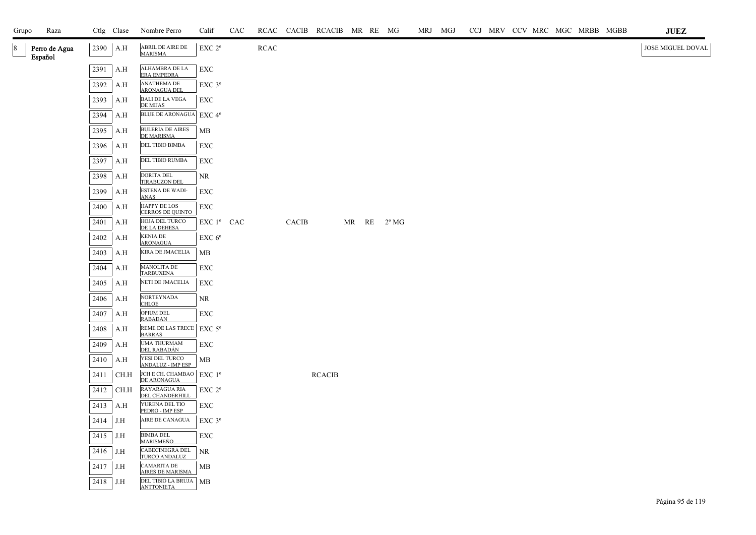| Grupo | Raza | Ctlg | Clase | Nombre Perro | Calif | CAC | RCAC | CACIB | RCACIB | MR | RE | MG | MRJ | MGJ | CCJ | MRV | CCV | MRC | MGC | MRBB | MGBB | JUEZ |
|---|---|---|---|---|---|---|---|---|---|---|---|---|---|---|---|---|---|---|---|---|---|---|
| 8 | Perro de Agua Español | 2390 | A.H | ABRIL DE AIRE DE MARISMA | EXC 2º | | RCAC | | | | | | | | | | | | | | | JOSE MIGUEL DOVAL |
| | | 2391 | A.H | ALHAMBRA DE LA ERA EMPEDRA | EXC | | | | | | | | | | | | | | | | | |
| | | 2392 | A.H | ANATHEMA DE ARONAGUA DEL | EXC 3º | | | | | | | | | | | | | | | | | |
| | | 2393 | A.H | BALI DE LA VEGA DE MIJAS | EXC | | | | | | | | | | | | | | | | | |
| | | 2394 | A.H | BLUE DE ARONAGUA | EXC 4º | | | | | | | | | | | | | | | | | |
| | | 2395 | A.H | BULERIA DE AIRES DE MARISMA | MB | | | | | | | | | | | | | | | | | |
| | | 2396 | A.H | DEL TIBIO BIMBA | EXC | | | | | | | | | | | | | | | | | |
| | | 2397 | A.H | DEL TIBIO RUMBA | EXC | | | | | | | | | | | | | | | | | |
| | | 2398 | A.H | DORITA DEL TIRABUZON DEL | NR | | | | | | | | | | | | | | | | | |
| | | 2399 | A.H | ESTENA DE WADI-ANAS | EXC | | | | | | | | | | | | | | | | | |
| | | 2400 | A.H | HAPPY DE LOS CERROS DE QUINTO | EXC | | | | | | | | | | | | | | | | | |
| | | 2401 | A.H | HOJA DEL TURCO DE LA DEHESA | EXC 1º | CAC | | CACIB | | MR | RE | 2º MG | | | | | | | | | | |
| | | 2402 | A.H | KENIA DE ARONAGUA | EXC 6º | | | | | | | | | | | | | | | | | |
| | | 2403 | A.H | KIRA DE JMACELIA | MB | | | | | | | | | | | | | | | | | |
| | | 2404 | A.H | MANOLITA DE TARBUXENA | EXC | | | | | | | | | | | | | | | | | |
| | | 2405 | A.H | NETI DE JMACELIA | EXC | | | | | | | | | | | | | | | | | |
| | | 2406 | A.H | NORTEYNADA CHLOE | NR | | | | | | | | | | | | | | | | | |
| | | 2407 | A.H | OPIUM DEL RABADAN | EXC | | | | | | | | | | | | | | | | | |
| | | 2408 | A.H | REME DE LAS TRECE BARRAS | EXC 5º | | | | | | | | | | | | | | | | | |
| | | 2409 | A.H | UMA THURMAM DEL RABADÁN | EXC | | | | | | | | | | | | | | | | | |
| | | 2410 | A.H | YESI DEL TURCO ANDALUZ - IMP ESP | MB | | | | | | | | | | | | | | | | | |
| | | 2411 | CH.H | JCH E CH. CHAMBAO DE ARONAGUA | EXC 1º | | | | RCACIB | | | | | | | | | | | | | |
| | | 2412 | CH.H | RAYARAGUA RIA DEL CHANDERHILL | EXC 2º | | | | | | | | | | | | | | | | | |
| | | 2413 | A.H | YURENA DEL TIO PEDRO - IMP ESP | EXC | | | | | | | | | | | | | | | | | |
| | | 2414 | J.H | AIRE DE CANAGUA | EXC 3º | | | | | | | | | | | | | | | | | |
| | | 2415 | J.H | BIMBA DEL MARISMEÑO | EXC | | | | | | | | | | | | | | | | | |
| | | 2416 | J.H | CABECINEGRA DEL TURCO ANDALUZ | NR | | | | | | | | | | | | | | | | | |
| | | 2417 | J.H | CAMARITA DE AIRES DE MARISMA | MB | | | | | | | | | | | | | | | | | |
| | | 2418 | J.H | DEL TIBIO LA BRUJA ANTTONIETA | MB | | | | | | | | | | | | | | | | | |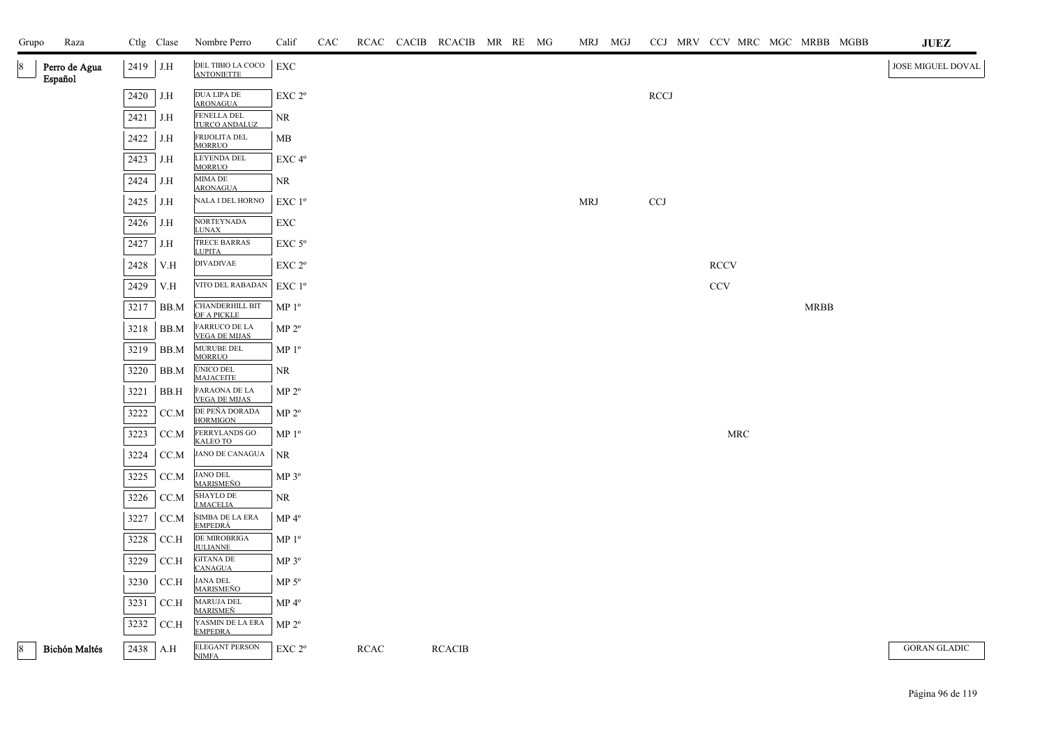| Grupo | Raza | Ctlg | Clase | Nombre Perro | Calif | CAC | RCAC | CACIB | RCACIB | MR | RE | MG | MRJ | MGJ | CCJ | MRV | CCV | MRC | MGC | MRBB | MGBB | JUEZ |
|---|---|---|---|---|---|---|---|---|---|---|---|---|---|---|---|---|---|---|---|---|---|---|
| 8 | Perro de Agua Español | 2419 | J.H | DEL TIBIO LA COCO ANTONIETTE | EXC | | | | | | | | | | | | | | | | | JOSE MIGUEL DOVAL |
| | | 2420 | J.H | DUA LIPA DE ARONAGUA | EXC 2º | | | | | | | | | | RCCJ | | | | | | | |
| | | 2421 | J.H | FENELLA DEL TURCO ANDALUZ | NR | | | | | | | | | | | | | | | | | |
| | | 2422 | J.H | FRIJOLITA DEL MORRUO | MB | | | | | | | | | | | | | | | | | |
| | | 2423 | J.H | LEYENDA DEL MORRUO | EXC 4º | | | | | | | | | | | | | | | | | |
| | | 2424 | J.H | MIMA DE ARONAGUA | NR | | | | | | | | | | | | | | | | | |
| | | 2425 | J.H | NALA I DEL HORNO | EXC 1º | | | | | | | | MRJ | | CCJ | | | | | | | |
| | | 2426 | J.H | NORTEYNADA LUNAX | EXC | | | | | | | | | | | | | | | | | |
| | | 2427 | J.H | TRECE BARRAS LUPITA | EXC 5º | | | | | | | | | | | | | | | | | |
| | | 2428 | V.H | DIVADIVAE | EXC 2º | | | | | | | | | | | | RCCV | | | | | |
| | | 2429 | V.H | VITO DEL RABADAN | EXC 1º | | | | | | | | | | | | CCV | | | | | |
| | | 3217 | BB.M | CHANDERHILL BIT OF A PICKLE | MP 1º | | | | | | | | | | | | | | | MRBB | | |
| | | 3218 | BB.M | FARRUCO DE LA VEGA DE MIJAS | MP 2º | | | | | | | | | | | | | | | | | |
| | | 3219 | BB.M | MURUBE DEL MORRUO | MP 1º | | | | | | | | | | | | | | | | | |
| | | 3220 | BB.M | ÚNICO DEL MAJACEITE | NR | | | | | | | | | | | | | | | | | |
| | | 3221 | BB.H | FARAONA DE LA VEGA DE MIJAS | MP 2º | | | | | | | | | | | | | | | | | |
| | | 3222 | CC.M | DE PEÑA DORADA HORMIGON | MP 2º | | | | | | | | | | | | | | | | | |
| | | 3223 | CC.M | FERRYLANDS GO KALEO TO | MP 1º | | | | | | | | | | | | | MRC | | | | |
| | | 3224 | CC.M | JANO DE CANAGUA | NR | | | | | | | | | | | | | | | | | |
| | | 3225 | CC.M | JANO DEL MARISMEÑO | MP 3º | | | | | | | | | | | | | | | | | |
| | | 3226 | CC.M | SHAYLO DE J.MACELIA | NR | | | | | | | | | | | | | | | | | |
| | | 3227 | CC.M | SIMBA DE LA ERA EMPEDRÁ | MP 4º | | | | | | | | | | | | | | | | | |
| | | 3228 | CC.H | DE MIROBRIGA JULIANNE | MP 1º | | | | | | | | | | | | | | | | | |
| | | 3229 | CC.H | GITANA DE CANAGUA | MP 3º | | | | | | | | | | | | | | | | | |
| | | 3230 | CC.H | JANA DEL MARISMEÑO | MP 5º | | | | | | | | | | | | | | | | | |
| | | 3231 | CC.H | MARUJA DEL MARISMEÑ | MP 4º | | | | | | | | | | | | | | | | | |
| | | 3232 | CC.H | YASMIN DE LA ERA EMPEDRA | MP 2º | | | | | | | | | | | | | | | | | |
| 8 | Bichón Maltés | 2438 | A.H | ELEGANT PERSON NIMFA | EXC 2º | | RCAC | | RCACIB | | | | | | | | | | | | | GORAN GLADIC |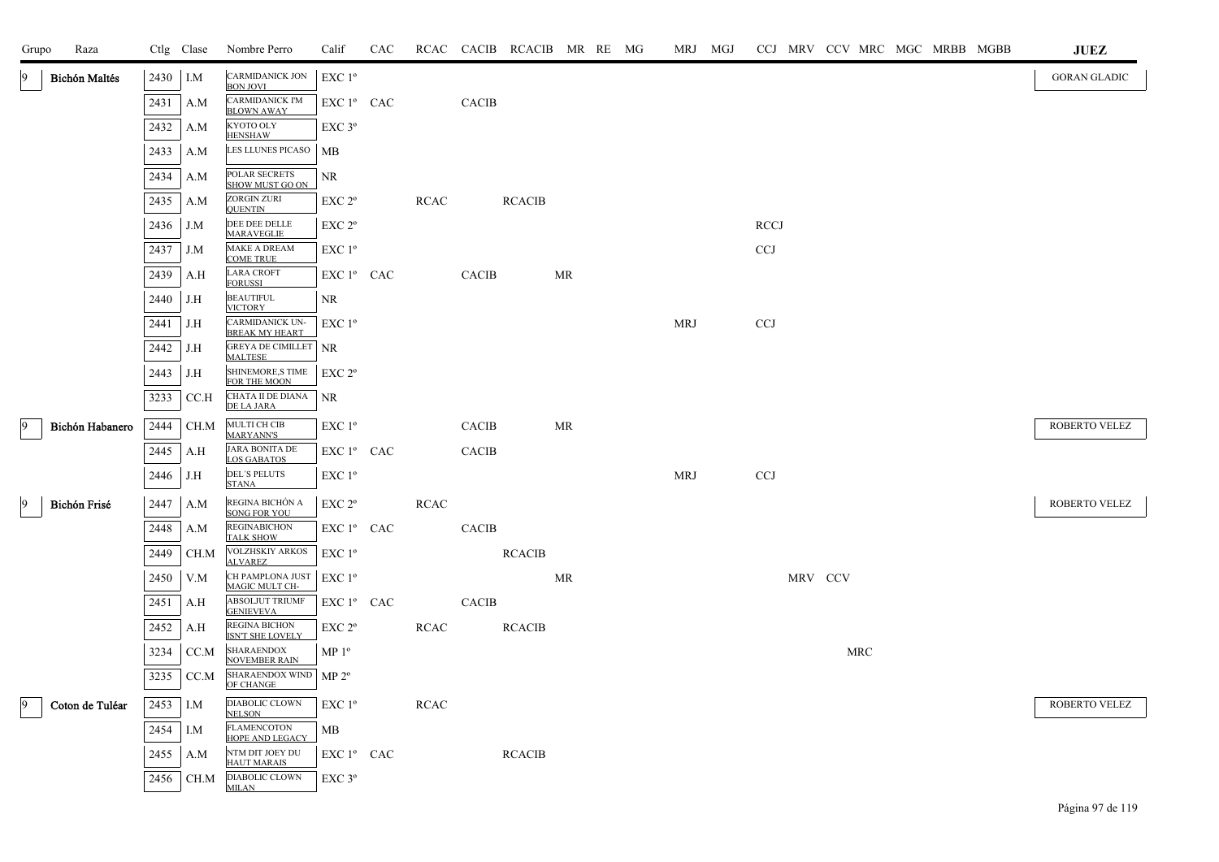| Grupo | Raza | Ctlg | Clase | Nombre Perro | Calif | CAC | RCAC | CACIB | RCACIB | MR | RE | MG | MRJ | MGJ | CCJ | MRV | CCV | MRC | MGC | MRBB | MGBB | JUEZ |
|---|---|---|---|---|---|---|---|---|---|---|---|---|---|---|---|---|---|---|---|---|---|---|
| 9 | Bichón Maltés | 2430 | I.M | CARMIDANICK JON BON JOVI | EXC 1º | | | | | | | | | | | | | | | | | GORAN GLADIC |
| | | 2431 | A.M | CARMIDANICK I'M BLOWN AWAY | EXC 1º | CAC | | CACIB | | | | | | | | | | | | | | |
| | | 2432 | A.M | KYOTO OLY HENSHAW | EXC 3º | | | | | | | | | | | | | | | | | |
| | | 2433 | A.M | LES LLUNES PICASO | MB | | | | | | | | | | | | | | | | | |
| | | 2434 | A.M | POLAR SECRETS SHOW MUST GO ON | NR | | | | | | | | | | | | | | | | | |
| | | 2435 | A.M | ZORGIN ZURI QUENTIN | EXC 2º | | RCAC | | RCACIB | | | | | | | | | | | | | |
| | | 2436 | J.M | DEE DEE DELLE MARAVEGLIE | EXC 2º | | | | | | | | | | RCCJ | | | | | | | |
| | | 2437 | J.M | MAKE A DREAM COME TRUE | EXC 1º | | | | | | | | | | CCJ | | | | | | | |
| | | 2439 | A.H | LARA CROFT FORUSSI | EXC 1º | CAC | | CACIB | | MR | | | | | | | | | | | | |
| | | 2440 | J.H | BEAUTIFUL VICTORY | NR | | | | | | | | | | | | | | | | | |
| | | 2441 | J.H | CARMIDANICK UN-BREAK MY HEART | EXC 1º | | | | | | | | MRJ | | CCJ | | | | | | | |
| | | 2442 | J.H | GREYA DE CIMILLET MALTESE | NR | | | | | | | | | | | | | | | | | |
| | | 2443 | J.H | SHINEMORE,S TIME FOR THE MOON | EXC 2º | | | | | | | | | | | | | | | | | |
| | | 3233 | CC.H | CHATA II DE DIANA DE LA JARA | NR | | | | | | | | | | | | | | | | | |
| 9 | Bichón Habanero | 2444 | CH.M | MULTI CH CIB MARYANN'S | EXC 1º | | | CACIB | | MR | | | | | | | | | | | | ROBERTO VELEZ |
| | | 2445 | A.H | JARA BONITA DE LOS GABATOS | EXC 1º | CAC | | CACIB | | | | | | | | | | | | | | |
| | | 2446 | J.H | DEL´S PELUTS STANA | EXC 1º | | | | | | | | MRJ | | CCJ | | | | | | | |
| 9 | Bichón Frisé | 2447 | A.M | REGINA BICHÓN A SONG FOR YOU | EXC 2º | | RCAC | | | | | | | | | | | | | | | ROBERTO VELEZ |
| | | 2448 | A.M | REGINABICHON TALK SHOW | EXC 1º | CAC | | CACIB | | | | | | | | | | | | | | |
| | | 2449 | CH.M | VOLZHSKIY ARKOS ALVAREZ | EXC 1º | | | | RCACIB | | | | | | | | | | | | | |
| | | 2450 | V.M | CH PAMPLONA JUST MAGIC MULT CH- | EXC 1º | | | | | MR | | | | | | MRV | CCV | | | | | |
| | | 2451 | A.H | ABSOLJUT TRIUMF GENIEVEVA | EXC 1º | CAC | | CACIB | | | | | | | | | | | | | | |
| | | 2452 | A.H | REGINA BICHON ISN'T SHE LOVELY | EXC 2º | | RCAC | | RCACIB | | | | | | | | | | | | | |
| | | 3234 | CC.M | SHARAENDOX NOVEMBER RAIN | MP 1º | | | | | | | | | | | | | MRC | | | | |
| | | 3235 | CC.M | SHARAENDOX WIND OF CHANGE | MP 2º | | | | | | | | | | | | | | | | | |
| 9 | Coton de Tuléar | 2453 | I.M | DIABOLIC CLOWN NELSON | EXC 1º | | RCAC | | | | | | | | | | | | | | | ROBERTO VELEZ |
| | | 2454 | I.M | FLAMENCOTON HOPE AND LEGACY | MB | | | | | | | | | | | | | | | | | |
| | | 2455 | A.M | NTM DIT JOEY DU HAUT MARAIS | EXC 1º | CAC | | | RCACIB | | | | | | | | | | | | | |
| | | 2456 | CH.M | DIABOLIC CLOWN MILAN | EXC 3º | | | | | | | | | | | | | | | | | |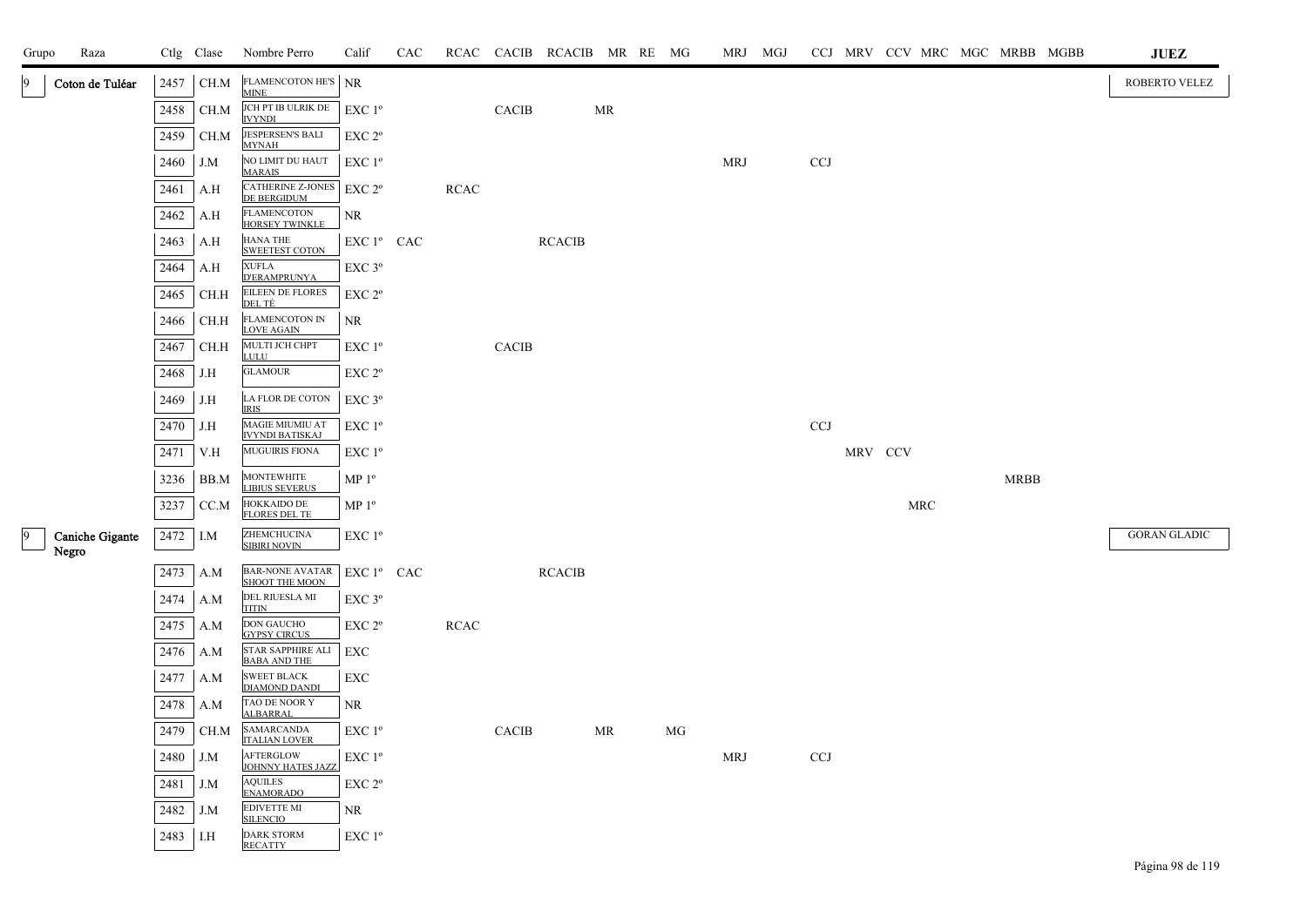| Grupo | Raza | Ctlg | Clase | Nombre Perro | Calif | CAC | RCAC | CACIB | RCACIB | MR | RE | MG | MRJ | MGJ | CCJ | MRV | CCV | MRC | MGC | MRBB | MGBB | JUEZ |
|---|---|---|---|---|---|---|---|---|---|---|---|---|---|---|---|---|---|---|---|---|---|---|
| 9 | Coton de Tuléar | 2457 | CH.M | FLAMENCOTON HE'S MINE | NR | | | | | | | | | | | | | | | | | ROBERTO VELEZ |
| | | 2458 | CH.M | JCH PT IB ULRIK DE IVYNDI | EXC 1º | | | CACIB | | MR | | | | | | | | | | | | |
| | | 2459 | CH.M | JESPERSEN'S BALI MYNAH | EXC 2º | | | | | | | | | | | | | | | | | |
| | | 2460 | J.M | NO LIMIT DU HAUT MARAIS | EXC 1º | | | | | | | | MRJ | | CCJ | | | | | | | |
| | | 2461 | A.H | CATHERINE Z-JONES DE BERGIDUM | EXC 2º | | RCAC | | | | | | | | | | | | | | | |
| | | 2462 | A.H | FLAMENCOTON HORSEY TWINKLE | NR | | | | | | | | | | | | | | | | | |
| | | 2463 | A.H | HANA THE SWEETEST COTON | EXC 1º | CAC | | | RCACIB | | | | | | | | | | | | | |
| | | 2464 | A.H | XUFLA D'ERAMPRUNYA | EXC 3º | | | | | | | | | | | | | | | | | |
| | | 2465 | CH.H | EILEEN DE FLORES DEL TÉ | EXC 2º | | | | | | | | | | | | | | | | | |
| | | 2466 | CH.H | FLAMENCOTON IN LOVE AGAIN | NR | | | | | | | | | | | | | | | | | |
| | | 2467 | CH.H | MULTI JCH CHPT LULU | EXC 1º | | | CACIB | | | | | | | | | | | | | | |
| | | 2468 | J.H | GLAMOUR | EXC 2º | | | | | | | | | | | | | | | | | |
| | | 2469 | J.H | LA FLOR DE COTON IRIS | EXC 3º | | | | | | | | | | | | | | | | | |
| | | 2470 | J.H | MAGIE MIUMIU AT IVYNDI BATISKAJ | EXC 1º | | | | | | | | | | CCJ | | | | | | | |
| | | 2471 | V.H | MUGUIRIS FIONA | EXC 1º | | | | | | | | | | | MRV | CCV | | | | | |
| | | 3236 | BB.M | MONTEWHITE LIBIUS SEVERUS | MP 1º | | | | | | | | | | | | | | | MRBB | | |
| | | 3237 | CC.M | HOKKAIDO DE FLORES DEL TE | MP 1º | | | | | | | | | | | | | MRC | | | | |
| 9 | Caniche Gigante Negro | 2472 | I.M | ZHEMCHUCINA SIBIRI NOVIN | EXC 1º | | | | | | | | | | | | | | | | | GORAN GLADIC |
| | | 2473 | A.M | BAR-NONE AVATAR SHOOT THE MOON | EXC 1º | CAC | | | RCACIB | | | | | | | | | | | | | |
| | | 2474 | A.M | DEL RIUESLA MI TITIN | EXC 3º | | | | | | | | | | | | | | | | | |
| | | 2475 | A.M | DON GAUCHO GYPSY CIRCUS | EXC 2º | | RCAC | | | | | | | | | | | | | | | |
| | | 2476 | A.M | STAR SAPPHIRE ALI BABA AND THE | EXC | | | | | | | | | | | | | | | | | |
| | | 2477 | A.M | SWEET BLACK DIAMOND DANDI | EXC | | | | | | | | | | | | | | | | | |
| | | 2478 | A.M | TAO DE NOOR Y ALBARRAL | NR | | | | | | | | | | | | | | | | | |
| | | 2479 | CH.M | SAMARCANDA ITALIAN LOVER | EXC 1º | | | CACIB | | MR | | MG | | | | | | | | | | |
| | | 2480 | J.M | AFTERGLOW JOHNNY HATES JAZZ | EXC 1º | | | | | | | | MRJ | | CCJ | | | | | | | |
| | | 2481 | J.M | AQUILES ENAMORADO | EXC 2º | | | | | | | | | | | | | | | | | |
| | | 2482 | J.M | EDIVETTE MI SILENCIO | NR | | | | | | | | | | | | | | | | | |
| | | 2483 | I.H | DARK STORM RECATTY | EXC 1º | | | | | | | | | | | | | | | | | |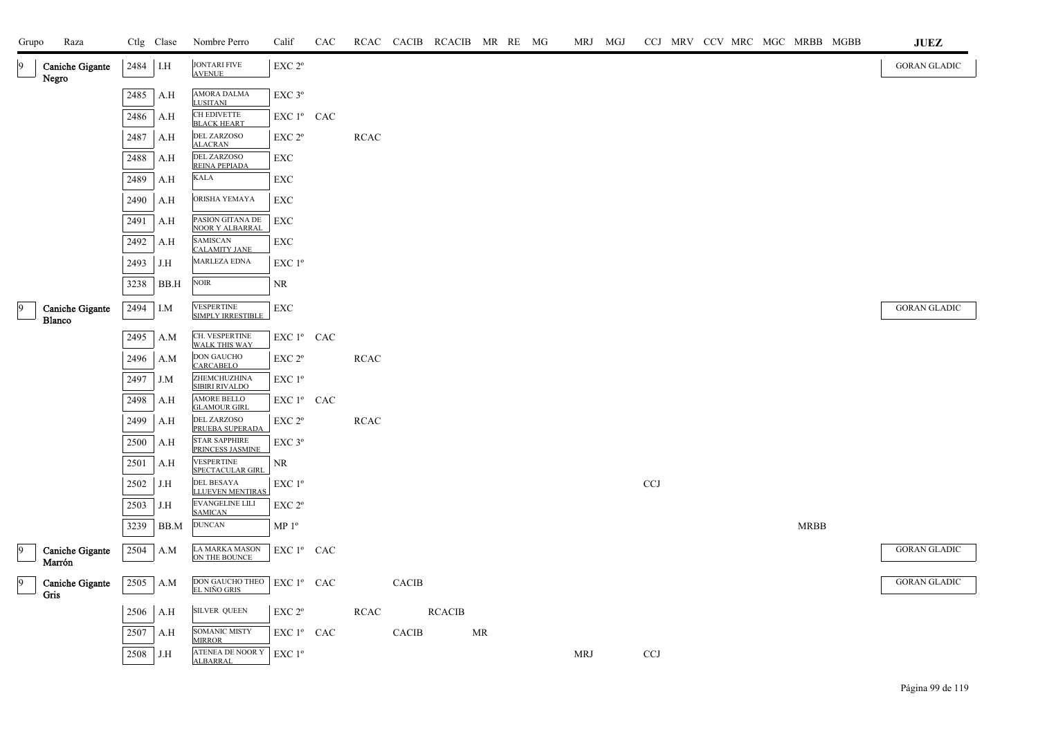| Grupo | Raza | Ctlg | Clase | Nombre Perro | Calif | CAC | RCAC | CACIB | RCACIB | MR | RE | MG | MRJ | MGJ | CCJ | MRV | CCV | MRC | MGC | MRBB | MGBB | JUEZ |
|---|---|---|---|---|---|---|---|---|---|---|---|---|---|---|---|---|---|---|---|---|---|---|
| 9 | Caniche Gigante Negro | 2484 | I.H | JONTARI FIVE AVENUE | EXC 2º | | | | | | | | | | | | | | | | | GORAN GLADIC |
| | | 2485 | A.H | AMORA DALMA LUSITANI | EXC 3º | | | | | | | | | | | | | | | | | |
| | | 2486 | A.H | CH EDIVETTE BLACK HEART | EXC 1º | CAC | | | | | | | | | | | | | | | | |
| | | 2487 | A.H | DEL ZARZOSO ALACRAN | EXC 2º | | RCAC | | | | | | | | | | | | | | | |
| | | 2488 | A.H | DEL ZARZOSO REINA PEPIADA | EXC | | | | | | | | | | | | | | | | | |
| | | 2489 | A.H | KALA | EXC | | | | | | | | | | | | | | | | | |
| | | 2490 | A.H | ORISHA YEMAYA | EXC | | | | | | | | | | | | | | | | | |
| | | 2491 | A.H | PASION GITANA DE NOOR Y ALBARRAL | EXC | | | | | | | | | | | | | | | | | |
| | | 2492 | A.H | SAMISCAN CALAMITY JANE | EXC | | | | | | | | | | | | | | | | | |
| | | 2493 | J.H | MARLEZA EDNA | EXC 1º | | | | | | | | | | | | | | | | | |
| | | 3238 | BB.H | NOIR | NR | | | | | | | | | | | | | | | | | |
| 9 | Caniche Gigante Blanco | 2494 | I.M | VESPERTINE SIMPLY IRRESTIBLE | EXC | | | | | | | | | | | | | | | | | GORAN GLADIC |
| | | 2495 | A.M | CH. VESPERTINE WALK THIS WAY | EXC 1º | CAC | | | | | | | | | | | | | | | | |
| | | 2496 | A.M | DON GAUCHO CARCABELO | EXC 2º | | RCAC | | | | | | | | | | | | | | | |
| | | 2497 | J.M | ZHEMCHUZHINA SIBIRI RIVALDO | EXC 1º | | | | | | | | | | | | | | | | | |
| | | 2498 | A.H | AMORE BELLO GLAMOUR GIRL | EXC 1º | CAC | | | | | | | | | | | | | | | | |
| | | 2499 | A.H | DEL ZARZOSO PRUEBA SUPERADA | EXC 2º | | RCAC | | | | | | | | | | | | | | | |
| | | 2500 | A.H | STAR SAPPHIRE PRINCESS JASMINE | EXC 3º | | | | | | | | | | | | | | | | | |
| | | 2501 | A.H | VESPERTINE SPECTACULAR GIRL | NR | | | | | | | | | | | | | | | | | |
| | | 2502 | J.H | DEL BESAYA LLUEVEN MENTIRAS | EXC 1º | | | | | | | | | | CCJ | | | | | | | |
| | | 2503 | J.H | EVANGELINE LILI SAMICAN | EXC 2º | | | | | | | | | | | | | | | | | |
| | | 3239 | BB.M | DUNCAN | MP 1º | | | | | | | | | | | | | | | MRBB | | |
| 9 | Caniche Gigante Marrón | 2504 | A.M | LA MARKA MASON ON THE BOUNCE | EXC 1º | CAC | | | | | | | | | | | | | | | | GORAN GLADIC |
| 9 | Caniche Gigante Gris | 2505 | A.M | DON GAUCHO THEO EL NIÑO GRIS | EXC 1º | CAC | | CACIB | | | | | | | | | | | | | | GORAN GLADIC |
| | | 2506 | A.H | SILVER QUEEN | EXC 2º | | RCAC | | RCACIB | | | | | | | | | | | | | |
| | | 2507 | A.H | SOMANIC MISTY MIRROR | EXC 1º | CAC | | CACIB | | MR | | | | | | | | | | | | |
| | | 2508 | J.H | ATENEA DE NOOR Y ALBARRAL | EXC 1º | | | | | | | | MRJ | | CCJ | | | | | | | |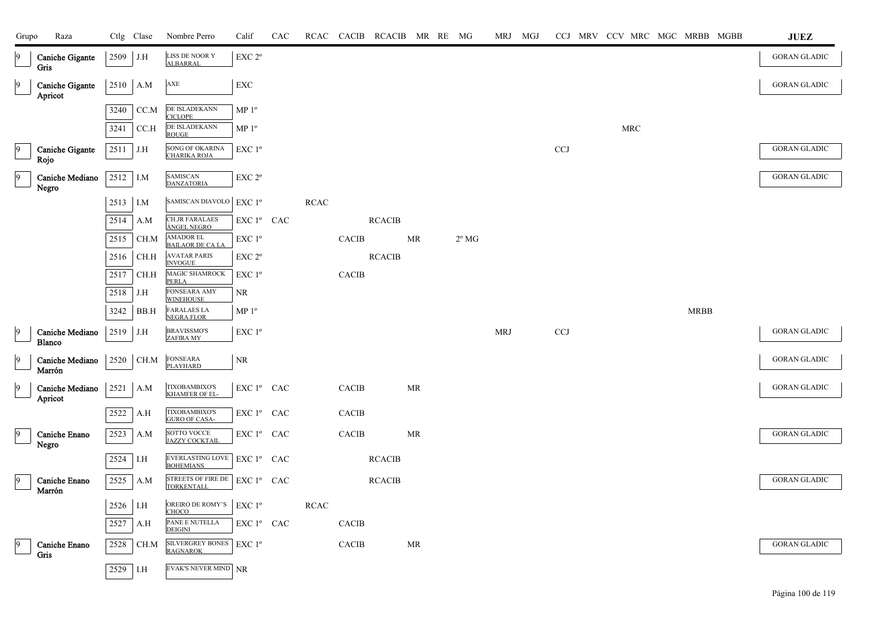| Grupo | Raza | Ctlg | Clase | Nombre Perro | Calif | CAC | RCAC | CACIB | RCACIB | MR | RE | MG | MRJ | MGJ | CCJ | MRV | CCV | MRC | MGC | MRBB | MGBB | JUEZ |
|---|---|---|---|---|---|---|---|---|---|---|---|---|---|---|---|---|---|---|---|---|---|---|
| 9 | Caniche Gigante Gris | 2509 | J.H | LISS DE NOOR Y ALBARRAL | EXC 2º | | | | | | | | | | | | | | | | | GORAN GLADIC |
| 9 | Caniche Gigante Apricot | 2510 | A.M | AXE | EXC | | | | | | | | | | | | | | | | | GORAN GLADIC |
| | | 3240 | CC.M | DE ISLADEKANN CICLOPE | MP 1º | | | | | | | | | | | | | | | | | |
| | | 3241 | CC.H | DE ISLADEKANN ROUGE | MP 1º | | | | | | | | | | | | | MRC | | | | |
| 9 | Caniche Gigante Rojo | 2511 | J.H | SONG OF OKARINA CHARIKA ROJA | EXC 1º | | | | | | | | | | CCJ | | | | | | | GORAN GLADIC |
| 9 | Caniche Mediano Negro | 2512 | I.M | SAMISCAN DANZATORIA | EXC 2º | | | | | | | | | | | | | | | | | GORAN GLADIC |
| | | 2513 | I.M | SAMISCAN DIAVOLO | EXC 1º | | RCAC | | | | | | | | | | | | | | | |
| | | 2514 | A.M | CH.JR FARALAES ÁNGEL NEGRO | EXC 1º | CAC | | | RCACIB | | | | | | | | | | | | | |
| | | 2515 | CH.M | AMADOR EL BAILAOR DE CA LA | EXC 1º | | | CACIB | | MR | | 2º MG | | | | | | | | | | |
| | | 2516 | CH.H | AVATAR PARIS INVOGUE | EXC 2º | | | | RCACIB | | | | | | | | | | | | | |
| | | 2517 | CH.H | MAGIC SHAMROCK PERLA | EXC 1º | | | CACIB | | | | | | | | | | | | | | |
| | | 2518 | J.H | FONSEARA AMY WINEHOUSE | NR | | | | | | | | | | | | | | | | | |
| | | 3242 | BB.H | FARALAES LA NEGRA FLOR | MP 1º | | | | | | | | | | | | | | | MRBB | | |
| 9 | Caniche Mediano Blanco | 2519 | J.H | BRAVISSMO'S ZAFIRA MY | EXC 1º | | | | | | | | MRJ | | CCJ | | | | | | | GORAN GLADIC |
| 9 | Caniche Mediano Marrón | 2520 | CH.M | FONSEARA PLAYHARD | NR | | | | | | | | | | | | | | | | | GORAN GLADIC |
| 9 | Caniche Mediano Apricot | 2521 | A.M | TIXOBAMBIXO'S KHAMFER OF EL- | EXC 1º | CAC | | CACIB | | MR | | | | | | | | | | | | GORAN GLADIC |
| | | 2522 | A.H | TIXOBAMBIXO'S GURO OF CASA- | EXC 1º | CAC | | CACIB | | | | | | | | | | | | | | |
| 9 | Caniche Enano Negro | 2523 | A.M | SOTTO VOCCE JAZZY COCKTAIL | EXC 1º | CAC | | CACIB | | MR | | | | | | | | | | | | GORAN GLADIC |
| | | 2524 | I.H | EVERLASTING LOVE BOHEMIANS | EXC 1º | CAC | | | RCACIB | | | | | | | | | | | | | |
| 9 | Caniche Enano Marrón | 2525 | A.M | STREETS OF FIRE DE TORKENTALL | EXC 1º | CAC | | | RCACIB | | | | | | | | | | | | | GORAN GLADIC |
| | | 2526 | I.H | OREIRO DE ROMY'S CHOCO | EXC 1º | | RCAC | | | | | | | | | | | | | | | |
| | | 2527 | A.H | PANE E NUTELLA DEIGINI | EXC 1º | CAC | | CACIB | | | | | | | | | | | | | | |
| 9 | Caniche Enano Gris | 2528 | CH.M | SILVERGREY BONES RAGNAROK | EXC 1º | | | CACIB | | MR | | | | | | | | | | | | GORAN GLADIC |
| | | 2529 | I.H | EVAK'S NEVER MIND | NR | | | | | | | | | | | | | | | | | |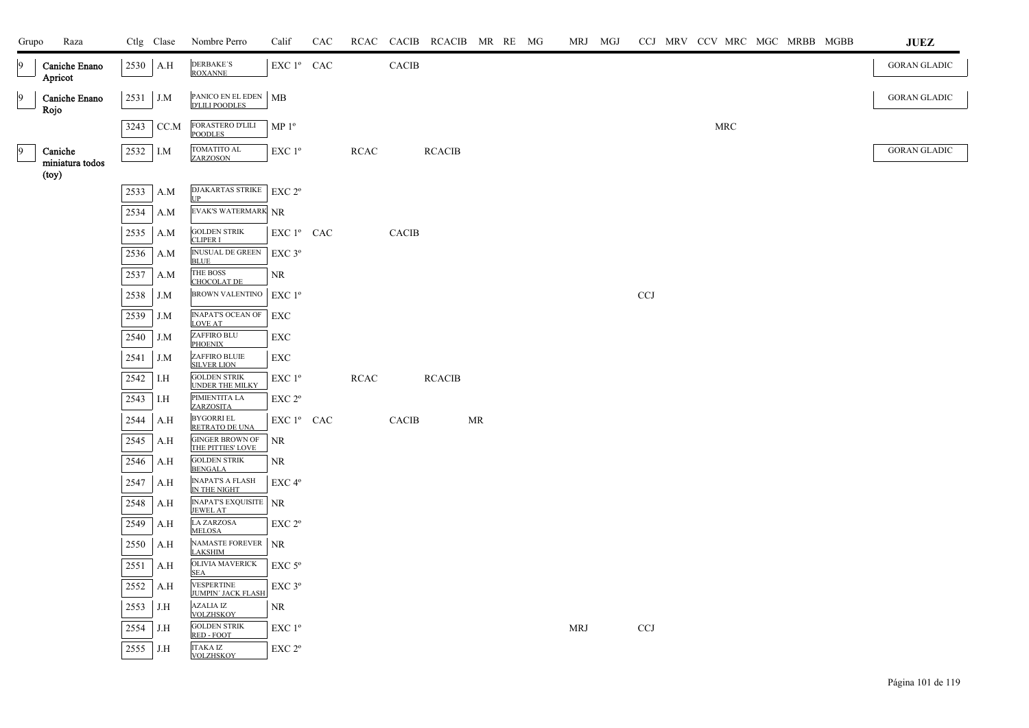| Grupo | Raza | Ctlg | Clase | Nombre Perro | Calif | CAC | RCAC | CACIB | RCACIB | MR | RE | MG | MRJ | MGJ | CCJ | MRV | CCV | MRC | MGC | MRBB | MGBB | JUEZ |
|---|---|---|---|---|---|---|---|---|---|---|---|---|---|---|---|---|---|---|---|---|---|---|
| 9 | Caniche Enano Apricot | 2530 | A.H | DERBAKE´S ROXANNE | EXC 1º | CAC | | CACIB | | | | | | | | | | | | | | GORAN GLADIC |
| 9 | Caniche Enano Rojo | 2531 | J.M | PANICO EN EL EDEN D'LILI POODLES | MB | | | | | | | | | | | | | | | | | GORAN GLADIC |
| | | 3243 | CC.M | FORASTERO D'LILI POODLES | MP 1º | | | | | | | | | | | | | MRC | | | | |
| 9 | Caniche miniatura todos (toy) | 2532 | I.M | TOMATITO AL ZARZOSON | EXC 1º | | RCAC | | RCACIB | | | | | | | | | | | | | GORAN GLADIC |
| | | 2533 | A.M | DJAKARTAS STRIKE UP | EXC 2º | | | | | | | | | | | | | | | | | |
| | | 2534 | A.M | EVAK'S WATERMARK | NR | | | | | | | | | | | | | | | | | |
| | | 2535 | A.M | GOLDEN STRIK CLIPER I | EXC 1º | CAC | | CACIB | | | | | | | | | | | | | | |
| | | 2536 | A.M | INUSUAL DE GREEN BLUE | EXC 3º | | | | | | | | | | | | | | | | | |
| | | 2537 | A.M | THE BOSS CHOCOLAT DE | NR | | | | | | | | | | | | | | | | | |
| | | 2538 | J.M | BROWN VALENTINO | EXC 1º | | | | | | | | | | CCJ | | | | | | | |
| | | 2539 | J.M | INAPAT'S OCEAN OF LOVE AT | EXC | | | | | | | | | | | | | | | | | |
| | | 2540 | J.M | ZAFFIRO BLU PHOENIX | EXC | | | | | | | | | | | | | | | | | |
| | | 2541 | J.M | ZAFFIRO BLUIE SILVER LION | EXC | | | | | | | | | | | | | | | | | |
| | | 2542 | I.H | GOLDEN STRIK UNDER THE MILKY | EXC 1º | | RCAC | | RCACIB | | | | | | | | | | | | | |
| | | 2543 | I.H | PIMIENTITA LA ZARZOSITA | EXC 2º | | | | | | | | | | | | | | | | | |
| | | 2544 | A.H | BYGORRI EL RETRATO DE UNA | EXC 1º | CAC | | CACIB | | MR | | | | | | | | | | | | |
| | | 2545 | A.H | GINGER BROWN OF THE PITTIES' LOVE | NR | | | | | | | | | | | | | | | | | |
| | | 2546 | A.H | GOLDEN STRIK BENGALA | NR | | | | | | | | | | | | | | | | | |
| | | 2547 | A.H | INAPAT'S A FLASH IN THE NIGHT | EXC 4º | | | | | | | | | | | | | | | | | |
| | | 2548 | A.H | INAPAT'S EXQUISITE JEWEL AT | NR | | | | | | | | | | | | | | | | | |
| | | 2549 | A.H | LA ZARZOSA MELOSA | EXC 2º | | | | | | | | | | | | | | | | | |
| | | 2550 | A.H | NAMASTE FOREVER LAKSHIM | NR | | | | | | | | | | | | | | | | | |
| | | 2551 | A.H | OLIVIA MAVERICK SEA | EXC 5º | | | | | | | | | | | | | | | | | |
| | | 2552 | A.H | VESPERTINE JUMPIN´ JACK FLASH | EXC 3º | | | | | | | | | | | | | | | | | |
| | | 2553 | J.H | AZALIA IZ VOLZHSKOY | NR | | | | | | | | | | | | | | | | | |
| | | 2554 | J.H | GOLDEN STRIK RED - FOOT | EXC 1º | | | | | | | | MRJ | | CCJ | | | | | | | |
| | | 2555 | J.H | ITAKA IZ VOLZHSKOY | EXC 2º | | | | | | | | | | | | | | | | | |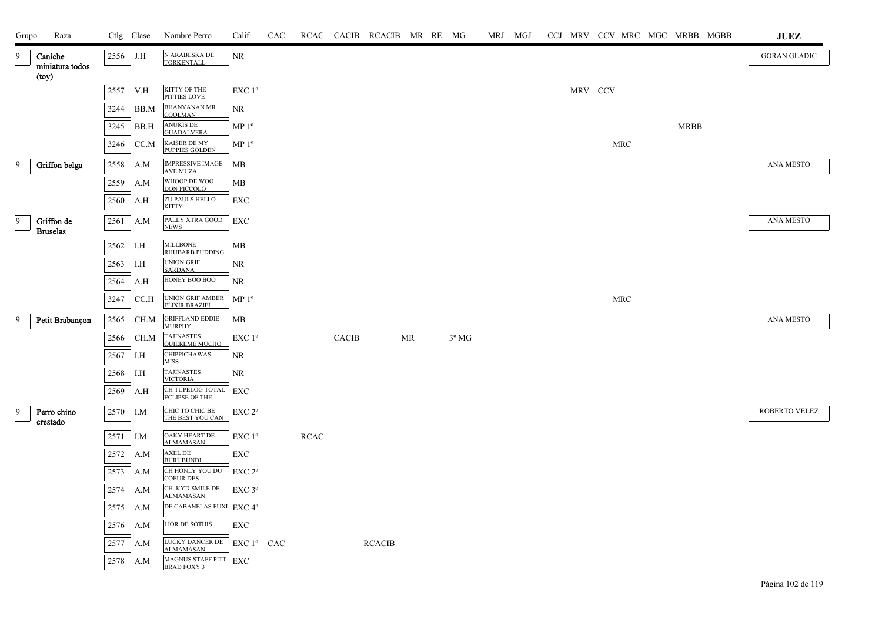| Grupo | Raza | Ctlg | Clase | Nombre Perro | Calif | CAC | RCAC | CACIB | RCACIB | MR | RE | MG | MRJ | MGJ | CCJ | MRV | CCV | MRC | MGC | MRBB | MGBB | JUEZ |
|---|---|---|---|---|---|---|---|---|---|---|---|---|---|---|---|---|---|---|---|---|---|---|
| 9 | Caniche miniatura todos (toy) | 2556 | J.H | N ARABESKA DE TORKENTALL | NR | | | | | | | | | | | | | | | | | GORAN GLADIC |
| | | 2557 | V.H | KITTY OF THE PITTIES LOVE | EXC 1º | | | | | | | | | | | MRV | CCV | | | | | |
| | | 3244 | BB.M | BHANYANAN MR COOLMAN | NR | | | | | | | | | | | | | | | | | |
| | | 3245 | BB.H | ANUKIS DE GUADALVERA | MP 1º | | | | | | | | | | | | | | | MRBB | | |
| | | 3246 | CC.M | KAISER DE MY PUPPIES GOLDEN | MP 1º | | | | | | | | | | | | | MRC | | | | |
| 9 | Griffon belga | 2558 | A.M | IMPRESSIVE IMAGE AVE MUZA | MB | | | | | | | | | | | | | | | | | ANA MESTO |
| | | 2559 | A.M | WHOOP DE WOO DON PICCOLO | MB | | | | | | | | | | | | | | | | | |
| | | 2560 | A.H | ZU PAULS HELLO KITTY | EXC | | | | | | | | | | | | | | | | | |
| 9 | Griffon de Bruselas | 2561 | A.M | PALEY XTRA GOOD NEWS | EXC | | | | | | | | | | | | | | | | | ANA MESTO |
| | | 2562 | I.H | MILLBONE RHUBARB PUDDING | MB | | | | | | | | | | | | | | | | | |
| | | 2563 | I.H | UNION GRIF SARDANA | NR | | | | | | | | | | | | | | | | | |
| | | 2564 | A.H | HONEY BOO BOO | NR | | | | | | | | | | | | | | | | | |
| | | 3247 | CC.H | UNION GRIF AMBER ELIXIR BRAZIEL | MP 1º | | | | | | | | | | | | | MRC | | | | |
| 9 | Petit Brabançon | 2565 | CH.M | GRIFFLAND EDDIE MURPHY | MB | | | | | | | | | | | | | | | | | ANA MESTO |
| | | 2566 | CH.M | TAJINASTES QUIEREME MUCHO | EXC 1º | | | CACIB | | MR | | 3º MG | | | | | | | | | | |
| | | 2567 | I.H | CHIPPICHAWAS MISS | NR | | | | | | | | | | | | | | | | | |
| | | 2568 | I.H | TAJINASTES VICTORIA | NR | | | | | | | | | | | | | | | | | |
| | | 2569 | A.H | CH TUPELOG TOTAL ECLIPSE OF THE | EXC | | | | | | | | | | | | | | | | | |
| 9 | Perro chino crestado | 2570 | I.M | CHIC TO CHIC BE THE BEST YOU CAN | EXC 2º | | | | | | | | | | | | | | | | | ROBERTO VELEZ |
| | | 2571 | I.M | OAKY HEART DE ALMAMASAN | EXC 1º | | RCAC | | | | | | | | | | | | | | | |
| | | 2572 | A.M | AXEL DE BURUBUNDI | EXC | | | | | | | | | | | | | | | | | |
| | | 2573 | A.M | CH HONLY YOU DU COEUR DES | EXC 2º | | | | | | | | | | | | | | | | | |
| | | 2574 | A.M | CH. KYD SMILE DE ALMAMASAN | EXC 3º | | | | | | | | | | | | | | | | | |
| | | 2575 | A.M | DE CABANELAS FUXI | EXC 4º | | | | | | | | | | | | | | | | | |
| | | 2576 | A.M | LIOR DE SOTHIS | EXC | | | | | | | | | | | | | | | | | |
| | | 2577 | A.M | LUCKY DANCER DE ALMAMASAN | EXC 1º | CAC | | | RCACIB | | | | | | | | | | | | | |
| | | 2578 | A.M | MAGNUS STAFF PITT BRAD FOXY 3 | EXC | | | | | | | | | | | | | | | | | |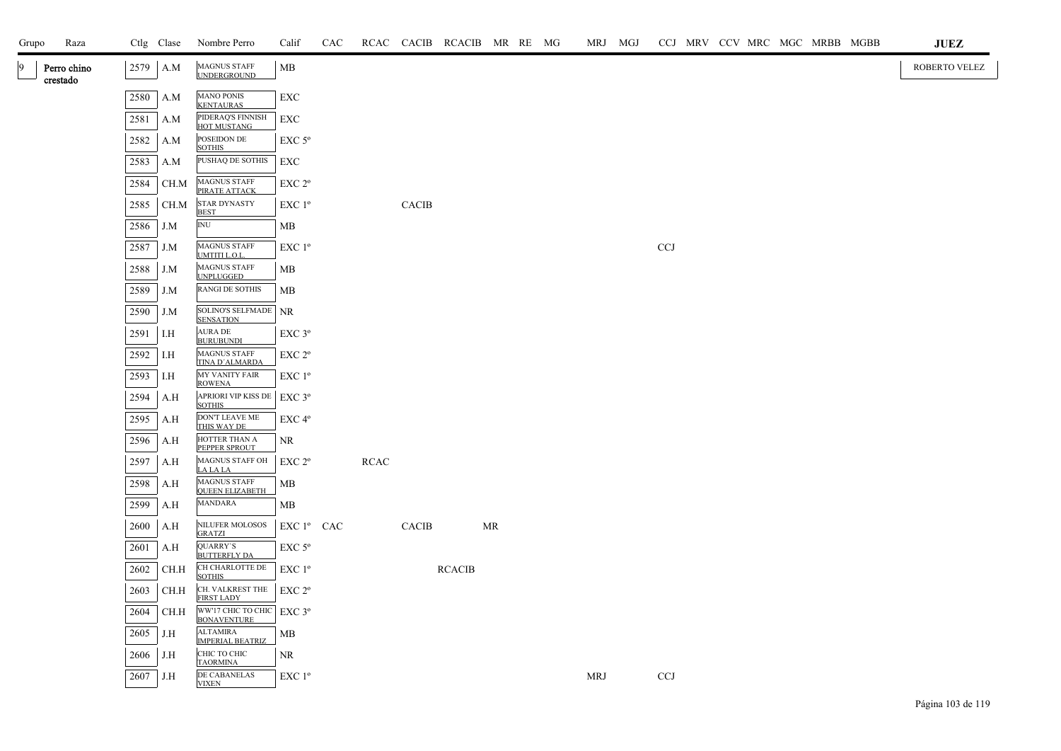| Grupo | Raza | Ctlg | Clase | Nombre Perro | Calif | CAC | RCAC | CACIB | RCACIB | MR | RE | MG | MRJ | MGJ | CCJ | MRV | CCV | MRC | MGC | MRBB | MGBB | JUEZ |
|---|---|---|---|---|---|---|---|---|---|---|---|---|---|---|---|---|---|---|---|---|---|---|
| 9 | Perro chino crestado | 2579 | A.M | MAGNUS STAFF UNDERGROUND | MB | | | | | | | | | | | | | | | | | ROBERTO VELEZ |
| | | 2580 | A.M | MANO PONIS KENTAURAS | EXC | | | | | | | | | | | | | | | | | |
| | | 2581 | A.M | PIDERAQ'S FINNISH HOT MUSTANG | EXC | | | | | | | | | | | | | | | | | |
| | | 2582 | A.M | POSEIDON DE SOTHIS | EXC 5º | | | | | | | | | | | | | | | | | |
| | | 2583 | A.M | PUSHAQ DE SOTHIS | EXC | | | | | | | | | | | | | | | | | |
| | | 2584 | CH.M | MAGNUS STAFF PIRATE ATTACK | EXC 2º | | | | | | | | | | | | | | | | | |
| | | 2585 | CH.M | STAR DYNASTY BEST | EXC 1º | | | CACIB | | | | | | | | | | | | | | |
| | | 2586 | J.M | INU | MB | | | | | | | | | | | | | | | | | |
| | | 2587 | J.M | MAGNUS STAFF UMTITI L.O.L. | EXC 1º | | | | | | | | | | CCJ | | | | | | | |
| | | 2588 | J.M | MAGNUS STAFF UNPLUGGED | MB | | | | | | | | | | | | | | | | | |
| | | 2589 | J.M | RANGI DE SOTHIS | MB | | | | | | | | | | | | | | | | | |
| | | 2590 | J.M | SOLINO'S SELFMADE SENSATION | NR | | | | | | | | | | | | | | | | | |
| | | 2591 | I.H | AURA DE BURUBUNDI | EXC 3º | | | | | | | | | | | | | | | | | |
| | | 2592 | I.H | MAGNUS STAFF TINA D´ALMARDA | EXC 2º | | | | | | | | | | | | | | | | | |
| | | 2593 | I.H | MY VANITY FAIR ROWENA | EXC 1º | | | | | | | | | | | | | | | | | |
| | | 2594 | A.H | APRIORI VIP KISS DE SOTHIS | EXC 3º | | | | | | | | | | | | | | | | | |
| | | 2595 | A.H | DON'T LEAVE ME THIS WAY DE | EXC 4º | | | | | | | | | | | | | | | | | |
| | | 2596 | A.H | HOTTER THAN A PEPPER SPROUT | NR | | | | | | | | | | | | | | | | | |
| | | 2597 | A.H | MAGNUS STAFF OH LA LA LA | EXC 2º | | RCAC | | | | | | | | | | | | | | | |
| | | 2598 | A.H | MAGNUS STAFF QUEEN ELIZABETH | MB | | | | | | | | | | | | | | | | | |
| | | 2599 | A.H | MANDARA | MB | | | | | | | | | | | | | | | | | |
| | | 2600 | A.H | NILUFER MOLOSOS GRATZI | EXC 1º | CAC | | CACIB | | MR | | | | | | | | | | | | |
| | | 2601 | A.H | QUARRY'S BUTTERFLY DA | EXC 5º | | | | | | | | | | | | | | | | | |
| | | 2602 | CH.H | CH CHARLOTTE DE SOTHIS | EXC 1º | | | | RCACIB | | | | | | | | | | | | | |
| | | 2603 | CH.H | CH. VALKREST THE FIRST LADY | EXC 2º | | | | | | | | | | | | | | | | | |
| | | 2604 | CH.H | WW'17 CHIC TO CHIC BONAVENTURE | EXC 3º | | | | | | | | | | | | | | | | | |
| | | 2605 | J.H | ALTAMIRA IMPERIAL BEATRIZ | MB | | | | | | | | | | | | | | | | | |
| | | 2606 | J.H | CHIC TO CHIC TAORMINA | NR | | | | | | | | | | | | | | | | | |
| | | 2607 | J.H | DE CABANELAS VIXEN | EXC 1º | | | | | | | | MRJ | | CCJ | | | | | | | |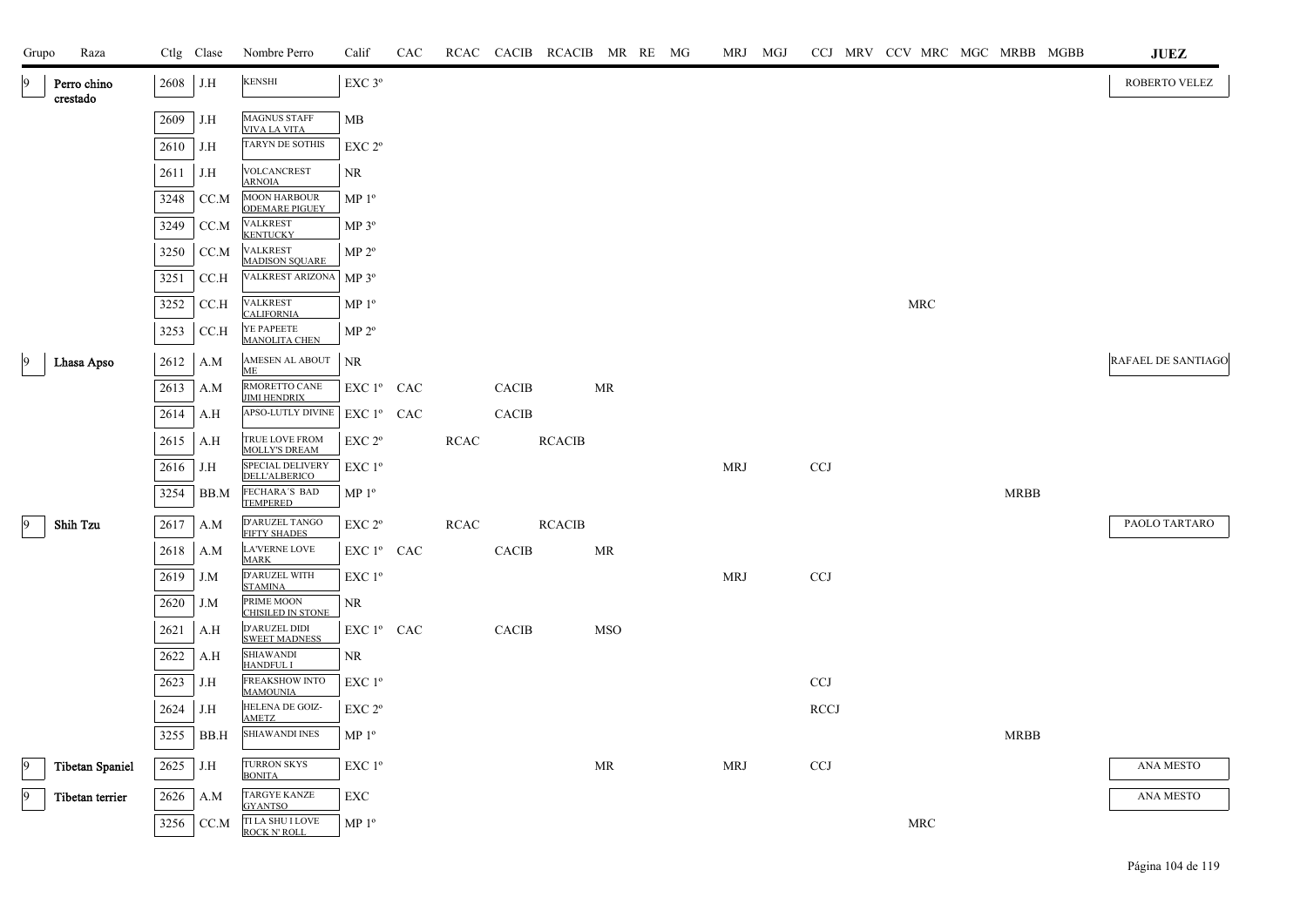| Grupo | Raza | Ctlg | Clase | Nombre Perro | Calif | CAC | RCAC | CACIB | RCACIB | MR | RE | MG | MRJ | MGJ | CCJ | MRV | CCV | MRC | MGC | MRBB | MGBB | JUEZ |
|---|---|---|---|---|---|---|---|---|---|---|---|---|---|---|---|---|---|---|---|---|---|---|
| 9 | Perro chino crestado | 2608 | J.H | KENSHI | EXC 3º | | | | | | | | | | | | | | | | | ROBERTO VELEZ |
| | | 2609 | J.H | MAGNUS STAFF VIVA LA VITA | MB | | | | | | | | | | | | | | | | | |
| | | 2610 | J.H | TARYN DE SOTHIS | EXC 2º | | | | | | | | | | | | | | | | | |
| | | 2611 | J.H | VOLCANCREST ARNOIA | NR | | | | | | | | | | | | | | | | | |
| | | 3248 | CC.M | MOON HARBOUR ODEMARE PIGUEY | MP 1º | | | | | | | | | | | | | | | | | |
| | | 3249 | CC.M | VALKREST KENTUCKY | MP 3º | | | | | | | | | | | | | | | | | |
| | | 3250 | CC.M | VALKREST MADISON SQUARE | MP 2º | | | | | | | | | | | | | | | | | |
| | | 3251 | CC.H | VALKREST ARIZONA | MP 3º | | | | | | | | | | | | | | | | | |
| | | 3252 | CC.H | VALKREST CALIFORNIA | MP 1º | | | | | | | | | | | | | MRC | | | | |
| | | 3253 | CC.H | YE PAPEETE MANOLITA CHEN | MP 2º | | | | | | | | | | | | | | | | | |
| 9 | Lhasa Apso | 2612 | A.M | AMESEN AL ABOUT ME | NR | | | | | | | | | | | | | | | | | RAFAEL DE SANTIAGO |
| | | 2613 | A.M | RMORETTO CANE JIMI HENDRIX | EXC 1º | CAC | | CACIB | | MR | | | | | | | | | | | | |
| | | 2614 | A.H | APSO-LUTLY DIVINE | EXC 1º | CAC | | CACIB | | | | | | | | | | | | | | |
| | | 2615 | A.H | TRUE LOVE FROM MOLLY'S DREAM | EXC 2º | | RCAC | | RCACIB | | | | | | | | | | | | | |
| | | 2616 | J.H | SPECIAL DELIVERY DELL'ALBERICO | EXC 1º | | | | | | | | MRJ | | CCJ | | | | | | | |
| | | 3254 | BB.M | FECHARA´S BAD TEMPERED | MP 1º | | | | | | | | | | | | | | | MRBB | | |
| 9 | Shih Tzu | 2617 | A.M | D'ARUZEL TANGO FIFTY SHADES | EXC 2º | | RCAC | | RCACIB | | | | | | | | | | | | | PAOLO TARTARO |
| | | 2618 | A.M | LA'VERNE LOVE MARK | EXC 1º | CAC | | CACIB | | MR | | | | | | | | | | | | |
| | | 2619 | J.M | D'ARUZEL WITH STAMINA | EXC 1º | | | | | | | | MRJ | | CCJ | | | | | | | |
| | | 2620 | J.M | PRIME MOON CHISILED IN STONE | NR | | | | | | | | | | | | | | | | | |
| | | 2621 | A.H | D'ARUZEL DIDI SWEET MADNESS | EXC 1º | CAC | | CACIB | | MSO | | | | | | | | | | | | |
| | | 2622 | A.H | SHIAWANDI HANDFUL I | NR | | | | | | | | | | | | | | | | | |
| | | 2623 | J.H | FREAKSHOW INTO MAMOUNIA | EXC 1º | | | | | | | | | | CCJ | | | | | | | |
| | | 2624 | J.H | HELENA DE GOIZ-AMETZ | EXC 2º | | | | | | | | | | RCCJ | | | | | | | |
| | | 3255 | BB.H | SHIAWANDI INES | MP 1º | | | | | | | | | | | | | | | MRBB | | |
| 9 | Tibetan Spaniel | 2625 | J.H | TURRON SKYS BONITA | EXC 1º | | | | | MR | | | MRJ | | CCJ | | | | | | | ANA MESTO |
| 9 | Tibetan terrier | 2626 | A.M | TARGYE KANZE GYANTSO | EXC | | | | | | | | | | | | | | | | | ANA MESTO |
| | | 3256 | CC.M | TI LA SHU I LOVE ROCK N' ROLL | MP 1º | | | | | | | | | | | | | MRC | | | | |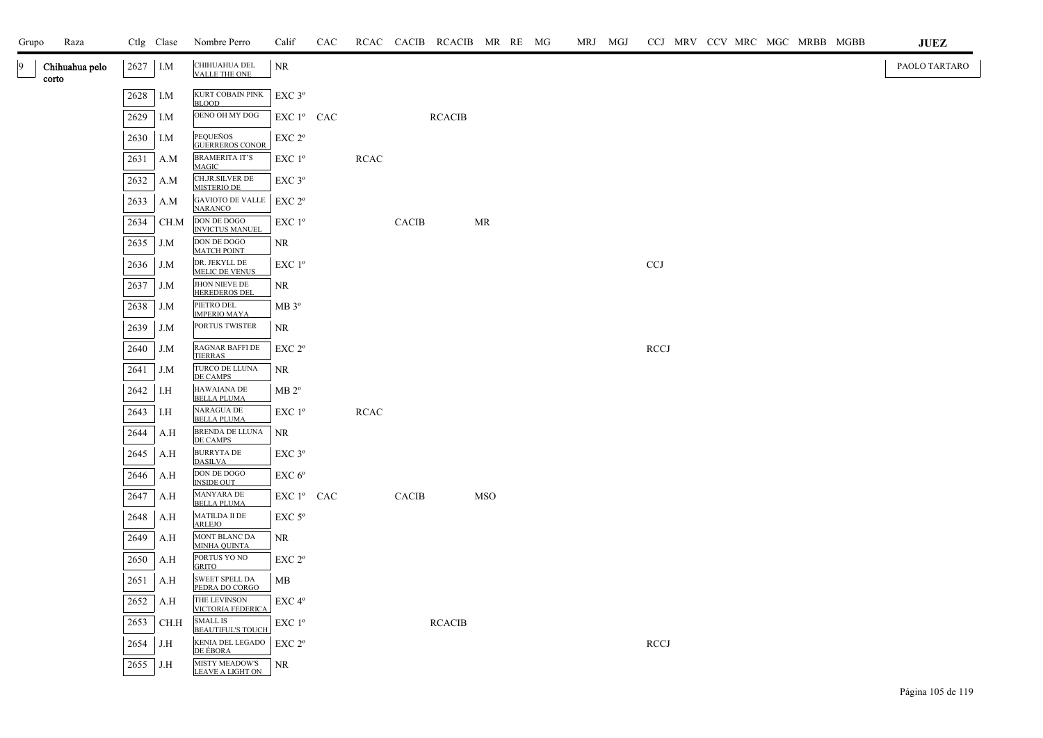| Grupo | Raza | Ctlg | Clase | Nombre Perro | Calif | CAC | RCAC | CACIB | RCACIB | MR | RE | MG | MRJ | MGJ | CCJ | MRV | CCV | MRC | MGC | MRBB | MGBB | JUEZ |
|---|---|---|---|---|---|---|---|---|---|---|---|---|---|---|---|---|---|---|---|---|---|---|
| 9 | Chihuahua pelo corto | 2627 | I.M | CHIHUAHUA DEL VALLE THE ONE | NR | | | | | | | | | | | | | | | | | PAOLO TARTARO |
| | | 2628 | I.M | KURT COBAIN PINK BLOOD | EXC 3º | | | | | | | | | | | | | | | | | |
| | | 2629 | I.M | OENO OH MY DOG | EXC 1º | CAC | | | RCACIB | | | | | | | | | | | | | |
| | | 2630 | I.M | PEQUEÑOS GUERREROS CONOR | EXC 2º | | | | | | | | | | | | | | | | | |
| | | 2631 | A.M | BRAMERITA IT'S MAGIC | EXC 1º | | RCAC | | | | | | | | | | | | | | | |
| | | 2632 | A.M | CH.JR.SILVER DE MISTERIO DE | EXC 3º | | | | | | | | | | | | | | | | | |
| | | 2633 | A.M | GAVIOTO DE VALLE NARANCO | EXC 2º | | | | | | | | | | | | | | | | | |
| | | 2634 | CH.M | DON DE DOGO INVICTUS MANUEL | EXC 1º | | | CACIB | | MR | | | | | | | | | | | | |
| | | 2635 | J.M | DON DE DOGO MATCH POINT | NR | | | | | | | | | | | | | | | | | |
| | | 2636 | J.M | DR. JEKYLL DE MELIC DE VENUS | EXC 1º | | | | | | | | | | CCJ | | | | | | | |
| | | 2637 | J.M | JHON NIEVE DE HEREDEROS DEL | NR | | | | | | | | | | | | | | | | | |
| | | 2638 | J.M | PIETRO DEL IMPERIO MAYA | MB 3º | | | | | | | | | | | | | | | | | |
| | | 2639 | J.M | PORTUS TWISTER | NR | | | | | | | | | | | | | | | | | |
| | | 2640 | J.M | RAGNAR BAFFI DE TIERRAS | EXC 2º | | | | | | | | | | RCCJ | | | | | | | |
| | | 2641 | J.M | TURCO DE LLUNA DE CAMPS | NR | | | | | | | | | | | | | | | | | |
| | | 2642 | I.H | HAWAIANA DE BELLA PLUMA | MB 2º | | | | | | | | | | | | | | | | | |
| | | 2643 | I.H | NARAGUA DE BELLA PLUMA | EXC 1º | | RCAC | | | | | | | | | | | | | | | |
| | | 2644 | A.H | BRENDA DE LLUNA DE CAMPS | NR | | | | | | | | | | | | | | | | | |
| | | 2645 | A.H | BURRYTA DE DASILVA | EXC 3º | | | | | | | | | | | | | | | | | |
| | | 2646 | A.H | DON DE DOGO INSIDE OUT | EXC 6º | | | | | | | | | | | | | | | | | |
| | | 2647 | A.H | MANYARA DE BELLA PLUMA | EXC 1º | CAC | | CACIB | | MSO | | | | | | | | | | | | |
| | | 2648 | A.H | MATILDA II DE ARLEJO | EXC 5º | | | | | | | | | | | | | | | | | |
| | | 2649 | A.H | MONT BLANC DA MINHA QUINTA | NR | | | | | | | | | | | | | | | | | |
| | | 2650 | A.H | PORTUS YO NO GRITO | EXC 2º | | | | | | | | | | | | | | | | | |
| | | 2651 | A.H | SWEET SPELL DA PEDRA DO CORGO | MB | | | | | | | | | | | | | | | | | |
| | | 2652 | A.H | THE LEVINSON VICTORIA FEDERICA | EXC 4º | | | | | | | | | | | | | | | | | |
| | | 2653 | CH.H | SMALL IS BEAUTIFUL'S TOUCH | EXC 1º | | | | RCACIB | | | | | | | | | | | | | |
| | | 2654 | J.H | KENIA DEL LEGADO DE ÉBORA | EXC 2º | | | | | | | | | | RCCJ | | | | | | | |
| | | 2655 | J.H | MISTY MEADOW'S LEAVE A LIGHT ON | NR | | | | | | | | | | | | | | | | | |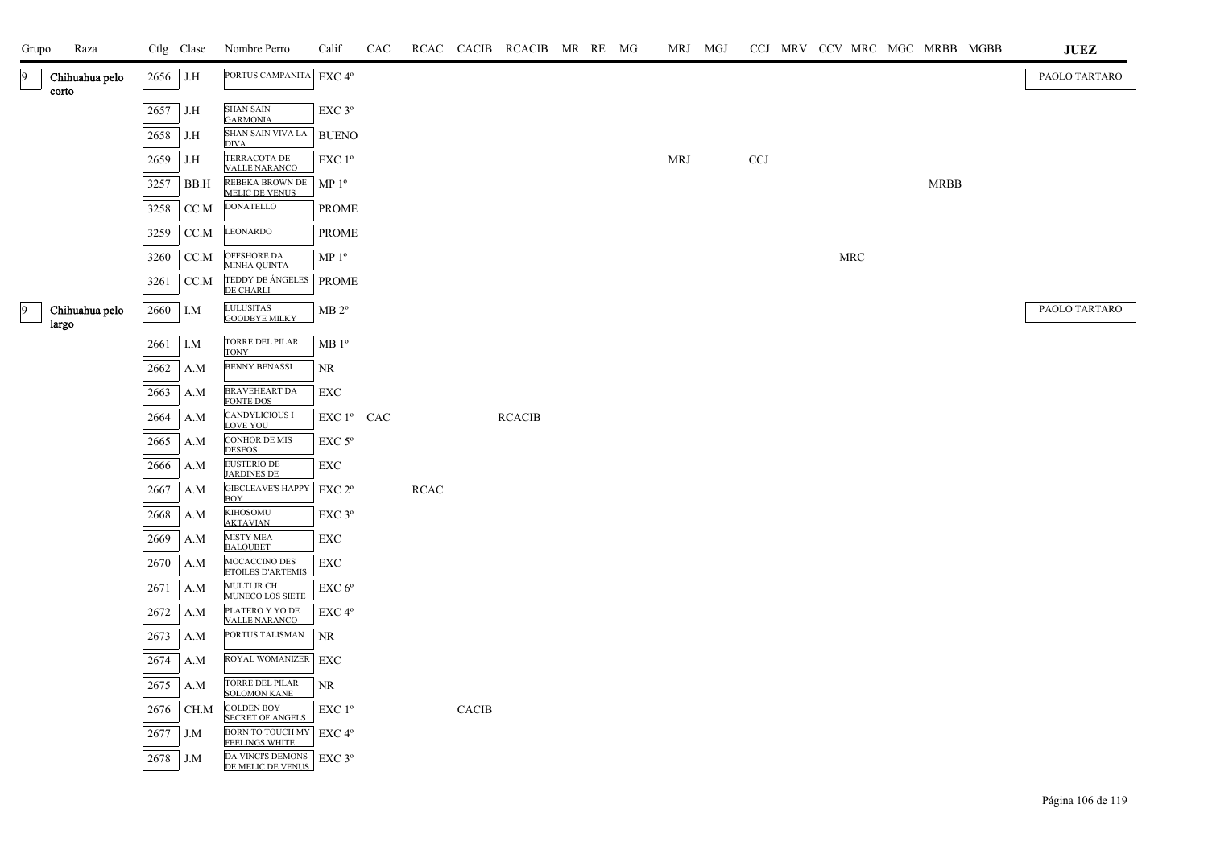| Grupo | Raza | Ctlg | Clase | Nombre Perro | Calif | CAC | RCAC | CACIB | RCACIB | MR | RE | MG | MRJ | MGJ | CCJ | MRV | CCV | MRC | MGC | MRBB | MGBB | JUEZ |
|---|---|---|---|---|---|---|---|---|---|---|---|---|---|---|---|---|---|---|---|---|---|---|
| 9 | Chihuahua pelo corto | 2656 | J.H | PORTUS CAMPANITA | EXC 4º | | | | | | | | | | | | | | | | | PAOLO TARTARO |
| | | 2657 | J.H | SHAN SAIN GARMONIA | EXC 3º | | | | | | | | | | | | | | | | | |
| | | 2658 | J.H | SHAN SAIN VIVA LA DIVA | BUENO | | | | | | | | | | | | | | | | | |
| | | 2659 | J.H | TERRACOTA DE VALLE NARANCO | EXC 1º | | | | | | | | MRJ | | CCJ | | | | | | | |
| | | 3257 | BB.H | REBEKA BROWN DE MELIC DE VENUS | MP 1º | | | | | | | | | | | | | | | MRBB | | |
| | | 3258 | CC.M | DONATELLO | PROME | | | | | | | | | | | | | | | | | |
| | | 3259 | CC.M | LEONARDO | PROME | | | | | | | | | | | | | | | | | |
| | | 3260 | CC.M | OFFSHORE DA MINHA QUINTA | MP 1º | | | | | | | | | | | | | MRC | | | | |
| | | 3261 | CC.M | TEDDY DE ÁNGELES DE CHARLI | PROME | | | | | | | | | | | | | | | | | |
| 9 | Chihuahua pelo largo | 2660 | I.M | LULUSITAS GOODBYE MILKY | MB 2º | | | | | | | | | | | | | | | | | PAOLO TARTARO |
| | | 2661 | I.M | TORRE DEL PILAR TONY | MB 1º | | | | | | | | | | | | | | | | | |
| | | 2662 | A.M | BENNY BENASSI | NR | | | | | | | | | | | | | | | | | |
| | | 2663 | A.M | BRAVEHEART DA FONTE DOS | EXC | | | | | | | | | | | | | | | | | |
| | | 2664 | A.M | CANDYLICIOUS I LOVE YOU | EXC 1º | CAC | | | RCACIB | | | | | | | | | | | | | |
| | | 2665 | A.M | CONHOR DE MIS DESEOS | EXC 5º | | | | | | | | | | | | | | | | | |
| | | 2666 | A.M | EUSTERIO DE JARDINES DE | EXC | | | | | | | | | | | | | | | | | |
| | | 2667 | A.M | GIBCLEAVE'S HAPPY BOY | EXC 2º | | RCAC | | | | | | | | | | | | | | | |
| | | 2668 | A.M | KIHOSOMU AKTAVIAN | EXC 3º | | | | | | | | | | | | | | | | | |
| | | 2669 | A.M | MISTY MEA BALOUBET | EXC | | | | | | | | | | | | | | | | | |
| | | 2670 | A.M | MOCACCINO DES ETOILES D'ARTEMIS | EXC | | | | | | | | | | | | | | | | | |
| | | 2671 | A.M | MULTI JR CH MUNECO LOS SIETE | EXC 6º | | | | | | | | | | | | | | | | | |
| | | 2672 | A.M | PLATERO Y YO DE VALLE NARANCO | EXC 4º | | | | | | | | | | | | | | | | | |
| | | 2673 | A.M | PORTUS TALISMAN | NR | | | | | | | | | | | | | | | | | |
| | | 2674 | A.M | ROYAL WOMANIZER | EXC | | | | | | | | | | | | | | | | | |
| | | 2675 | A.M | TORRE DEL PILAR SOLOMON KANE | NR | | | | | | | | | | | | | | | | | |
| | | 2676 | CH.M | GOLDEN BOY SECRET OF ANGELS | EXC 1º | | | CACIB | | | | | | | | | | | | | | |
| | | 2677 | J.M | BORN TO TOUCH MY FEELINGS WHITE | EXC 4º | | | | | | | | | | | | | | | | | |
| | | 2678 | J.M | DA VINCI'S DEMONS DE MELIC DE VENUS | EXC 3º | | | | | | | | | | | | | | | | | |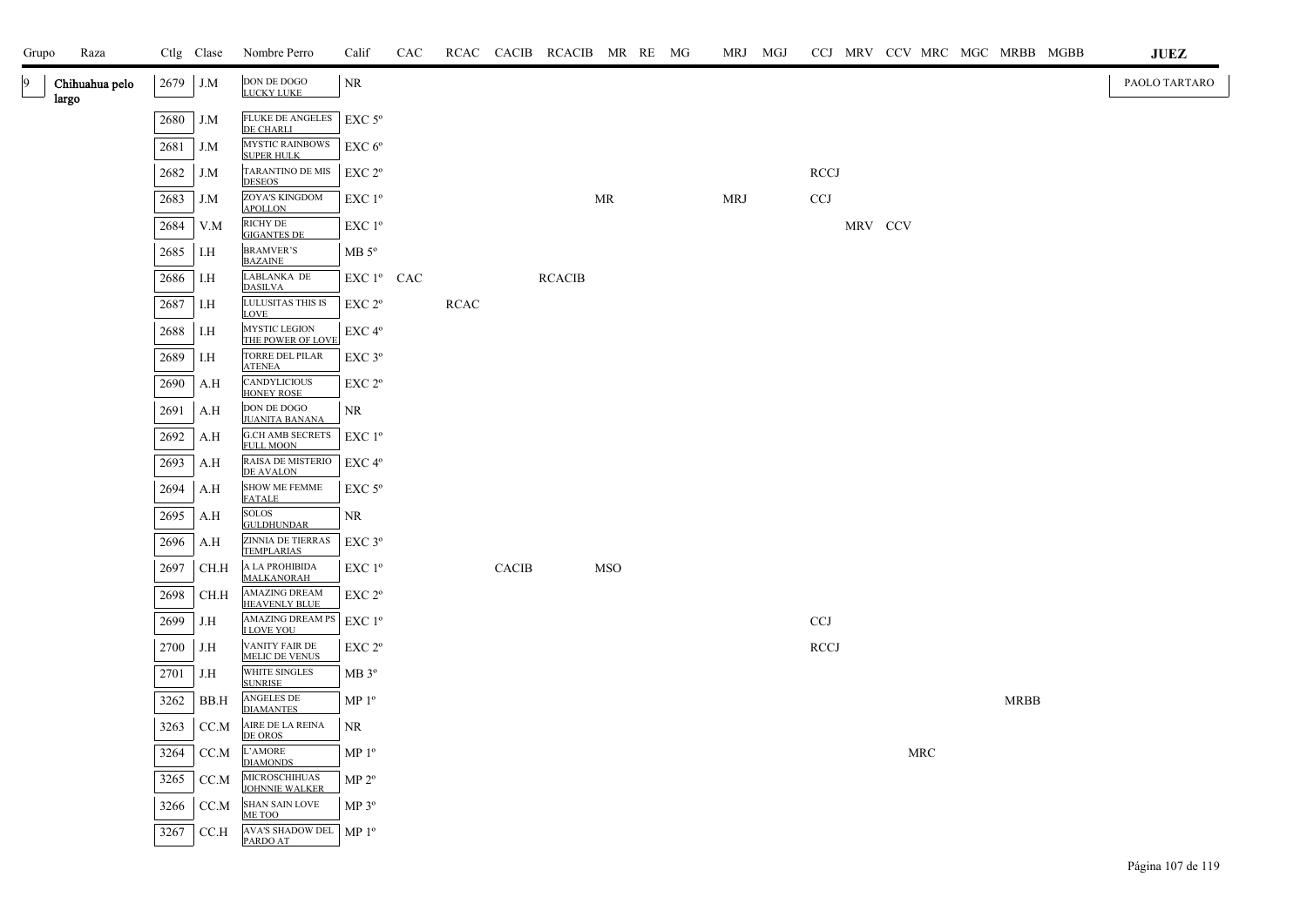| Grupo | Raza | Ctlg | Clase | Nombre Perro | Calif | CAC | RCAC | CACIB | RCACIB | MR | RE | MG | MRJ | MGJ | CCJ | MRV | CCV | MRC | MGC | MRBB | MGBB | JUEZ |
|---|---|---|---|---|---|---|---|---|---|---|---|---|---|---|---|---|---|---|---|---|---|---|
| 9 | Chihuahua pelo largo | 2679 | J.M | DON DE DOGO LUCKY LUKE | NR | | | | | | | | | | | | | | | | | PAOLO TARTARO |
| | | 2680 | J.M | FLUKE DE ANGELES DE CHARLI | EXC 5º | | | | | | | | | | | | | | | | | |
| | | 2681 | J.M | MYSTIC RAINBOWS SUPER HULK | EXC 6º | | | | | | | | | | | | | | | | | |
| | | 2682 | J.M | TARANTINO DE MIS DESEOS | EXC 2º | | | | | | | | | | RCCJ | | | | | | | |
| | | 2683 | J.M | ZOYA'S KINGDOM APOLLON | EXC 1º | | | | | MR | | | MRJ | | CCJ | | | | | | | |
| | | 2684 | V.M | RICHY DE GIGANTES DE | EXC 1º | | | | | | | | | | | MRV | CCV | | | | | |
| | | 2685 | I.H | BRAMVER'S BAZAINE | MB 5º | | | | | | | | | | | | | | | | | |
| | | 2686 | I.H | LABLANKA DE DASILVA | EXC 1º | CAC | | | RCACIB | | | | | | | | | | | | | |
| | | 2687 | I.H | LULUSITAS THIS IS LOVE | EXC 2º | | RCAC | | | | | | | | | | | | | | | |
| | | 2688 | I.H | MYSTIC LEGION THE POWER OF LOVE | EXC 4º | | | | | | | | | | | | | | | | | |
| | | 2689 | I.H | TORRE DEL PILAR ATENEA | EXC 3º | | | | | | | | | | | | | | | | | |
| | | 2690 | A.H | CANDYLICIOUS HONEY ROSE | EXC 2º | | | | | | | | | | | | | | | | | |
| | | 2691 | A.H | DON DE DOGO JUANITA BANANA | NR | | | | | | | | | | | | | | | | | |
| | | 2692 | A.H | G.CH AMB SECRETS FULL MOON | EXC 1º | | | | | | | | | | | | | | | | | |
| | | 2693 | A.H | RAISA DE MISTERIO DE AVALON | EXC 4º | | | | | | | | | | | | | | | | | |
| | | 2694 | A.H | SHOW ME FEMME FATALE | EXC 5º | | | | | | | | | | | | | | | | | |
| | | 2695 | A.H | SOLOS GULDHUNDAR | NR | | | | | | | | | | | | | | | | | |
| | | 2696 | A.H | ZINNIA DE TIERRAS TEMPLARIAS | EXC 3º | | | | | | | | | | | | | | | | | |
| | | 2697 | CH.H | A LA PROHIBIDA MALKANORAH | EXC 1º | | | CACIB | | MSO | | | | | | | | | | | | |
| | | 2698 | CH.H | AMAZING DREAM HEAVENLY BLUE | EXC 2º | | | | | | | | | | | | | | | | | |
| | | 2699 | J.H | AMAZING DREAM PS I LOVE YOU | EXC 1º | | | | | | | | | | CCJ | | | | | | | |
| | | 2700 | J.H | VANITY FAIR DE MELIC DE VENUS | EXC 2º | | | | | | | | | | RCCJ | | | | | | | |
| | | 2701 | J.H | WHITE SINGLES SUNRISE | MB 3º | | | | | | | | | | | | | | | | | |
| | | 3262 | BB.H | ANGELES DE DIAMANTES | MP 1º | | | | | | | | | | | | | | | MRBB | | |
| | | 3263 | CC.M | AIRE DE LA REINA DE OROS | NR | | | | | | | | | | | | | | | | | |
| | | 3264 | CC.M | L'AMORE DIAMONDS | MP 1º | | | | | | | | | | | | | MRC | | | | |
| | | 3265 | CC.M | MICROSCHIHUAS JOHNNIE WALKER | MP 2º | | | | | | | | | | | | | | | | | |
| | | 3266 | CC.M | SHAN SAIN LOVE ME TOO | MP 3º | | | | | | | | | | | | | | | | | |
| | | 3267 | CC.H | AVA'S SHADOW DEL PARDO AT | MP 1º | | | | | | | | | | | | | | | | | |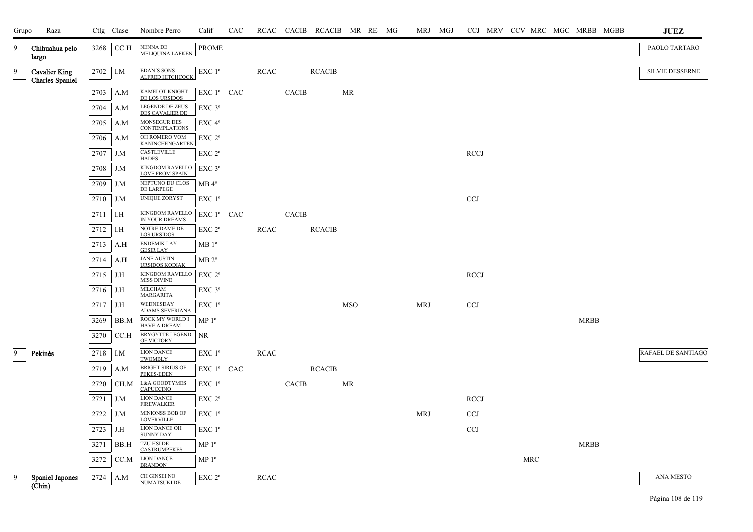| Grupo | Raza | Ctlg | Clase | Nombre Perro | Calif | CAC | RCAC | CACIB | RCACIB | MR | RE | MG | MRJ | MGJ | CCJ | MRV | CCV | MRC | MGC | MRBB | MGBB | JUEZ |
|---|---|---|---|---|---|---|---|---|---|---|---|---|---|---|---|---|---|---|---|---|---|---|
| 9 | Chihuahua pelo largo | 3268 | CC.H | NENNA DE MELIQUINA LAFKEN | PROME | | | | | | | | | | | | | | | | | PAOLO TARTARO |
| 9 | Cavalier King Charles Spaniel | 2702 | I.M | EDAN´S SONS ALFRED HITCHCOCK | EXC 1º | | RCAC | | RCACIB | | | | | | | | | | | | | SILVIE DESSERNE |
| | | 2703 | A.M | KAMELOT KNIGHT DE LOS URSIDOS | EXC 1º | CAC | | CACIB | | MR | | | | | | | | | | | | |
| | | 2704 | A.M | LEGENDE DE ZEUS DES CAVALIER DE | EXC 3º | | | | | | | | | | | | | | | | | |
| | | 2705 | A.M | MONSEGUR DES CONTEMPLATIONS | EXC 4º | | | | | | | | | | | | | | | | | |
| | | 2706 | A.M | OH ROMERO VOM KANINCHENGARTEN | EXC 2º | | | | | | | | | | | | | | | | | |
| | | 2707 | J.M | CASTLEVILLE HADES | EXC 2º | | | | | | | | | | RCCJ | | | | | | | |
| | | 2708 | J.M | KINGDOM RAVELLO LOVE FROM SPAIN | EXC 3º | | | | | | | | | | | | | | | | | |
| | | 2709 | J.M | NEPTUNO DU CLOS DE LARPEGE | MB 4º | | | | | | | | | | | | | | | | | |
| | | 2710 | J.M | UNIQUE ZORYST | EXC 1º | | | | | | | | | | CCJ | | | | | | | |
| | | 2711 | I.H | KINGDOM RAVELLO IN YOUR DREAMS | EXC 1º | CAC | | CACIB | | | | | | | | | | | | | | |
| | | 2712 | I.H | NOTRE DAME DE LOS URSIDOS | EXC 2º | | RCAC | | RCACIB | | | | | | | | | | | | | |
| | | 2713 | A.H | ENDEMIK LAY GESIR LAY | MB 1º | | | | | | | | | | | | | | | | | |
| | | 2714 | A.H | JANE AUSTIN URSIDOS KODIAK | MB 2º | | | | | | | | | | | | | | | | | |
| | | 2715 | J.H | KINGDOM RAVELLO MISS DIVINE | EXC 2º | | | | | | | | | | RCCJ | | | | | | | |
| | | 2716 | J.H | MILCHAM MARGARITA | EXC 3º | | | | | | | | | | | | | | | | | |
| | | 2717 | J.H | WEDNESDAY ADAMS SEVERIANA | EXC 1º | | | | | MSO | | | MRJ | | CCJ | | | | | | | |
| | | 3269 | BB.M | ROCK MY WORLD I HAVE A DREAM | MP 1º | | | | | | | | | | | | | | | MRBB | | |
| | | 3270 | CC.H | BRYGYTTE LEGEND OF VICTORY | NR | | | | | | | | | | | | | | | | | |
| 9 | Pekinés | 2718 | I.M | LION DANCE TWOMBLY | EXC 1º | | RCAC | | | | | | | | | | | | | | | RAFAEL DE SANTIAGO |
| | | 2719 | A.M | BRIGHT SIRIUS OF PEKES-EDEN | EXC 1º | CAC | | | RCACIB | | | | | | | | | | | | | |
| | | 2720 | CH.M | L&A GOODTYMES CAPUCCINO | EXC 1º | | | CACIB | | MR | | | | | | | | | | | | |
| | | 2721 | J.M | LION DANCE FIREWALKER | EXC 2º | | | | | | | | | | RCCJ | | | | | | | |
| | | 2722 | J.M | MINIONSS BOB OF LOVERVILLE | EXC 1º | | | | | | | | MRJ | | CCJ | | | | | | | |
| | | 2723 | J.H | LION DANCE OH SUNNY DAY | EXC 1º | | | | | | | | | | CCJ | | | | | | | |
| | | 3271 | BB.H | TZU HSI DE CASTRUMPEKES | MP 1º | | | | | | | | | | | | | | | MRBB | | |
| | | 3272 | CC.M | LION DANCE BRANDON | MP 1º | | | | | | | | | | | | | MRC | | | | |
| 9 | Spaniel Japones (Chin) | 2724 | A.M | CH GINSEI NO NUMATSUKI DE | EXC 2º | | RCAC | | | | | | | | | | | | | | | ANA MESTO |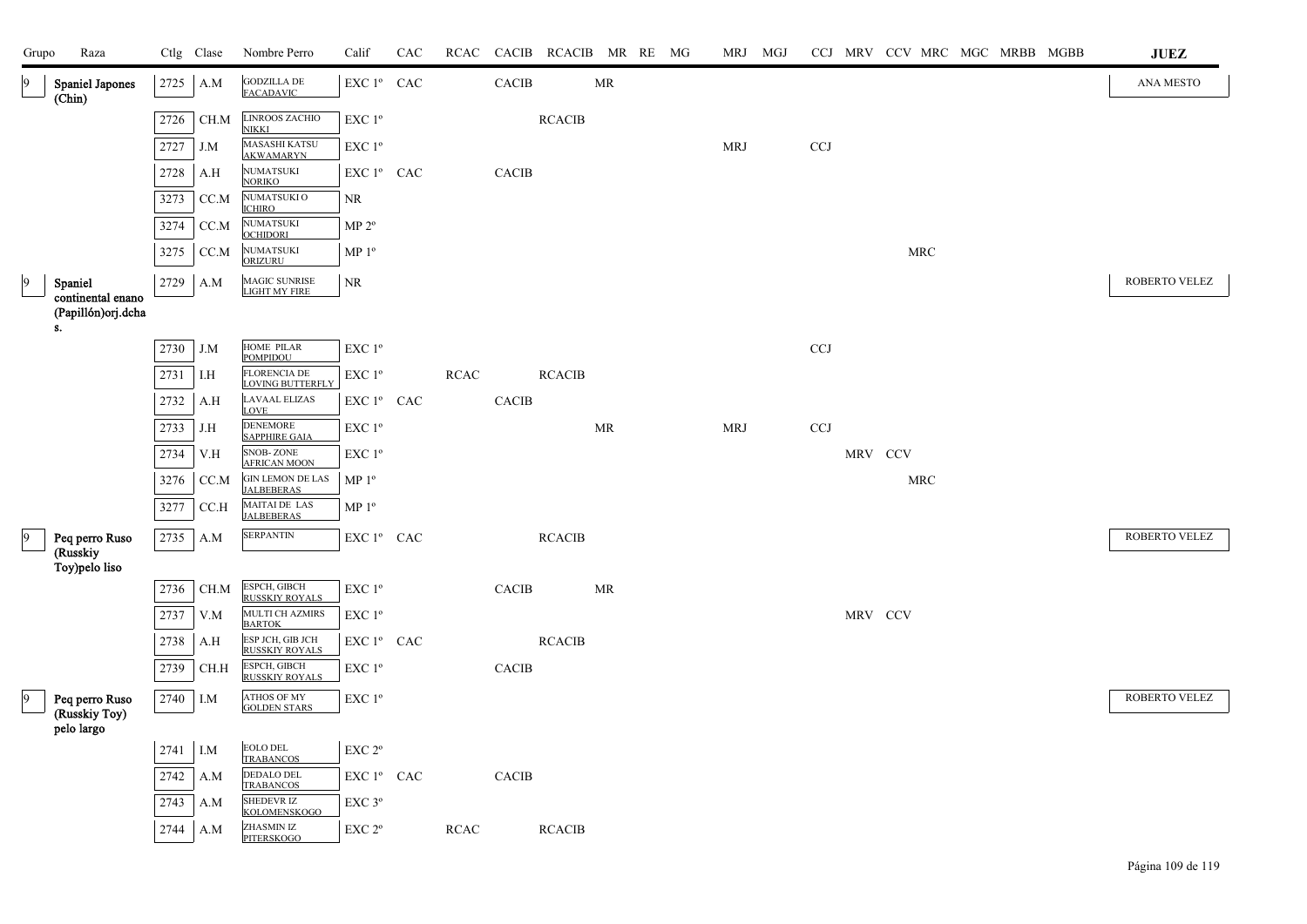| Grupo | Raza | Ctlg | Clase | Nombre Perro | Calif | CAC | RCAC | CACIB | RCACIB | MR | RE | MG | MRJ | MGJ | CCJ | MRV | CCV | MRC | MGC | MRBB | MGBB | JUEZ |
|---|---|---|---|---|---|---|---|---|---|---|---|---|---|---|---|---|---|---|---|---|---|---|
| 9 | Spaniel Japones (Chin) | 2725 | A.M | GODZILLA DE FACADAVIC | EXC 1º | CAC | | CACIB | | MR | | | | | | | | | | | | ANA MESTO |
| | | 2726 | CH.M | LINROOS ZACHIO NIKKI | EXC 1º | | | | RCACIB | | | | | | | | | | | | | |
| | | 2727 | J.M | MASASHI KATSU AKWAMARYN | EXC 1º | | | | | | | | MRJ | | CCJ | | | | | | | |
| | | 2728 | A.H | NUMATSUKI NORIKO | EXC 1º | CAC | | CACIB | | | | | | | | | | | | | | |
| | | 3273 | CC.M | NUMATSUKI O ICHIRO | NR | | | | | | | | | | | | | | | | | |
| | | 3274 | CC.M | NUMATSUKI OCHIDORI | MP 2º | | | | | | | | | | | | | | | | | |
| | | 3275 | CC.M | NUMATSUKI ORIZURU | MP 1º | | | | | | | | | | | | | MRC | | | | |
| 9 | Spaniel continental enano (Papillón)orj.dchas. | 2729 | A.M | MAGIC SUNRISE LIGHT MY FIRE | NR | | | | | | | | | | | | | | | | | ROBERTO VELEZ |
| | | 2730 | J.M | HOME PILAR POMPIDOU | EXC 1º | | | | | | | | | | CCJ | | | | | | | |
| | | 2731 | I.H | FLORENCIA DE LOVING BUTTERFLY | EXC 1º | | RCAC | | RCACIB | | | | | | | | | | | | | |
| | | 2732 | A.H | LAVAAL ELIZAS LOVE | EXC 1º | CAC | | CACIB | | | | | | | | | | | | | | |
| | | 2733 | J.H | DENEMORE SAPPHIRE GAIA | EXC 1º | | | | | MR | | | MRJ | | CCJ | | | | | | | |
| | | 2734 | V.H | SNOB- ZONE AFRICAN MOON | EXC 1º | | | | | | | | | | | MRV | CCV | | | | | |
| | | 3276 | CC.M | GIN LEMON DE LAS JALBEBERAS | MP 1º | | | | | | | | | | | | | MRC | | | | |
| | | 3277 | CC.H | MAITAI DE LAS JALBEBERAS | MP 1º | | | | | | | | | | | | | | | | | |
| 9 | Peq perro Ruso (Russkiy Toy)pelo liso | 2735 | A.M | SERPANTIN | EXC 1º | CAC | | | RCACIB | | | | | | | | | | | | | ROBERTO VELEZ |
| | | 2736 | CH.M | ESPCH, GIBCH RUSSKIY ROYALS | EXC 1º | | | CACIB | | MR | | | | | | | | | | | | |
| | | 2737 | V.M | MULTI CH AZMIRS BARTOK | EXC 1º | | | | | | | | | | | MRV | CCV | | | | | |
| | | 2738 | A.H | ESP JCH, GIB JCH RUSSKIY ROYALS | EXC 1º | CAC | | | RCACIB | | | | | | | | | | | | | |
| | | 2739 | CH.H | ESPCH, GIBCH RUSSKIY ROYALS | EXC 1º | | | CACIB | | | | | | | | | | | | | | |
| 9 | Peq perro Ruso (Russkiy Toy) pelo largo | 2740 | I.M | ATHOS OF MY GOLDEN STARS | EXC 1º | | | | | | | | | | | | | | | | | ROBERTO VELEZ |
| | | 2741 | I.M | EOLO DEL TRABANCOS | EXC 2º | | | | | | | | | | | | | | | | | |
| | | 2742 | A.M | DEDALO DEL TRABANCOS | EXC 1º | CAC | | CACIB | | | | | | | | | | | | | | |
| | | 2743 | A.M | SHEDEVR IZ KOLOMENSKOGO | EXC 3º | | | | | | | | | | | | | | | | | |
| | | 2744 | A.M | ZHASMIN IZ PITERSKOGO | EXC 2º | | RCAC | | RCACIB | | | | | | | | | | | | | |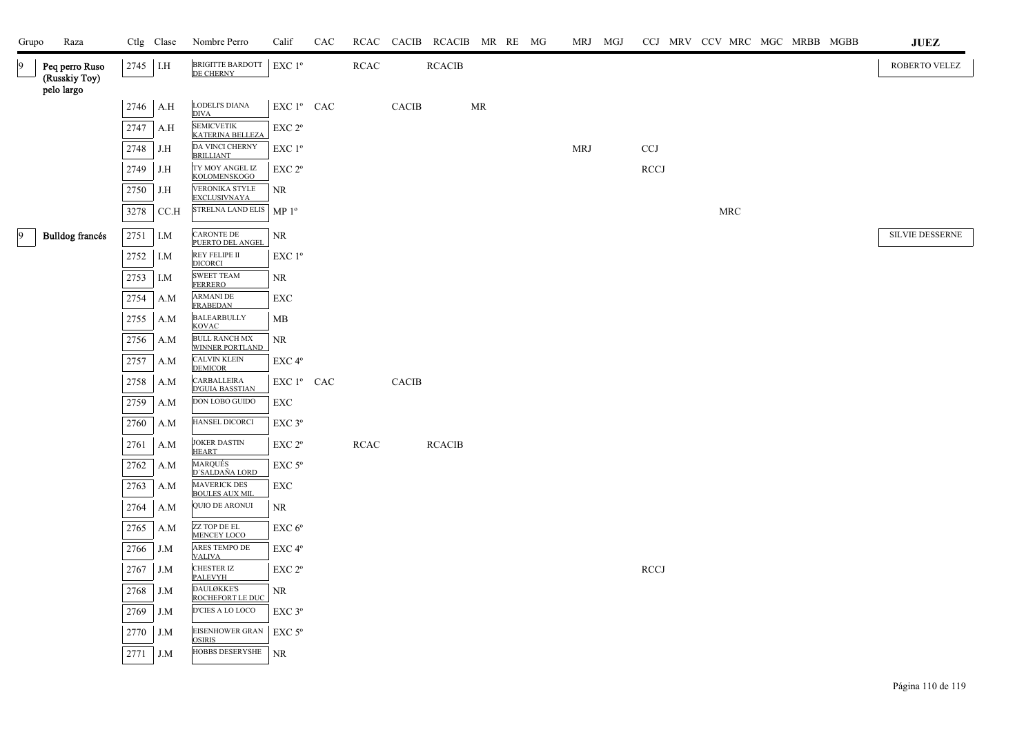| Grupo | Raza | Ctlg | Clase | Nombre Perro | Calif | CAC | RCAC | CACIB | RCACIB | MR | RE | MG | MRJ | MGJ | CCJ | MRV | CCV | MRC | MGC | MRBB | MGBB | JUEZ |
|---|---|---|---|---|---|---|---|---|---|---|---|---|---|---|---|---|---|---|---|---|---|---|
| 9 | Peq perro Ruso (Russkiy Toy) pelo largo | 2745 | I.H | BRIGITTE BARDOTT DE CHERNY | EXC 1º | | RCAC | | RCACIB | | | | | | | | | | | | | ROBERTO VELEZ |
| | | 2746 | A.H | LODELI'S DIANA DIVA | EXC 1º | CAC | | CACIB | | MR | | | | | | | | | | | | |
| | | 2747 | A.H | SEMICVETIK KATERINA BELLEZA | EXC 2º | | | | | | | | | | | | | | | | | |
| | | 2748 | J.H | DA VINCI CHERNY BRILLIANT | EXC 1º | | | | | | | | MRJ | | CCJ | | | | | | | |
| | | 2749 | J.H | TY MOY ANGEL IZ KOLOMENSKOGO | EXC 2º | | | | | | | | | | RCCJ | | | | | | | |
| | | 2750 | J.H | VERONIKA STYLE EXCLUSIVNAYA | NR | | | | | | | | | | | | | | | | | |
| | | 3278 | CC.H | STRELNA LAND ELIS | MP 1º | | | | | | | | | | | | | MRC | | | | |
| 9 | Bulldog francés | 2751 | I.M | CARONTE DE PUERTO DEL ANGEL | NR | | | | | | | | | | | | | | | | | SILVIE DESSERNE |
| | | 2752 | I.M | REY FELIPE II DICORCI | EXC 1º | | | | | | | | | | | | | | | | | |
| | | 2753 | I.M | SWEET TEAM FERRERO | NR | | | | | | | | | | | | | | | | | |
| | | 2754 | A.M | ARMANI DE FRABEDAN | EXC | | | | | | | | | | | | | | | | | |
| | | 2755 | A.M | BALEARBULLY KOVAC | MB | | | | | | | | | | | | | | | | | |
| | | 2756 | A.M | BULL RANCH MX WINNER PORTLAND | NR | | | | | | | | | | | | | | | | | |
| | | 2757 | A.M | CALVIN KLEIN DEMICOR | EXC 4º | | | | | | | | | | | | | | | | | |
| | | 2758 | A.M | CARBALLEIRA D'GUIA BASSTIAN | EXC 1º | CAC | | CACIB | | | | | | | | | | | | | | |
| | | 2759 | A.M | DON LOBO GUIDO | EXC | | | | | | | | | | | | | | | | | |
| | | 2760 | A.M | HANSEL DICORCI | EXC 3º | | | | | | | | | | | | | | | | | |
| | | 2761 | A.M | JOKER DASTIN HEART | EXC 2º | | RCAC | | RCACIB | | | | | | | | | | | | | |
| | | 2762 | A.M | MARQUÉS D´SALDAÑA LORD | EXC 5º | | | | | | | | | | | | | | | | | |
| | | 2763 | A.M | MAVERICK DES BOULES AUX MIL | EXC | | | | | | | | | | | | | | | | | |
| | | 2764 | A.M | QUIO DE ARONUI | NR | | | | | | | | | | | | | | | | | |
| | | 2765 | A.M | ZZ TOP DE EL MENCEY LOCO | EXC 6º | | | | | | | | | | | | | | | | | |
| | | 2766 | J.M | ARES TEMPO DE VALIVA | EXC 4º | | | | | | | | | | | | | | | | | |
| | | 2767 | J.M | CHESTER IZ PALEVYH | EXC 2º | | | | | | | | | | RCCJ | | | | | | | |
| | | 2768 | J.M | DAULØKKE'S ROCHEFORT LE DUC | NR | | | | | | | | | | | | | | | | | |
| | | 2769 | J.M | D'CIES A LO LOCO | EXC 3º | | | | | | | | | | | | | | | | | |
| | | 2770 | J.M | EISENHOWER GRAN OSIRIS | EXC 5º | | | | | | | | | | | | | | | | | |
| | | 2771 | J.M | HOBBS DESERYSHE | NR | | | | | | | | | | | | | | | | | |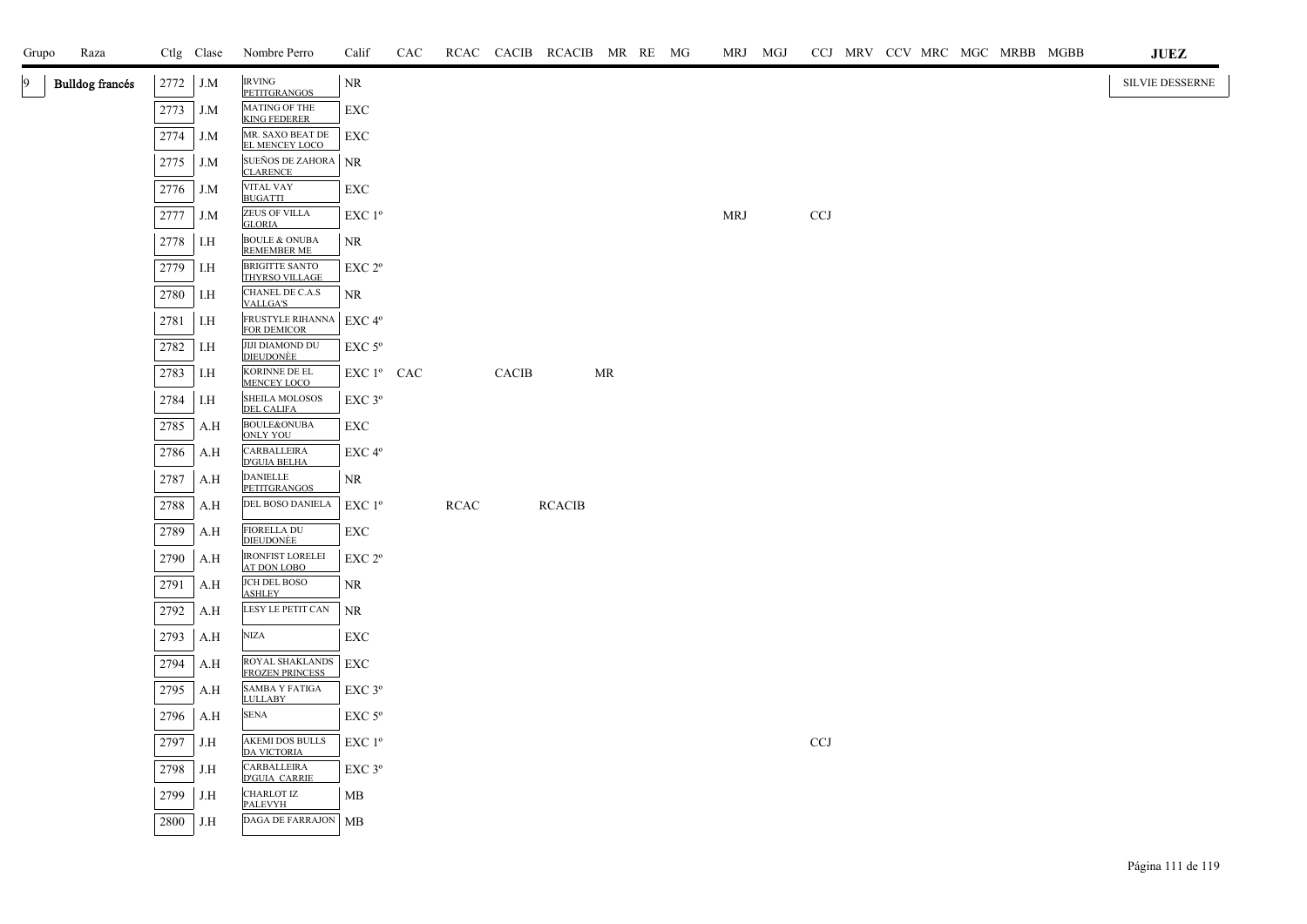| Grupo | Raza | Ctlg | Clase | Nombre Perro | Calif | CAC | RCAC | CACIB | RCACIB | MR | RE | MG | MRJ | MGJ | CCJ | MRV | CCV | MRC | MGC | MRBB | MGBB | JUEZ |
|---|---|---|---|---|---|---|---|---|---|---|---|---|---|---|---|---|---|---|---|---|---|---|
| 9 | Bulldog francés | 2772 | J.M | IRVING PETITGRANGOS | NR | | | | | | | | | | | | | | | | | SILVIE DESSERNE |
| | | 2773 | J.M | MATING OF THE KING FEDERER | EXC | | | | | | | | | | | | | | | | | |
| | | 2774 | J.M | MR. SAXO BEAT DE EL MENCEY LOCO | EXC | | | | | | | | | | | | | | | | | |
| | | 2775 | J.M | SUEÑOS DE ZAHORA CLARENCE | NR | | | | | | | | | | | | | | | | | |
| | | 2776 | J.M | VITAL VAY BUGATTI | EXC | | | | | | | | | | | | | | | | | |
| | | 2777 | J.M | ZEUS OF VILLA GLORIA | EXC 1º | | | | | | | | MRJ | | CCJ | | | | | | | |
| | | 2778 | I.H | BOULE & ONUBA REMEMBER ME | NR | | | | | | | | | | | | | | | | | |
| | | 2779 | I.H | BRIGITTE SANTO THYRSO VILLAGE | EXC 2º | | | | | | | | | | | | | | | | | |
| | | 2780 | I.H | CHANEL DE C.A.S VALLGA'S | NR | | | | | | | | | | | | | | | | | |
| | | 2781 | I.H | FRUSTYLE RIHANNA FOR DEMICOR | EXC 4º | | | | | | | | | | | | | | | | | |
| | | 2782 | I.H | JIJI DIAMOND DU DIEUDONÈE | EXC 5º | | | | | | | | | | | | | | | | | |
| | | 2783 | I.H | KORINNE DE EL MENCEY LOCO | EXC 1º | CAC | | CACIB | | MR | | | | | | | | | | | | |
| | | 2784 | I.H | SHEILA MOLOSOS DEL CALIFA | EXC 3º | | | | | | | | | | | | | | | | | |
| | | 2785 | A.H | BOULE&ONUBA ONLY YOU | EXC | | | | | | | | | | | | | | | | | |
| | | 2786 | A.H | CARBALLEIRA D'GUIA BELHA | EXC 4º | | | | | | | | | | | | | | | | | |
| | | 2787 | A.H | DANIELLE PETITGRANGOS | NR | | | | | | | | | | | | | | | | | |
| | | 2788 | A.H | DEL BOSO DANIELA | EXC 1º | | RCAC | | RCACIB | | | | | | | | | | | | | |
| | | 2789 | A.H | FIORELLA DU DIEUDONÈE | EXC | | | | | | | | | | | | | | | | | |
| | | 2790 | A.H | IRONFIST LORELEI AT DON LOBO | EXC 2º | | | | | | | | | | | | | | | | | |
| | | 2791 | A.H | JCH DEL BOSO ASHLEY | NR | | | | | | | | | | | | | | | | | |
| | | 2792 | A.H | LESY LE PETIT CAN | NR | | | | | | | | | | | | | | | | | |
| | | 2793 | A.H | NIZA | EXC | | | | | | | | | | | | | | | | | |
| | | 2794 | A.H | ROYAL SHAKLANDS FROZEN PRINCESS | EXC | | | | | | | | | | | | | | | | | |
| | | 2795 | A.H | SAMBA Y FATIGA LULLABY | EXC 3º | | | | | | | | | | | | | | | | | |
| | | 2796 | A.H | SENA | EXC 5º | | | | | | | | | | | | | | | | | |
| | | 2797 | J.H | AKEMI DOS BULLS DA VICTORIA | EXC 1º | | | | | | | | | | CCJ | | | | | | | |
| | | 2798 | J.H | CARBALLEIRA D'GUIA CARRIE | EXC 3º | | | | | | | | | | | | | | | | | |
| | | 2799 | J.H | CHARLOT IZ PALEVYH | MB | | | | | | | | | | | | | | | | | |
| | | 2800 | J.H | DAGA DE FARRAJON | MB | | | | | | | | | | | | | | | | | |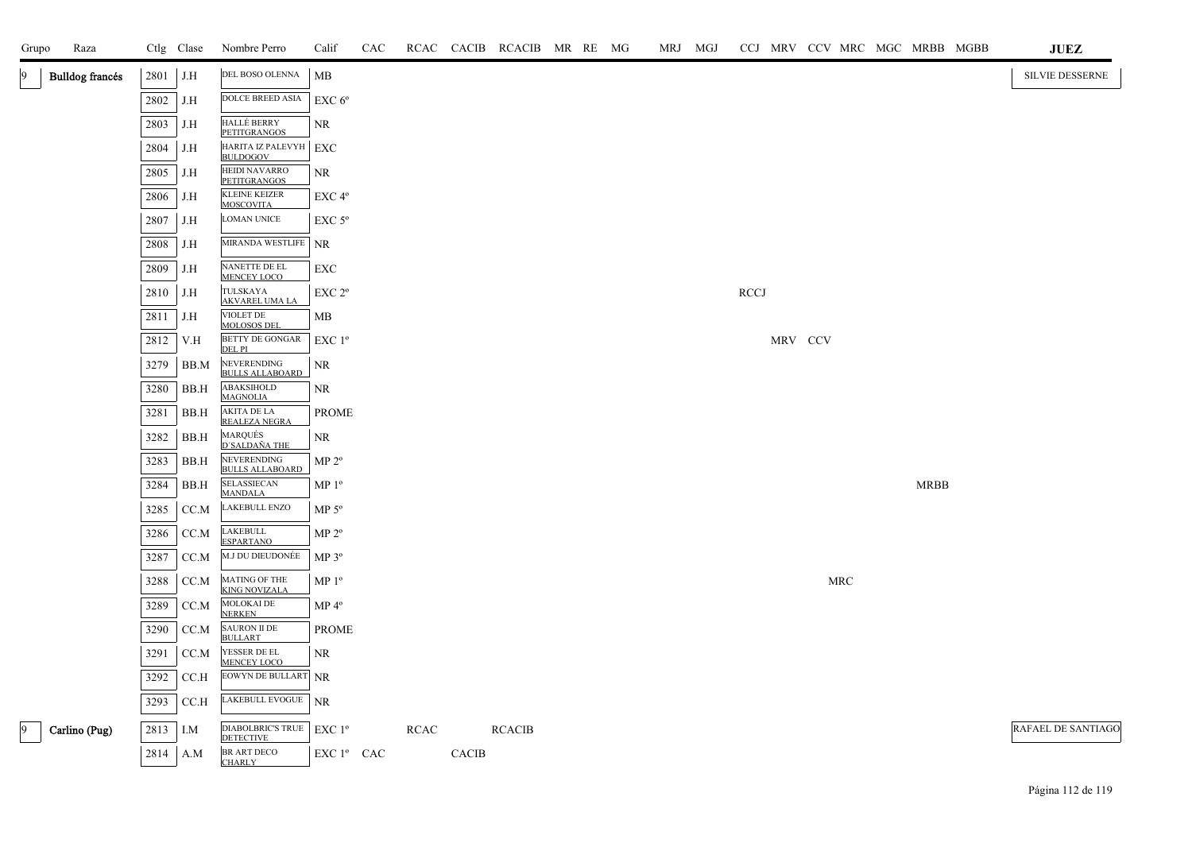| Grupo | Raza | Ctlg | Clase | Nombre Perro | Calif | CAC | RCAC | CACIB | RCACIB | MR | RE | MG | MRJ | MGJ | CCJ | MRV | CCV | MRC | MGC | MRBB | MGBB | JUEZ |
|---|---|---|---|---|---|---|---|---|---|---|---|---|---|---|---|---|---|---|---|---|---|---|
| 9 | Bulldog francés | 2801 | J.H | DEL BOSO OLENNA | MB | | | | | | | | | | | | | | | | | SILVIE DESSERNE |
| | | 2802 | J.H | DOLCE BREED ASIA | EXC 6º | | | | | | | | | | | | | | | | | |
| | | 2803 | J.H | HALLÉ BERRY PETITGRANGOS | NR | | | | | | | | | | | | | | | | | |
| | | 2804 | J.H | HARITA IZ PALEVYH BULDOGOV | EXC | | | | | | | | | | | | | | | | | |
| | | 2805 | J.H | HEIDI NAVARRO PETITGRANGOS | NR | | | | | | | | | | | | | | | | | |
| | | 2806 | J.H | KLEINE KEIZER MOSCOVITA | EXC 4º | | | | | | | | | | | | | | | | | |
| | | 2807 | J.H | LOMAN UNICE | EXC 5º | | | | | | | | | | | | | | | | | |
| | | 2808 | J.H | MIRANDA WESTLIFE | NR | | | | | | | | | | | | | | | | | |
| | | 2809 | J.H | NANETTE DE EL MENCEY LOCO | EXC | | | | | | | | | | | | | | | | | |
| | | 2810 | J.H | TULSKAYA AKVAREL UMA LA | EXC 2º | | | | | | | | | | RCCJ | | | | | | | |
| | | 2811 | J.H | VIOLET DE MOLOSOS DEL | MB | | | | | | | | | | | | | | | | | |
| | | 2812 | V.H | BETTY DE GONGAR DEL PI | EXC 1º | | | | | | | | | | | MRV | CCV | | | | | |
| | | 3279 | BB.M | NEVERENDING BULLS ALLABOARD | NR | | | | | | | | | | | | | | | | | |
| | | 3280 | BB.H | ABAKSIHOLD MAGNOLIA | NR | | | | | | | | | | | | | | | | | |
| | | 3281 | BB.H | AKITA DE LA REALEZA NEGRA | PROME | | | | | | | | | | | | | | | | | |
| | | 3282 | BB.H | MARQUÉS D´SALDAÑA THE | NR | | | | | | | | | | | | | | | | | |
| | | 3283 | BB.H | NEVERENDING BULLS ALLABOARD | MP 2º | | | | | | | | | | | | | | | | | |
| | | 3284 | BB.H | SELASSIECAN MANDALA | MP 1º | | | | | | | | | | | | | | | MRBB | | |
| | | 3285 | CC.M | LAKEBULL ENZO | MP 5º | | | | | | | | | | | | | | | | | |
| | | 3286 | CC.M | LAKEBULL ESPARTANO | MP 2º | | | | | | | | | | | | | | | | | |
| | | 3287 | CC.M | M.J DU DIEUDONÉE | MP 3º | | | | | | | | | | | | | | | | | |
| | | 3288 | CC.M | MATING OF THE KING NOVIZALA | MP 1º | | | | | | | | | | | | | MRC | | | | |
| | | 3289 | CC.M | MOLOKAI DE NERKEN | MP 4º | | | | | | | | | | | | | | | | | |
| | | 3290 | CC.M | SAURON II DE BULLART | PROME | | | | | | | | | | | | | | | | | |
| | | 3291 | CC.M | YESSER DE EL MENCEY LOCO | NR | | | | | | | | | | | | | | | | | |
| | | 3292 | CC.H | EOWYN DE BULLART | NR | | | | | | | | | | | | | | | | | |
| | | 3293 | CC.H | LAKEBULL EVOGUE | NR | | | | | | | | | | | | | | | | | |
| 9 | Carlino (Pug) | 2813 | I.M | DIABOLBRIC'S TRUE DETECTIVE | EXC 1º | | RCAC | | RCACIB | | | | | | | | | | | | | RAFAEL DE SANTIAGO |
| | | 2814 | A.M | BR ART DECO CHARLY | EXC 1º | CAC | | CACIB | | | | | | | | | | | | | | |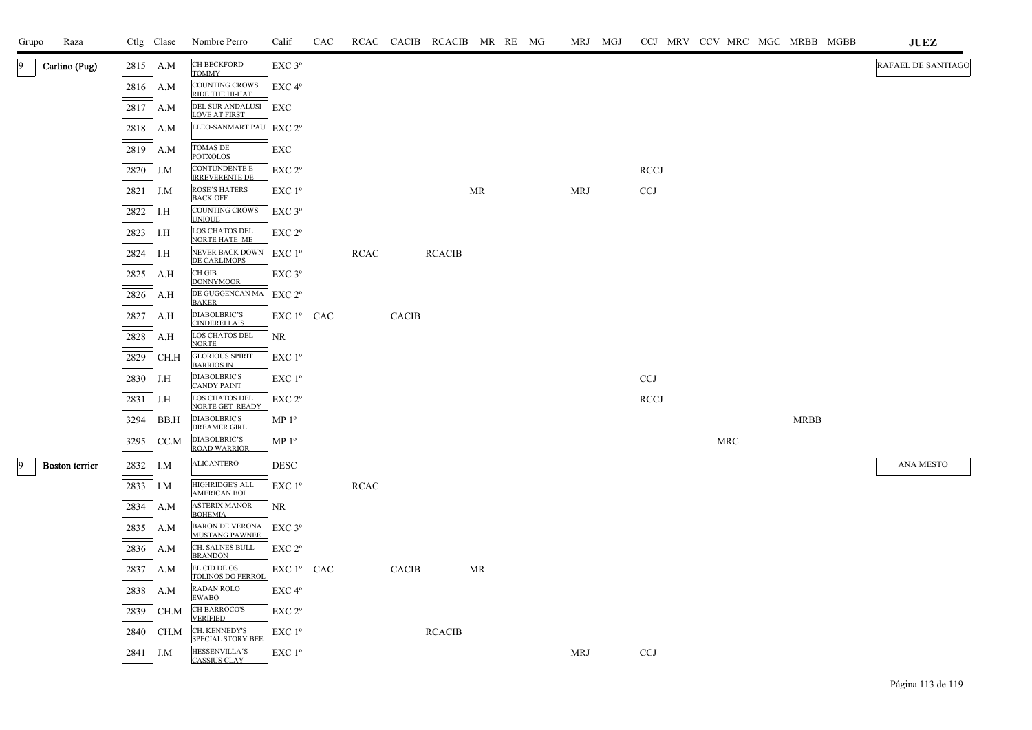| Grupo | Raza | Ctlg | Clase | Nombre Perro | Calif | CAC | RCAC | CACIB | RCACIB | MR | RE | MG | MRJ | MGJ | CCJ | MRV | CCV | MRC | MGC | MRBB | MGBB | JUEZ |
|---|---|---|---|---|---|---|---|---|---|---|---|---|---|---|---|---|---|---|---|---|---|---|
| 9 | Carlino (Pug) | 2815 | A.M | CH BECKFORD TOMMY | EXC 3º | | | | | | | | | | | | | | | | | RAFAEL DE SANTIAGO |
| | | 2816 | A.M | COUNTING CROWS RIDE THE HI-HAT | EXC 4º | | | | | | | | | | | | | | | | | |
| | | 2817 | A.M | DEL SUR ANDALUSI LOVE AT FIRST | EXC | | | | | | | | | | | | | | | | | |
| | | 2818 | A.M | LLEO-SANMART PAU | EXC 2º | | | | | | | | | | | | | | | | | |
| | | 2819 | A.M | TOMAS DE POTXOLOS | EXC | | | | | | | | | | | | | | | | | |
| | | 2820 | J.M | CONTUNDENTE E IRREVERENTE DE | EXC 2º | | | | | | | | | | RCCJ | | | | | | | |
| | | 2821 | J.M | ROSE´S HATERS BACK OFF | EXC 1º | | | | | MR | | | MRJ | | CCJ | | | | | | | |
| | | 2822 | I.H | COUNTING CROWS UNIQUE | EXC 3º | | | | | | | | | | | | | | | | | |
| | | 2823 | I.H | LOS CHATOS DEL NORTE HATE ME | EXC 2º | | | | | | | | | | | | | | | | | |
| | | 2824 | I.H | NEVER BACK DOWN DE CARLIMOPS | EXC 1º | | RCAC | | RCACIB | | | | | | | | | | | | | |
| | | 2825 | A.H | CH GIB. DONNYMOOR | EXC 3º | | | | | | | | | | | | | | | | | |
| | | 2826 | A.H | DE GUGGENCAN MA BAKER | EXC 2º | | | | | | | | | | | | | | | | | |
| | | 2827 | A.H | DIABOLBRIC'S CINDERELLA'S | EXC 1º | CAC | | CACIB | | | | | | | | | | | | | | |
| | | 2828 | A.H | LOS CHATOS DEL NORTE | NR | | | | | | | | | | | | | | | | | |
| | | 2829 | CH.H | GLORIOUS SPIRIT BARRIOS IN | EXC 1º | | | | | | | | | | | | | | | | | |
| | | 2830 | J.H | DIABOLBRIC'S CANDY PAINT | EXC 1º | | | | | | | | | | CCJ | | | | | | | |
| | | 2831 | J.H | LOS CHATOS DEL NORTE GET READY | EXC 2º | | | | | | | | | | RCCJ | | | | | | | |
| | | 3294 | BB.H | DIABOLBRIC'S DREAMER GIRL | MP 1º | | | | | | | | | | | | | | | MRBB | | |
| | | 3295 | CC.M | DIABOLBRIC'S ROAD WARRIOR | MP 1º | | | | | | | | | | | | | MRC | | | | |
| 9 | Boston terrier | 2832 | I.M | ALICANTERO | DESC | | | | | | | | | | | | | | | | | ANA MESTO |
| | | 2833 | I.M | HIGHRIDGE'S ALL AMERICAN BOI | EXC 1º | | RCAC | | | | | | | | | | | | | | | |
| | | 2834 | A.M | ASTERIX MANOR BOHEMIA | NR | | | | | | | | | | | | | | | | | |
| | | 2835 | A.M | BARON DE VERONA MUSTANG PAWNEE | EXC 3º | | | | | | | | | | | | | | | | | |
| | | 2836 | A.M | CH. SALNES BULL BRANDON | EXC 2º | | | | | | | | | | | | | | | | | |
| | | 2837 | A.M | EL CID DE OS TOLINOS DO FERROL | EXC 1º | CAC | | CACIB | | MR | | | | | | | | | | | | |
| | | 2838 | A.M | RADAN ROLO EWABO | EXC 4º | | | | | | | | | | | | | | | | | |
| | | 2839 | CH.M | CH BARROCO'S VERIFIED | EXC 2º | | | | | | | | | | | | | | | | | |
| | | 2840 | CH.M | CH. KENNEDY'S SPECIAL STORY BEE | EXC 1º | | | | RCACIB | | | | | | | | | | | | | |
| | | 2841 | J.M | HESSENVILLA´S CASSIUS CLAY | EXC 1º | | | | | | | | MRJ | | CCJ | | | | | | | |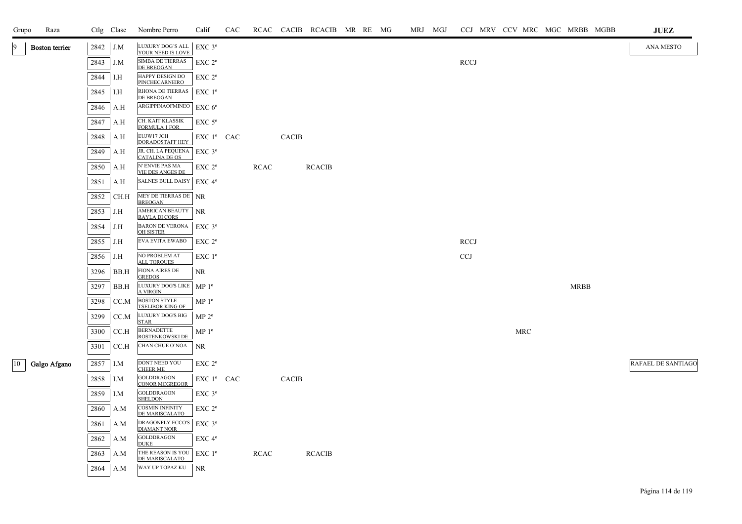| Grupo | Raza | Ctlg | Clase | Nombre Perro | Calif | CAC | RCAC | CACIB | RCACIB | MR | RE | MG | MRJ | MGJ | CCJ | MRV | CCV | MRC | MGC | MRBB | MGBB | JUEZ |
|---|---|---|---|---|---|---|---|---|---|---|---|---|---|---|---|---|---|---|---|---|---|---|
| 9 | Boston terrier | 2842 | J.M | LUXURY DOG´S ALL YOUR NEED IS LOVE | EXC 3º | | | | | | | | | | | | | | | | | ANA MESTO |
| | | 2843 | J.M | SIMBA DE TIERRAS DE BREOGAN | EXC 2º | | | | | | | | | | RCCJ | | | | | | | |
| | | 2844 | I.H | HAPPY DESIGN DO PINCHECARNEIRO | EXC 2º | | | | | | | | | | | | | | | | | |
| | | 2845 | I.H | RHONA DE TIERRAS DE BREOGAN | EXC 1º | | | | | | | | | | | | | | | | | |
| | | 2846 | A.H | ARGIPPINAOFMINEO | EXC 6º | | | | | | | | | | | | | | | | | |
| | | 2847 | A.H | CH. KAIT KLASSIK FORMULA 1 FOR | EXC 5º | | | | | | | | | | | | | | | | | |
| | | 2848 | A.H | EUJW17 JCH DORADOSTAFF HEY | EXC 1º | CAC | | CACIB | | | | | | | | | | | | | | |
| | | 2849 | A.H | JR. CH. LA PEQUENA CATALINA DE OS | EXC 3º | | | | | | | | | | | | | | | | | |
| | | 2850 | A.H | N' ENVIE PAS MA VIE DES ANGES DE | EXC 2º | | RCAC | | RCACIB | | | | | | | | | | | | | |
| | | 2851 | A.H | SALNES BULL DAISY | EXC 4º | | | | | | | | | | | | | | | | | |
| | | 2852 | CH.H | MEY DE TIERRAS DE BREOGAN | NR | | | | | | | | | | | | | | | | | |
| | | 2853 | J.H | AMERICAN BEAUTY RAYLA DI CORS | NR | | | | | | | | | | | | | | | | | |
| | | 2854 | J.H | BARON DE VERONA OH SISTER | EXC 3º | | | | | | | | | | | | | | | | | |
| | | 2855 | J.H | EVA EVITA EWABO | EXC 2º | | | | | | | | | | RCCJ | | | | | | | |
| | | 2856 | J.H | NO PROBLEM AT ALL TORQUES | EXC 1º | | | | | | | | | | CCJ | | | | | | | |
| | | 3296 | BB.H | FIONA AIRES DE GREDOS | NR | | | | | | | | | | | | | | | | | |
| | | 3297 | BB.H | LUXURY DOG'S LIKE A VIRGIN | MP 1º | | | | | | | | | | | | | | | MRBB | | |
| | | 3298 | CC.M | BOSTON STYLE TSELIBOR KING OF | MP 1º | | | | | | | | | | | | | | | | | |
| | | 3299 | CC.M | LUXURY DOG'S BIG STAR | MP 2º | | | | | | | | | | | | | | | | | |
| | | 3300 | CC.H | BERNADETTE ROSTENKOWSKI DE | MP 1º | | | | | | | | | | | | | MRC | | | | |
| | | 3301 | CC.H | CHAN CHUE O'NOA | NR | | | | | | | | | | | | | | | | | |
| 10 | Galgo Afgano | 2857 | I.M | DONT NEED YOU CHEER ME | EXC 2º | | | | | | | | | | | | | | | | | RAFAEL DE SANTIAGO |
| | | 2858 | I.M | GOLDDRAGON CONOR MCGREGOR | EXC 1º | CAC | | CACIB | | | | | | | | | | | | | | |
| | | 2859 | I.M | GOLDDRAGON SHELDON | EXC 3º | | | | | | | | | | | | | | | | | |
| | | 2860 | A.M | COSMIN INFINITY DE MARISCALATO | EXC 2º | | | | | | | | | | | | | | | | | |
| | | 2861 | A.M | DRAGONFLY ECCO'S DIAMANT NOIR | EXC 3º | | | | | | | | | | | | | | | | | |
| | | 2862 | A.M | GOLDDRAGON DUKE | EXC 4º | | | | | | | | | | | | | | | | | |
| | | 2863 | A.M | THE REASON IS YOU DE MARISCALATO | EXC 1º | | RCAC | | RCACIB | | | | | | | | | | | | | |
| | | 2864 | A.M | WAY UP TOPAZ KU | NR | | | | | | | | | | | | | | | | | |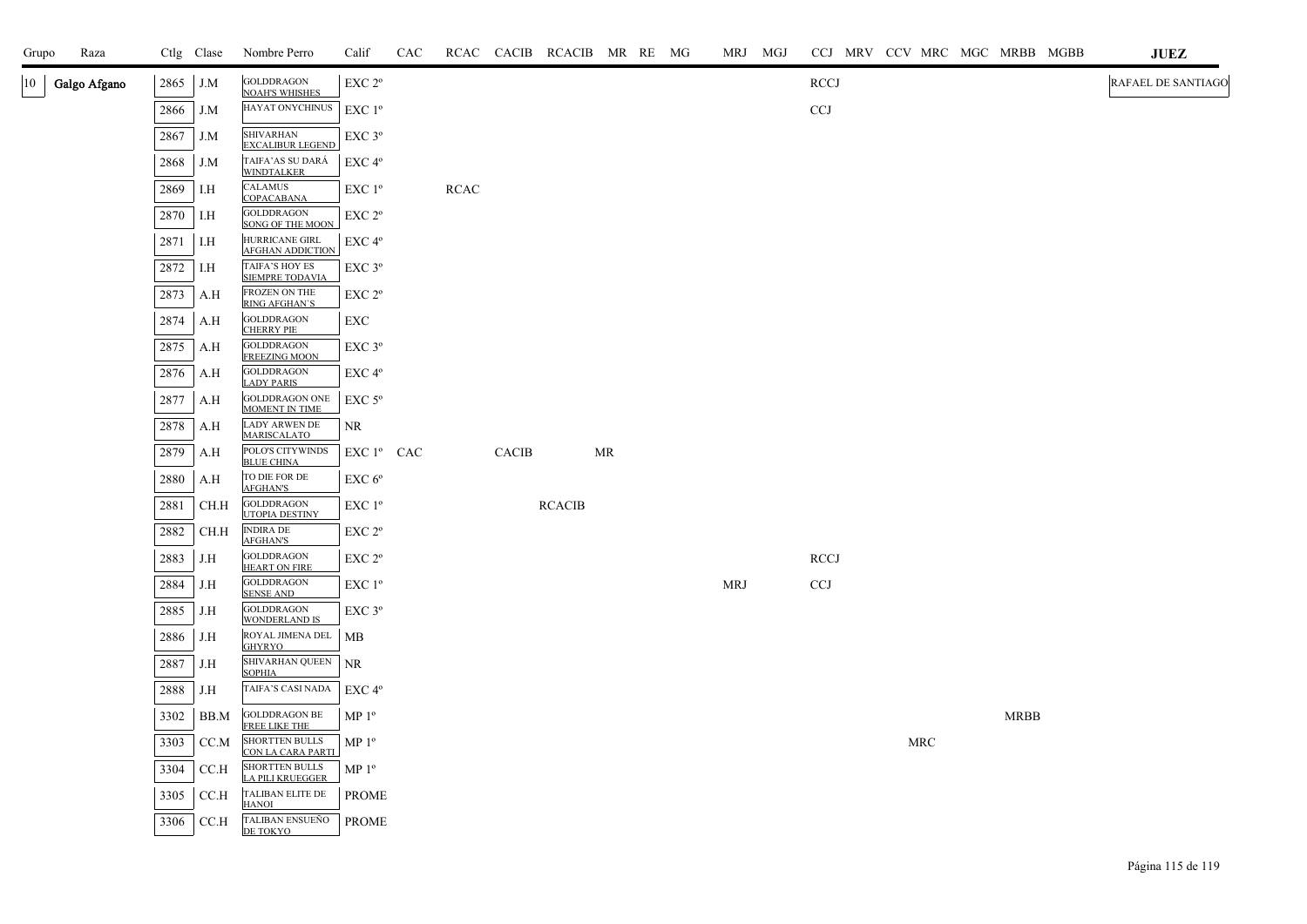| Grupo | Raza | Ctlg | Clase | Nombre Perro | Calif | CAC | RCAC | CACIB | RCACIB | MR | RE | MG | MRJ | MGJ | CCJ | MRV | CCV | MRC | MGC | MRBB | MGBB | JUEZ |
|---|---|---|---|---|---|---|---|---|---|---|---|---|---|---|---|---|---|---|---|---|---|---|
| 10 | Galgo Afgano | 2865 | J.M | GOLDDRAGON NOAH'S WHISHES | EXC 2º | | | | | | | | | | RCCJ | | | | | | | RAFAEL DE SANTIAGO |
| | | 2866 | J.M | HAYAT ONYCHINUS | EXC 1º | | | | | | | | | | CCJ | | | | | | | |
| | | 2867 | J.M | SHIVARHAN EXCALIBUR LEGEND | EXC 3º | | | | | | | | | | | | | | | | | |
| | | 2868 | J.M | TAIFA'AS SU DARÁ WINDTALKER | EXC 4º | | | | | | | | | | | | | | | | | |
| | | 2869 | I.H | CALAMUS COPACABANA | EXC 1º | | RCAC | | | | | | | | | | | | | | | |
| | | 2870 | I.H | GOLDDRAGON SONG OF THE MOON | EXC 2º | | | | | | | | | | | | | | | | | |
| | | 2871 | I.H | HURRICANE GIRL AFGHAN ADDICTION | EXC 4º | | | | | | | | | | | | | | | | | |
| | | 2872 | I.H | TAIFA'S HOY ES SIEMPRE TODAVIA | EXC 3º | | | | | | | | | | | | | | | | | |
| | | 2873 | A.H | FROZEN ON THE RING AFGHAN'S | EXC 2º | | | | | | | | | | | | | | | | | |
| | | 2874 | A.H | GOLDDRAGON CHERRY PIE | EXC | | | | | | | | | | | | | | | | | |
| | | 2875 | A.H | GOLDDRAGON FREEZING MOON | EXC 3º | | | | | | | | | | | | | | | | | |
| | | 2876 | A.H | GOLDDRAGON LADY PARIS | EXC 4º | | | | | | | | | | | | | | | | | |
| | | 2877 | A.H | GOLDDRAGON ONE MOMENT IN TIME | EXC 5º | | | | | | | | | | | | | | | | | |
| | | 2878 | A.H | LADY ARWEN DE MARISCALATO | NR | | | | | | | | | | | | | | | | | |
| | | 2879 | A.H | POLO'S CITYWINDS BLUE CHINA | EXC 1º | CAC | | CACIB | | MR | | | | | | | | | | | | |
| | | 2880 | A.H | TO DIE FOR DE AFGHAN'S | EXC 6º | | | | | | | | | | | | | | | | | |
| | | 2881 | CH.H | GOLDDRAGON UTOPIA DESTINY | EXC 1º | | | | RCACIB | | | | | | | | | | | | | |
| | | 2882 | CH.H | INDIRA DE AFGHAN'S | EXC 2º | | | | | | | | | | | | | | | | | |
| | | 2883 | J.H | GOLDDRAGON HEART ON FIRE | EXC 2º | | | | | | | | | | RCCJ | | | | | | | |
| | | 2884 | J.H | GOLDDRAGON SENSE AND | EXC 1º | | | | | | | | MRJ | | CCJ | | | | | | | |
| | | 2885 | J.H | GOLDDRAGON WONDERLAND IS | EXC 3º | | | | | | | | | | | | | | | | | |
| | | 2886 | J.H | ROYAL JIMENA DEL GHYRYO | MB | | | | | | | | | | | | | | | | | |
| | | 2887 | J.H | SHIVARHAN QUEEN SOPHIA | NR | | | | | | | | | | | | | | | | | |
| | | 2888 | J.H | TAIFA'S CASI NADA | EXC 4º | | | | | | | | | | | | | | | | | |
| | | 3302 | BB.M | GOLDDRAGON BE FREE LIKE THE | MP 1º | | | | | | | | | | | | | | | MRBB | | |
| | | 3303 | CC.M | SHORTTEN BULLS CON LA CARA PARTI | MP 1º | | | | | | | | | | | | | MRC | | | | |
| | | 3304 | CC.H | SHORTTEN BULLS LA PILI KRUEGGER | MP 1º | | | | | | | | | | | | | | | | | |
| | | 3305 | CC.H | TALIBAN ELITE DE HANOI | PROME | | | | | | | | | | | | | | | | | |
| | | 3306 | CC.H | TALIBAN ENSUEÑO DE TOKYO | PROME | | | | | | | | | | | | | | | | | |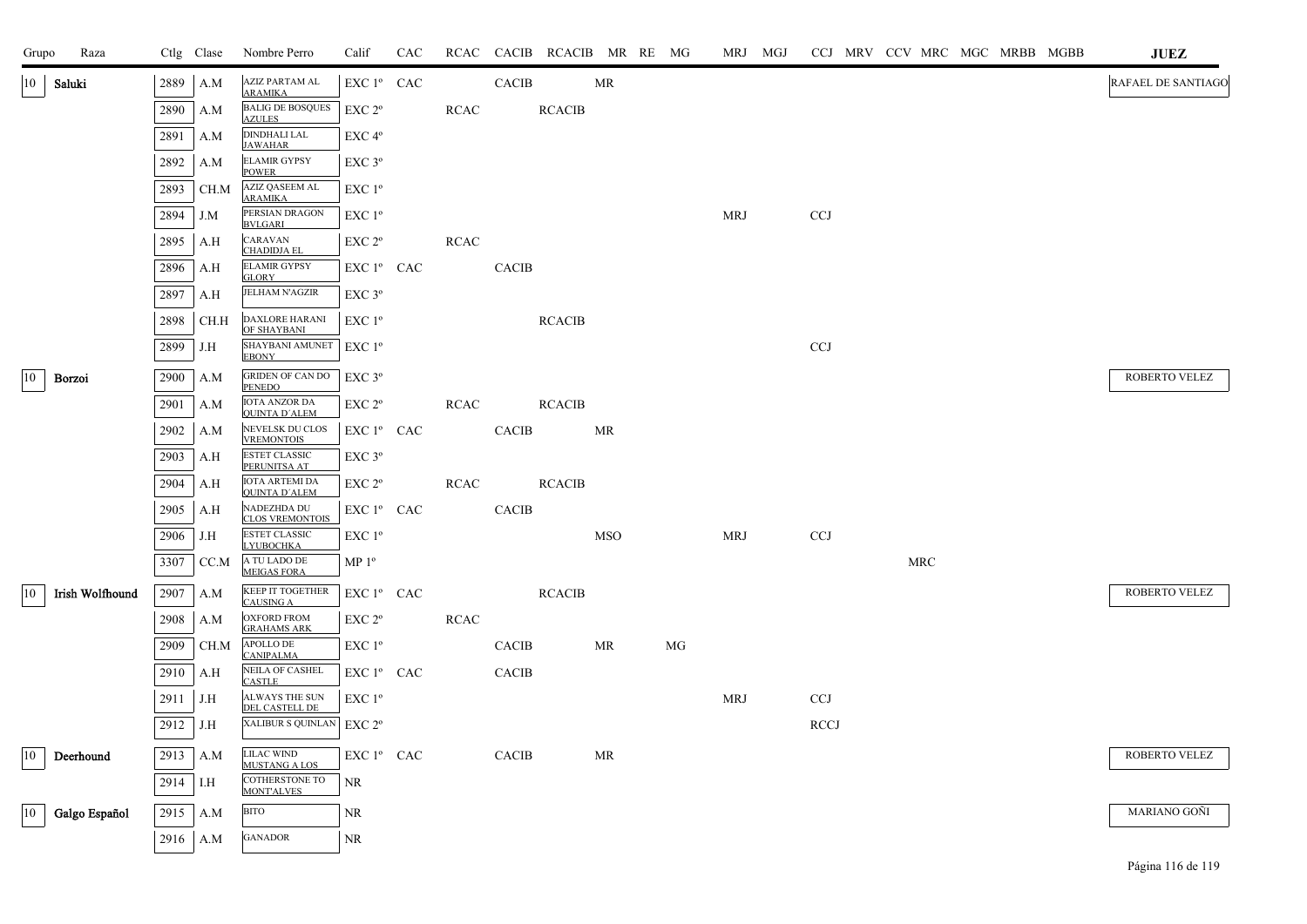| Grupo | Raza | Ctlg | Clase | Nombre Perro | Calif | CAC | RCAC | CACIB | RCACIB | MR | RE | MG | MRJ | MGJ | CCJ | MRV | CCV | MRC | MGC | MRBB | MGBB | JUEZ |
|---|---|---|---|---|---|---|---|---|---|---|---|---|---|---|---|---|---|---|---|---|---|---|
| 10 | Saluki | 2889 | A.M | AZIZ PARTAM AL ARAMIKA | EXC 1º | CAC | | CACIB | | MR | | | | | | | | | | | | RAFAEL DE SANTIAGO |
| | | 2890 | A.M | BALIG DE BOSQUES AZULES | EXC 2º | | RCAC | | RCACIB | | | | | | | | | | | | | |
| | | 2891 | A.M | DINDHALI LAL JAWAHAR | EXC 4º | | | | | | | | | | | | | | | | | |
| | | 2892 | A.M | ELAMIR GYPSY POWER | EXC 3º | | | | | | | | | | | | | | | | | |
| | | 2893 | CH.M | AZIZ QASEEM AL ARAMIKA | EXC 1º | | | | | | | | | | | | | | | | | |
| | | 2894 | J.M | PERSIAN DRAGON BVLGARI | EXC 1º | | | | | | | | MRJ | | CCJ | | | | | | | |
| | | 2895 | A.H | CARAVAN CHADIDJA EL | EXC 2º | | RCAC | | | | | | | | | | | | | | | |
| | | 2896 | A.H | ELAMIR GYPSY GLORY | EXC 1º | CAC | | CACIB | | | | | | | | | | | | | | |
| | | 2897 | A.H | JELHAM N'AGZIR | EXC 3º | | | | | | | | | | | | | | | | | |
| | | 2898 | CH.H | DAXLORE HARANI OF SHAYBANI | EXC 1º | | | | RCACIB | | | | | | | | | | | | | |
| | | 2899 | J.H | SHAYBANI AMUNET EBONY | EXC 1º | | | | | | | | | | CCJ | | | | | | | |
| 10 | Borzoi | 2900 | A.M | GRIDEN OF CAN DO PENEDO | EXC 3º | | | | | | | | | | | | | | | | | ROBERTO VELEZ |
| | | 2901 | A.M | IOTA ANZOR DA QUINTA D´ALEM | EXC 2º | | RCAC | | RCACIB | | | | | | | | | | | | | |
| | | 2902 | A.M | NEVELSK DU CLOS VREMONTOIS | EXC 1º | CAC | | CACIB | | MR | | | | | | | | | | | | |
| | | 2903 | A.H | ESTET CLASSIC PERUNITSA AT | EXC 3º | | | | | | | | | | | | | | | | | |
| | | 2904 | A.H | IOTA ARTEMI DA QUINTA D´ALEM | EXC 2º | | RCAC | | RCACIB | | | | | | | | | | | | | |
| | | 2905 | A.H | NADEZHDA DU CLOS VREMONTOIS | EXC 1º | CAC | | CACIB | | | | | | | | | | | | | | |
| | | 2906 | J.H | ESTET CLASSIC LYUBOCHKA | EXC 1º | | | | | MSO | | | MRJ | | CCJ | | | | | | | |
| | | 3307 | CC.M | A TU LADO DE MEIGAS FORA | MP 1º | | | | | | | | | | | | | MRC | | | | |
| 10 | Irish Wolfhound | 2907 | A.M | KEEP IT TOGETHER CAUSING A | EXC 1º | CAC | | | RCACIB | | | | | | | | | | | | | ROBERTO VELEZ |
| | | 2908 | A.M | OXFORD FROM GRAHAMS ARK | EXC 2º | | RCAC | | | | | | | | | | | | | | | |
| | | 2909 | CH.M | APOLLO DE CANIPALMA | EXC 1º | | | CACIB | | MR | | MG | | | | | | | | | | |
| | | 2910 | A.H | NEILA OF CASHEL CASTLE | EXC 1º | CAC | | CACIB | | | | | | | | | | | | | | |
| | | 2911 | J.H | ALWAYS THE SUN DEL CASTELL DE | EXC 1º | | | | | | | | MRJ | | CCJ | | | | | | | |
| | | 2912 | J.H | XALIBUR S QUINLAN | EXC 2º | | | | | | | | | | RCCJ | | | | | | | |
| 10 | Deerhound | 2913 | A.M | LILAC WIND MUSTANG A LOS | EXC 1º | CAC | | CACIB | | MR | | | | | | | | | | | | ROBERTO VELEZ |
| | | 2914 | I.H | COTHERSTONE TO MONT'ALVES | NR | | | | | | | | | | | | | | | | | |
| 10 | Galgo Español | 2915 | A.M | BITO | NR | | | | | | | | | | | | | | | | | MARIANO GOÑI |
| | | 2916 | A.M | GANADOR | NR | | | | | | | | | | | | | | | | | |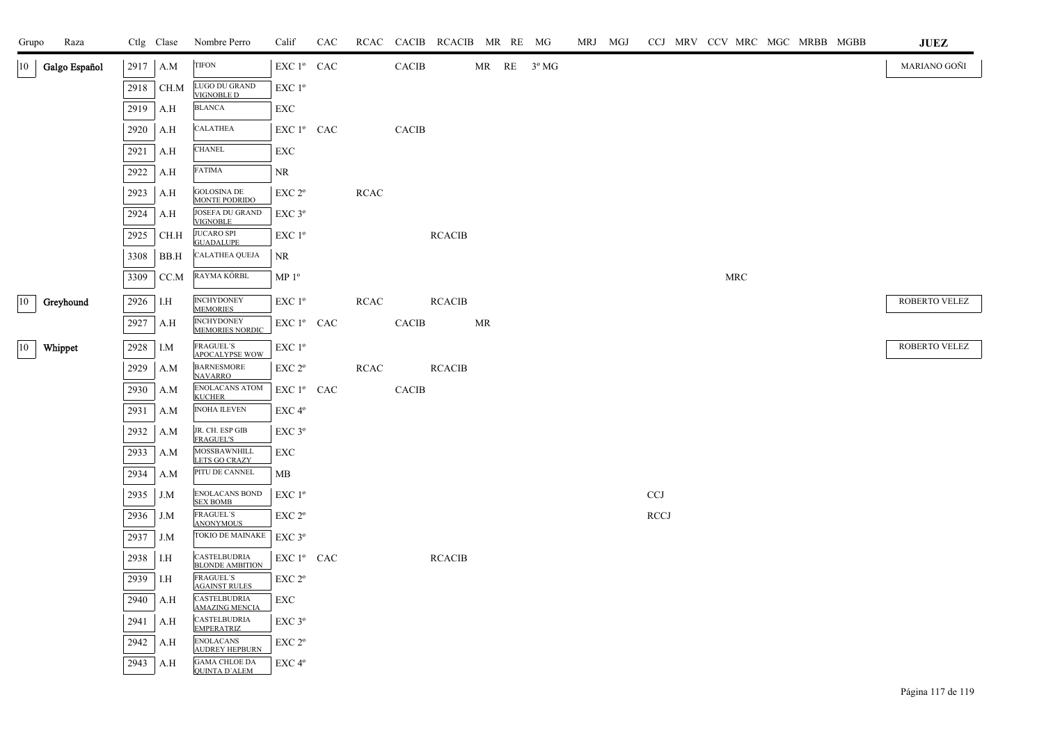| Grupo | Raza | Ctlg | Clase | Nombre Perro | Calif | CAC | RCAC | CACIB | RCACIB | MR | RE | MG | MRJ | MGJ | CCJ | MRV | CCV | MRC | MGC | MRBB | MGBB | JUEZ |
|---|---|---|---|---|---|---|---|---|---|---|---|---|---|---|---|---|---|---|---|---|---|---|
| 10 | Galgo Español | 2917 | A.M | TIFON | EXC 1º | CAC | | CACIB | | MR | RE | 3º MG | | | | | | | | | | MARIANO GOÑI |
| | | 2918 | CH.M | LUGO DU GRAND VIGNOBLE D | EXC 1º | | | | | | | | | | | | | | | | | |
| | | 2919 | A.H | BLANCA | EXC | | | | | | | | | | | | | | | | | |
| | | 2920 | A.H | CALATHEA | EXC 1º | CAC | | CACIB | | | | | | | | | | | | | | |
| | | 2921 | A.H | CHANEL | EXC | | | | | | | | | | | | | | | | | |
| | | 2922 | A.H | FATIMA | NR | | | | | | | | | | | | | | | | | |
| | | 2923 | A.H | GOLOSINA DE MONTE PODRIDO | EXC 2º | | RCAC | | | | | | | | | | | | | | | |
| | | 2924 | A.H | JOSEFA DU GRAND VIGNOBLE | EXC 3º | | | | | | | | | | | | | | | | | |
| | | 2925 | CH.H | JUCARO SPI GUADALUPE | EXC 1º | | | | RCACIB | | | | | | | | | | | | | |
| | | 3308 | BB.H | CALATHEA QUEJA | NR | | | | | | | | | | | | | | | | | |
| | | 3309 | CC.M | RAYMA KÖRBL | MP 1º | | | | | | | | | | | | | MRC | | | | |
| 10 | Greyhound | 2926 | I.H | INCHYDONEY MEMORIES | EXC 1º | | RCAC | | RCACIB | | | | | | | | | | | | | ROBERTO VELEZ |
| | | 2927 | A.H | INCHYDONEY MEMORIES NORDIC | EXC 1º | CAC | | CACIB | | MR | | | | | | | | | | | | |
| 10 | Whippet | 2928 | I.M | FRAGUEL´S APOCALYPSE WOW | EXC 1º | | | | | | | | | | | | | | | | | ROBERTO VELEZ |
| | | 2929 | A.M | BARNESMORE NAVARRO | EXC 2º | | RCAC | | RCACIB | | | | | | | | | | | | | |
| | | 2930 | A.M | ENOLACANS ATOM KUCHER | EXC 1º | CAC | | CACIB | | | | | | | | | | | | | | |
| | | 2931 | A.M | INOHA ILEVEN | EXC 4º | | | | | | | | | | | | | | | | | |
| | | 2932 | A.M | JR. CH. ESP GIB FRAGUEL'S | EXC 3º | | | | | | | | | | | | | | | | | |
| | | 2933 | A.M | MOSSBAWNHILL LETS GO CRAZY | EXC | | | | | | | | | | | | | | | | | |
| | | 2934 | A.M | PITU DE CANNEL | MB | | | | | | | | | | | | | | | | | |
| | | 2935 | J.M | ENOLACANS BOND SEX BOMB | EXC 1º | | | | | | | | | | CCJ | | | | | | | |
| | | 2936 | J.M | FRAGUEL´S ANONYMOUS | EXC 2º | | | | | | | | | | RCCJ | | | | | | | |
| | | 2937 | J.M | TOKIO DE MAINAKE | EXC 3º | | | | | | | | | | | | | | | | | |
| | | 2938 | I.H | CASTELBUDRIA BLONDE AMBITION | EXC 1º | CAC | | | RCACIB | | | | | | | | | | | | | |
| | | 2939 | I.H | FRAGUEL´S AGAINST RULES | EXC 2º | | | | | | | | | | | | | | | | | |
| | | 2940 | A.H | CASTELBUDRIA AMAZING MENCIA | EXC | | | | | | | | | | | | | | | | | |
| | | 2941 | A.H | CASTELBUDRIA EMPERATRIZ | EXC 3º | | | | | | | | | | | | | | | | | |
| | | 2942 | A.H | ENOLACANS AUDREY HEPBURN | EXC 2º | | | | | | | | | | | | | | | | | |
| | | 2943 | A.H | GAMA CHLOE DA QUINTA D´ALEM | EXC 4º | | | | | | | | | | | | | | | | | |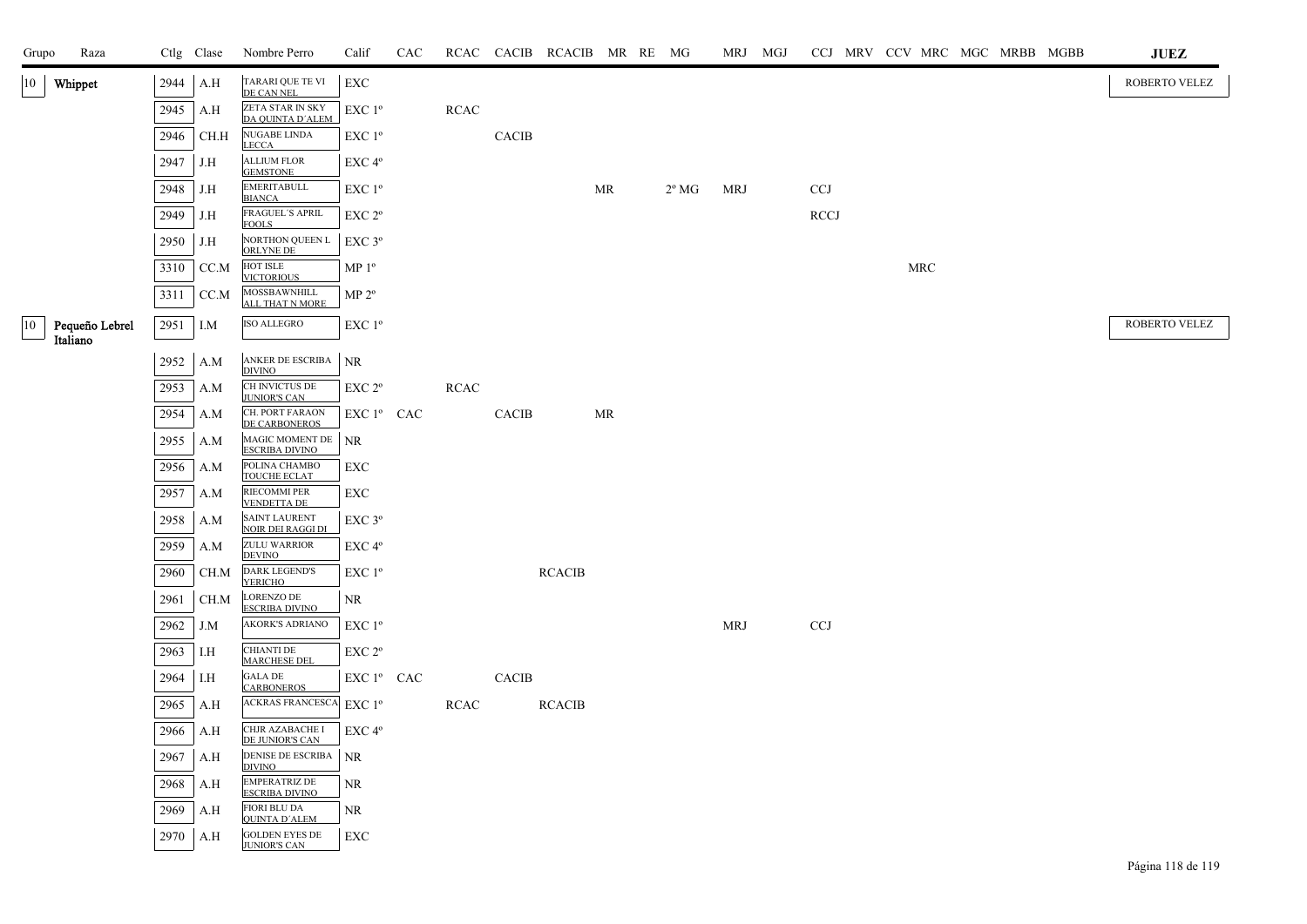| Grupo | Raza | Ctlg | Clase | Nombre Perro | Calif | CAC | RCAC | CACIB | RCACIB | MR | RE | MG | MRJ | MGJ | CCJ | MRV | CCV | MRC | MGC | MRBB | MGBB | JUEZ |
|---|---|---|---|---|---|---|---|---|---|---|---|---|---|---|---|---|---|---|---|---|---|---|
| 10 | Whippet | 2944 | A.H | TARARI QUE TE VI DE CAN NEL | EXC | | | | | | | | | | | | | | | | | ROBERTO VELEZ |
| | | 2945 | A.H | ZETA STAR IN SKY DA QUINTA D´ALEM | EXC 1º | | RCAC | | | | | | | | | | | | | | | |
| | | 2946 | CH.H | NUGABE LINDA LECCA | EXC 1º | | | CACIB | | | | | | | | | | | | | | |
| | | 2947 | J.H | ALLIUM FLOR GEMSTONE | EXC 4º | | | | | | | | | | | | | | | | | |
| | | 2948 | J.H | EMERITABULL BIANCA | EXC 1º | | | | | MR | | 2º MG | MRJ | | CCJ | | | | | | | |
| | | 2949 | J.H | FRAGUEL´S APRIL FOOLS | EXC 2º | | | | | | | | | | RCCJ | | | | | | | |
| | | 2950 | J.H | NORTHON QUEEN L ORLYNE DE | EXC 3º | | | | | | | | | | | | | | | | | |
| | | 3310 | CC.M | HOT ISLE VICTORIOUS | MP 1º | | | | | | | | | | | | | MRC | | | | |
| | | 3311 | CC.M | MOSSBAWNHILL ALL THAT N MORE | MP 2º | | | | | | | | | | | | | | | | | |
| 10 | Pequeño Lebrel Italiano | 2951 | I.M | ISO ALLEGRO | EXC 1º | | | | | | | | | | | | | | | | | ROBERTO VELEZ |
| | | 2952 | A.M | ANKER DE ESCRIBA DIVINO | NR | | | | | | | | | | | | | | | | | |
| | | 2953 | A.M | CH INVICTUS DE JUNIOR'S CAN | EXC 2º | | RCAC | | | | | | | | | | | | | | | |
| | | 2954 | A.M | CH. PORT FARAON DE CARBONEROS | EXC 1º | CAC | | CACIB | | MR | | | | | | | | | | | | |
| | | 2955 | A.M | MAGIC MOMENT DE ESCRIBA DIVINO | NR | | | | | | | | | | | | | | | | | |
| | | 2956 | A.M | POLINA CHAMBO TOUCHE ECLAT | EXC | | | | | | | | | | | | | | | | | |
| | | 2957 | A.M | RIECOMMI PER VENDETTA DE | EXC | | | | | | | | | | | | | | | | | |
| | | 2958 | A.M | SAINT LAURENT NOIR DEI RAGGI DI | EXC 3º | | | | | | | | | | | | | | | | | |
| | | 2959 | A.M | ZULU WARRIOR DEVINO | EXC 4º | | | | | | | | | | | | | | | | | |
| | | 2960 | CH.M | DARK LEGEND'S YERICHO | EXC 1º | | | | RCACIB | | | | | | | | | | | | | |
| | | 2961 | CH.M | LORENZO DE ESCRIBA DIVINO | NR | | | | | | | | | | | | | | | | | |
| | | 2962 | J.M | AKORK'S ADRIANO | EXC 1º | | | | | | | | MRJ | | CCJ | | | | | | | |
| | | 2963 | I.H | CHIANTI DE MARCHESE DEL | EXC 2º | | | | | | | | | | | | | | | | | |
| | | 2964 | I.H | GALA DE CARBONEROS | EXC 1º | CAC | | CACIB | | | | | | | | | | | | | | |
| | | 2965 | A.H | ACKRAS FRANCESCA | EXC 1º | | RCAC | | RCACIB | | | | | | | | | | | | | |
| | | 2966 | A.H | CHJR AZABACHE I DE JUNIOR'S CAN | EXC 4º | | | | | | | | | | | | | | | | | |
| | | 2967 | A.H | DENISE DE ESCRIBA DIVINO | NR | | | | | | | | | | | | | | | | | |
| | | 2968 | A.H | EMPERATRIZ DE ESCRIBA DIVINO | NR | | | | | | | | | | | | | | | | | |
| | | 2969 | A.H | FIORI BLU DA QUINTA D´ALEM | NR | | | | | | | | | | | | | | | | | |
| | | 2970 | A.H | GOLDEN EYES DE JUNIOR'S CAN | EXC | | | | | | | | | | | | | | | | | |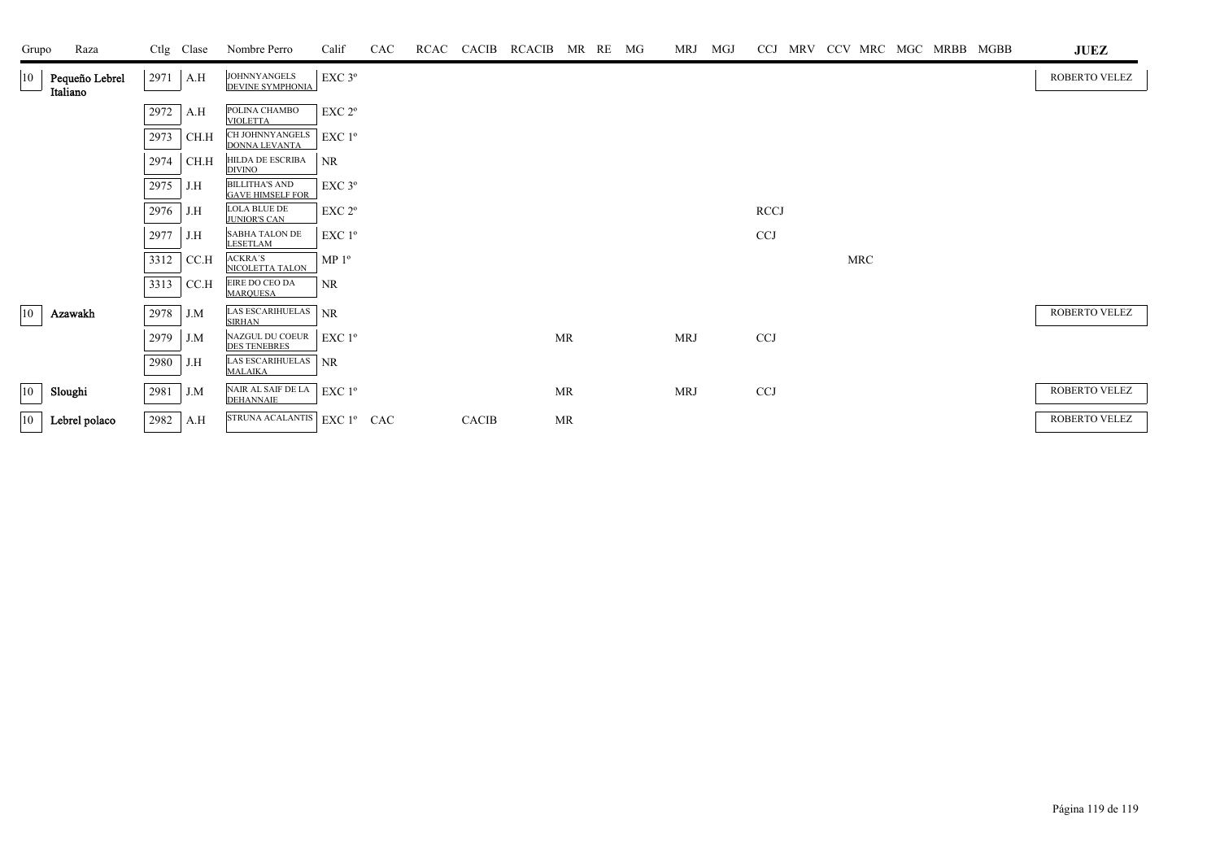| Grupo | Raza | Ctlg | Clase | Nombre Perro | Calif | CAC | RCAC | CACIB | RCACIB | MR | RE | MG | MRJ | MGJ | CCJ | MRV | CCV | MRC | MGC | MRBB | MGBB | JUEZ |
|---|---|---|---|---|---|---|---|---|---|---|---|---|---|---|---|---|---|---|---|---|---|---|
| 10 | Pequeño Lebrel Italiano | 2971 | A.H | JOHNNYANGELS DEVINE SYMPHONIA | EXC 3º | | | | | | | | | | | | | | | | | ROBERTO VELEZ |
| | | 2972 | A.H | POLINA CHAMBO VIOLETTA | EXC 2º | | | | | | | | | | | | | | | | | |
| | | 2973 | CH.H | CH JOHNNYANGELS DONNA LEVANTA | EXC 1º | | | | | | | | | | | | | | | | | |
| | | 2974 | CH.H | HILDA DE ESCRIBA DIVINO | NR | | | | | | | | | | | | | | | | | |
| | | 2975 | J.H | BILLITHA'S AND GAVE HIMSELF FOR | EXC 3º | | | | | | | | | | | | | | | | | |
| | | 2976 | J.H | LOLA BLUE DE JUNIOR'S CAN | EXC 2º | | | | | | | | | | RCCJ | | | | | | | |
| | | 2977 | J.H | SABHA TALON DE LESETLAM | EXC 1º | | | | | | | | | | CCJ | | | | | | | |
| | | 3312 | CC.H | ACKRA´S NICOLETTA TALON | MP 1º | | | | | | | | | | | | | MRC | | | | |
| | | 3313 | CC.H | EIRE DO CEO DA MARQUESA | NR | | | | | | | | | | | | | | | | | |
| 10 | Azawakh | 2978 | J.M | LAS ESCARIHUELAS SIRHAN | NR | | | | | | | | | | | | | | | | | ROBERTO VELEZ |
| | | 2979 | J.M | NAZGUL DU COEUR DES TENEBRES | EXC 1º | | | | | MR | | | MRJ | | CCJ | | | | | | | |
| | | 2980 | J.H | LAS ESCARIHUELAS MALAIKA | NR | | | | | | | | | | | | | | | | | |
| 10 | Sloughi | 2981 | J.M | NAIR AL SAIF DE LA DEHANNAIE | EXC 1º | | | | | MR | | | MRJ | | CCJ | | | | | | | ROBERTO VELEZ |
| 10 | Lebrel polaco | 2982 | A.H | STRUNA ACALANTIS | EXC 1º | CAC | | CACIB | | MR | | | | | | | | | | | | ROBERTO VELEZ |